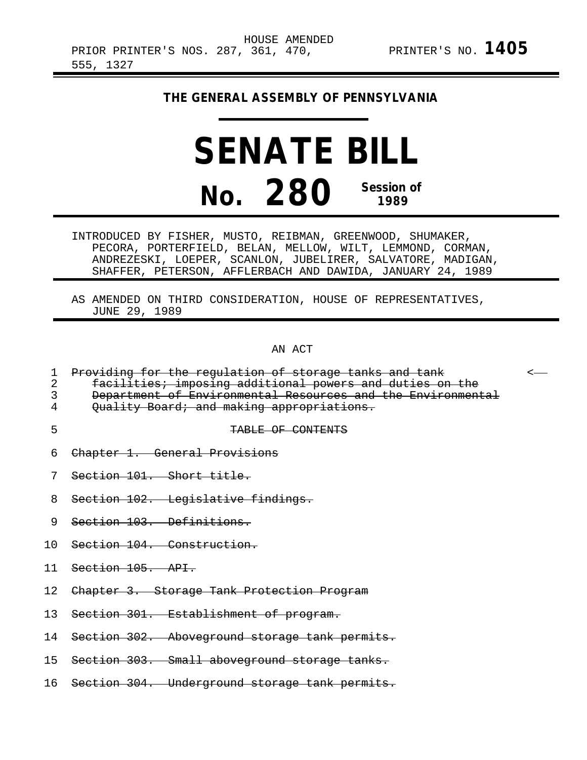PRIOR PRINTER'S NOS. 287, 361, 470, 555, 1327 — HOUSE AMENDED — PRINTER'S NO. **1405**

**THE GENERAL ASSEMBLY OF PENNSYLVANIA**

# SENATE BILL

# No. 280

**Session of 1989**

INTRODUCED BY FISHER, MUSTO, REIBMAN, GREENWOOD, SHUMAKER, PECORA, PORTERFIELD, BELAN, MELLOW, WILT, LEMMOND, CORMAN, ANDREZESKI, LOEPER, SCANLON, JUBELIRER, SALVATORE, MADIGAN, SHAFFER, PETERSON, AFFLERBACH AND DAWIDA, JANUARY 24, 1989

AS AMENDED ON THIRD CONSIDERATION, HOUSE OF REPRESENTATIVES, JUNE 29, 1989

AN ACT

1 ~~Providing for the regulation of storage tanks and tank~~ <—
2 ~~facilities; imposing additional powers and duties on the~~
3 ~~Department of Environmental Resources and the Environmental~~
4 ~~Quality Board; and making appropriations.~~

5 ~~TABLE OF CONTENTS~~

6 ~~Chapter 1. General Provisions~~

7 ~~Section 101. Short title.~~

8 ~~Section 102. Legislative findings.~~

9 ~~Section 103. Definitions.~~

10 ~~Section 104. Construction.~~

11 ~~Section 105. API.~~

12 ~~Chapter 3. Storage Tank Protection Program~~

13 ~~Section 301. Establishment of program.~~

14 ~~Section 302. Aboveground storage tank permits.~~

15 ~~Section 303. Small aboveground storage tanks.~~

16 ~~Section 304. Underground storage tank permits.~~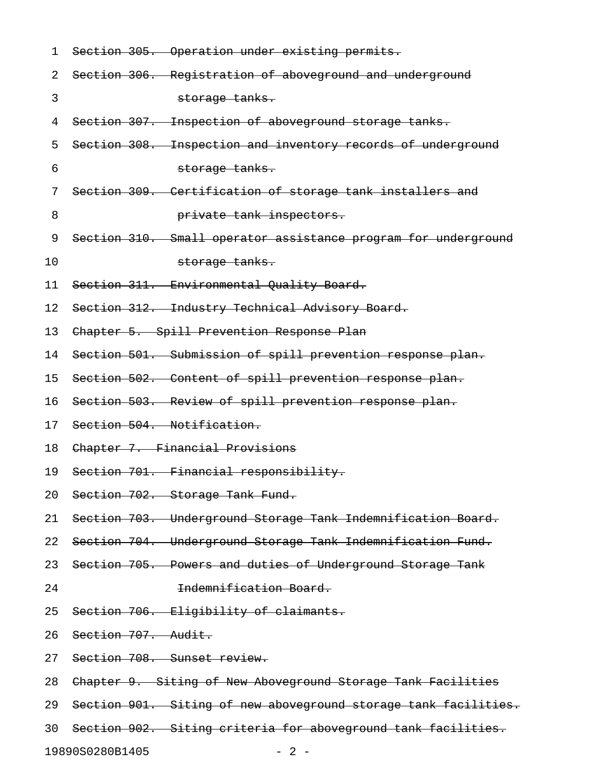~~Section 305. Operation under existing permits.~~
~~Section 306. Registration of aboveground and underground storage tanks.~~
~~Section 307. Inspection of aboveground storage tanks.~~
~~Section 308. Inspection and inventory records of underground storage tanks.~~
~~Section 309. Certification of storage tank installers and private tank inspectors.~~
~~Section 310. Small operator assistance program for underground storage tanks.~~
~~Section 311. Environmental Quality Board.~~
~~Section 312. Industry Technical Advisory Board.~~
~~Chapter 5. Spill Prevention Response Plan~~
~~Section 501. Submission of spill prevention response plan.~~
~~Section 502. Content of spill prevention response plan.~~
~~Section 503. Review of spill prevention response plan.~~
~~Section 504. Notification.~~
~~Chapter 7. Financial Provisions~~
~~Section 701. Financial responsibility.~~
~~Section 702. Storage Tank Fund.~~
~~Section 703. Underground Storage Tank Indemnification Board.~~
~~Section 704. Underground Storage Tank Indemnification Fund.~~
~~Section 705. Powers and duties of Underground Storage Tank Indemnification Board.~~
~~Section 706. Eligibility of claimants.~~
~~Section 707. Audit.~~
~~Section 708. Sunset review.~~
~~Chapter 9. Siting of New Aboveground Storage Tank Facilities~~
~~Section 901. Siting of new aboveground storage tank facilities.~~
~~Section 902. Siting criteria for aboveground tank facilities.~~

19890S0280B1405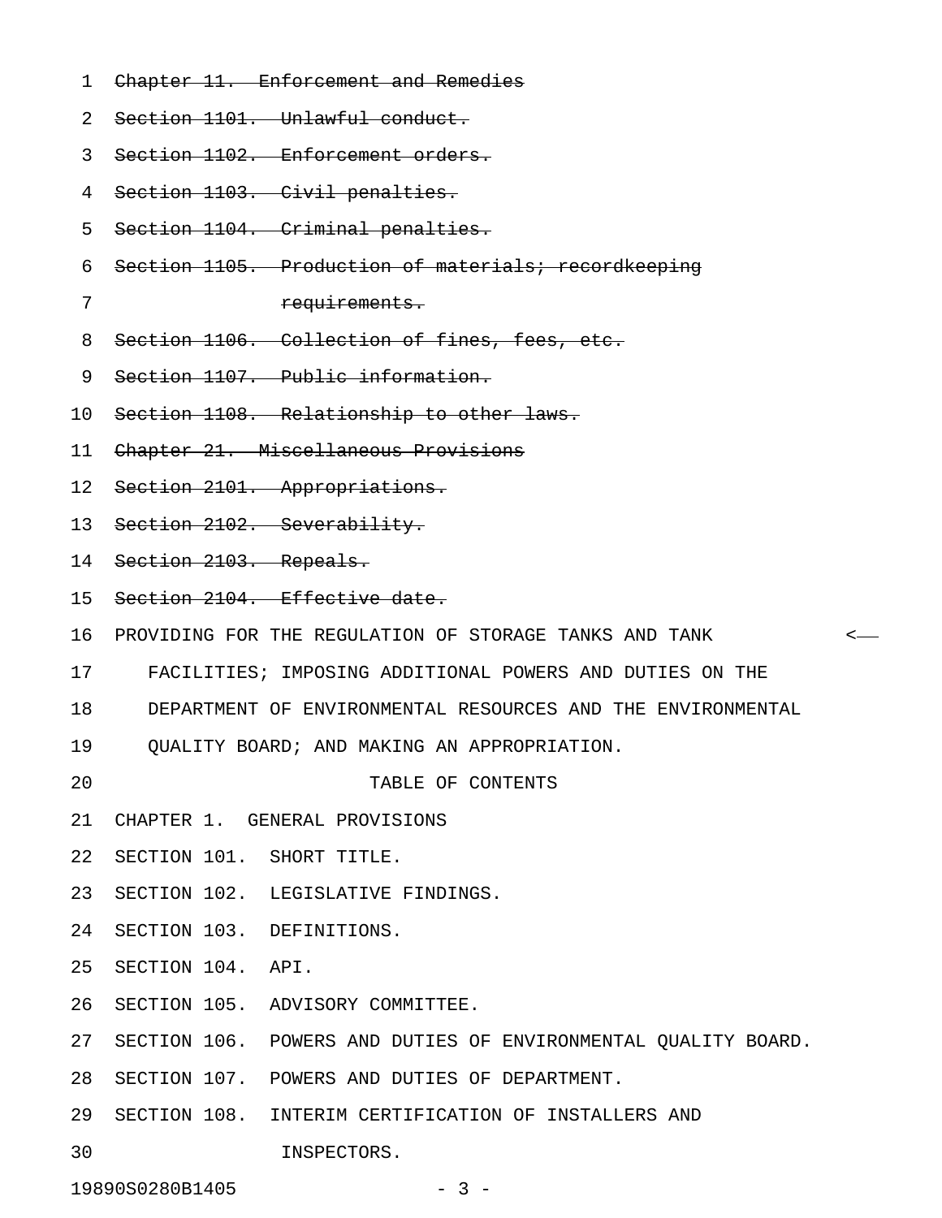~~Chapter 11. Enforcement and Remedies~~

~~Section 1101. Unlawful conduct.~~

~~Section 1102. Enforcement orders.~~

~~Section 1103. Civil penalties.~~

~~Section 1104. Criminal penalties.~~

~~Section 1105. Production of materials; recordkeeping requirements.~~

~~Section 1106. Collection of fines, fees, etc.~~

~~Section 1107. Public information.~~

~~Section 1108. Relationship to other laws.~~

~~Chapter 21. Miscellaneous Provisions~~

~~Section 2101. Appropriations.~~

~~Section 2102. Severability.~~

~~Section 2103. Repeals.~~

~~Section 2104. Effective date.~~

PROVIDING FOR THE REGULATION OF STORAGE TANKS AND TANK FACILITIES; IMPOSING ADDITIONAL POWERS AND DUTIES ON THE DEPARTMENT OF ENVIRONMENTAL RESOURCES AND THE ENVIRONMENTAL QUALITY BOARD; AND MAKING AN APPROPRIATION.

TABLE OF CONTENTS

CHAPTER 1. GENERAL PROVISIONS

SECTION 101. SHORT TITLE.

SECTION 102. LEGISLATIVE FINDINGS.

SECTION 103. DEFINITIONS.

SECTION 104. API.

SECTION 105. ADVISORY COMMITTEE.

SECTION 106. POWERS AND DUTIES OF ENVIRONMENTAL QUALITY BOARD.

SECTION 107. POWERS AND DUTIES OF DEPARTMENT.

SECTION 108. INTERIM CERTIFICATION OF INSTALLERS AND INSPECTORS.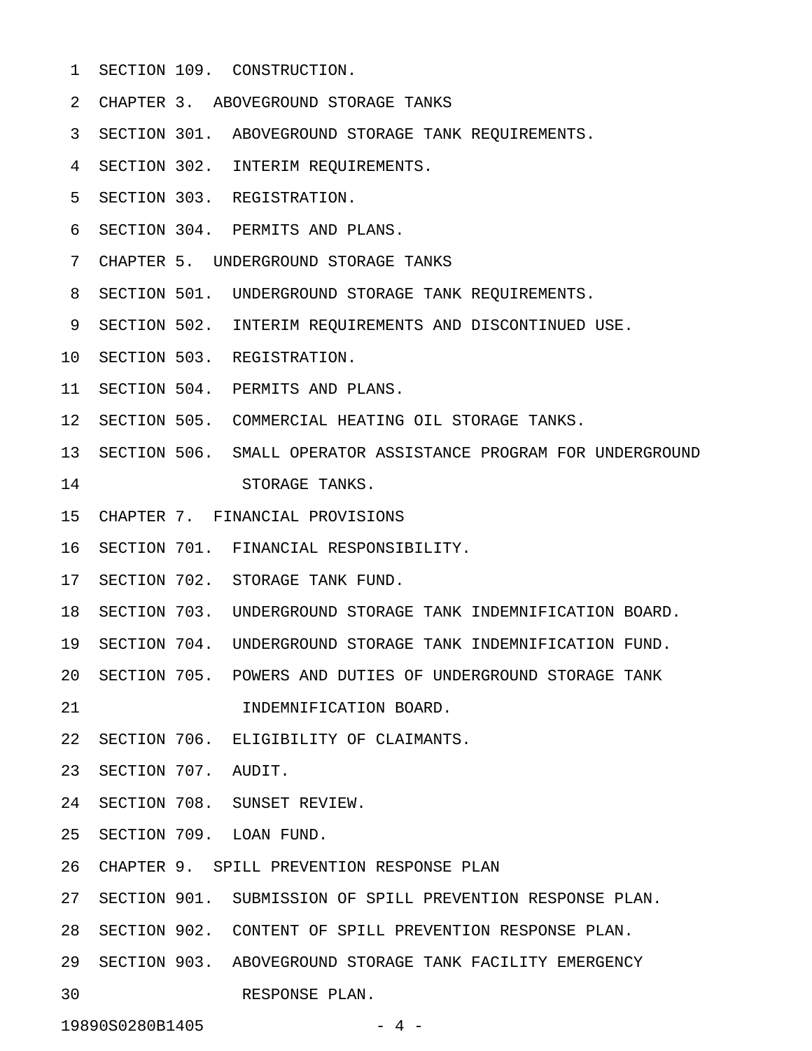SECTION 109. CONSTRUCTION.

CHAPTER 3. ABOVEGROUND STORAGE TANKS

SECTION 301. ABOVEGROUND STORAGE TANK REQUIREMENTS.

SECTION 302. INTERIM REQUIREMENTS.

SECTION 303. REGISTRATION.

SECTION 304. PERMITS AND PLANS.

CHAPTER 5. UNDERGROUND STORAGE TANKS

SECTION 501. UNDERGROUND STORAGE TANK REQUIREMENTS.

SECTION 502. INTERIM REQUIREMENTS AND DISCONTINUED USE.

SECTION 503. REGISTRATION.

SECTION 504. PERMITS AND PLANS.

SECTION 505. COMMERCIAL HEATING OIL STORAGE TANKS.

SECTION 506. SMALL OPERATOR ASSISTANCE PROGRAM FOR UNDERGROUND STORAGE TANKS.

CHAPTER 7. FINANCIAL PROVISIONS

SECTION 701. FINANCIAL RESPONSIBILITY.

SECTION 702. STORAGE TANK FUND.

SECTION 703. UNDERGROUND STORAGE TANK INDEMNIFICATION BOARD.

SECTION 704. UNDERGROUND STORAGE TANK INDEMNIFICATION FUND.

SECTION 705. POWERS AND DUTIES OF UNDERGROUND STORAGE TANK INDEMNIFICATION BOARD.

SECTION 706. ELIGIBILITY OF CLAIMANTS.

SECTION 707. AUDIT.

SECTION 708. SUNSET REVIEW.

SECTION 709. LOAN FUND.

CHAPTER 9. SPILL PREVENTION RESPONSE PLAN

SECTION 901. SUBMISSION OF SPILL PREVENTION RESPONSE PLAN.

SECTION 902. CONTENT OF SPILL PREVENTION RESPONSE PLAN.

SECTION 903. ABOVEGROUND STORAGE TANK FACILITY EMERGENCY RESPONSE PLAN.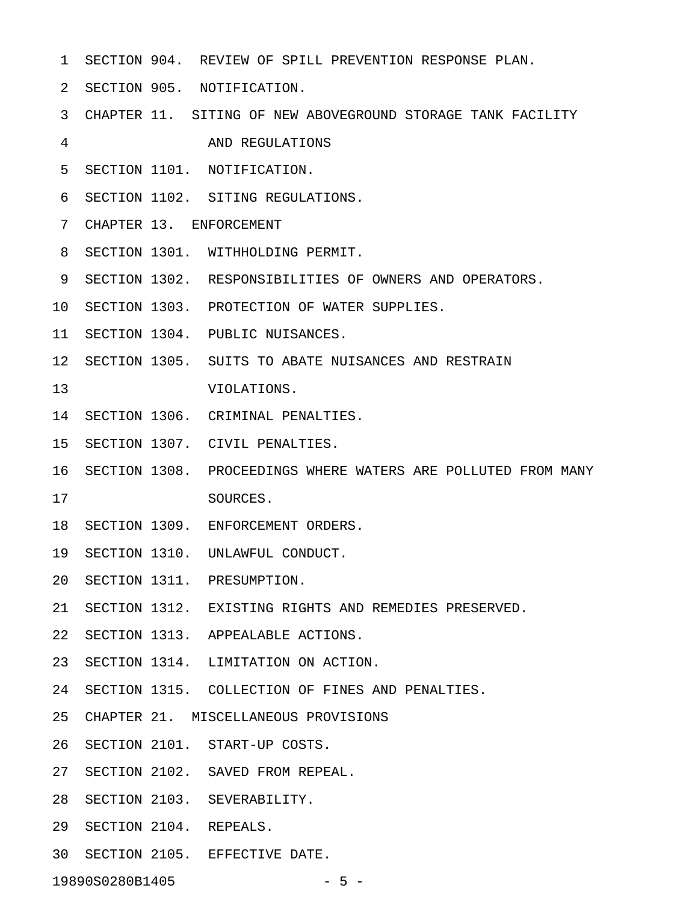SECTION 904. REVIEW OF SPILL PREVENTION RESPONSE PLAN.

SECTION 905. NOTIFICATION.

CHAPTER 11. SITING OF NEW ABOVEGROUND STORAGE TANK FACILITY AND REGULATIONS

SECTION 1101. NOTIFICATION.

SECTION 1102. SITING REGULATIONS.

CHAPTER 13. ENFORCEMENT

SECTION 1301. WITHHOLDING PERMIT.

SECTION 1302. RESPONSIBILITIES OF OWNERS AND OPERATORS.

SECTION 1303. PROTECTION OF WATER SUPPLIES.

SECTION 1304. PUBLIC NUISANCES.

SECTION 1305. SUITS TO ABATE NUISANCES AND RESTRAIN VIOLATIONS.

SECTION 1306. CRIMINAL PENALTIES.

SECTION 1307. CIVIL PENALTIES.

SECTION 1308. PROCEEDINGS WHERE WATERS ARE POLLUTED FROM MANY SOURCES.

SECTION 1309. ENFORCEMENT ORDERS.

SECTION 1310. UNLAWFUL CONDUCT.

SECTION 1311. PRESUMPTION.

SECTION 1312. EXISTING RIGHTS AND REMEDIES PRESERVED.

SECTION 1313. APPEALABLE ACTIONS.

SECTION 1314. LIMITATION ON ACTION.

SECTION 1315. COLLECTION OF FINES AND PENALTIES.

CHAPTER 21. MISCELLANEOUS PROVISIONS

SECTION 2101. START-UP COSTS.

SECTION 2102. SAVED FROM REPEAL.

SECTION 2103. SEVERABILITY.

SECTION 2104. REPEALS.

SECTION 2105. EFFECTIVE DATE.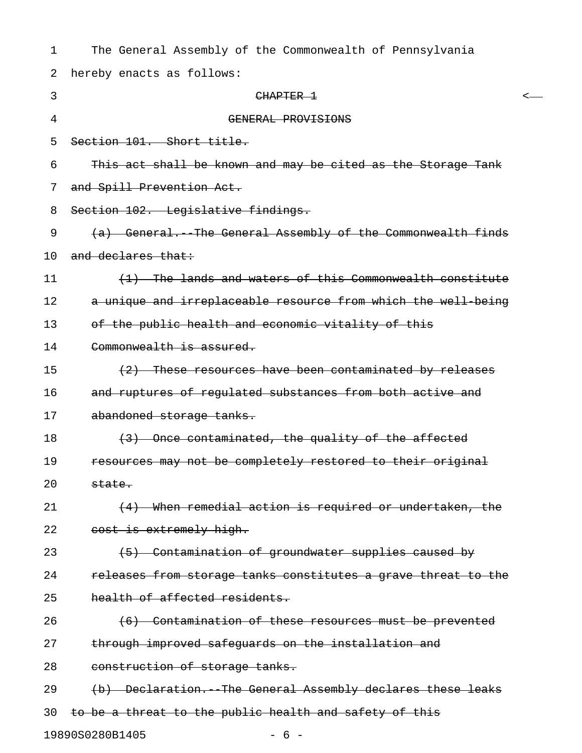The General Assembly of the Commonwealth of Pennsylvania hereby enacts as follows:

~~CHAPTER 1~~

~~GENERAL PROVISIONS~~

~~Section 101. Short title.~~

~~This act shall be known and may be cited as the Storage Tank and Spill Prevention Act.~~

~~Section 102. Legislative findings.~~

~~(a) General.--The General Assembly of the Commonwealth finds and declares that:~~

~~(1) The lands and waters of this Commonwealth constitute a unique and irreplaceable resource from which the well-being of the public health and economic vitality of this Commonwealth is assured.~~

~~(2) These resources have been contaminated by releases and ruptures of regulated substances from both active and abandoned storage tanks.~~

~~(3) Once contaminated, the quality of the affected resources may not be completely restored to their original state.~~

~~(4) When remedial action is required or undertaken, the cost is extremely high.~~

~~(5) Contamination of groundwater supplies caused by releases from storage tanks constitutes a grave threat to the health of affected residents.~~

~~(6) Contamination of these resources must be prevented through improved safeguards on the installation and construction of storage tanks.~~

~~(b) Declaration.--The General Assembly declares these leaks to be a threat to the public health and safety of this~~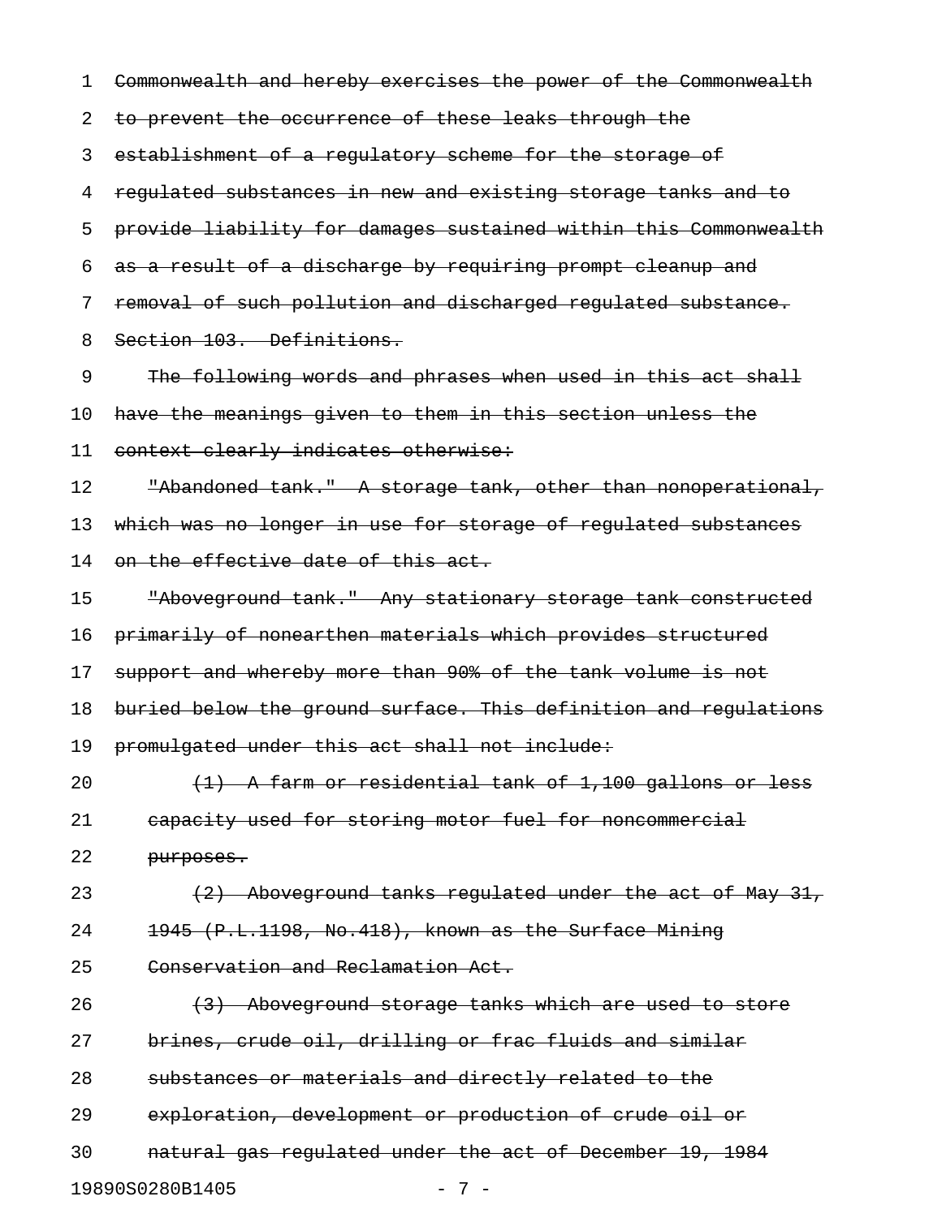~~Commonwealth and hereby exercises the power of the Commonwealth to prevent the occurrence of these leaks through the establishment of a regulatory scheme for the storage of regulated substances in new and existing storage tanks and to provide liability for damages sustained within this Commonwealth as a result of a discharge by requiring prompt cleanup and removal of such pollution and discharged regulated substance.~~

~~Section 103. Definitions.~~

~~The following words and phrases when used in this act shall have the meanings given to them in this section unless the context clearly indicates otherwise:~~

~~"Abandoned tank." A storage tank, other than nonoperational, which was no longer in use for storage of regulated substances on the effective date of this act.~~

~~"Aboveground tank." Any stationary storage tank constructed primarily of nonearthen materials which provides structured support and whereby more than 90% of the tank volume is not buried below the ground surface. This definition and regulations promulgated under this act shall not include:~~

~~(1) A farm or residential tank of 1,100 gallons or less capacity used for storing motor fuel for noncommercial purposes.~~

~~(2) Aboveground tanks regulated under the act of May 31, 1945 (P.L.1198, No.418), known as the Surface Mining Conservation and Reclamation Act.~~

~~(3) Aboveground storage tanks which are used to store brines, crude oil, drilling or frac fluids and similar substances or materials and directly related to the exploration, development or production of crude oil or natural gas regulated under the act of December 19, 1984~~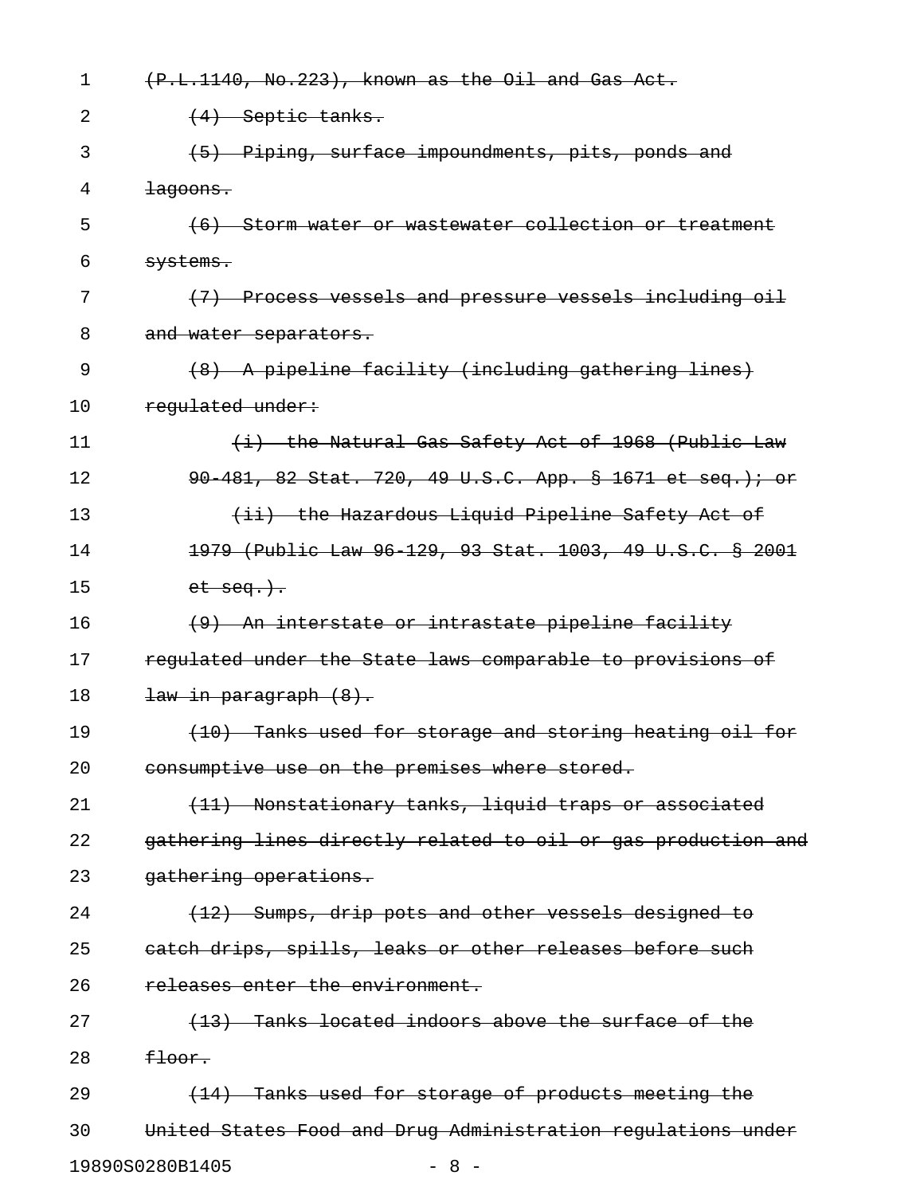~~(P.L.1140, No.223), known as the Oil and Gas Act.~~

~~(4) Septic tanks.~~

~~(5) Piping, surface impoundments, pits, ponds and lagoons.~~

~~(6) Storm water or wastewater collection or treatment systems.~~

~~(7) Process vessels and pressure vessels including oil and water separators.~~

~~(8) A pipeline facility (including gathering lines) regulated under:~~

~~(i) the Natural Gas Safety Act of 1968 (Public Law 90-481, 82 Stat. 720, 49 U.S.C. App. § 1671 et seq.); or~~

~~(ii) the Hazardous Liquid Pipeline Safety Act of 1979 (Public Law 96-129, 93 Stat. 1003, 49 U.S.C. § 2001 et seq.).~~

~~(9) An interstate or intrastate pipeline facility regulated under the State laws comparable to provisions of law in paragraph (8).~~

~~(10) Tanks used for storage and storing heating oil for consumptive use on the premises where stored.~~

~~(11) Nonstationary tanks, liquid traps or associated gathering lines directly related to oil or gas production and gathering operations.~~

~~(12) Sumps, drip pots and other vessels designed to catch drips, spills, leaks or other releases before such releases enter the environment.~~

~~(13) Tanks located indoors above the surface of the floor.~~

~~(14) Tanks used for storage of products meeting the United States Food and Drug Administration regulations under~~

19890S0280B1405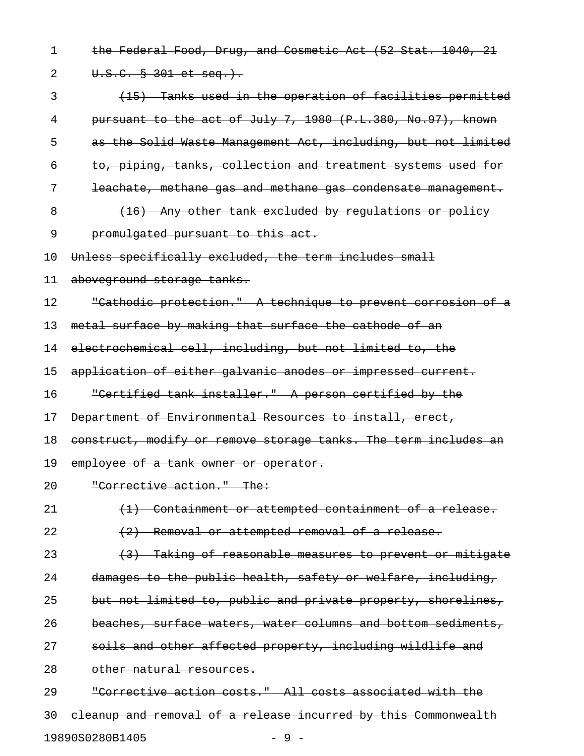~~the Federal Food, Drug, and Cosmetic Act (52 Stat. 1040, 21 U.S.C. § 301 et seq.).~~

~~(15) Tanks used in the operation of facilities permitted pursuant to the act of July 7, 1980 (P.L.380, No.97), known as the Solid Waste Management Act, including, but not limited to, piping, tanks, collection and treatment systems used for leachate, methane gas and methane gas condensate management.~~

~~(16) Any other tank excluded by regulations or policy promulgated pursuant to this act.~~

~~Unless specifically excluded, the term includes small aboveground storage tanks.~~

~~"Cathodic protection." A technique to prevent corrosion of a metal surface by making that surface the cathode of an electrochemical cell, including, but not limited to, the application of either galvanic anodes or impressed current.~~

~~"Certified tank installer." A person certified by the Department of Environmental Resources to install, erect, construct, modify or remove storage tanks. The term includes an employee of a tank owner or operator.~~

~~"Corrective action." The:~~

~~(1) Containment or attempted containment of a release.~~

~~(2) Removal or attempted removal of a release.~~

~~(3) Taking of reasonable measures to prevent or mitigate damages to the public health, safety or welfare, including, but not limited to, public and private property, shorelines, beaches, surface waters, water columns and bottom sediments, soils and other affected property, including wildlife and other natural resources.~~

~~"Corrective action costs." All costs associated with the cleanup and removal of a release incurred by this Commonwealth~~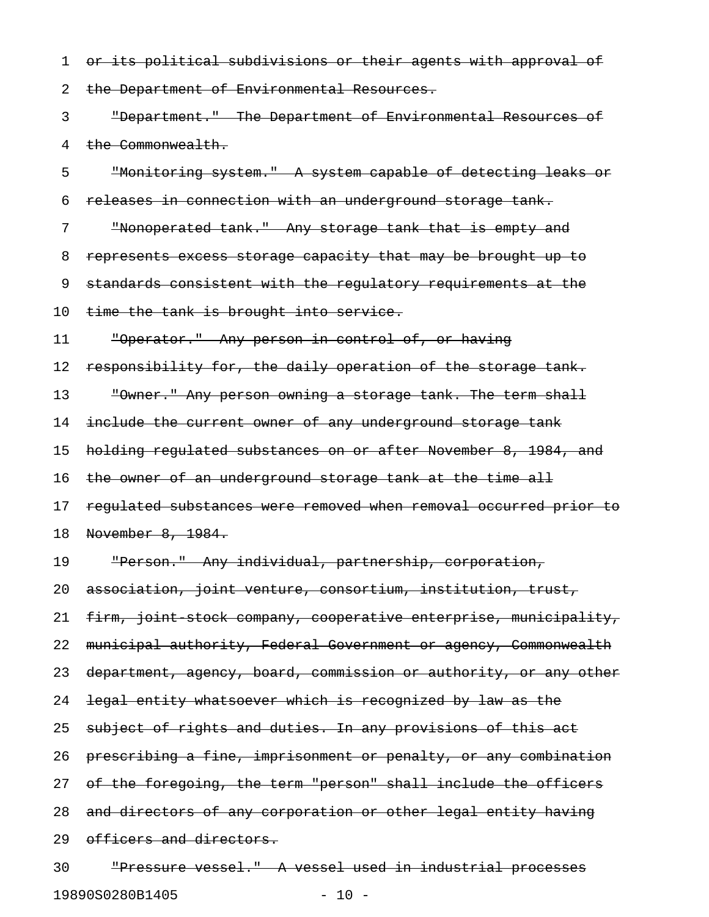~~or its political subdivisions or their agents with approval of the Department of Environmental Resources.~~

~~"Department." The Department of Environmental Resources of the Commonwealth.~~

~~"Monitoring system." A system capable of detecting leaks or releases in connection with an underground storage tank.~~

~~"Nonoperated tank." Any storage tank that is empty and represents excess storage capacity that may be brought up to standards consistent with the regulatory requirements at the time the tank is brought into service.~~

~~"Operator." Any person in control of, or having responsibility for, the daily operation of the storage tank.~~

~~"Owner." Any person owning a storage tank. The term shall include the current owner of any underground storage tank holding regulated substances on or after November 8, 1984, and the owner of an underground storage tank at the time all regulated substances were removed when removal occurred prior to November 8, 1984.~~

~~"Person." Any individual, partnership, corporation, association, joint venture, consortium, institution, trust, firm, joint-stock company, cooperative enterprise, municipality, municipal authority, Federal Government or agency, Commonwealth department, agency, board, commission or authority, or any other legal entity whatsoever which is recognized by law as the subject of rights and duties. In any provisions of this act prescribing a fine, imprisonment or penalty, or any combination of the foregoing, the term "person" shall include the officers and directors of any corporation or other legal entity having officers and directors.~~

~~"Pressure vessel." A vessel used in industrial processes~~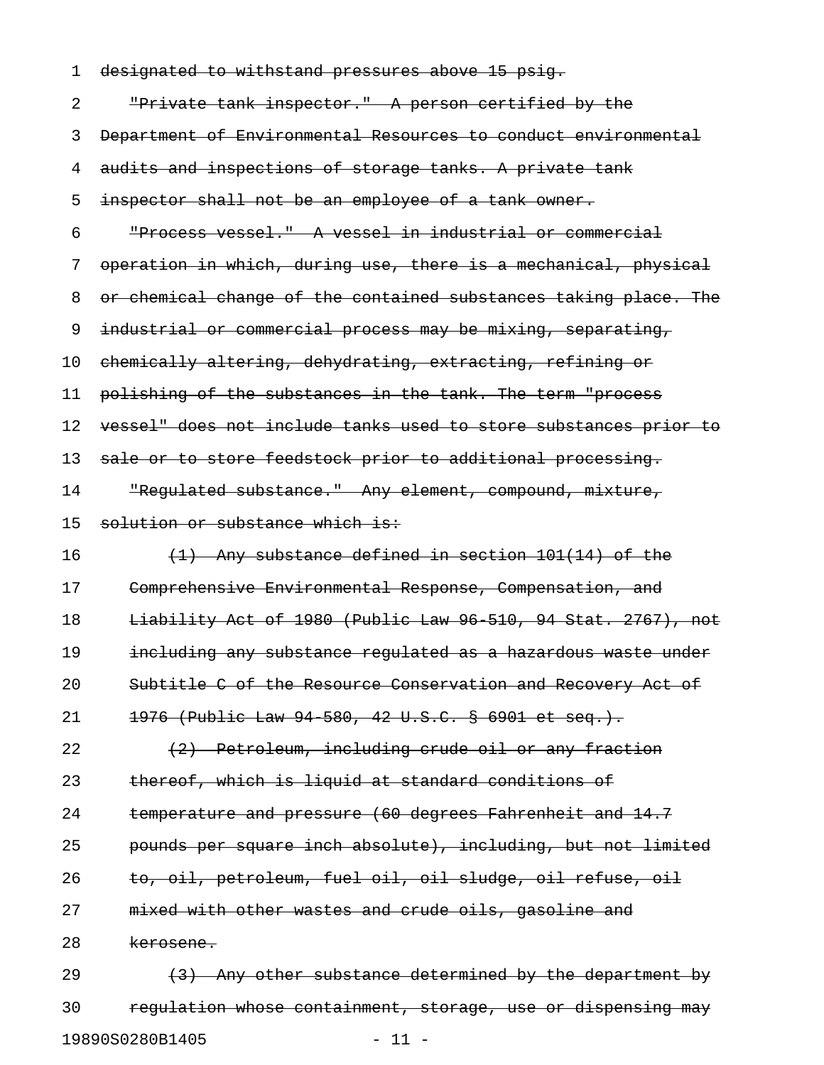~~designated to withstand pressures above 15 psig.~~

~~"Private tank inspector." A person certified by the Department of Environmental Resources to conduct environmental audits and inspections of storage tanks. A private tank inspector shall not be an employee of a tank owner.~~

~~"Process vessel." A vessel in industrial or commercial operation in which, during use, there is a mechanical, physical or chemical change of the contained substances taking place. The industrial or commercial process may be mixing, separating, chemically altering, dehydrating, extracting, refining or polishing of the substances in the tank. The term "process vessel" does not include tanks used to store substances prior to sale or to store feedstock prior to additional processing.~~

~~"Regulated substance." Any element, compound, mixture, solution or substance which is:~~

~~(1) Any substance defined in section 101(14) of the Comprehensive Environmental Response, Compensation, and Liability Act of 1980 (Public Law 96-510, 94 Stat. 2767), not including any substance regulated as a hazardous waste under Subtitle C of the Resource Conservation and Recovery Act of 1976 (Public Law 94-580, 42 U.S.C. § 6901 et seq.).~~

~~(2) Petroleum, including crude oil or any fraction thereof, which is liquid at standard conditions of temperature and pressure (60 degrees Fahrenheit and 14.7 pounds per square inch absolute), including, but not limited to, oil, petroleum, fuel oil, oil sludge, oil refuse, oil mixed with other wastes and crude oils, gasoline and kerosene.~~

~~(3) Any other substance determined by the department by regulation whose containment, storage, use or dispensing may~~

19890S0280B1405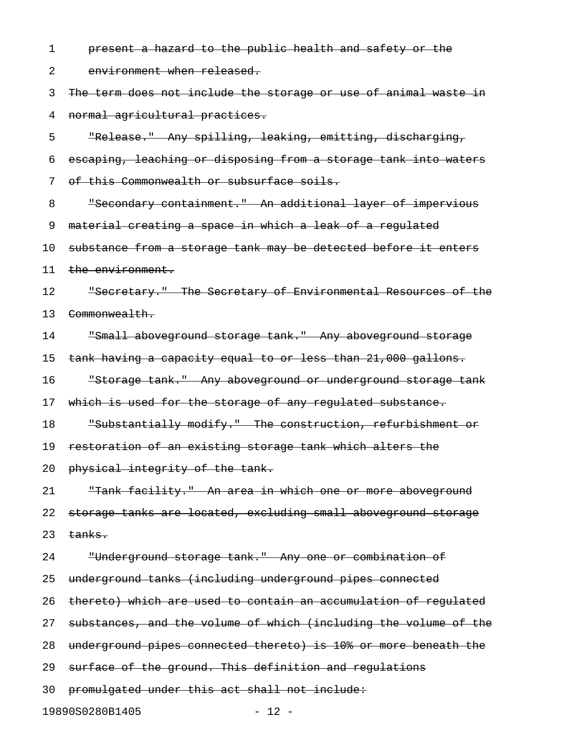~~present a hazard to the public health and safety or the environment when released.~~

~~The term does not include the storage or use of animal waste in normal agricultural practices.~~

~~"Release." Any spilling, leaking, emitting, discharging, escaping, leaching or disposing from a storage tank into waters of this Commonwealth or subsurface soils.~~

~~"Secondary containment." An additional layer of impervious material creating a space in which a leak of a regulated substance from a storage tank may be detected before it enters the environment.~~

~~"Secretary." The Secretary of Environmental Resources of the Commonwealth.~~

~~"Small aboveground storage tank." Any aboveground storage tank having a capacity equal to or less than 21,000 gallons.~~

~~"Storage tank." Any aboveground or underground storage tank which is used for the storage of any regulated substance.~~

~~"Substantially modify." The construction, refurbishment or restoration of an existing storage tank which alters the physical integrity of the tank.~~

~~"Tank facility." An area in which one or more aboveground storage tanks are located, excluding small aboveground storage tanks.~~

~~"Underground storage tank." Any one or combination of underground tanks (including underground pipes connected thereto) which are used to contain an accumulation of regulated substances, and the volume of which (including the volume of the underground pipes connected thereto) is 10% or more beneath the surface of the ground. This definition and regulations promulgated under this act shall not include:~~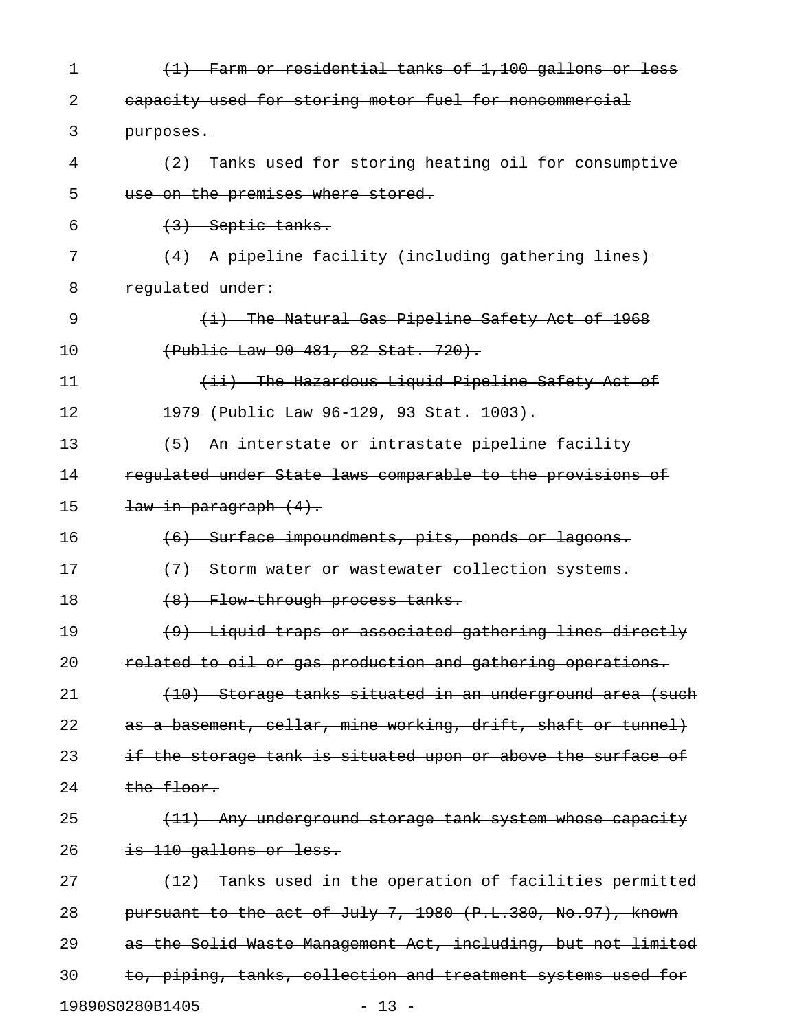~~(1) Farm or residential tanks of 1,100 gallons or less capacity used for storing motor fuel for noncommercial purposes.~~

~~(2) Tanks used for storing heating oil for consumptive use on the premises where stored.~~

~~(3) Septic tanks.~~

~~(4) A pipeline facility (including gathering lines) regulated under:~~

~~(i) The Natural Gas Pipeline Safety Act of 1968 (Public Law 90-481, 82 Stat. 720).~~

~~(ii) The Hazardous Liquid Pipeline Safety Act of 1979 (Public Law 96-129, 93 Stat. 1003).~~

~~(5) An interstate or intrastate pipeline facility regulated under State laws comparable to the provisions of law in paragraph (4).~~

~~(6) Surface impoundments, pits, ponds or lagoons.~~

~~(7) Storm water or wastewater collection systems.~~

~~(8) Flow-through process tanks.~~

~~(9) Liquid traps or associated gathering lines directly related to oil or gas production and gathering operations.~~

~~(10) Storage tanks situated in an underground area (such as a basement, cellar, mine working, drift, shaft or tunnel) if the storage tank is situated upon or above the surface of the floor.~~

~~(11) Any underground storage tank system whose capacity is 110 gallons or less.~~

~~(12) Tanks used in the operation of facilities permitted pursuant to the act of July 7, 1980 (P.L.380, No.97), known as the Solid Waste Management Act, including, but not limited to, piping, tanks, collection and treatment systems used for~~

19890S0280B1405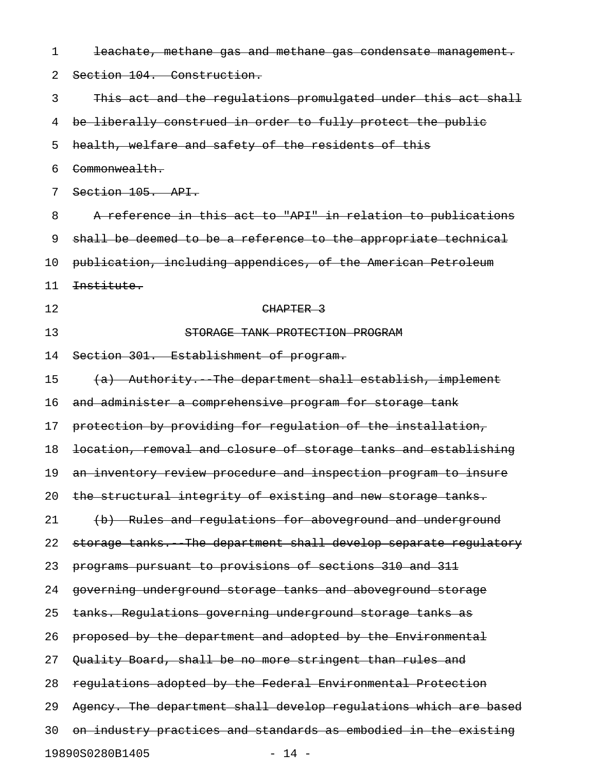~~leachate, methane gas and methane gas condensate management.~~

~~Section 104. Construction.~~

~~This act and the regulations promulgated under this act shall be liberally construed in order to fully protect the public health, welfare and safety of the residents of this Commonwealth.~~

~~Section 105. API.~~

~~A reference in this act to "API" in relation to publications shall be deemed to be a reference to the appropriate technical publication, including appendices, of the American Petroleum Institute.~~

~~CHAPTER 3~~

~~STORAGE TANK PROTECTION PROGRAM~~

~~Section 301. Establishment of program.~~

~~(a) Authority.--The department shall establish, implement and administer a comprehensive program for storage tank protection by providing for regulation of the installation, location, removal and closure of storage tanks and establishing an inventory review procedure and inspection program to insure the structural integrity of existing and new storage tanks.~~

~~(b) Rules and regulations for aboveground and underground storage tanks.--The department shall develop separate regulatory programs pursuant to provisions of sections 310 and 311 governing underground storage tanks and aboveground storage tanks. Regulations governing underground storage tanks as proposed by the department and adopted by the Environmental Quality Board, shall be no more stringent than rules and regulations adopted by the Federal Environmental Protection Agency. The department shall develop regulations which are based on industry practices and standards as embodied in the existing~~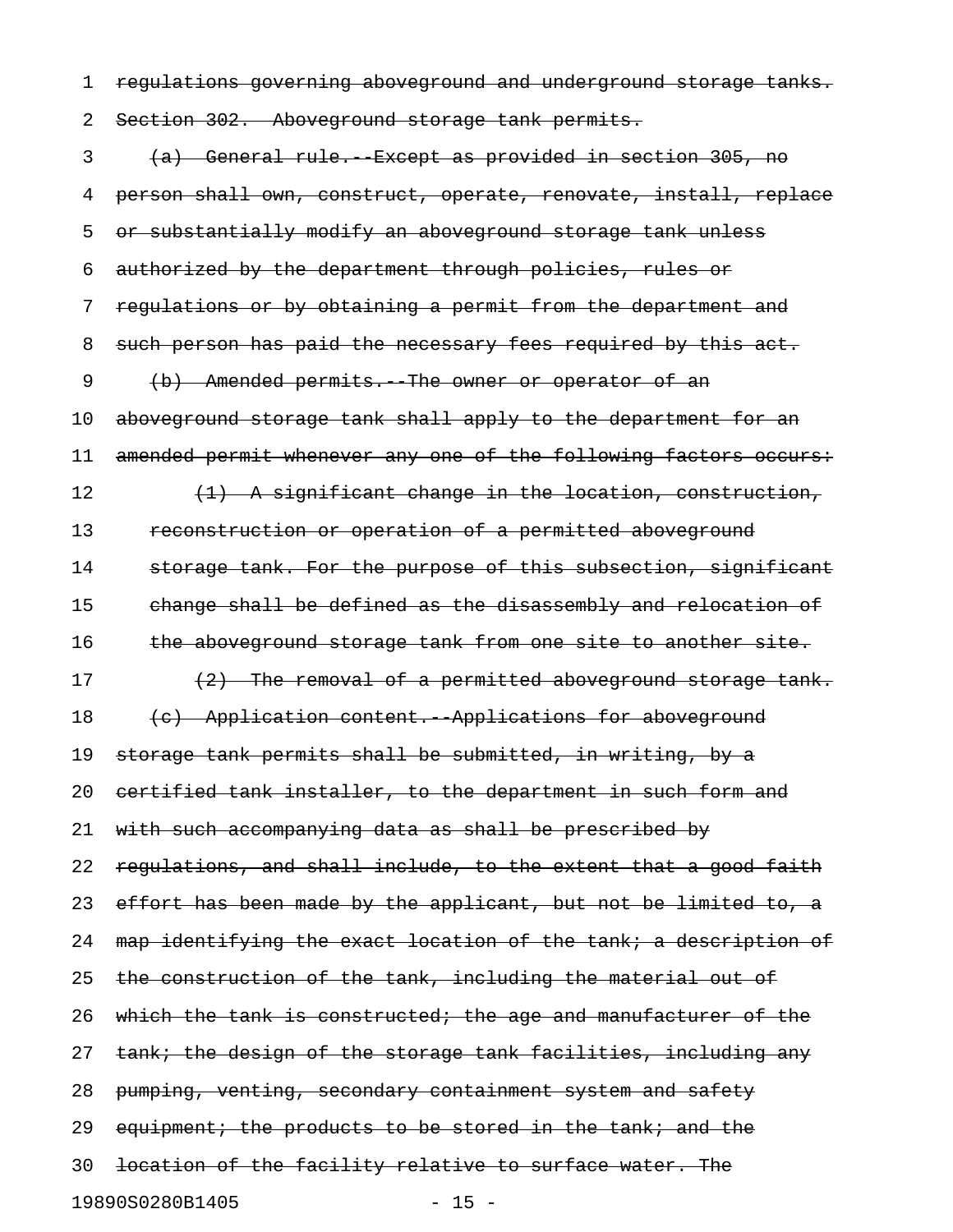~~regulations governing aboveground and underground storage tanks.~~

~~Section 302. Aboveground storage tank permits.~~

~~(a) General rule.--Except as provided in section 305, no person shall own, construct, operate, renovate, install, replace or substantially modify an aboveground storage tank unless authorized by the department through policies, rules or regulations or by obtaining a permit from the department and such person has paid the necessary fees required by this act.~~

~~(b) Amended permits.--The owner or operator of an aboveground storage tank shall apply to the department for an amended permit whenever any one of the following factors occurs:~~

~~(1) A significant change in the location, construction, reconstruction or operation of a permitted aboveground storage tank. For the purpose of this subsection, significant change shall be defined as the disassembly and relocation of the aboveground storage tank from one site to another site.~~

~~(2) The removal of a permitted aboveground storage tank.~~

~~(c) Application content.--Applications for aboveground storage tank permits shall be submitted, in writing, by a certified tank installer, to the department in such form and with such accompanying data as shall be prescribed by regulations, and shall include, to the extent that a good faith effort has been made by the applicant, but not be limited to, a map identifying the exact location of the tank; a description of the construction of the tank, including the material out of which the tank is constructed; the age and manufacturer of the tank; the design of the storage tank facilities, including any pumping, venting, secondary containment system and safety equipment; the products to be stored in the tank; and the location of the facility relative to surface water. The~~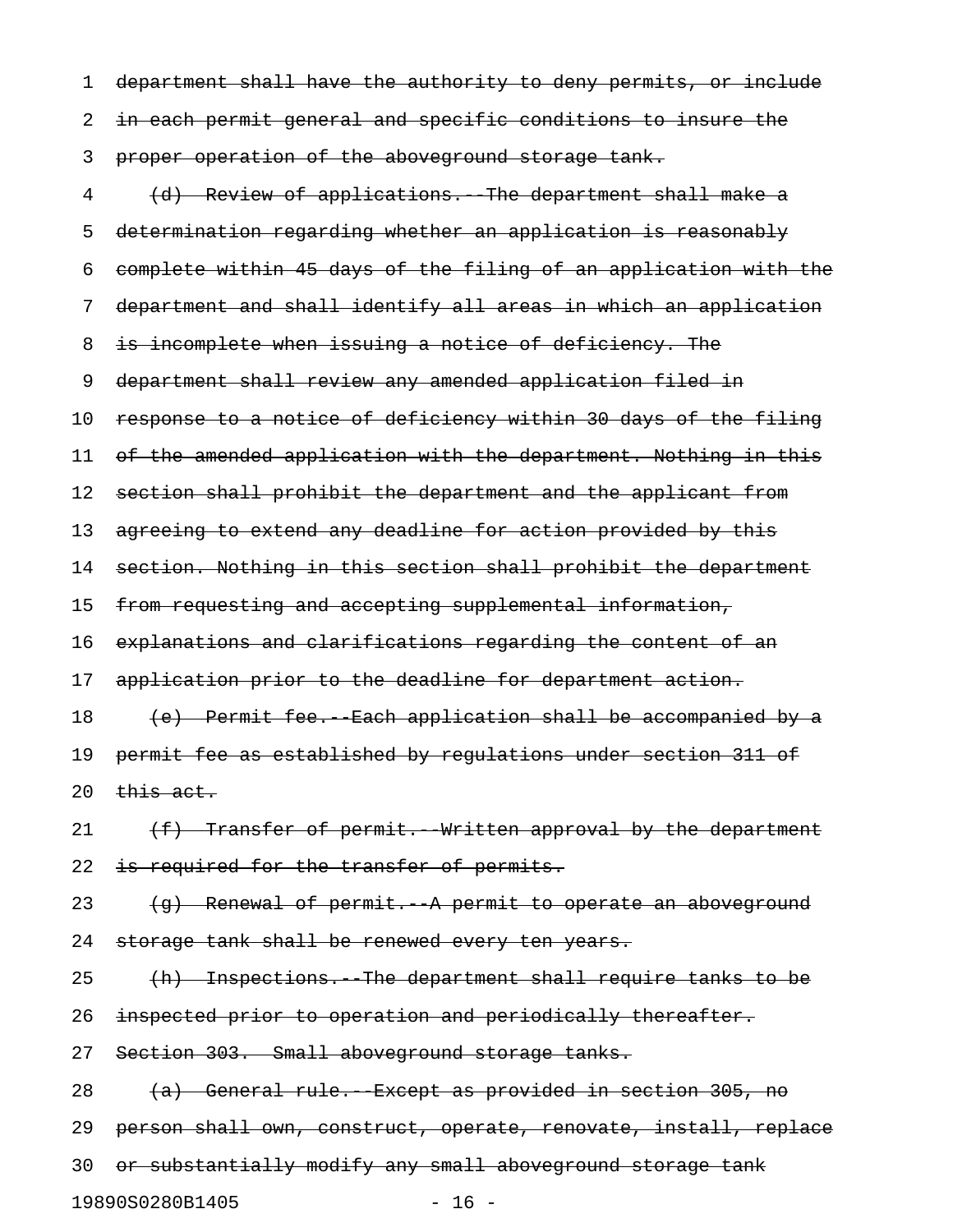~~department shall have the authority to deny permits, or include in each permit general and specific conditions to insure the proper operation of the aboveground storage tank.~~

~~(d) Review of applications.--The department shall make a determination regarding whether an application is reasonably complete within 45 days of the filing of an application with the department and shall identify all areas in which an application is incomplete when issuing a notice of deficiency. The department shall review any amended application filed in response to a notice of deficiency within 30 days of the filing of the amended application with the department. Nothing in this section shall prohibit the department and the applicant from agreeing to extend any deadline for action provided by this section. Nothing in this section shall prohibit the department from requesting and accepting supplemental information, explanations and clarifications regarding the content of an application prior to the deadline for department action.~~

~~(e) Permit fee.--Each application shall be accompanied by a permit fee as established by regulations under section 311 of this act.~~

~~(f) Transfer of permit.--Written approval by the department is required for the transfer of permits.~~

~~(g) Renewal of permit.--A permit to operate an aboveground storage tank shall be renewed every ten years.~~

~~(h) Inspections.--The department shall require tanks to be inspected prior to operation and periodically thereafter.~~

~~Section 303. Small aboveground storage tanks.~~

~~(a) General rule.--Except as provided in section 305, no person shall own, construct, operate, renovate, install, replace or substantially modify any small aboveground storage tank~~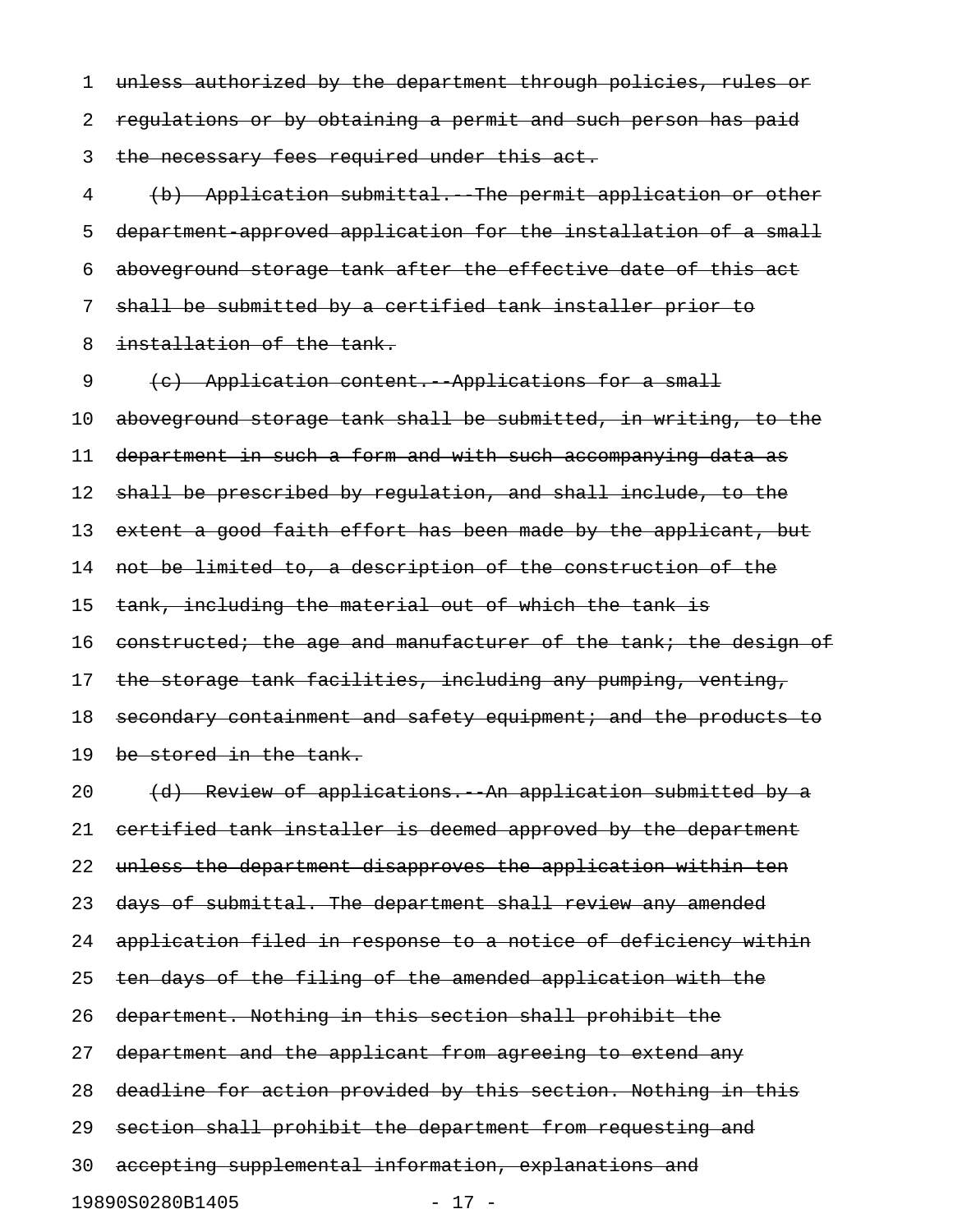~~unless authorized by the department through policies, rules or regulations or by obtaining a permit and such person has paid the necessary fees required under this act.~~

~~(b) Application submittal.--The permit application or other department-approved application for the installation of a small aboveground storage tank after the effective date of this act shall be submitted by a certified tank installer prior to installation of the tank.~~

~~(c) Application content.--Applications for a small aboveground storage tank shall be submitted, in writing, to the department in such a form and with such accompanying data as shall be prescribed by regulation, and shall include, to the extent a good faith effort has been made by the applicant, but not be limited to, a description of the construction of the tank, including the material out of which the tank is constructed; the age and manufacturer of the tank; the design of the storage tank facilities, including any pumping, venting, secondary containment and safety equipment; and the products to be stored in the tank.~~

~~(d) Review of applications.--An application submitted by a certified tank installer is deemed approved by the department unless the department disapproves the application within ten days of submittal. The department shall review any amended application filed in response to a notice of deficiency within ten days of the filing of the amended application with the department. Nothing in this section shall prohibit the department and the applicant from agreeing to extend any deadline for action provided by this section. Nothing in this section shall prohibit the department from requesting and accepting supplemental information, explanations and~~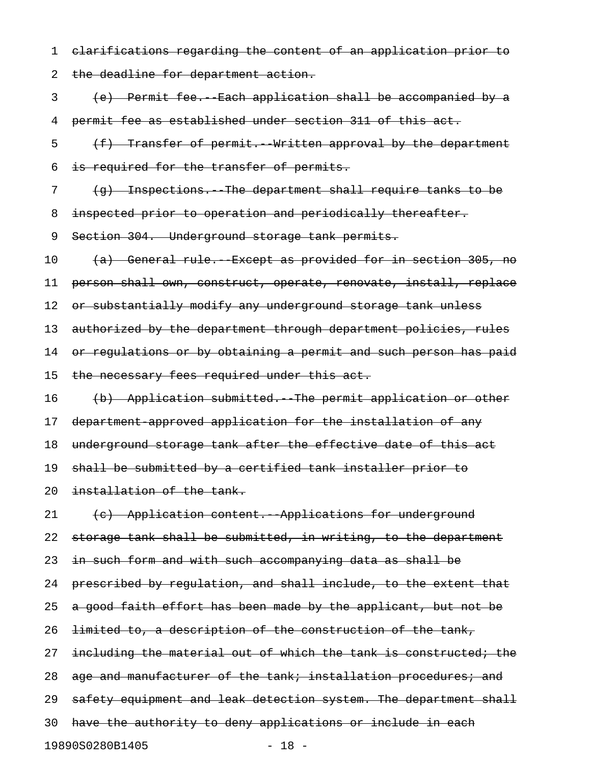~~clarifications regarding the content of an application prior to the deadline for department action.~~

~~(e) Permit fee.--Each application shall be accompanied by a permit fee as established under section 311 of this act.~~

~~(f) Transfer of permit.--Written approval by the department is required for the transfer of permits.~~

~~(g) Inspections.--The department shall require tanks to be inspected prior to operation and periodically thereafter.~~

~~Section 304. Underground storage tank permits.~~

~~(a) General rule.--Except as provided for in section 305, no person shall own, construct, operate, renovate, install, replace or substantially modify any underground storage tank unless authorized by the department through department policies, rules or regulations or by obtaining a permit and such person has paid the necessary fees required under this act.~~

~~(b) Application submitted.--The permit application or other department-approved application for the installation of any underground storage tank after the effective date of this act shall be submitted by a certified tank installer prior to installation of the tank.~~

~~(c) Application content.--Applications for underground storage tank shall be submitted, in writing, to the department in such form and with such accompanying data as shall be prescribed by regulation, and shall include, to the extent that a good faith effort has been made by the applicant, but not be limited to, a description of the construction of the tank, including the material out of which the tank is constructed; the age and manufacturer of the tank; installation procedures; and safety equipment and leak detection system. The department shall have the authority to deny applications or include in each~~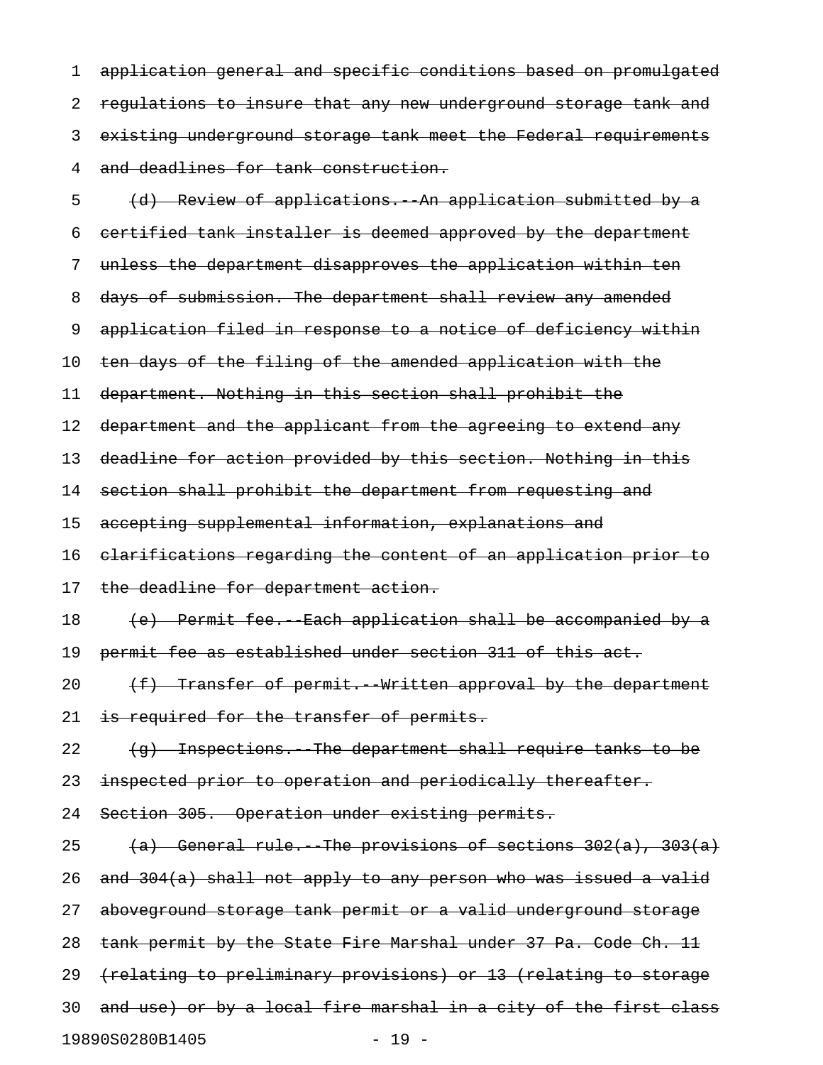application general and specific conditions based on promulgated regulations to insure that any new underground storage tank and existing underground storage tank meet the Federal requirements and deadlines for tank construction.

(d) Review of applications.--An application submitted by a certified tank installer is deemed approved by the department unless the department disapproves the application within ten days of submission. The department shall review any amended application filed in response to a notice of deficiency within ten days of the filing of the amended application with the department. Nothing in this section shall prohibit the department and the applicant from the agreeing to extend any deadline for action provided by this section. Nothing in this section shall prohibit the department from requesting and accepting supplemental information, explanations and clarifications regarding the content of an application prior to the deadline for department action.

(e) Permit fee.--Each application shall be accompanied by a permit fee as established under section 311 of this act.

(f) Transfer of permit.--Written approval by the department is required for the transfer of permits.

(g) Inspections.--The department shall require tanks to be inspected prior to operation and periodically thereafter.

Section 305. Operation under existing permits.

(a) General rule.--The provisions of sections 302(a), 303(a) and 304(a) shall not apply to any person who was issued a valid aboveground storage tank permit or a valid underground storage tank permit by the State Fire Marshal under 37 Pa. Code Ch. 11 (relating to preliminary provisions) or 13 (relating to storage and use) or by a local fire marshal in a city of the first class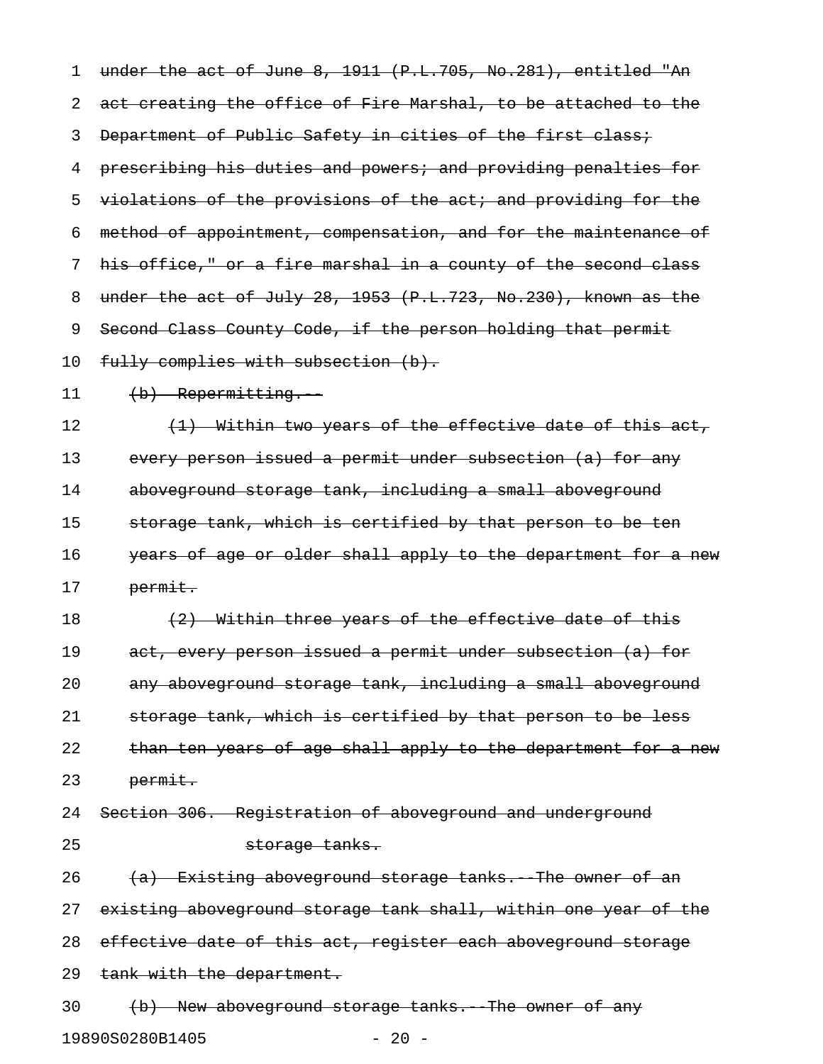~~under the act of June 8, 1911 (P.L.705, No.281), entitled "An act creating the office of Fire Marshal, to be attached to the Department of Public Safety in cities of the first class; prescribing his duties and powers; and providing penalties for violations of the provisions of the act; and providing for the method of appointment, compensation, and for the maintenance of his office," or a fire marshal in a county of the second class under the act of July 28, 1953 (P.L.723, No.230), known as the Second Class County Code, if the person holding that permit fully complies with subsection (b).~~

~~(b) Repermitting.--~~

~~(1) Within two years of the effective date of this act, every person issued a permit under subsection (a) for any aboveground storage tank, including a small aboveground storage tank, which is certified by that person to be ten years of age or older shall apply to the department for a new permit.~~

~~(2) Within three years of the effective date of this act, every person issued a permit under subsection (a) for any aboveground storage tank, including a small aboveground storage tank, which is certified by that person to be less than ten years of age shall apply to the department for a new permit.~~

~~Section 306. Registration of aboveground and underground storage tanks.~~

~~(a) Existing aboveground storage tanks.--The owner of an existing aboveground storage tank shall, within one year of the effective date of this act, register each aboveground storage tank with the department.~~

~~(b) New aboveground storage tanks.--The owner of any~~

19890S0280B1405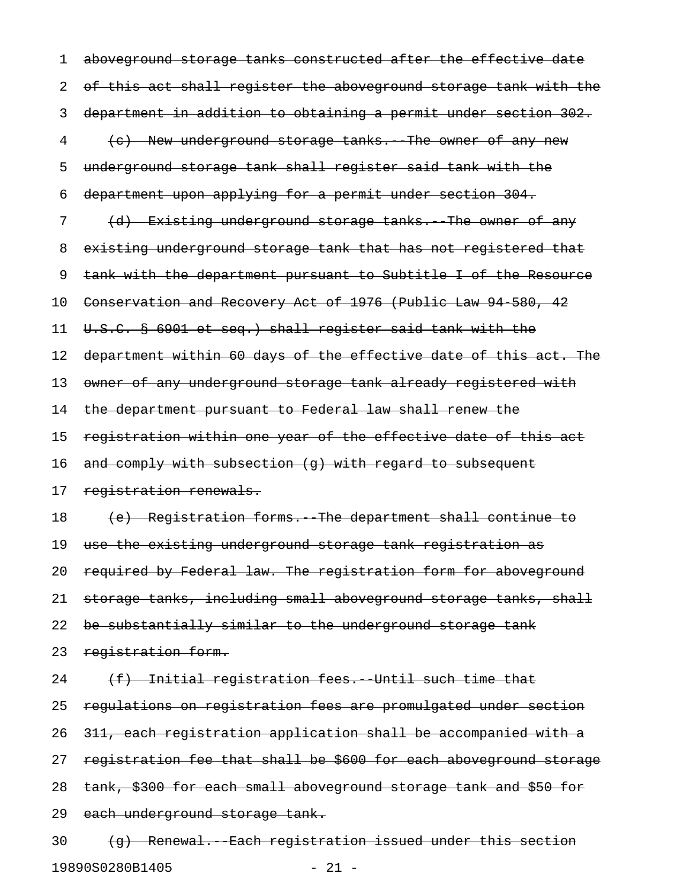~~aboveground storage tanks constructed after the effective date of this act shall register the aboveground storage tank with the department in addition to obtaining a permit under section 302.~~

~~(c) New underground storage tanks.--The owner of any new underground storage tank shall register said tank with the department upon applying for a permit under section 304.~~

~~(d) Existing underground storage tanks.--The owner of any existing underground storage tank that has not registered that tank with the department pursuant to Subtitle I of the Resource Conservation and Recovery Act of 1976 (Public Law 94-580, 42 U.S.C. § 6901 et seq.) shall register said tank with the department within 60 days of the effective date of this act. The owner of any underground storage tank already registered with the department pursuant to Federal law shall renew the registration within one year of the effective date of this act and comply with subsection (g) with regard to subsequent registration renewals.~~

~~(e) Registration forms.--The department shall continue to use the existing underground storage tank registration as required by Federal law. The registration form for aboveground storage tanks, including small aboveground storage tanks, shall be substantially similar to the underground storage tank registration form.~~

~~(f) Initial registration fees.--Until such time that regulations on registration fees are promulgated under section 311, each registration application shall be accompanied with a registration fee that shall be $600 for each aboveground storage tank, $300 for each small aboveground storage tank and $50 for each underground storage tank.~~

~~(g) Renewal.--Each registration issued under this section~~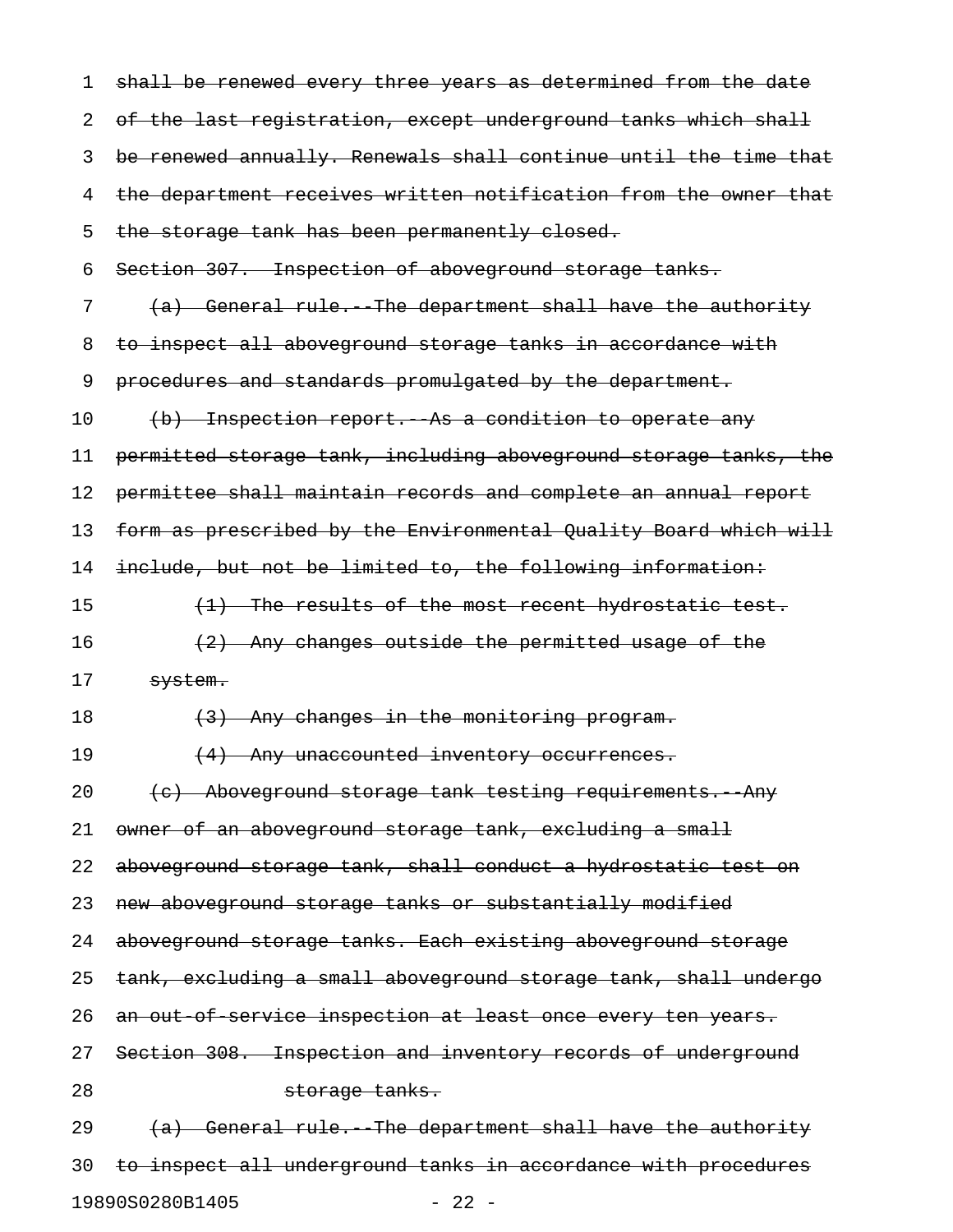~~shall be renewed every three years as determined from the date of the last registration, except underground tanks which shall be renewed annually. Renewals shall continue until the time that the department receives written notification from the owner that the storage tank has been permanently closed.~~

~~Section 307. Inspection of aboveground storage tanks.~~

~~(a) General rule.--The department shall have the authority to inspect all aboveground storage tanks in accordance with procedures and standards promulgated by the department.~~

~~(b) Inspection report.--As a condition to operate any permitted storage tank, including aboveground storage tanks, the permittee shall maintain records and complete an annual report form as prescribed by the Environmental Quality Board which will include, but not be limited to, the following information:~~

~~(1) The results of the most recent hydrostatic test.~~

~~(2) Any changes outside the permitted usage of the system.~~

~~(3) Any changes in the monitoring program.~~

~~(4) Any unaccounted inventory occurrences.~~

~~(c) Aboveground storage tank testing requirements.--Any owner of an aboveground storage tank, excluding a small aboveground storage tank, shall conduct a hydrostatic test on new aboveground storage tanks or substantially modified aboveground storage tanks. Each existing aboveground storage tank, excluding a small aboveground storage tank, shall undergo an out-of-service inspection at least once every ten years.~~

~~Section 308. Inspection and inventory records of underground storage tanks.~~

~~(a) General rule.--The department shall have the authority to inspect all underground tanks in accordance with procedures~~

19890S0280B1405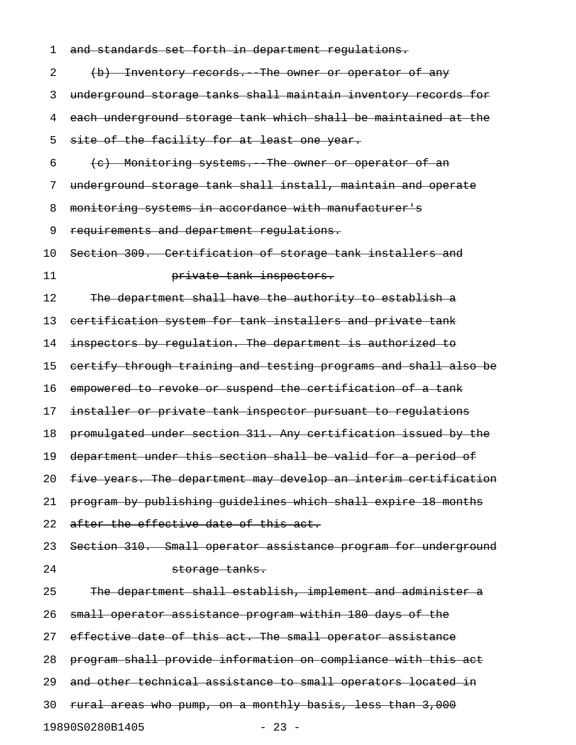~~and standards set forth in department regulations.~~

~~(b) Inventory records.--The owner or operator of any underground storage tanks shall maintain inventory records for each underground storage tank which shall be maintained at the site of the facility for at least one year.~~

~~(c) Monitoring systems.--The owner or operator of an underground storage tank shall install, maintain and operate monitoring systems in accordance with manufacturer's requirements and department regulations.~~

~~Section 309. Certification of storage tank installers and private tank inspectors.~~

~~The department shall have the authority to establish a certification system for tank installers and private tank inspectors by regulation. The department is authorized to certify through training and testing programs and shall also be empowered to revoke or suspend the certification of a tank installer or private tank inspector pursuant to regulations promulgated under section 311. Any certification issued by the department under this section shall be valid for a period of five years. The department may develop an interim certification program by publishing guidelines which shall expire 18 months after the effective date of this act.~~

~~Section 310. Small operator assistance program for underground storage tanks.~~

~~The department shall establish, implement and administer a small operator assistance program within 180 days of the effective date of this act. The small operator assistance program shall provide information on compliance with this act and other technical assistance to small operators located in rural areas who pump, on a monthly basis, less than 3,000~~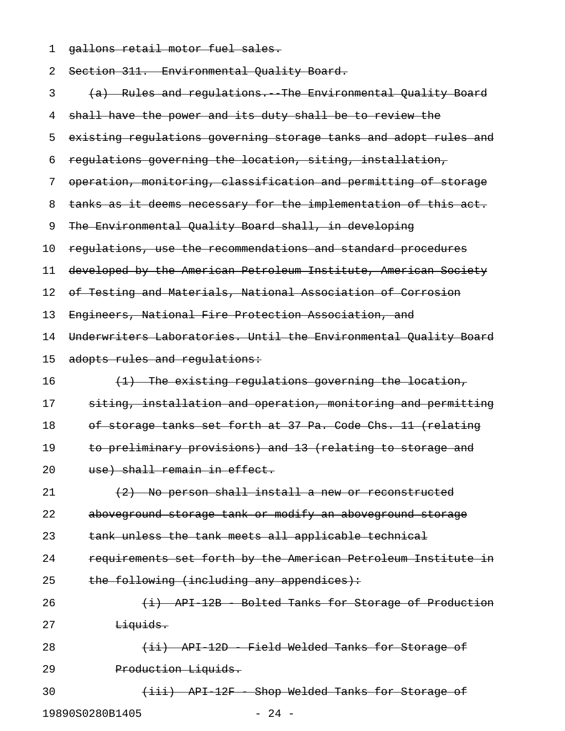~~gallons retail motor fuel sales.~~

~~Section 311. Environmental Quality Board.~~

~~(a) Rules and regulations.--The Environmental Quality Board shall have the power and its duty shall be to review the existing regulations governing storage tanks and adopt rules and regulations governing the location, siting, installation, operation, monitoring, classification and permitting of storage tanks as it deems necessary for the implementation of this act. The Environmental Quality Board shall, in developing regulations, use the recommendations and standard procedures developed by the American Petroleum Institute, American Society of Testing and Materials, National Association of Corrosion Engineers, National Fire Protection Association, and Underwriters Laboratories. Until the Environmental Quality Board adopts rules and regulations:~~

~~(1) The existing regulations governing the location, siting, installation and operation, monitoring and permitting of storage tanks set forth at 37 Pa. Code Chs. 11 (relating to preliminary provisions) and 13 (relating to storage and use) shall remain in effect.~~

~~(2) No person shall install a new or reconstructed aboveground storage tank or modify an aboveground storage tank unless the tank meets all applicable technical requirements set forth by the American Petroleum Institute in the following (including any appendices):~~

~~(i) API-12B - Bolted Tanks for Storage of Production Liquids.~~

~~(ii) API-12D - Field Welded Tanks for Storage of Production Liquids.~~

~~(iii) API-12F - Shop Welded Tanks for Storage of~~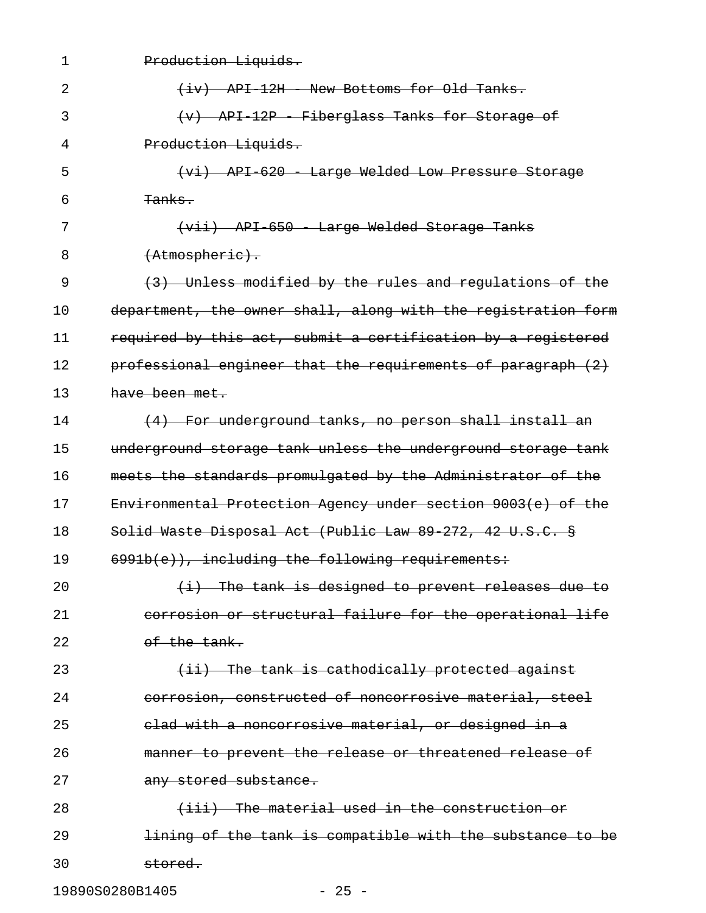~~Production Liquids.~~

~~(iv) API-12H - New Bottoms for Old Tanks.~~

~~(v) API-12P - Fiberglass Tanks for Storage of Production Liquids.~~

~~(vi) API-620 - Large Welded Low Pressure Storage Tanks.~~

~~(vii) API-650 - Large Welded Storage Tanks (Atmospheric).~~

~~(3) Unless modified by the rules and regulations of the department, the owner shall, along with the registration form required by this act, submit a certification by a registered professional engineer that the requirements of paragraph (2) have been met.~~

~~(4) For underground tanks, no person shall install an underground storage tank unless the underground storage tank meets the standards promulgated by the Administrator of the Environmental Protection Agency under section 9003(e) of the Solid Waste Disposal Act (Public Law 89-272, 42 U.S.C. § 6991b(e)), including the following requirements:~~

~~(i) The tank is designed to prevent releases due to corrosion or structural failure for the operational life of the tank.~~

~~(ii) The tank is cathodically protected against corrosion, constructed of noncorrosive material, steel clad with a noncorrosive material, or designed in a manner to prevent the release or threatened release of any stored substance.~~

~~(iii) The material used in the construction or lining of the tank is compatible with the substance to be stored.~~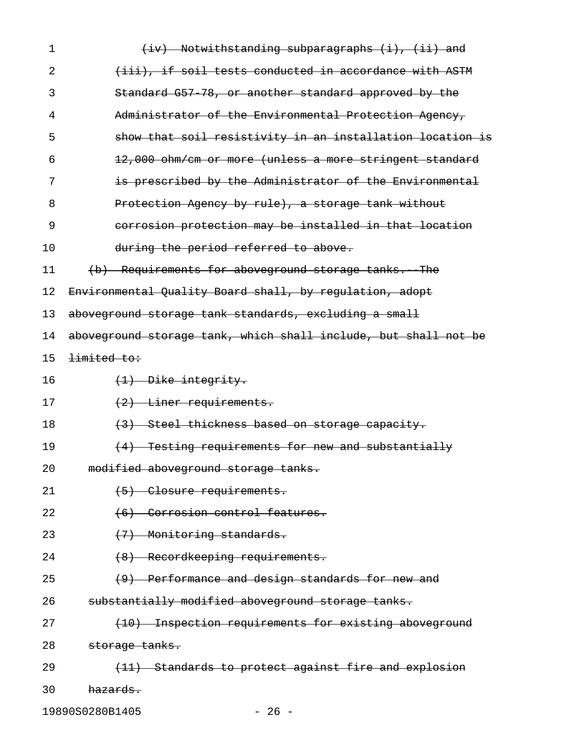~~(iv) Notwithstanding subparagraphs (i), (ii) and (iii), if soil tests conducted in accordance with ASTM Standard G57-78, or another standard approved by the Administrator of the Environmental Protection Agency, show that soil resistivity in an installation location is 12,000 ohm/cm or more (unless a more stringent standard is prescribed by the Administrator of the Environmental Protection Agency by rule), a storage tank without corrosion protection may be installed in that location during the period referred to above.~~

~~(b) Requirements for aboveground storage tanks.--The Environmental Quality Board shall, by regulation, adopt aboveground storage tank standards, excluding a small aboveground storage tank, which shall include, but shall not be limited to:~~

~~(1) Dike integrity.~~

~~(2) Liner requirements.~~

~~(3) Steel thickness based on storage capacity.~~

~~(4) Testing requirements for new and substantially modified aboveground storage tanks.~~

~~(5) Closure requirements.~~

~~(6) Corrosion control features.~~

~~(7) Monitoring standards.~~

~~(8) Recordkeeping requirements.~~

~~(9) Performance and design standards for new and substantially modified aboveground storage tanks.~~

~~(10) Inspection requirements for existing aboveground storage tanks.~~

~~(11) Standards to protect against fire and explosion hazards.~~

19890S0280B1405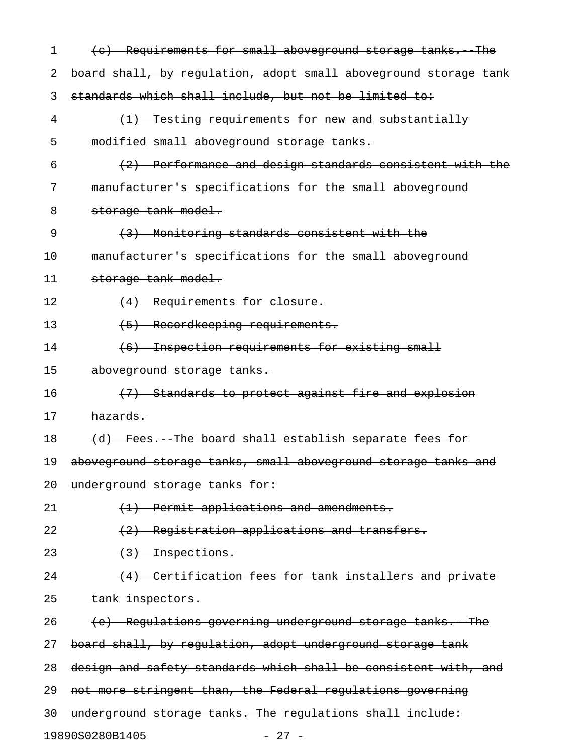~~(c) Requirements for small aboveground storage tanks.--The board shall, by regulation, adopt small aboveground storage tank standards which shall include, but not be limited to:~~

~~(1) Testing requirements for new and substantially modified small aboveground storage tanks.~~

~~(2) Performance and design standards consistent with the manufacturer's specifications for the small aboveground storage tank model.~~

~~(3) Monitoring standards consistent with the manufacturer's specifications for the small aboveground storage tank model.~~

~~(4) Requirements for closure.~~

~~(5) Recordkeeping requirements.~~

~~(6) Inspection requirements for existing small aboveground storage tanks.~~

~~(7) Standards to protect against fire and explosion hazards.~~

~~(d) Fees.--The board shall establish separate fees for aboveground storage tanks, small aboveground storage tanks and underground storage tanks for:~~

~~(1) Permit applications and amendments.~~

~~(2) Registration applications and transfers.~~

~~(3) Inspections.~~

~~(4) Certification fees for tank installers and private tank inspectors.~~

~~(e) Regulations governing underground storage tanks.--The board shall, by regulation, adopt underground storage tank design and safety standards which shall be consistent with, and not more stringent than, the Federal regulations governing underground storage tanks. The regulations shall include:~~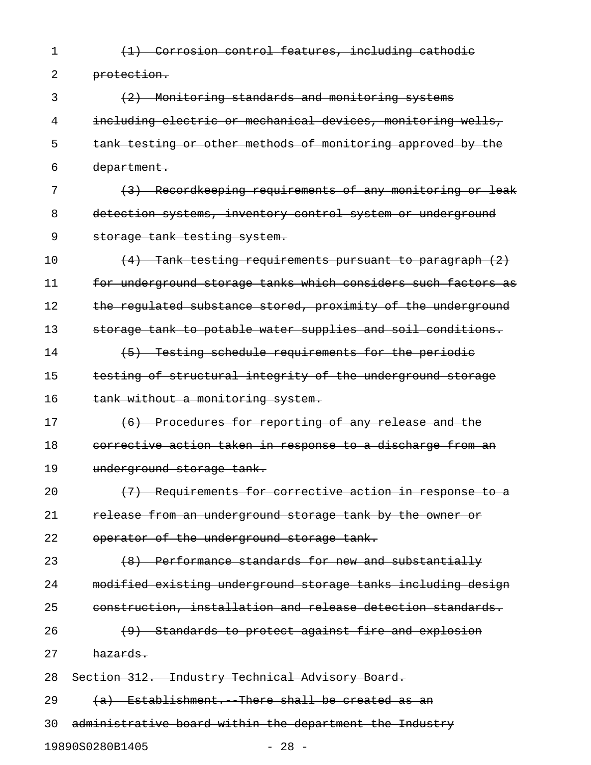~~(1) Corrosion control features, including cathodic protection.~~

~~(2) Monitoring standards and monitoring systems including electric or mechanical devices, monitoring wells, tank testing or other methods of monitoring approved by the department.~~

~~(3) Recordkeeping requirements of any monitoring or leak detection systems, inventory control system or underground storage tank testing system.~~

~~(4) Tank testing requirements pursuant to paragraph (2) for underground storage tanks which considers such factors as the regulated substance stored, proximity of the underground storage tank to potable water supplies and soil conditions.~~

~~(5) Testing schedule requirements for the periodic testing of structural integrity of the underground storage tank without a monitoring system.~~

~~(6) Procedures for reporting of any release and the corrective action taken in response to a discharge from an underground storage tank.~~

~~(7) Requirements for corrective action in response to a release from an underground storage tank by the owner or operator of the underground storage tank.~~

~~(8) Performance standards for new and substantially modified existing underground storage tanks including design construction, installation and release detection standards.~~

~~(9) Standards to protect against fire and explosion hazards.~~

~~Section 312. Industry Technical Advisory Board.~~

~~(a) Establishment.--There shall be created as an administrative board within the department the Industry~~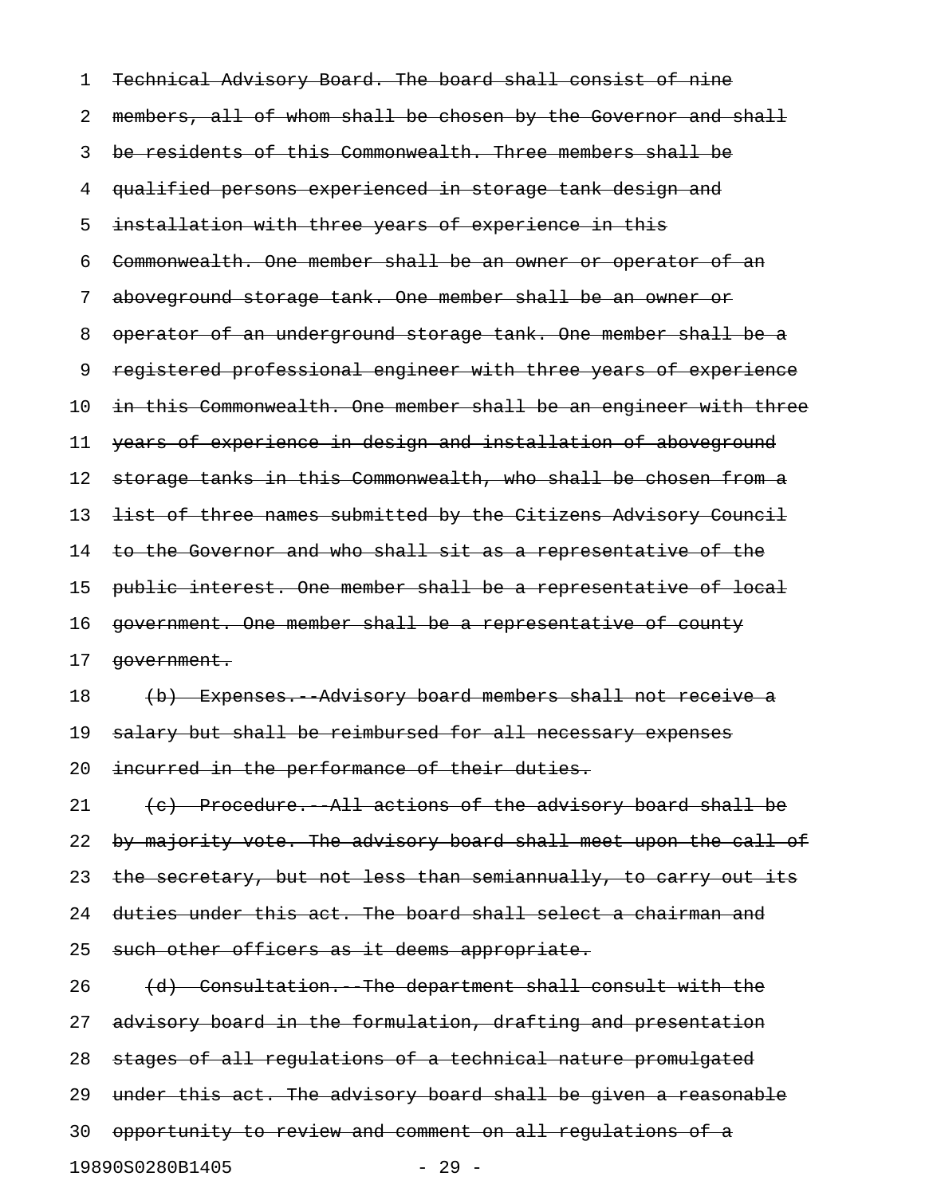~~Technical Advisory Board. The board shall consist of nine members, all of whom shall be chosen by the Governor and shall be residents of this Commonwealth. Three members shall be qualified persons experienced in storage tank design and installation with three years of experience in this Commonwealth. One member shall be an owner or operator of an aboveground storage tank. One member shall be an owner or operator of an underground storage tank. One member shall be a registered professional engineer with three years of experience in this Commonwealth. One member shall be an engineer with three years of experience in design and installation of aboveground storage tanks in this Commonwealth, who shall be chosen from a list of three names submitted by the Citizens Advisory Council to the Governor and who shall sit as a representative of the public interest. One member shall be a representative of local government. One member shall be a representative of county government.~~

~~(b) Expenses.--Advisory board members shall not receive a salary but shall be reimbursed for all necessary expenses incurred in the performance of their duties.~~

~~(c) Procedure.--All actions of the advisory board shall be by majority vote. The advisory board shall meet upon the call of the secretary, but not less than semiannually, to carry out its duties under this act. The board shall select a chairman and such other officers as it deems appropriate.~~

~~(d) Consultation.--The department shall consult with the advisory board in the formulation, drafting and presentation stages of all regulations of a technical nature promulgated under this act. The advisory board shall be given a reasonable opportunity to review and comment on all regulations of a~~

19890S0280B1405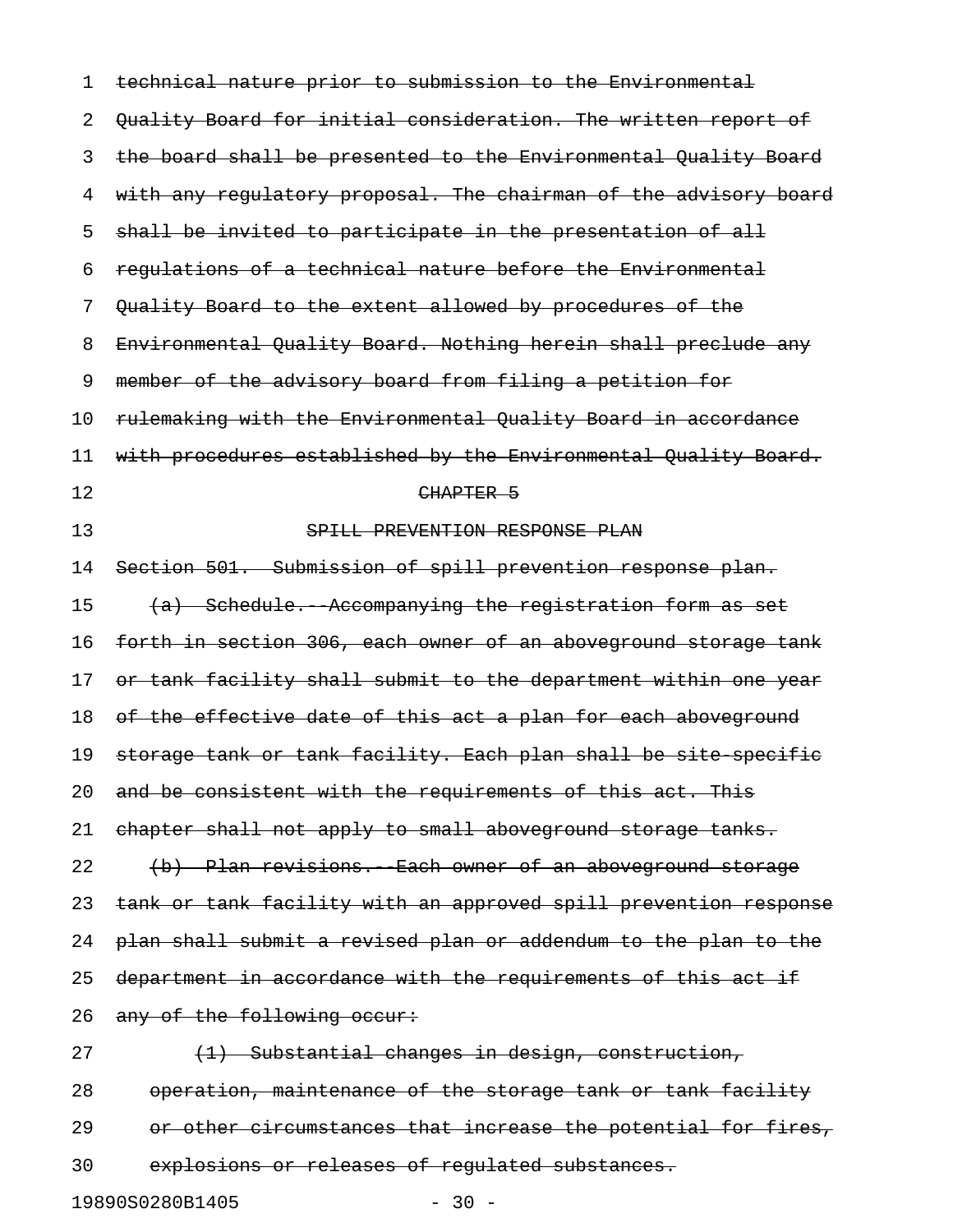~~technical nature prior to submission to the Environmental Quality Board for initial consideration. The written report of the board shall be presented to the Environmental Quality Board with any regulatory proposal. The chairman of the advisory board shall be invited to participate in the presentation of all regulations of a technical nature before the Environmental Quality Board to the extent allowed by procedures of the Environmental Quality Board. Nothing herein shall preclude any member of the advisory board from filing a petition for rulemaking with the Environmental Quality Board in accordance with procedures established by the Environmental Quality Board.~~

~~CHAPTER 5~~

~~SPILL PREVENTION RESPONSE PLAN~~

~~Section 501. Submission of spill prevention response plan.~~

~~(a) Schedule.--Accompanying the registration form as set forth in section 306, each owner of an aboveground storage tank or tank facility shall submit to the department within one year of the effective date of this act a plan for each aboveground storage tank or tank facility. Each plan shall be site-specific and be consistent with the requirements of this act. This chapter shall not apply to small aboveground storage tanks.~~

~~(b) Plan revisions.--Each owner of an aboveground storage tank or tank facility with an approved spill prevention response plan shall submit a revised plan or addendum to the plan to the department in accordance with the requirements of this act if any of the following occur:~~

~~(1) Substantial changes in design, construction, operation, maintenance of the storage tank or tank facility or other circumstances that increase the potential for fires, explosions or releases of regulated substances.~~

19890S0280B1405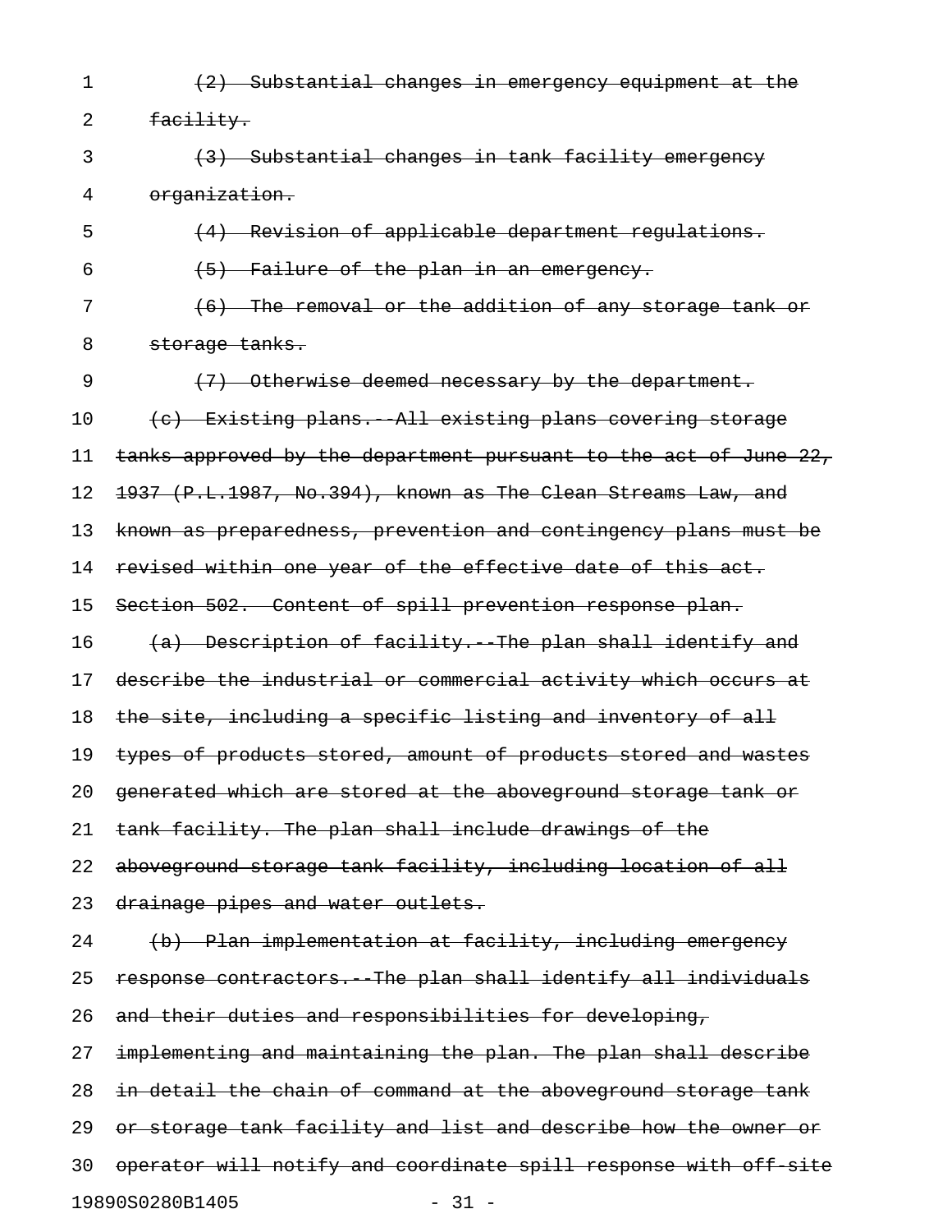~~(2) Substantial changes in emergency equipment at the facility.~~

~~(3) Substantial changes in tank facility emergency organization.~~

~~(4) Revision of applicable department regulations.~~

~~(5) Failure of the plan in an emergency.~~

~~(6) The removal or the addition of any storage tank or storage tanks.~~

~~(7) Otherwise deemed necessary by the department.~~

~~(c) Existing plans.--All existing plans covering storage tanks approved by the department pursuant to the act of June 22, 1937 (P.L.1987, No.394), known as The Clean Streams Law, and known as preparedness, prevention and contingency plans must be revised within one year of the effective date of this act.~~

~~Section 502. Content of spill prevention response plan.~~

~~(a) Description of facility.--The plan shall identify and describe the industrial or commercial activity which occurs at the site, including a specific listing and inventory of all types of products stored, amount of products stored and wastes generated which are stored at the aboveground storage tank or tank facility. The plan shall include drawings of the aboveground storage tank facility, including location of all drainage pipes and water outlets.~~

~~(b) Plan implementation at facility, including emergency response contractors.--The plan shall identify all individuals and their duties and responsibilities for developing, implementing and maintaining the plan. The plan shall describe in detail the chain of command at the aboveground storage tank or storage tank facility and list and describe how the owner or operator will notify and coordinate spill response with off-site~~

19890S0280B1405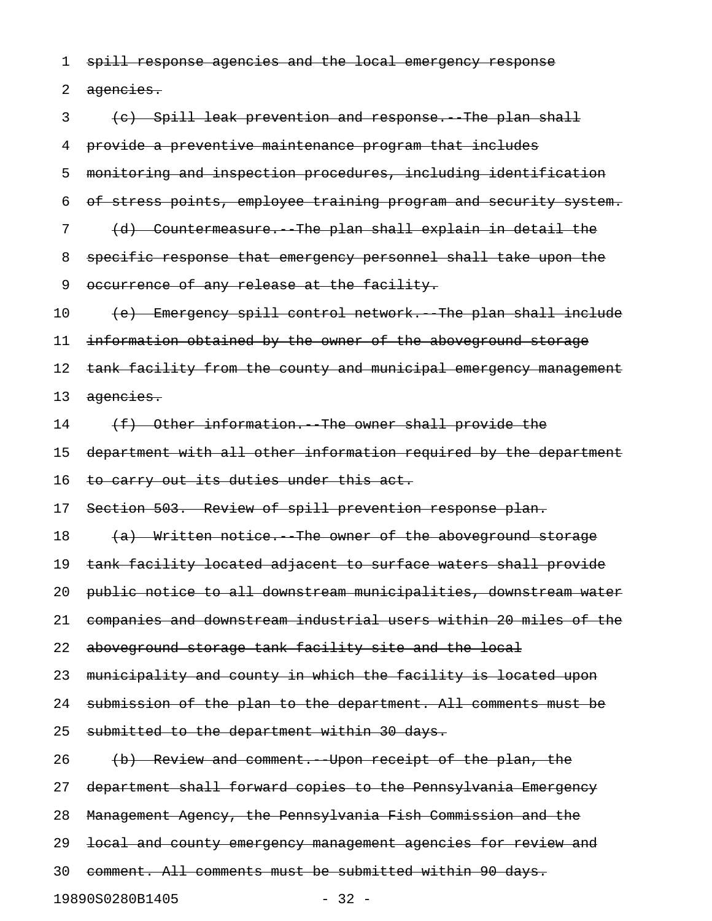~~spill response agencies and the local emergency response agencies.~~

~~(c) Spill leak prevention and response.--The plan shall provide a preventive maintenance program that includes monitoring and inspection procedures, including identification of stress points, employee training program and security system.~~

~~(d) Countermeasure.--The plan shall explain in detail the specific response that emergency personnel shall take upon the occurrence of any release at the facility.~~

~~(e) Emergency spill control network.--The plan shall include information obtained by the owner of the aboveground storage tank facility from the county and municipal emergency management agencies.~~

~~(f) Other information.--The owner shall provide the department with all other information required by the department to carry out its duties under this act.~~

~~Section 503. Review of spill prevention response plan.~~

~~(a) Written notice.--The owner of the aboveground storage tank facility located adjacent to surface waters shall provide public notice to all downstream municipalities, downstream water companies and downstream industrial users within 20 miles of the aboveground storage tank facility site and the local municipality and county in which the facility is located upon submission of the plan to the department. All comments must be submitted to the department within 30 days.~~

~~(b) Review and comment.--Upon receipt of the plan, the department shall forward copies to the Pennsylvania Emergency Management Agency, the Pennsylvania Fish Commission and the local and county emergency management agencies for review and comment. All comments must be submitted within 90 days.~~

19890S0280B1405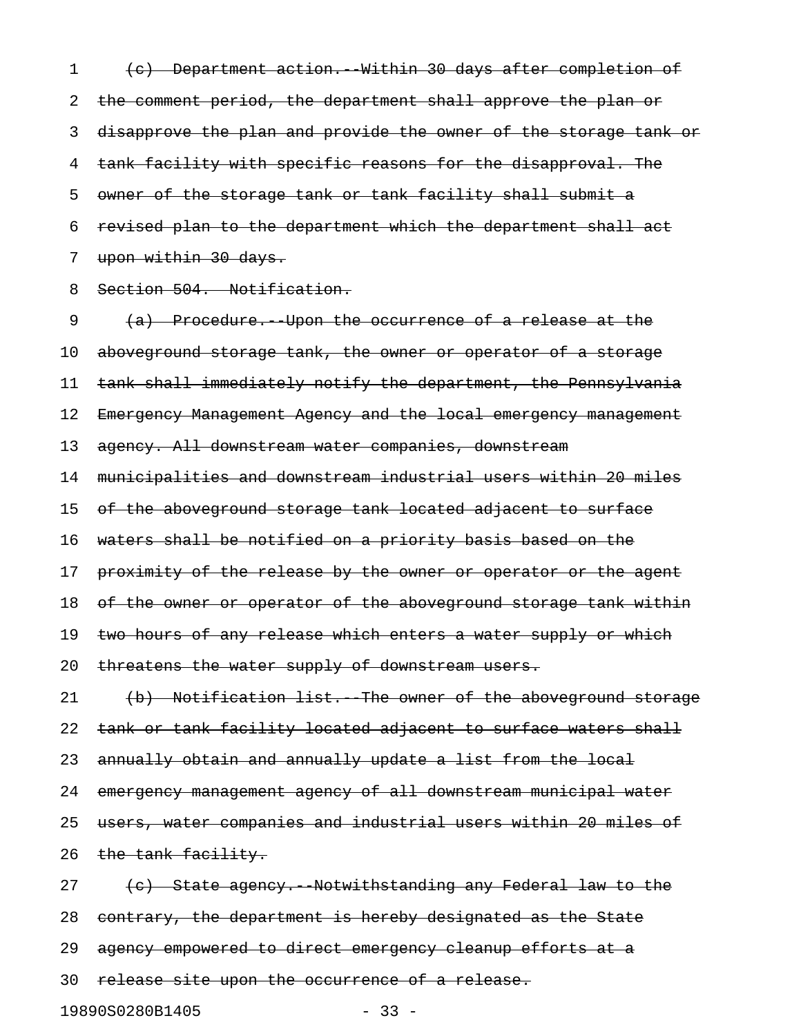~~(c) Department action.--Within 30 days after completion of the comment period, the department shall approve the plan or disapprove the plan and provide the owner of the storage tank or tank facility with specific reasons for the disapproval. The owner of the storage tank or tank facility shall submit a revised plan to the department which the department shall act upon within 30 days.~~

~~Section 504. Notification.~~

~~(a) Procedure.--Upon the occurrence of a release at the aboveground storage tank, the owner or operator of a storage tank shall immediately notify the department, the Pennsylvania Emergency Management Agency and the local emergency management agency. All downstream water companies, downstream municipalities and downstream industrial users within 20 miles of the aboveground storage tank located adjacent to surface waters shall be notified on a priority basis based on the proximity of the release by the owner or operator or the agent of the owner or operator of the aboveground storage tank within two hours of any release which enters a water supply or which threatens the water supply of downstream users.~~

~~(b) Notification list.--The owner of the aboveground storage tank or tank facility located adjacent to surface waters shall annually obtain and annually update a list from the local emergency management agency of all downstream municipal water users, water companies and industrial users within 20 miles of the tank facility.~~

~~(c) State agency.--Notwithstanding any Federal law to the contrary, the department is hereby designated as the State agency empowered to direct emergency cleanup efforts at a release site upon the occurrence of a release.~~

19890S0280B1405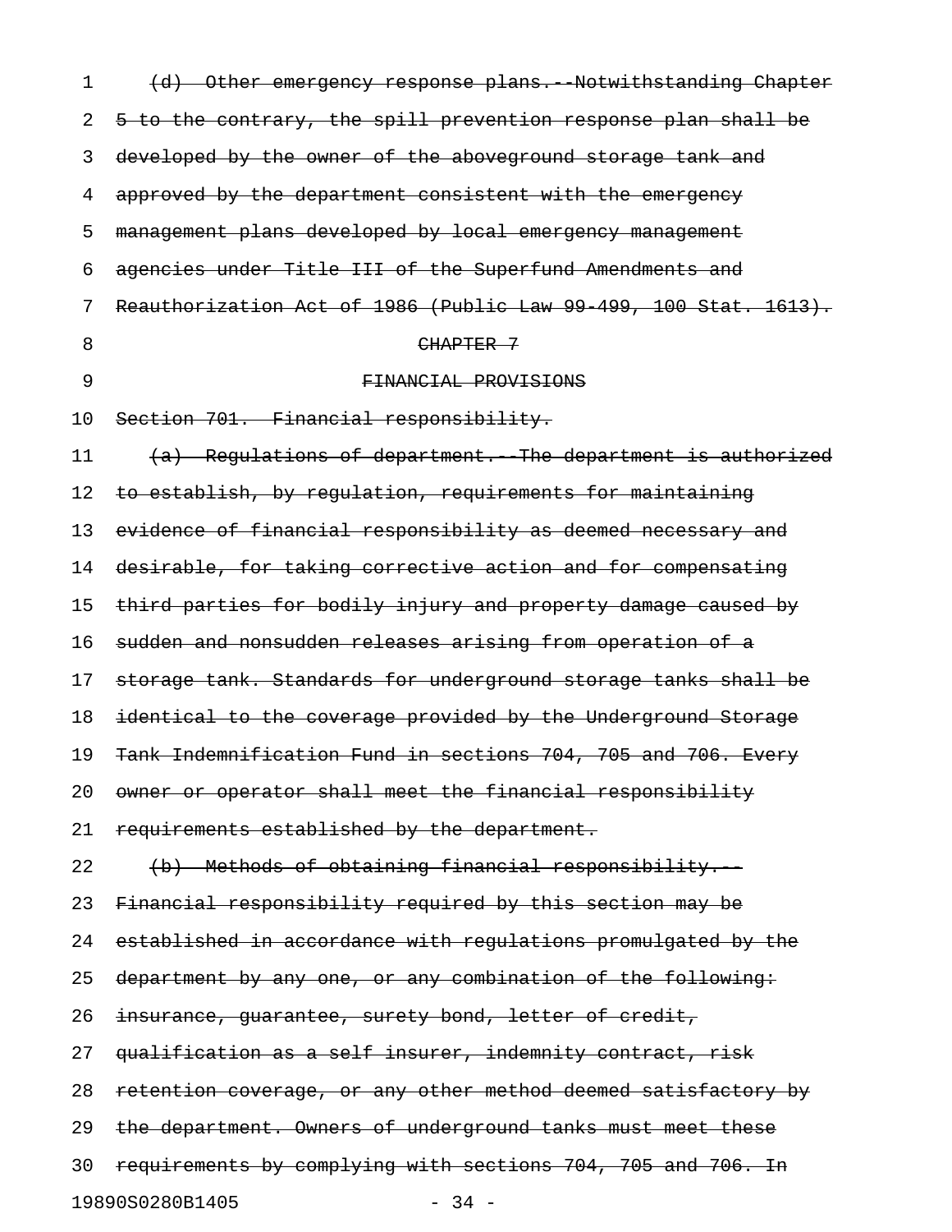~~(d) Other emergency response plans.--Notwithstanding Chapter 5 to the contrary, the spill prevention response plan shall be developed by the owner of the aboveground storage tank and approved by the department consistent with the emergency management plans developed by local emergency management agencies under Title III of the Superfund Amendments and Reauthorization Act of 1986 (Public Law 99-499, 100 Stat. 1613).~~

~~CHAPTER 7~~

~~FINANCIAL PROVISIONS~~

~~Section 701. Financial responsibility.~~

~~(a) Regulations of department.--The department is authorized to establish, by regulation, requirements for maintaining evidence of financial responsibility as deemed necessary and desirable, for taking corrective action and for compensating third parties for bodily injury and property damage caused by sudden and nonsudden releases arising from operation of a storage tank. Standards for underground storage tanks shall be identical to the coverage provided by the Underground Storage Tank Indemnification Fund in sections 704, 705 and 706. Every owner or operator shall meet the financial responsibility requirements established by the department.~~

~~(b) Methods of obtaining financial responsibility.--Financial responsibility required by this section may be established in accordance with regulations promulgated by the department by any one, or any combination of the following: insurance, guarantee, surety bond, letter of credit, qualification as a self insurer, indemnity contract, risk retention coverage, or any other method deemed satisfactory by the department. Owners of underground tanks must meet these requirements by complying with sections 704, 705 and 706. In~~

19890S0280B1405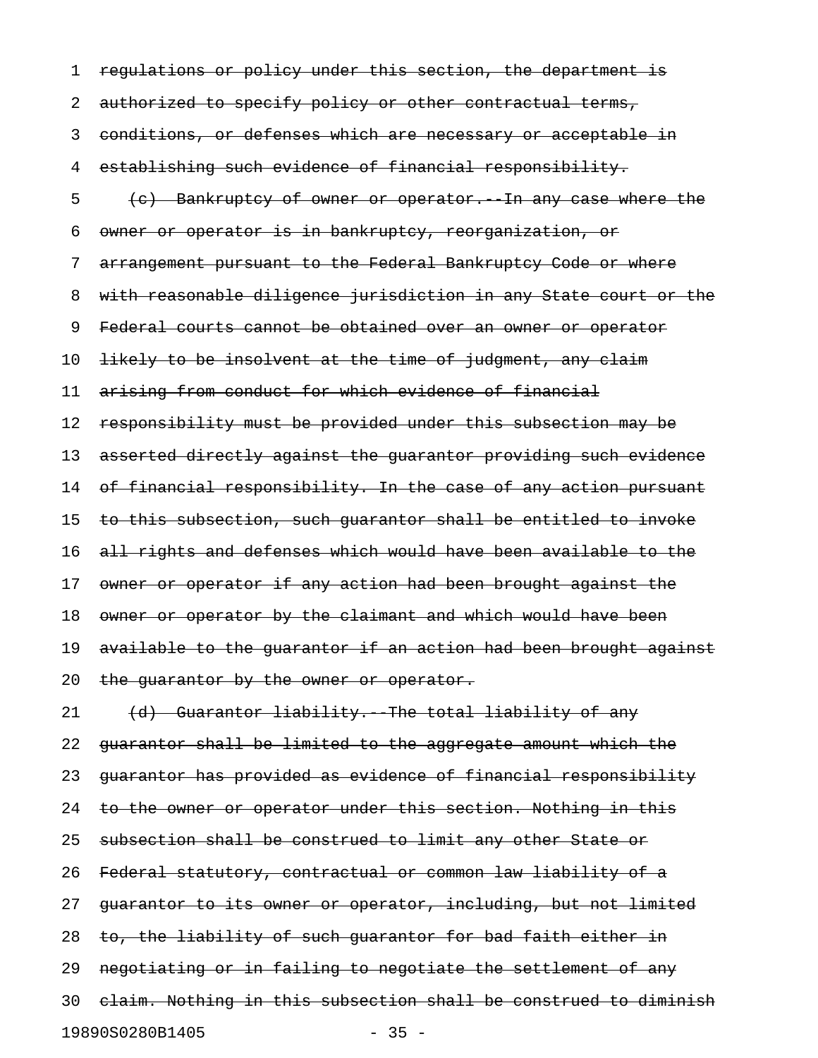~~regulations or policy under this section, the department is authorized to specify policy or other contractual terms, conditions, or defenses which are necessary or acceptable in establishing such evidence of financial responsibility.~~

~~(c) Bankruptcy of owner or operator.--In any case where the owner or operator is in bankruptcy, reorganization, or arrangement pursuant to the Federal Bankruptcy Code or where with reasonable diligence jurisdiction in any State court or the Federal courts cannot be obtained over an owner or operator likely to be insolvent at the time of judgment, any claim arising from conduct for which evidence of financial responsibility must be provided under this subsection may be asserted directly against the guarantor providing such evidence of financial responsibility. In the case of any action pursuant to this subsection, such guarantor shall be entitled to invoke all rights and defenses which would have been available to the owner or operator if any action had been brought against the owner or operator by the claimant and which would have been available to the guarantor if an action had been brought against the guarantor by the owner or operator.~~

~~(d) Guarantor liability.--The total liability of any guarantor shall be limited to the aggregate amount which the guarantor has provided as evidence of financial responsibility to the owner or operator under this section. Nothing in this subsection shall be construed to limit any other State or Federal statutory, contractual or common law liability of a guarantor to its owner or operator, including, but not limited to, the liability of such guarantor for bad faith either in negotiating or in failing to negotiate the settlement of any claim. Nothing in this subsection shall be construed to diminish~~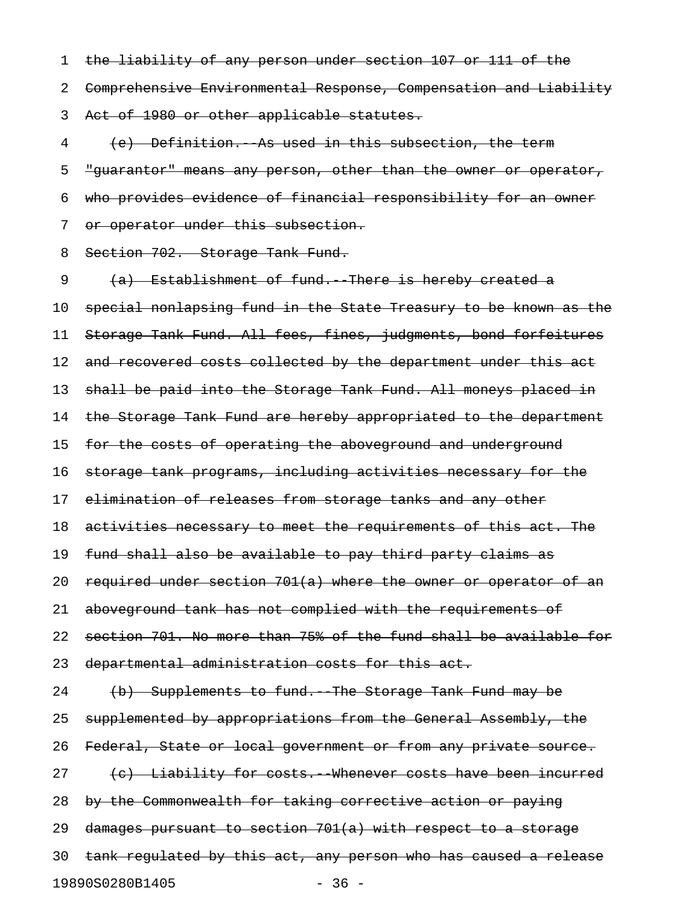~~the liability of any person under section 107 or 111 of the Comprehensive Environmental Response, Compensation and Liability Act of 1980 or other applicable statutes.~~

~~(e) Definition.--As used in this subsection, the term "guarantor" means any person, other than the owner or operator, who provides evidence of financial responsibility for an owner or operator under this subsection.~~

~~Section 702. Storage Tank Fund.~~

~~(a) Establishment of fund.--There is hereby created a special nonlapsing fund in the State Treasury to be known as the Storage Tank Fund. All fees, fines, judgments, bond forfeitures and recovered costs collected by the department under this act shall be paid into the Storage Tank Fund. All moneys placed in the Storage Tank Fund are hereby appropriated to the department for the costs of operating the aboveground and underground storage tank programs, including activities necessary for the elimination of releases from storage tanks and any other activities necessary to meet the requirements of this act. The fund shall also be available to pay third party claims as required under section 701(a) where the owner or operator of an aboveground tank has not complied with the requirements of section 701. No more than 75% of the fund shall be available for departmental administration costs for this act.~~

~~(b) Supplements to fund.--The Storage Tank Fund may be supplemented by appropriations from the General Assembly, the Federal, State or local government or from any private source.~~

~~(c) Liability for costs.--Whenever costs have been incurred by the Commonwealth for taking corrective action or paying damages pursuant to section 701(a) with respect to a storage tank regulated by this act, any person who has caused a release~~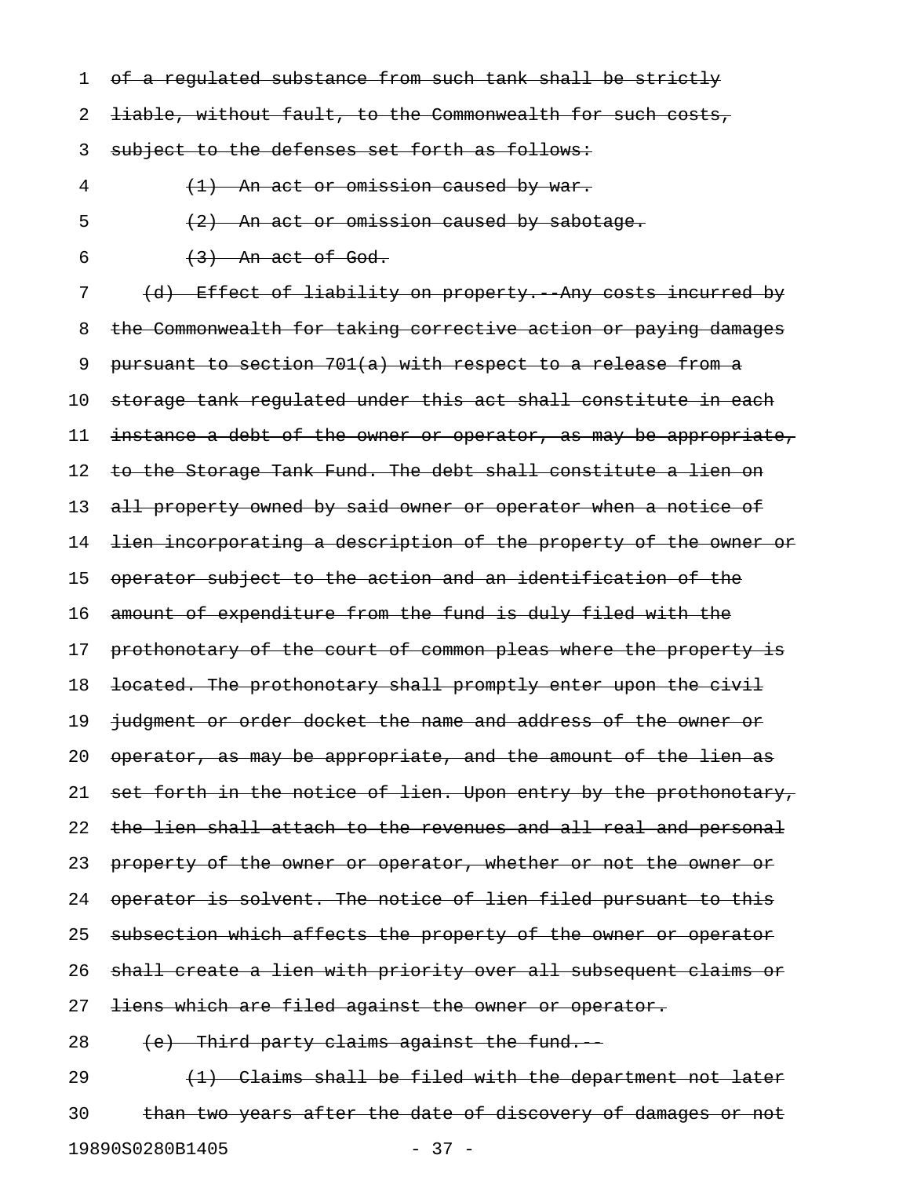~~of a regulated substance from such tank shall be strictly liable, without fault, to the Commonwealth for such costs, subject to the defenses set forth as follows:~~

~~(1) An act or omission caused by war.~~

~~(2) An act or omission caused by sabotage.~~

~~(3) An act of God.~~

~~(d) Effect of liability on property.--Any costs incurred by the Commonwealth for taking corrective action or paying damages pursuant to section 701(a) with respect to a release from a storage tank regulated under this act shall constitute in each instance a debt of the owner or operator, as may be appropriate, to the Storage Tank Fund. The debt shall constitute a lien on all property owned by said owner or operator when a notice of lien incorporating a description of the property of the owner or operator subject to the action and an identification of the amount of expenditure from the fund is duly filed with the prothonotary of the court of common pleas where the property is located. The prothonotary shall promptly enter upon the civil judgment or order docket the name and address of the owner or operator, as may be appropriate, and the amount of the lien as set forth in the notice of lien. Upon entry by the prothonotary, the lien shall attach to the revenues and all real and personal property of the owner or operator, whether or not the owner or operator is solvent. The notice of lien filed pursuant to this subsection which affects the property of the owner or operator shall create a lien with priority over all subsequent claims or liens which are filed against the owner or operator.~~

~~(e) Third party claims against the fund.--~~

~~(1) Claims shall be filed with the department not later than two years after the date of discovery of damages or not~~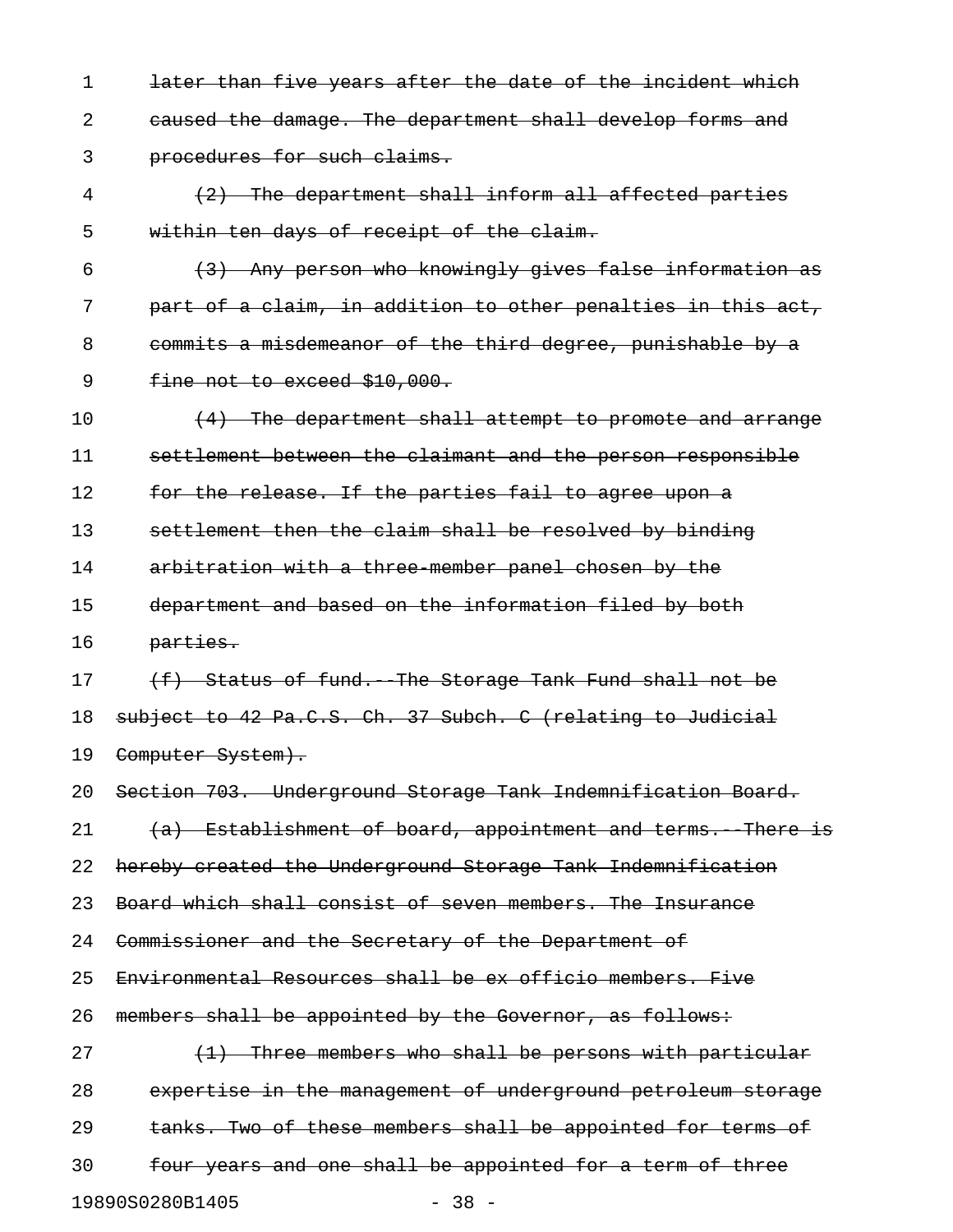later than five years after the date of the incident which caused the damage. The department shall develop forms and procedures for such claims.

(2) The department shall inform all affected parties within ten days of receipt of the claim.

(3) Any person who knowingly gives false information as part of a claim, in addition to other penalties in this act, commits a misdemeanor of the third degree, punishable by a fine not to exceed $10,000.

(4) The department shall attempt to promote and arrange settlement between the claimant and the person responsible for the release. If the parties fail to agree upon a settlement then the claim shall be resolved by binding arbitration with a three-member panel chosen by the department and based on the information filed by both parties.

(f) Status of fund.--The Storage Tank Fund shall not be subject to 42 Pa.C.S. Ch. 37 Subch. C (relating to Judicial Computer System).

Section 703. Underground Storage Tank Indemnification Board.

(a) Establishment of board, appointment and terms.--There is hereby created the Underground Storage Tank Indemnification Board which shall consist of seven members. The Insurance Commissioner and the Secretary of the Department of Environmental Resources shall be ex officio members. Five members shall be appointed by the Governor, as follows:

(1) Three members who shall be persons with particular expertise in the management of underground petroleum storage tanks. Two of these members shall be appointed for terms of four years and one shall be appointed for a term of three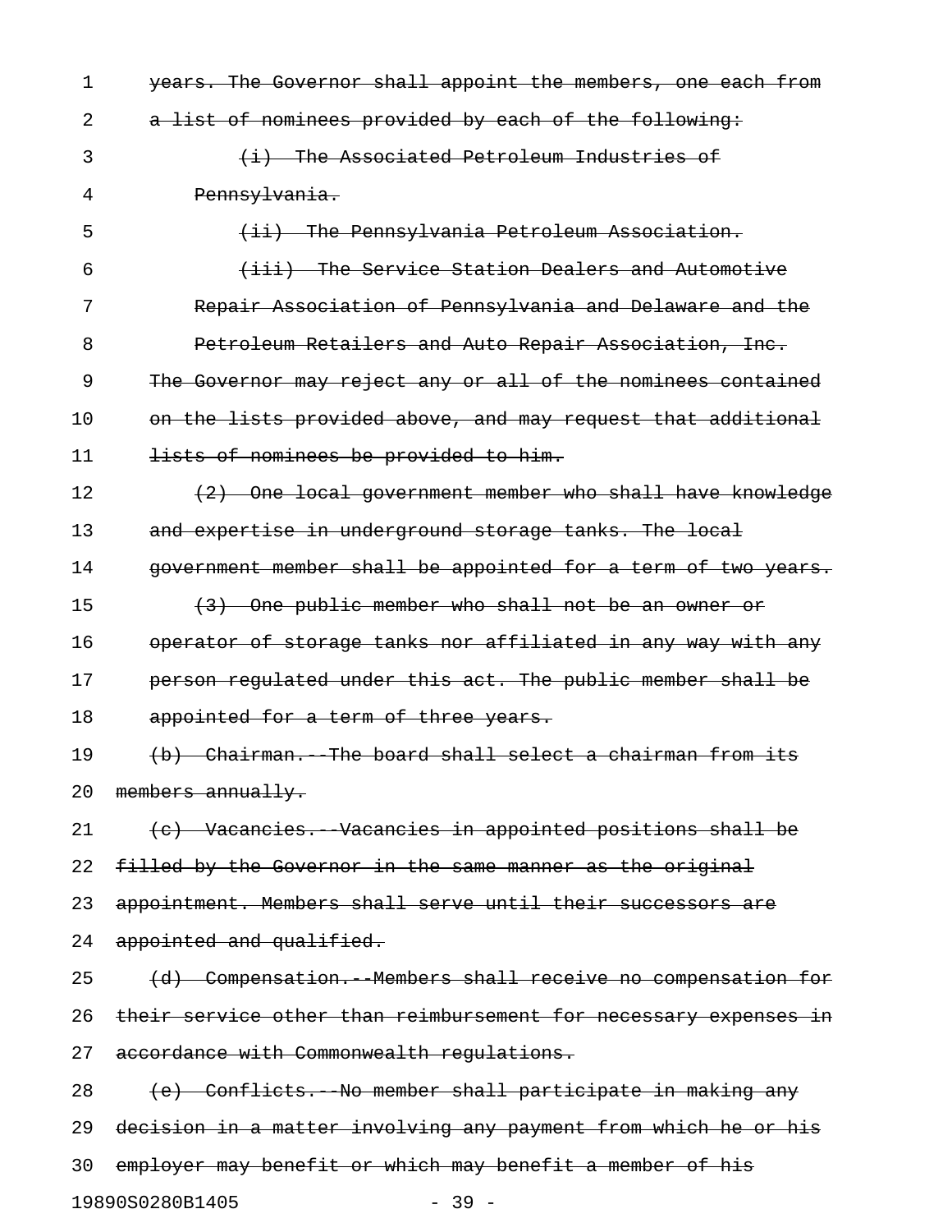~~years. The Governor shall appoint the members, one each from a list of nominees provided by each of the following:~~

~~(i) The Associated Petroleum Industries of Pennsylvania.~~

~~(ii) The Pennsylvania Petroleum Association.~~

~~(iii) The Service Station Dealers and Automotive Repair Association of Pennsylvania and Delaware and the Petroleum Retailers and Auto Repair Association, Inc.~~

~~The Governor may reject any or all of the nominees contained on the lists provided above, and may request that additional lists of nominees be provided to him.~~

~~(2) One local government member who shall have knowledge and expertise in underground storage tanks. The local government member shall be appointed for a term of two years.~~

~~(3) One public member who shall not be an owner or operator of storage tanks nor affiliated in any way with any person regulated under this act. The public member shall be appointed for a term of three years.~~

~~(b) Chairman.--The board shall select a chairman from its members annually.~~

~~(c) Vacancies.--Vacancies in appointed positions shall be filled by the Governor in the same manner as the original appointment. Members shall serve until their successors are appointed and qualified.~~

~~(d) Compensation.--Members shall receive no compensation for their service other than reimbursement for necessary expenses in accordance with Commonwealth regulations.~~

~~(e) Conflicts.--No member shall participate in making any decision in a matter involving any payment from which he or his employer may benefit or which may benefit a member of his~~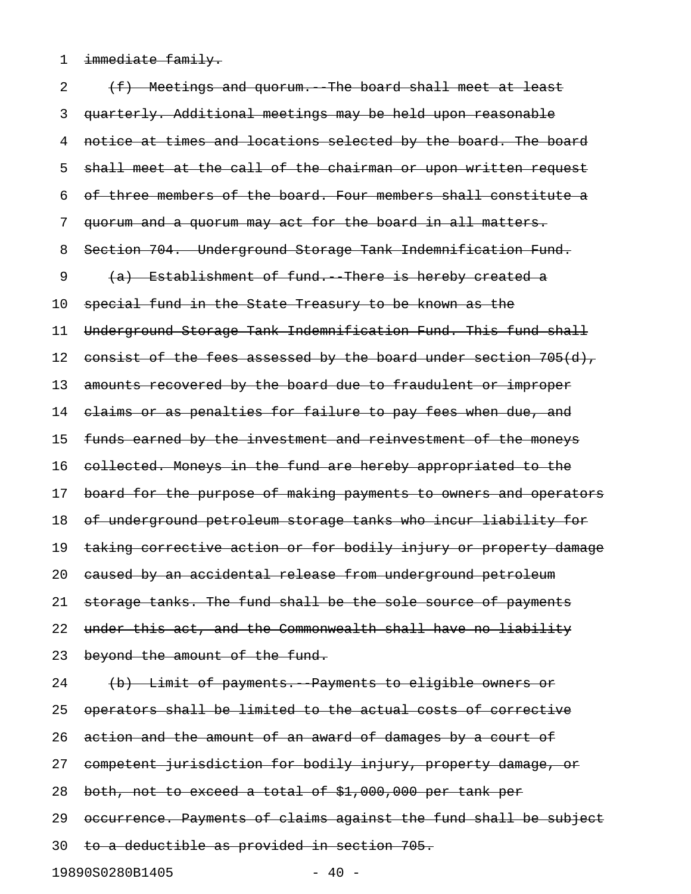~~immediate family.~~

~~(f) Meetings and quorum.--The board shall meet at least quarterly. Additional meetings may be held upon reasonable notice at times and locations selected by the board. The board shall meet at the call of the chairman or upon written request of three members of the board. Four members shall constitute a quorum and a quorum may act for the board in all matters.~~

~~Section 704. Underground Storage Tank Indemnification Fund.~~

~~(a) Establishment of fund.--There is hereby created a special fund in the State Treasury to be known as the Underground Storage Tank Indemnification Fund. This fund shall consist of the fees assessed by the board under section 705(d), amounts recovered by the board due to fraudulent or improper claims or as penalties for failure to pay fees when due, and funds earned by the investment and reinvestment of the moneys collected. Moneys in the fund are hereby appropriated to the board for the purpose of making payments to owners and operators of underground petroleum storage tanks who incur liability for taking corrective action or for bodily injury or property damage caused by an accidental release from underground petroleum storage tanks. The fund shall be the sole source of payments under this act, and the Commonwealth shall have no liability beyond the amount of the fund.~~

~~(b) Limit of payments.--Payments to eligible owners or operators shall be limited to the actual costs of corrective action and the amount of an award of damages by a court of competent jurisdiction for bodily injury, property damage, or both, not to exceed a total of $1,000,000 per tank per occurrence. Payments of claims against the fund shall be subject to a deductible as provided in section 705.~~

19890S0280B1405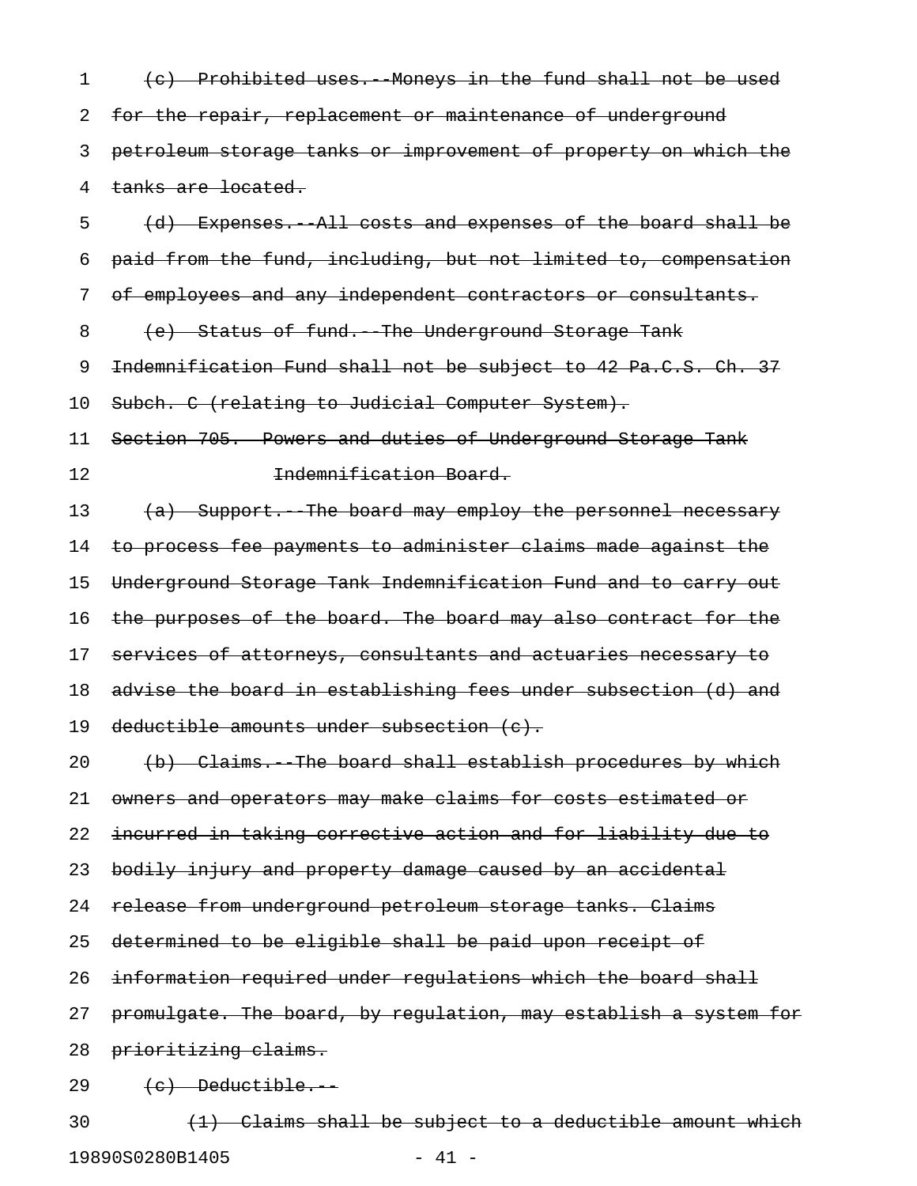~~(c) Prohibited uses.--Moneys in the fund shall not be used for the repair, replacement or maintenance of underground petroleum storage tanks or improvement of property on which the tanks are located.~~

~~(d) Expenses.--All costs and expenses of the board shall be paid from the fund, including, but not limited to, compensation of employees and any independent contractors or consultants.~~

~~(e) Status of fund.--The Underground Storage Tank Indemnification Fund shall not be subject to 42 Pa.C.S. Ch. 37 Subch. C (relating to Judicial Computer System).~~

~~Section 705. Powers and duties of Underground Storage Tank Indemnification Board.~~

~~(a) Support.--The board may employ the personnel necessary to process fee payments to administer claims made against the Underground Storage Tank Indemnification Fund and to carry out the purposes of the board. The board may also contract for the services of attorneys, consultants and actuaries necessary to advise the board in establishing fees under subsection (d) and deductible amounts under subsection (c).~~

~~(b) Claims.--The board shall establish procedures by which owners and operators may make claims for costs estimated or incurred in taking corrective action and for liability due to bodily injury and property damage caused by an accidental release from underground petroleum storage tanks. Claims determined to be eligible shall be paid upon receipt of information required under regulations which the board shall promulgate. The board, by regulation, may establish a system for prioritizing claims.~~

~~(c) Deductible.--~~

~~(1) Claims shall be subject to a deductible amount which~~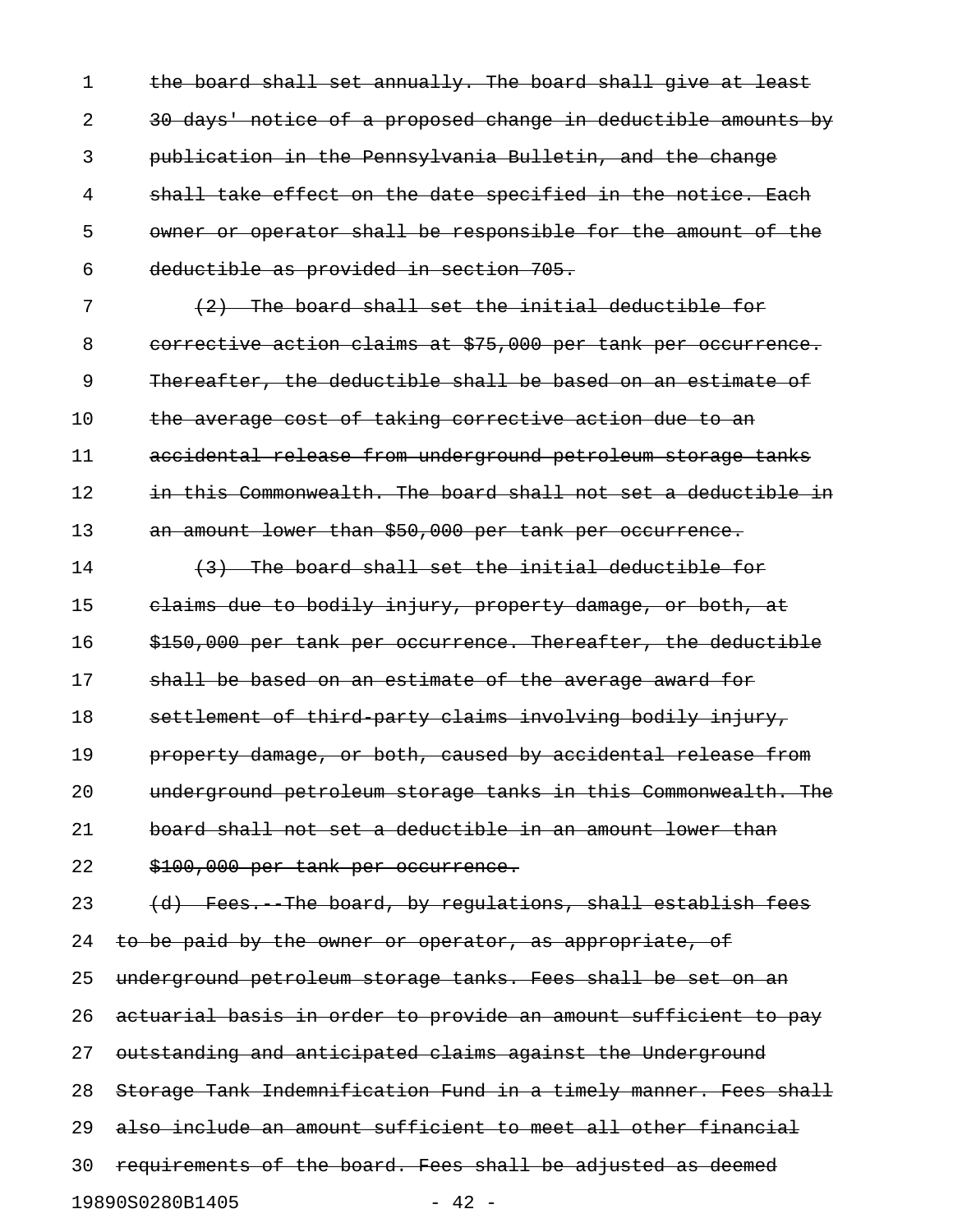~~the board shall set annually. The board shall give at least 30 days' notice of a proposed change in deductible amounts by publication in the Pennsylvania Bulletin, and the change shall take effect on the date specified in the notice. Each owner or operator shall be responsible for the amount of the deductible as provided in section 705.~~

~~(2) The board shall set the initial deductible for corrective action claims at $75,000 per tank per occurrence. Thereafter, the deductible shall be based on an estimate of the average cost of taking corrective action due to an accidental release from underground petroleum storage tanks in this Commonwealth. The board shall not set a deductible in an amount lower than $50,000 per tank per occurrence.~~

~~(3) The board shall set the initial deductible for claims due to bodily injury, property damage, or both, at $150,000 per tank per occurrence. Thereafter, the deductible shall be based on an estimate of the average award for settlement of third-party claims involving bodily injury, property damage, or both, caused by accidental release from underground petroleum storage tanks in this Commonwealth. The board shall not set a deductible in an amount lower than $100,000 per tank per occurrence.~~

~~(d) Fees.--The board, by regulations, shall establish fees to be paid by the owner or operator, as appropriate, of underground petroleum storage tanks. Fees shall be set on an actuarial basis in order to provide an amount sufficient to pay outstanding and anticipated claims against the Underground Storage Tank Indemnification Fund in a timely manner. Fees shall also include an amount sufficient to meet all other financial requirements of the board. Fees shall be adjusted as deemed~~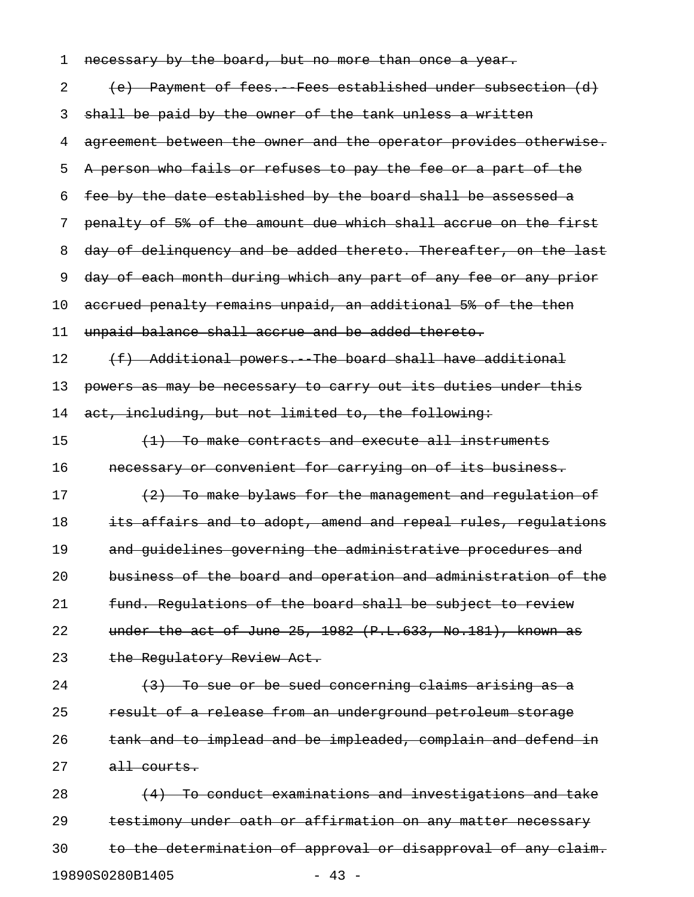~~necessary by the board, but no more than once a year.~~

~~(e) Payment of fees.--Fees established under subsection (d) shall be paid by the owner of the tank unless a written agreement between the owner and the operator provides otherwise. A person who fails or refuses to pay the fee or a part of the fee by the date established by the board shall be assessed a penalty of 5% of the amount due which shall accrue on the first day of delinquency and be added thereto. Thereafter, on the last day of each month during which any part of any fee or any prior accrued penalty remains unpaid, an additional 5% of the then unpaid balance shall accrue and be added thereto.~~

~~(f) Additional powers.--The board shall have additional powers as may be necessary to carry out its duties under this act, including, but not limited to, the following:~~

~~(1) To make contracts and execute all instruments necessary or convenient for carrying on of its business.~~

~~(2) To make bylaws for the management and regulation of its affairs and to adopt, amend and repeal rules, regulations and guidelines governing the administrative procedures and business of the board and operation and administration of the fund. Regulations of the board shall be subject to review under the act of June 25, 1982 (P.L.633, No.181), known as the Regulatory Review Act.~~

~~(3) To sue or be sued concerning claims arising as a result of a release from an underground petroleum storage tank and to implead and be impleaded, complain and defend in all courts.~~

~~(4) To conduct examinations and investigations and take testimony under oath or affirmation on any matter necessary to the determination of approval or disapproval of any claim.~~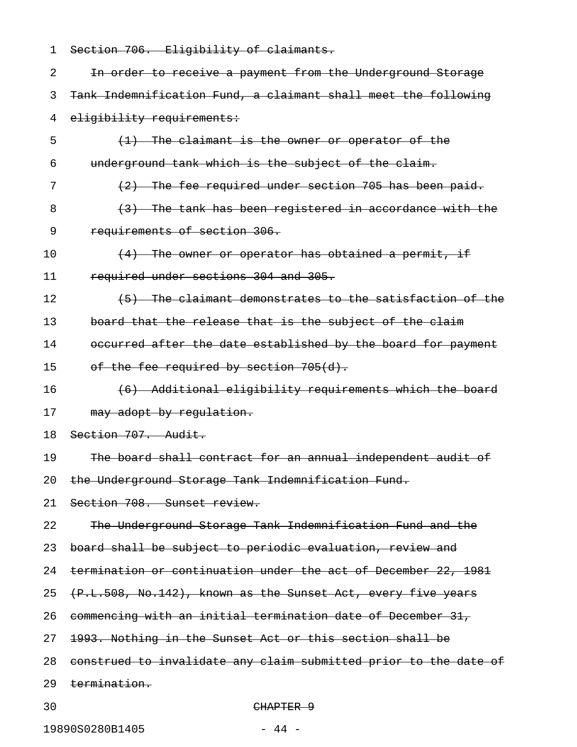~~Section 706. Eligibility of claimants.~~

~~In order to receive a payment from the Underground Storage Tank Indemnification Fund, a claimant shall meet the following eligibility requirements:~~

~~(1) The claimant is the owner or operator of the underground tank which is the subject of the claim.~~

~~(2) The fee required under section 705 has been paid.~~

~~(3) The tank has been registered in accordance with the requirements of section 306.~~

~~(4) The owner or operator has obtained a permit, if required under sections 304 and 305.~~

~~(5) The claimant demonstrates to the satisfaction of the board that the release that is the subject of the claim occurred after the date established by the board for payment of the fee required by section 705(d).~~

~~(6) Additional eligibility requirements which the board may adopt by regulation.~~

~~Section 707. Audit.~~

~~The board shall contract for an annual independent audit of the Underground Storage Tank Indemnification Fund.~~

~~Section 708. Sunset review.~~

~~The Underground Storage Tank Indemnification Fund and the board shall be subject to periodic evaluation, review and termination or continuation under the act of December 22, 1981 (P.L.508, No.142), known as the Sunset Act, every five years commencing with an initial termination date of December 31, 1993. Nothing in the Sunset Act or this section shall be construed to invalidate any claim submitted prior to the date of termination.~~

~~CHAPTER 9~~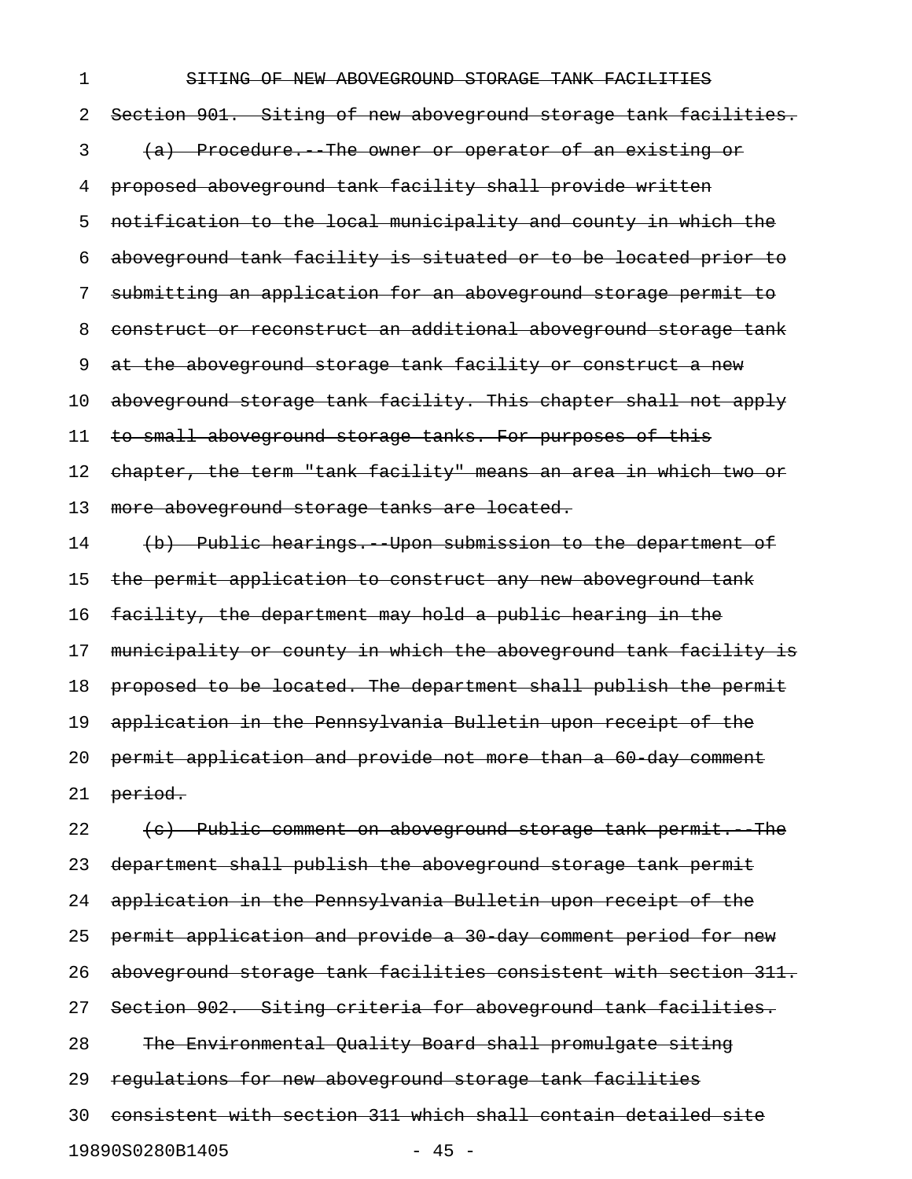~~SITING OF NEW ABOVEGROUND STORAGE TANK FACILITIES~~

~~Section 901. Siting of new aboveground storage tank facilities.~~

~~(a) Procedure.--The owner or operator of an existing or proposed aboveground tank facility shall provide written notification to the local municipality and county in which the aboveground tank facility is situated or to be located prior to submitting an application for an aboveground storage permit to construct or reconstruct an additional aboveground storage tank at the aboveground storage tank facility or construct a new aboveground storage tank facility. This chapter shall not apply to small aboveground storage tanks. For purposes of this chapter, the term "tank facility" means an area in which two or more aboveground storage tanks are located.~~

~~(b) Public hearings.--Upon submission to the department of the permit application to construct any new aboveground tank facility, the department may hold a public hearing in the municipality or county in which the aboveground tank facility is proposed to be located. The department shall publish the permit application in the Pennsylvania Bulletin upon receipt of the permit application and provide not more than a 60-day comment period.~~

~~(c) Public comment on aboveground storage tank permit.--The department shall publish the aboveground storage tank permit application in the Pennsylvania Bulletin upon receipt of the permit application and provide a 30-day comment period for new aboveground storage tank facilities consistent with section 311.~~

~~Section 902. Siting criteria for aboveground tank facilities.~~

~~The Environmental Quality Board shall promulgate siting regulations for new aboveground storage tank facilities consistent with section 311 which shall contain detailed site~~

19890S0280B1405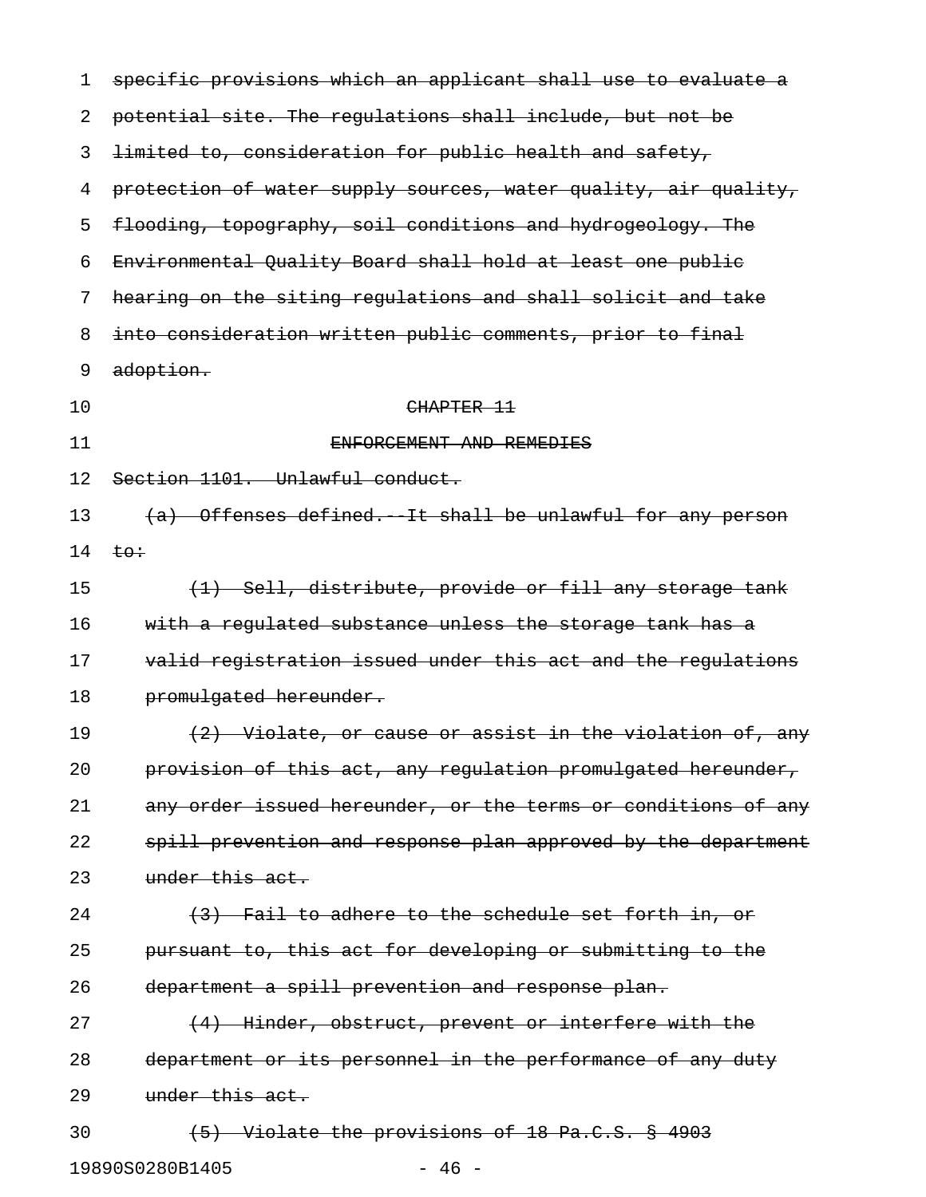specific provisions which an applicant shall use to evaluate a potential site. The regulations shall include, but not be limited to, consideration for public health and safety, protection of water supply sources, water quality, air quality, flooding, topography, soil conditions and hydrogeology. The Environmental Quality Board shall hold at least one public hearing on the siting regulations and shall solicit and take into consideration written public comments, prior to final adoption.

## CHAPTER 11

## ENFORCEMENT AND REMEDIES

Section 1101. Unlawful conduct.

(a) Offenses defined.--It shall be unlawful for any person to:

(1) Sell, distribute, provide or fill any storage tank with a regulated substance unless the storage tank has a valid registration issued under this act and the regulations promulgated hereunder.

(2) Violate, or cause or assist in the violation of, any provision of this act, any regulation promulgated hereunder, any order issued hereunder, or the terms or conditions of any spill prevention and response plan approved by the department under this act.

(3) Fail to adhere to the schedule set forth in, or pursuant to, this act for developing or submitting to the department a spill prevention and response plan.

(4) Hinder, obstruct, prevent or interfere with the department or its personnel in the performance of any duty under this act.

(5) Violate the provisions of 18 Pa.C.S. § 4903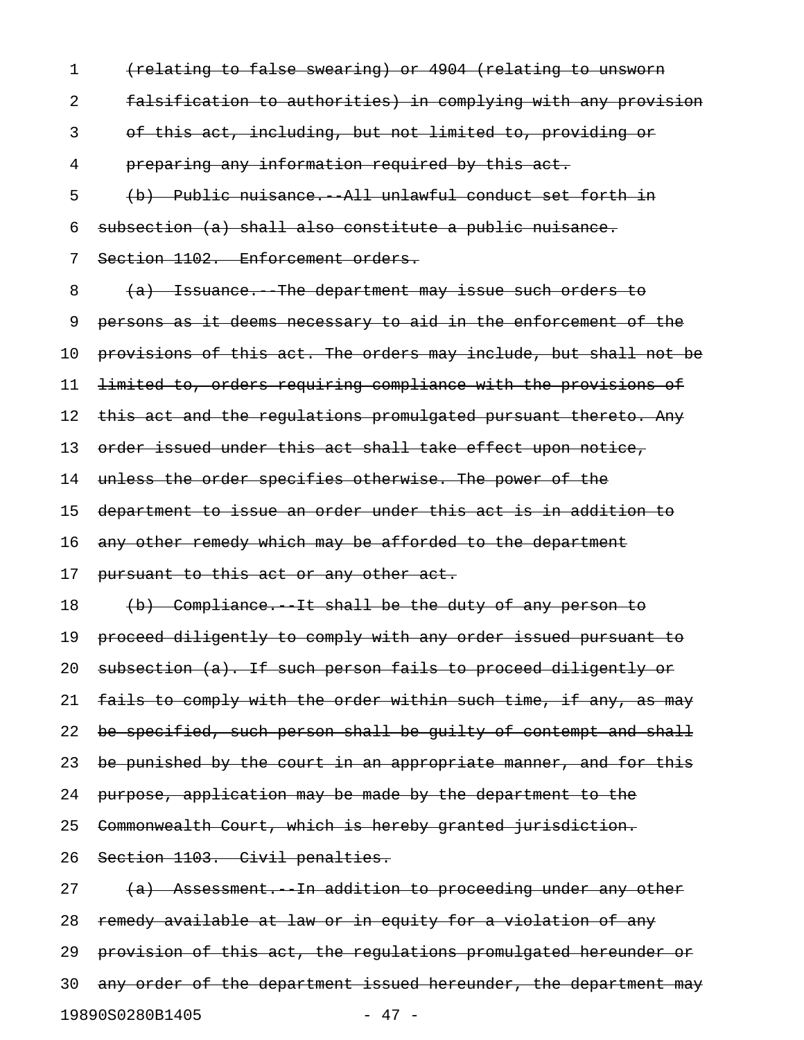~~(relating to false swearing) or 4904 (relating to unsworn falsification to authorities) in complying with any provision of this act, including, but not limited to, providing or preparing any information required by this act.~~

~~(b) Public nuisance.--All unlawful conduct set forth in subsection (a) shall also constitute a public nuisance.~~

~~Section 1102. Enforcement orders.~~

~~(a) Issuance.--The department may issue such orders to persons as it deems necessary to aid in the enforcement of the provisions of this act. The orders may include, but shall not be limited to, orders requiring compliance with the provisions of this act and the regulations promulgated pursuant thereto. Any order issued under this act shall take effect upon notice, unless the order specifies otherwise. The power of the department to issue an order under this act is in addition to any other remedy which may be afforded to the department pursuant to this act or any other act.~~

~~(b) Compliance.--It shall be the duty of any person to proceed diligently to comply with any order issued pursuant to subsection (a). If such person fails to proceed diligently or fails to comply with the order within such time, if any, as may be specified, such person shall be guilty of contempt and shall be punished by the court in an appropriate manner, and for this purpose, application may be made by the department to the Commonwealth Court, which is hereby granted jurisdiction.~~

~~Section 1103. Civil penalties.~~

~~(a) Assessment.--In addition to proceeding under any other remedy available at law or in equity for a violation of any provision of this act, the regulations promulgated hereunder or any order of the department issued hereunder, the department may~~

19890S0280B1405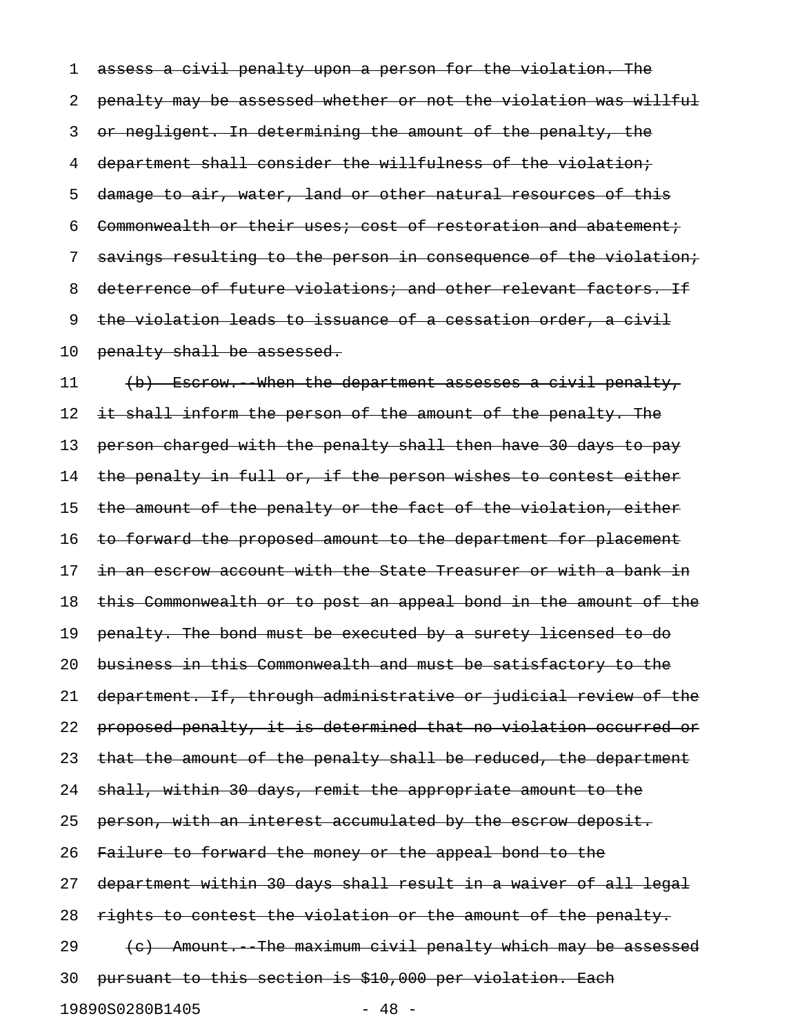~~assess a civil penalty upon a person for the violation. The penalty may be assessed whether or not the violation was willful or negligent. In determining the amount of the penalty, the department shall consider the willfulness of the violation; damage to air, water, land or other natural resources of this Commonwealth or their uses; cost of restoration and abatement; savings resulting to the person in consequence of the violation; deterrence of future violations; and other relevant factors. If the violation leads to issuance of a cessation order, a civil penalty shall be assessed.~~

~~(b) Escrow.--When the department assesses a civil penalty, it shall inform the person of the amount of the penalty. The person charged with the penalty shall then have 30 days to pay the penalty in full or, if the person wishes to contest either the amount of the penalty or the fact of the violation, either to forward the proposed amount to the department for placement in an escrow account with the State Treasurer or with a bank in this Commonwealth or to post an appeal bond in the amount of the penalty. The bond must be executed by a surety licensed to do business in this Commonwealth and must be satisfactory to the department. If, through administrative or judicial review of the proposed penalty, it is determined that no violation occurred or that the amount of the penalty shall be reduced, the department shall, within 30 days, remit the appropriate amount to the person, with an interest accumulated by the escrow deposit. Failure to forward the money or the appeal bond to the department within 30 days shall result in a waiver of all legal rights to contest the violation or the amount of the penalty.~~

~~(c) Amount.--The maximum civil penalty which may be assessed pursuant to this section is $10,000 per violation. Each~~

19890S0280B1405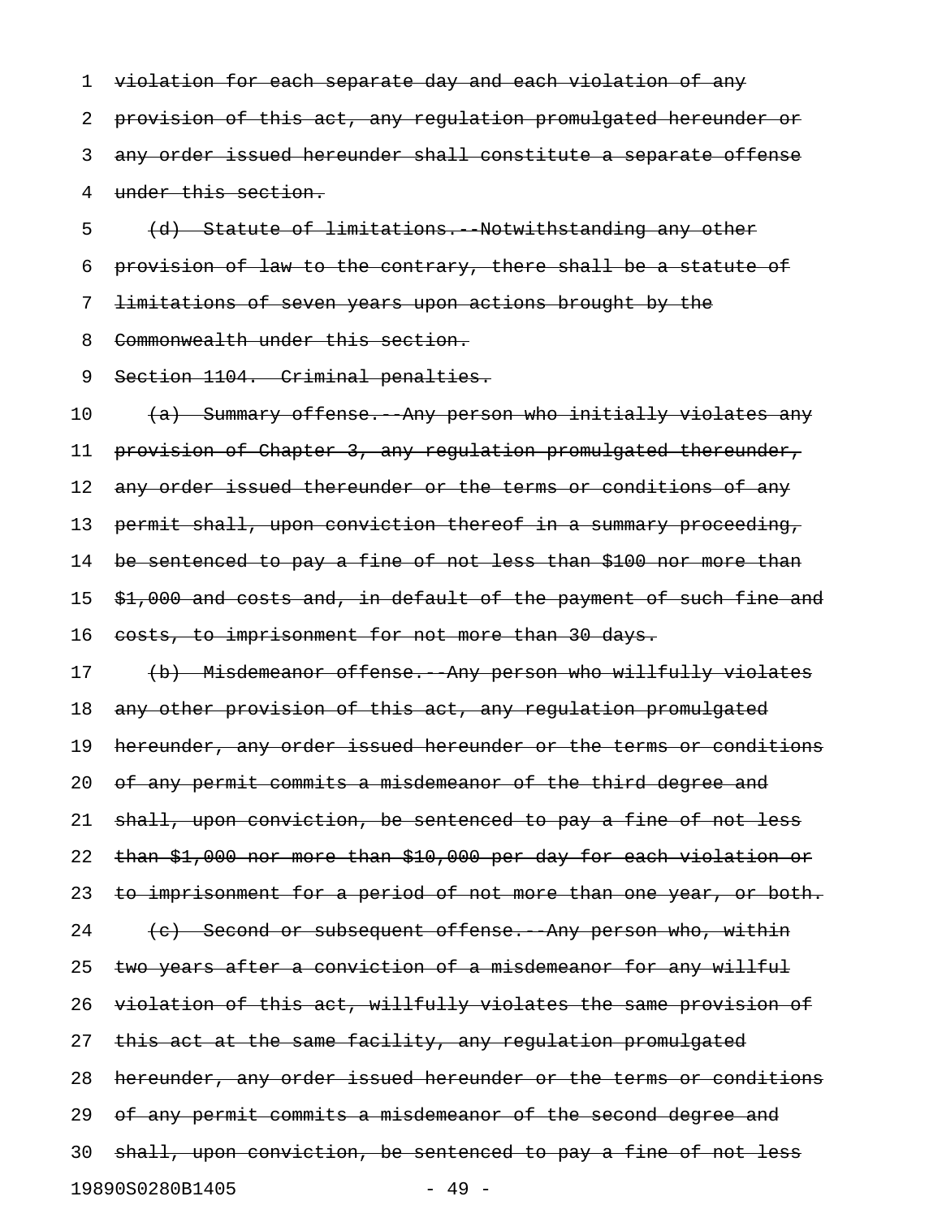~~violation for each separate day and each violation of any provision of this act, any regulation promulgated hereunder or any order issued hereunder shall constitute a separate offense under this section.~~

~~(d) Statute of limitations.--Notwithstanding any other provision of law to the contrary, there shall be a statute of limitations of seven years upon actions brought by the Commonwealth under this section.~~

~~Section 1104. Criminal penalties.~~

~~(a) Summary offense.--Any person who initially violates any provision of Chapter 3, any regulation promulgated thereunder, any order issued thereunder or the terms or conditions of any permit shall, upon conviction thereof in a summary proceeding, be sentenced to pay a fine of not less than $100 nor more than $1,000 and costs and, in default of the payment of such fine and costs, to imprisonment for not more than 30 days.~~

~~(b) Misdemeanor offense.--Any person who willfully violates any other provision of this act, any regulation promulgated hereunder, any order issued hereunder or the terms or conditions of any permit commits a misdemeanor of the third degree and shall, upon conviction, be sentenced to pay a fine of not less than $1,000 nor more than $10,000 per day for each violation or to imprisonment for a period of not more than one year, or both.~~

~~(c) Second or subsequent offense.--Any person who, within two years after a conviction of a misdemeanor for any willful violation of this act, willfully violates the same provision of this act at the same facility, any regulation promulgated hereunder, any order issued hereunder or the terms or conditions of any permit commits a misdemeanor of the second degree and shall, upon conviction, be sentenced to pay a fine of not less~~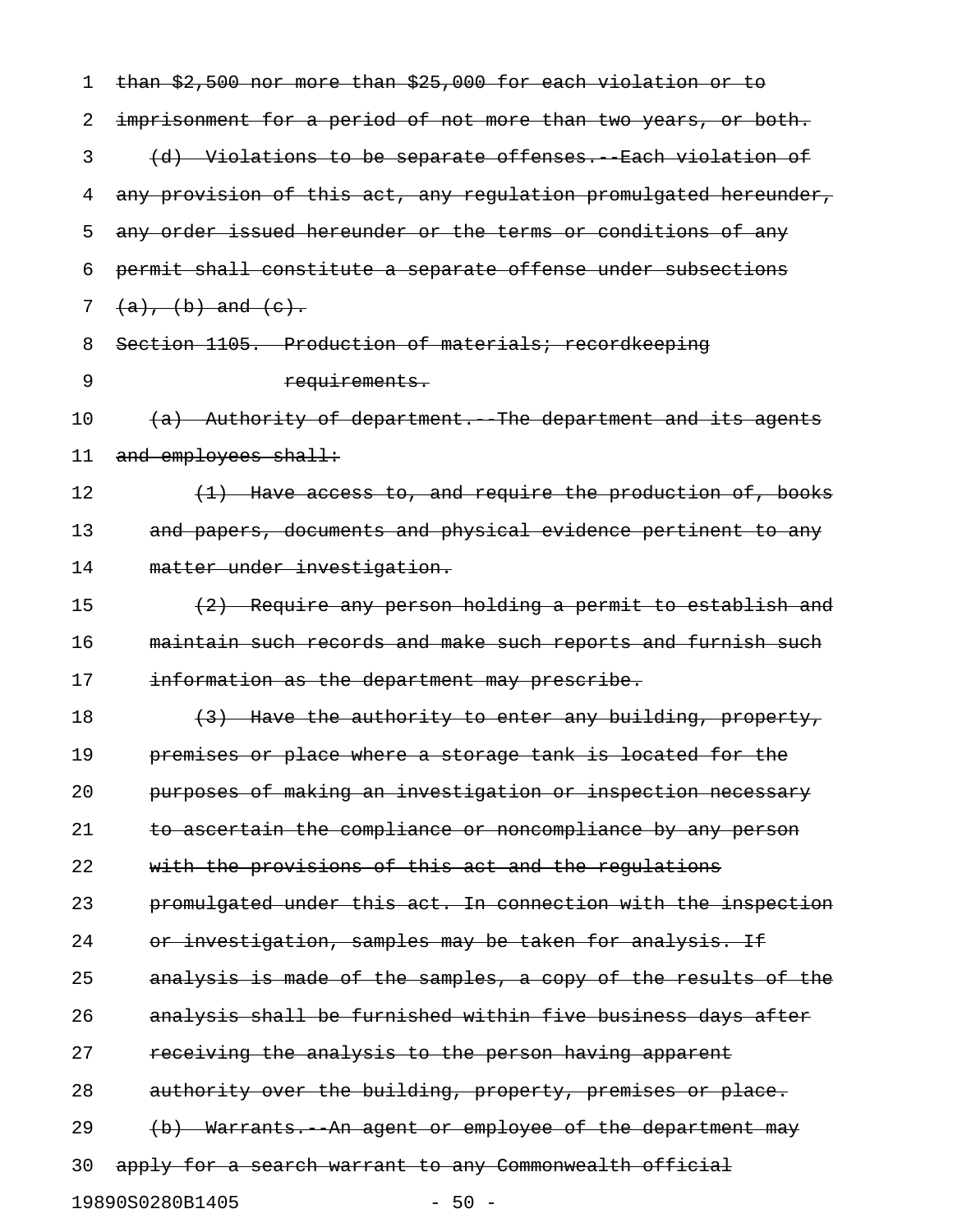~~than $2,500 nor more than $25,000 for each violation or to imprisonment for a period of not more than two years, or both.~~

~~(d) Violations to be separate offenses.--Each violation of any provision of this act, any regulation promulgated hereunder, any order issued hereunder or the terms or conditions of any permit shall constitute a separate offense under subsections (a), (b) and (c).~~

~~Section 1105. Production of materials; recordkeeping requirements.~~

~~(a) Authority of department.--The department and its agents and employees shall:~~

~~(1) Have access to, and require the production of, books and papers, documents and physical evidence pertinent to any matter under investigation.~~

~~(2) Require any person holding a permit to establish and maintain such records and make such reports and furnish such information as the department may prescribe.~~

~~(3) Have the authority to enter any building, property, premises or place where a storage tank is located for the purposes of making an investigation or inspection necessary to ascertain the compliance or noncompliance by any person with the provisions of this act and the regulations promulgated under this act. In connection with the inspection or investigation, samples may be taken for analysis. If analysis is made of the samples, a copy of the results of the analysis shall be furnished within five business days after receiving the analysis to the person having apparent authority over the building, property, premises or place.~~

~~(b) Warrants.--An agent or employee of the department may apply for a search warrant to any Commonwealth official~~

19890S0280B1405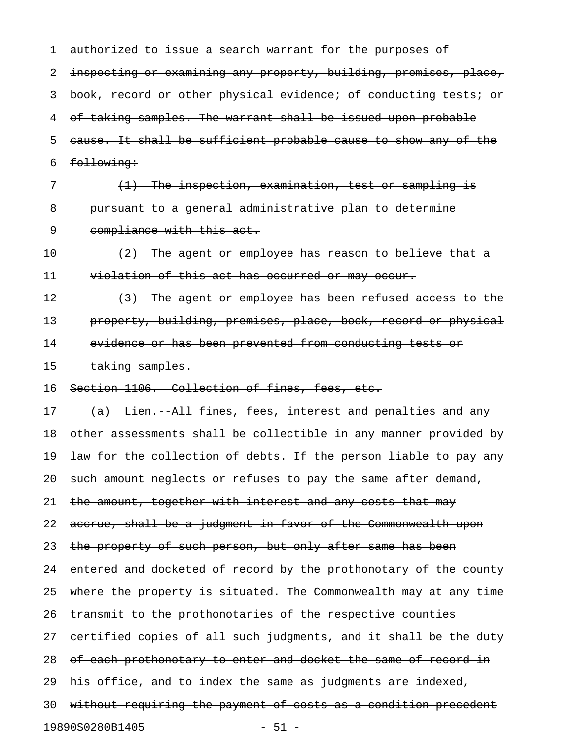~~authorized to issue a search warrant for the purposes of inspecting or examining any property, building, premises, place, book, record or other physical evidence; of conducting tests; or of taking samples. The warrant shall be issued upon probable cause. It shall be sufficient probable cause to show any of the following:~~

~~(1) The inspection, examination, test or sampling is pursuant to a general administrative plan to determine compliance with this act.~~

~~(2) The agent or employee has reason to believe that a violation of this act has occurred or may occur.~~

~~(3) The agent or employee has been refused access to the property, building, premises, place, book, record or physical evidence or has been prevented from conducting tests or taking samples.~~

~~Section 1106. Collection of fines, fees, etc.~~

~~(a) Lien.--All fines, fees, interest and penalties and any other assessments shall be collectible in any manner provided by law for the collection of debts. If the person liable to pay any such amount neglects or refuses to pay the same after demand, the amount, together with interest and any costs that may accrue, shall be a judgment in favor of the Commonwealth upon the property of such person, but only after same has been entered and docketed of record by the prothonotary of the county where the property is situated. The Commonwealth may at any time transmit to the prothonotaries of the respective counties certified copies of all such judgments, and it shall be the duty of each prothonotary to enter and docket the same of record in his office, and to index the same as judgments are indexed, without requiring the payment of costs as a condition precedent~~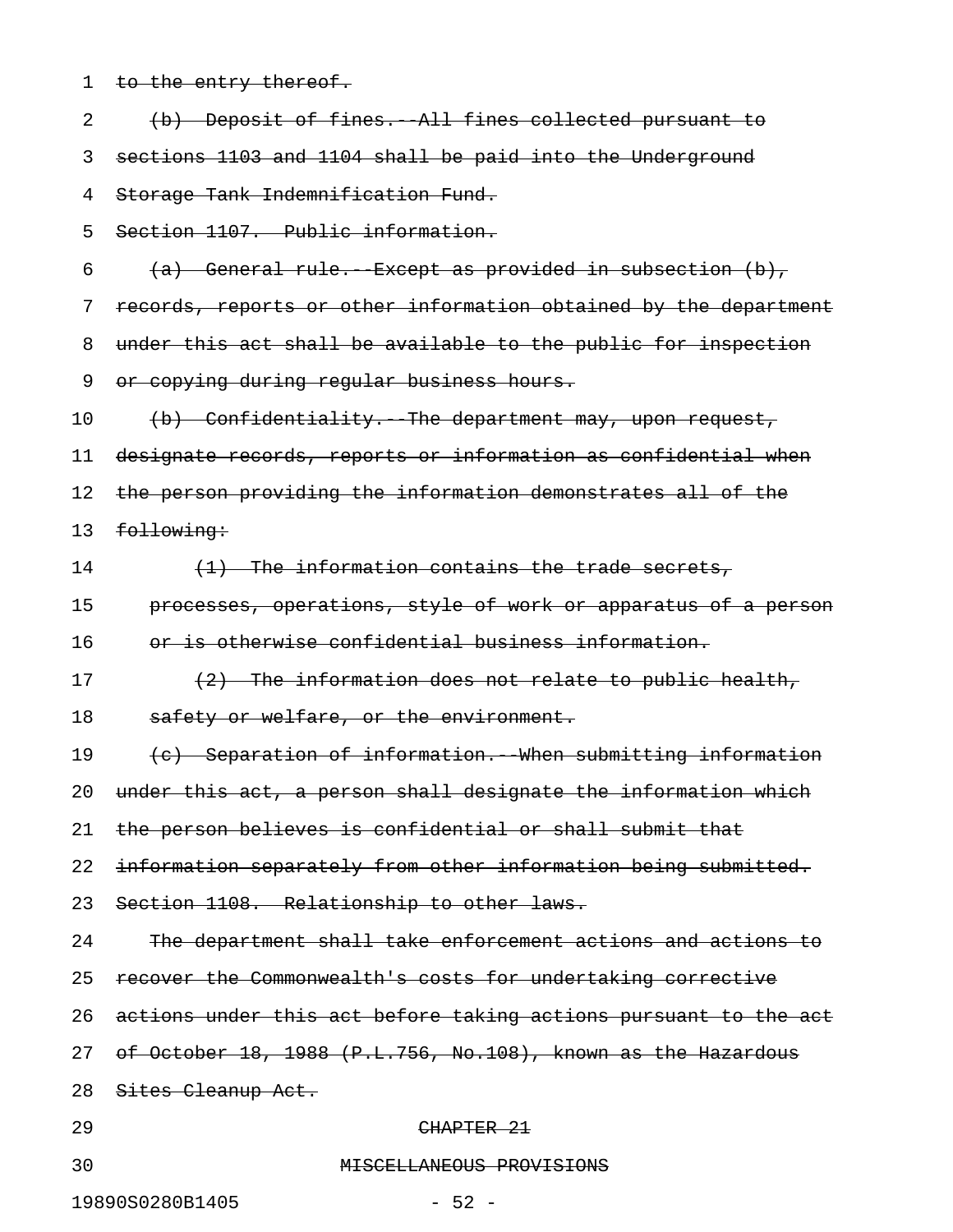~~to the entry thereof.~~

~~(b) Deposit of fines.--All fines collected pursuant to sections 1103 and 1104 shall be paid into the Underground Storage Tank Indemnification Fund.~~

~~Section 1107. Public information.~~

~~(a) General rule.--Except as provided in subsection (b), records, reports or other information obtained by the department under this act shall be available to the public for inspection or copying during regular business hours.~~

~~(b) Confidentiality.--The department may, upon request, designate records, reports or information as confidential when the person providing the information demonstrates all of the following:~~

~~(1) The information contains the trade secrets, processes, operations, style of work or apparatus of a person or is otherwise confidential business information.~~

~~(2) The information does not relate to public health, safety or welfare, or the environment.~~

~~(c) Separation of information.--When submitting information under this act, a person shall designate the information which the person believes is confidential or shall submit that information separately from other information being submitted.~~

~~Section 1108. Relationship to other laws.~~

~~The department shall take enforcement actions and actions to recover the Commonwealth's costs for undertaking corrective actions under this act before taking actions pursuant to the act of October 18, 1988 (P.L.756, No.108), known as the Hazardous Sites Cleanup Act.~~

~~CHAPTER 21~~

~~MISCELLANEOUS PROVISIONS~~

19890S0280B1405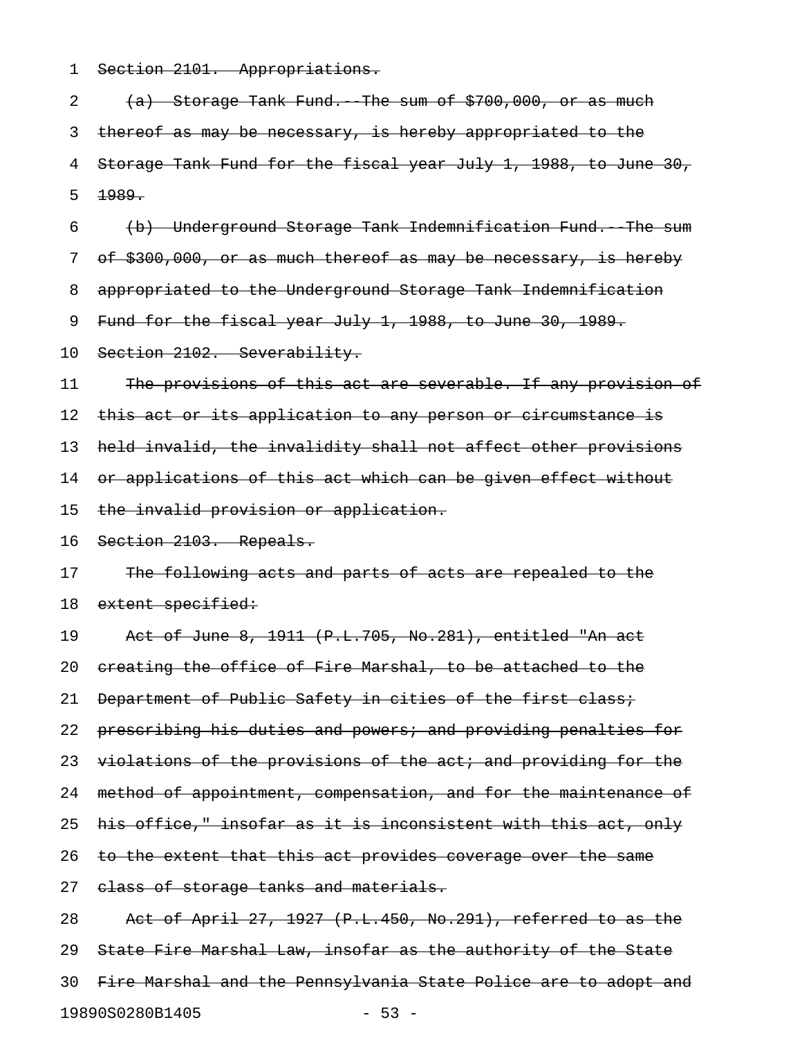~~Section 2101. Appropriations.~~

~~(a) Storage Tank Fund.--The sum of $700,000, or as much thereof as may be necessary, is hereby appropriated to the Storage Tank Fund for the fiscal year July 1, 1988, to June 30, 1989.~~

~~(b) Underground Storage Tank Indemnification Fund.--The sum of $300,000, or as much thereof as may be necessary, is hereby appropriated to the Underground Storage Tank Indemnification Fund for the fiscal year July 1, 1988, to June 30, 1989.~~

~~Section 2102. Severability.~~

~~The provisions of this act are severable. If any provision of this act or its application to any person or circumstance is held invalid, the invalidity shall not affect other provisions or applications of this act which can be given effect without the invalid provision or application.~~

~~Section 2103. Repeals.~~

~~The following acts and parts of acts are repealed to the extent specified:~~

~~Act of June 8, 1911 (P.L.705, No.281), entitled "An act creating the office of Fire Marshal, to be attached to the Department of Public Safety in cities of the first class; prescribing his duties and powers; and providing penalties for violations of the provisions of the act; and providing for the method of appointment, compensation, and for the maintenance of his office," insofar as it is inconsistent with this act, only to the extent that this act provides coverage over the same class of storage tanks and materials.~~

~~Act of April 27, 1927 (P.L.450, No.291), referred to as the State Fire Marshal Law, insofar as the authority of the State Fire Marshal and the Pennsylvania State Police are to adopt and~~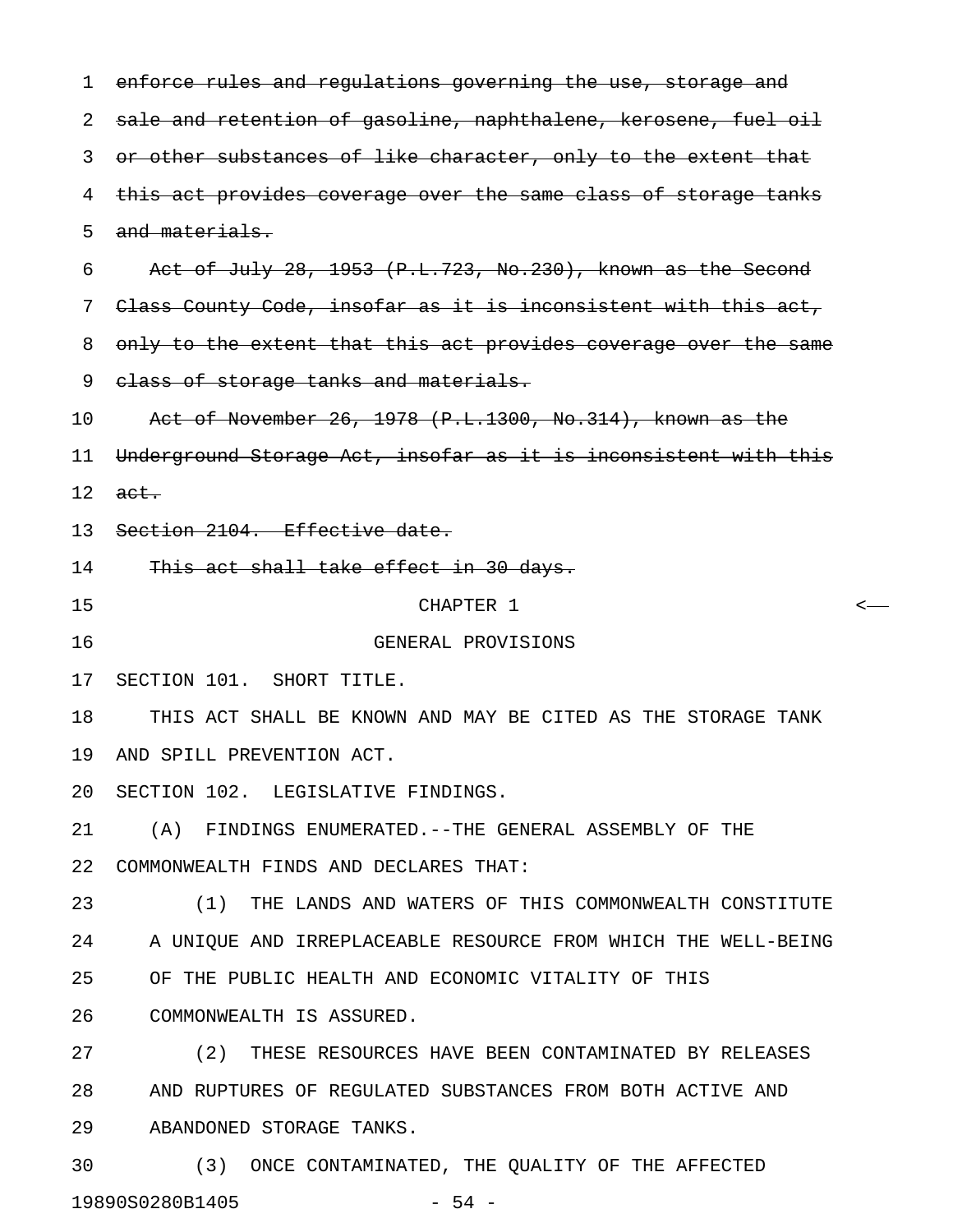~~enforce rules and regulations governing the use, storage and sale and retention of gasoline, naphthalene, kerosene, fuel oil or other substances of like character, only to the extent that this act provides coverage over the same class of storage tanks and materials.~~

~~Act of July 28, 1953 (P.L.723, No.230), known as the Second Class County Code, insofar as it is inconsistent with this act, only to the extent that this act provides coverage over the same class of storage tanks and materials.~~

~~Act of November 26, 1978 (P.L.1300, No.314), known as the Underground Storage Act, insofar as it is inconsistent with this act.~~

~~Section 2104. Effective date.~~

~~This act shall take effect in 30 days.~~

CHAPTER 1

GENERAL PROVISIONS

SECTION 101. SHORT TITLE.

THIS ACT SHALL BE KNOWN AND MAY BE CITED AS THE STORAGE TANK AND SPILL PREVENTION ACT.

SECTION 102. LEGISLATIVE FINDINGS.

(A) FINDINGS ENUMERATED.--THE GENERAL ASSEMBLY OF THE COMMONWEALTH FINDS AND DECLARES THAT:

(1) THE LANDS AND WATERS OF THIS COMMONWEALTH CONSTITUTE A UNIQUE AND IRREPLACEABLE RESOURCE FROM WHICH THE WELL-BEING OF THE PUBLIC HEALTH AND ECONOMIC VITALITY OF THIS COMMONWEALTH IS ASSURED.

(2) THESE RESOURCES HAVE BEEN CONTAMINATED BY RELEASES AND RUPTURES OF REGULATED SUBSTANCES FROM BOTH ACTIVE AND ABANDONED STORAGE TANKS.

(3) ONCE CONTAMINATED, THE QUALITY OF THE AFFECTED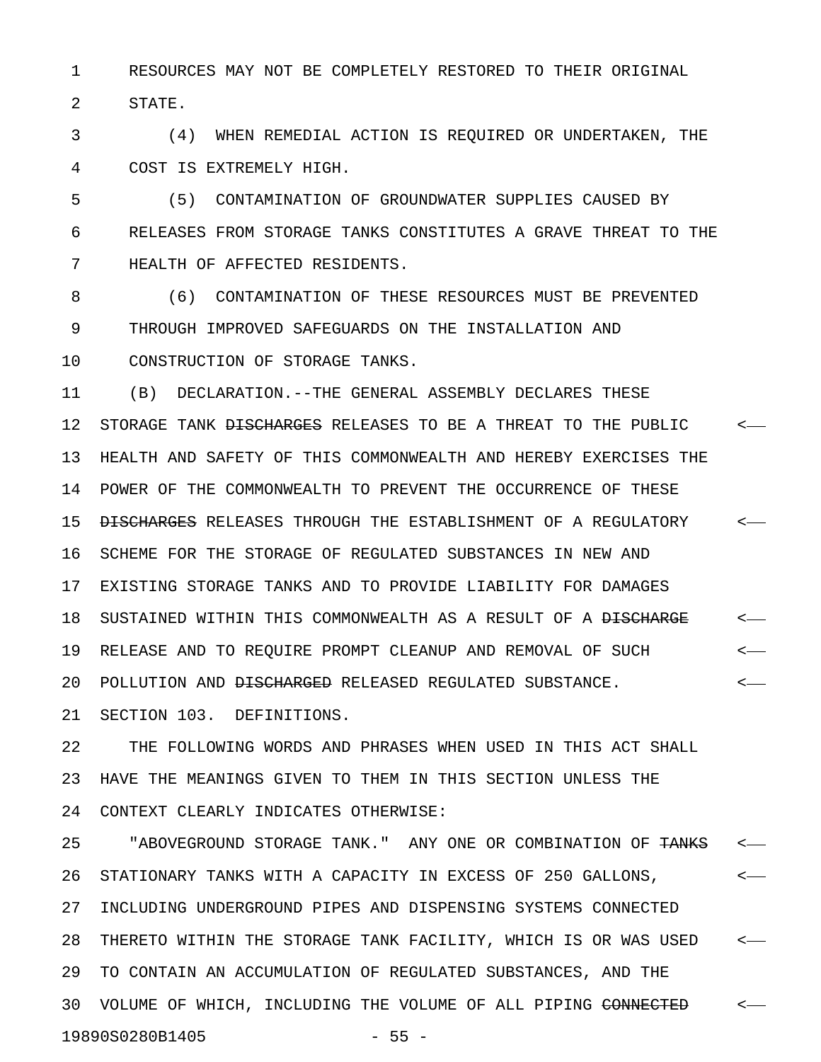RESOURCES MAY NOT BE COMPLETELY RESTORED TO THEIR ORIGINAL STATE.

(4) WHEN REMEDIAL ACTION IS REQUIRED OR UNDERTAKEN, THE COST IS EXTREMELY HIGH.

(5) CONTAMINATION OF GROUNDWATER SUPPLIES CAUSED BY RELEASES FROM STORAGE TANKS CONSTITUTES A GRAVE THREAT TO THE HEALTH OF AFFECTED RESIDENTS.

(6) CONTAMINATION OF THESE RESOURCES MUST BE PREVENTED THROUGH IMPROVED SAFEGUARDS ON THE INSTALLATION AND CONSTRUCTION OF STORAGE TANKS.

(B) DECLARATION.--THE GENERAL ASSEMBLY DECLARES THESE STORAGE TANK ~~DISCHARGES~~ RELEASES TO BE A THREAT TO THE PUBLIC HEALTH AND SAFETY OF THIS COMMONWEALTH AND HEREBY EXERCISES THE POWER OF THE COMMONWEALTH TO PREVENT THE OCCURRENCE OF THESE ~~DISCHARGES~~ RELEASES THROUGH THE ESTABLISHMENT OF A REGULATORY SCHEME FOR THE STORAGE OF REGULATED SUBSTANCES IN NEW AND EXISTING STORAGE TANKS AND TO PROVIDE LIABILITY FOR DAMAGES SUSTAINED WITHIN THIS COMMONWEALTH AS A RESULT OF A ~~DISCHARGE~~ RELEASE AND TO REQUIRE PROMPT CLEANUP AND REMOVAL OF SUCH POLLUTION AND ~~DISCHARGED~~ RELEASED REGULATED SUBSTANCE.

SECTION 103. DEFINITIONS.

THE FOLLOWING WORDS AND PHRASES WHEN USED IN THIS ACT SHALL HAVE THE MEANINGS GIVEN TO THEM IN THIS SECTION UNLESS THE CONTEXT CLEARLY INDICATES OTHERWISE:

"ABOVEGROUND STORAGE TANK." ANY ONE OR COMBINATION OF ~~TANKS~~ STATIONARY TANKS WITH A CAPACITY IN EXCESS OF 250 GALLONS, INCLUDING UNDERGROUND PIPES AND DISPENSING SYSTEMS CONNECTED THERETO WITHIN THE STORAGE TANK FACILITY, WHICH IS OR WAS USED TO CONTAIN AN ACCUMULATION OF REGULATED SUBSTANCES, AND THE VOLUME OF WHICH, INCLUDING THE VOLUME OF ALL PIPING ~~CONNECTED~~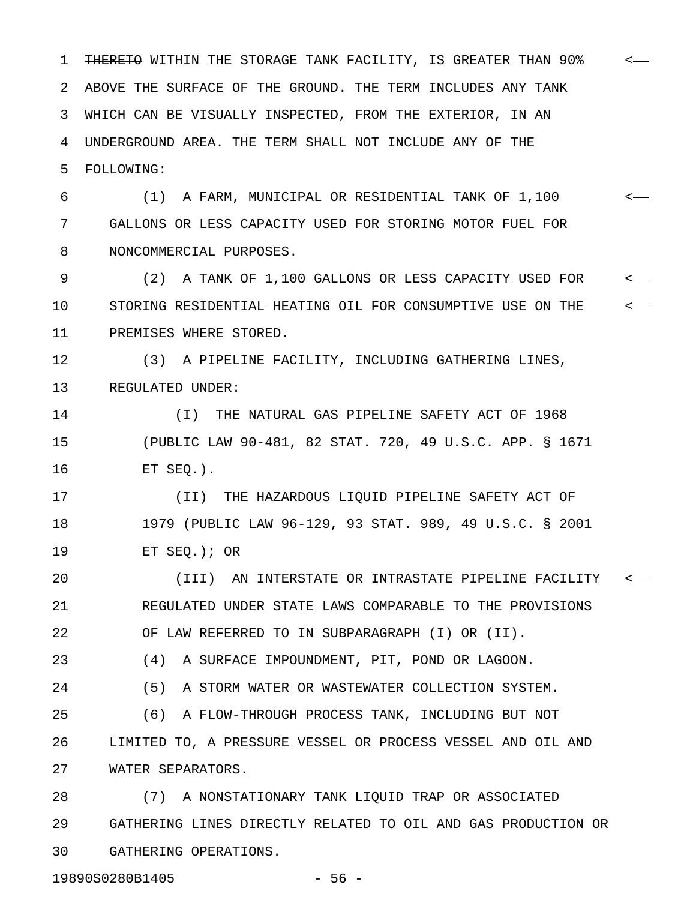~~THERETO~~ WITHIN THE STORAGE TANK FACILITY, IS GREATER THAN 90% ABOVE THE SURFACE OF THE GROUND. THE TERM INCLUDES ANY TANK WHICH CAN BE VISUALLY INSPECTED, FROM THE EXTERIOR, IN AN UNDERGROUND AREA. THE TERM SHALL NOT INCLUDE ANY OF THE FOLLOWING:

(1) A FARM, MUNICIPAL OR RESIDENTIAL TANK OF 1,100 GALLONS OR LESS CAPACITY USED FOR STORING MOTOR FUEL FOR NONCOMMERCIAL PURPOSES.

(2) A TANK ~~OF 1,100 GALLONS OR LESS CAPACITY~~ USED FOR STORING ~~RESIDENTIAL~~ HEATING OIL FOR CONSUMPTIVE USE ON THE PREMISES WHERE STORED.

(3) A PIPELINE FACILITY, INCLUDING GATHERING LINES, REGULATED UNDER:

(I) THE NATURAL GAS PIPELINE SAFETY ACT OF 1968 (PUBLIC LAW 90-481, 82 STAT. 720, 49 U.S.C. APP. § 1671 ET SEQ.).

(II) THE HAZARDOUS LIQUID PIPELINE SAFETY ACT OF 1979 (PUBLIC LAW 96-129, 93 STAT. 989, 49 U.S.C. § 2001 ET SEQ.); OR

(III) AN INTERSTATE OR INTRASTATE PIPELINE FACILITY REGULATED UNDER STATE LAWS COMPARABLE TO THE PROVISIONS OF LAW REFERRED TO IN SUBPARAGRAPH (I) OR (II).

(4) A SURFACE IMPOUNDMENT, PIT, POND OR LAGOON.

(5) A STORM WATER OR WASTEWATER COLLECTION SYSTEM.

(6) A FLOW-THROUGH PROCESS TANK, INCLUDING BUT NOT LIMITED TO, A PRESSURE VESSEL OR PROCESS VESSEL AND OIL AND WATER SEPARATORS.

(7) A NONSTATIONARY TANK LIQUID TRAP OR ASSOCIATED GATHERING LINES DIRECTLY RELATED TO OIL AND GAS PRODUCTION OR GATHERING OPERATIONS.

19890S0280B1405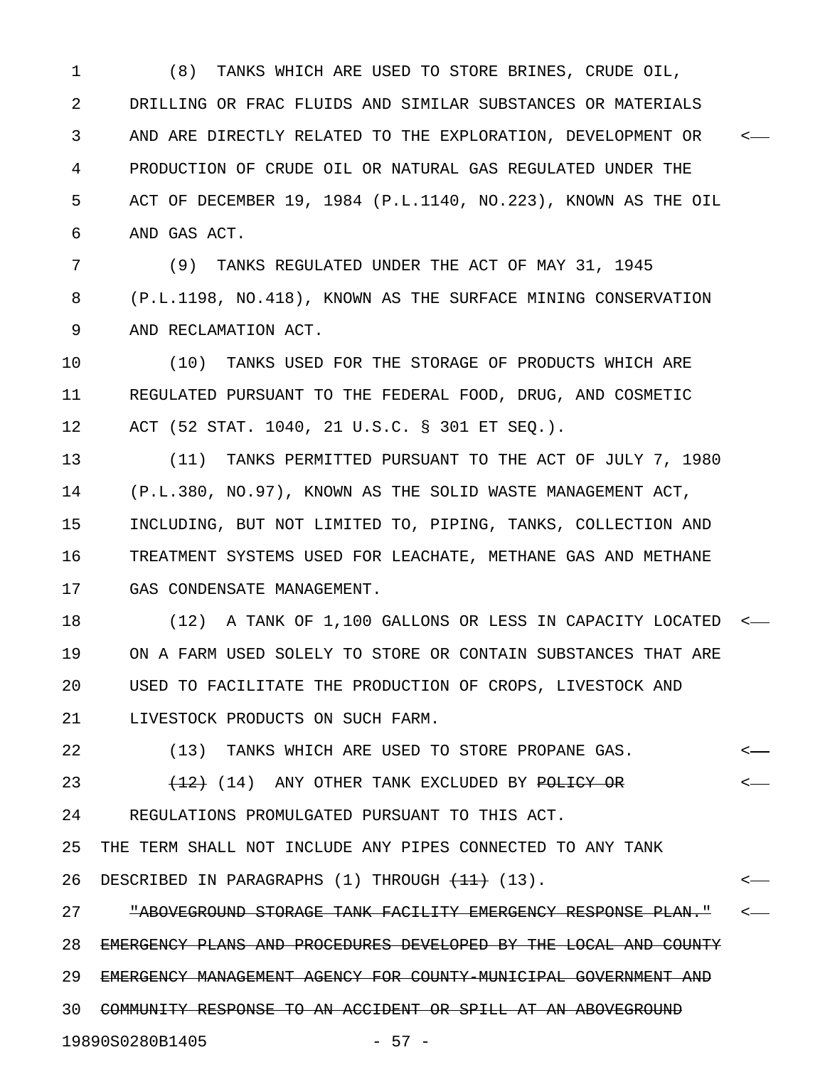(8) TANKS WHICH ARE USED TO STORE BRINES, CRUDE OIL, DRILLING OR FRAC FLUIDS AND SIMILAR SUBSTANCES OR MATERIALS AND ARE DIRECTLY RELATED TO THE EXPLORATION, DEVELOPMENT OR PRODUCTION OF CRUDE OIL OR NATURAL GAS REGULATED UNDER THE ACT OF DECEMBER 19, 1984 (P.L.1140, NO.223), KNOWN AS THE OIL AND GAS ACT.

(9) TANKS REGULATED UNDER THE ACT OF MAY 31, 1945 (P.L.1198, NO.418), KNOWN AS THE SURFACE MINING CONSERVATION AND RECLAMATION ACT.

(10) TANKS USED FOR THE STORAGE OF PRODUCTS WHICH ARE REGULATED PURSUANT TO THE FEDERAL FOOD, DRUG, AND COSMETIC ACT (52 STAT. 1040, 21 U.S.C. § 301 ET SEQ.).

(11) TANKS PERMITTED PURSUANT TO THE ACT OF JULY 7, 1980 (P.L.380, NO.97), KNOWN AS THE SOLID WASTE MANAGEMENT ACT, INCLUDING, BUT NOT LIMITED TO, PIPING, TANKS, COLLECTION AND TREATMENT SYSTEMS USED FOR LEACHATE, METHANE GAS AND METHANE GAS CONDENSATE MANAGEMENT.

(12) A TANK OF 1,100 GALLONS OR LESS IN CAPACITY LOCATED ON A FARM USED SOLELY TO STORE OR CONTAIN SUBSTANCES THAT ARE USED TO FACILITATE THE PRODUCTION OF CROPS, LIVESTOCK AND LIVESTOCK PRODUCTS ON SUCH FARM.

(13) TANKS WHICH ARE USED TO STORE PROPANE GAS.

~~(12)~~ (14) ANY OTHER TANK EXCLUDED BY ~~POLICY OR~~ REGULATIONS PROMULGATED PURSUANT TO THIS ACT.

THE TERM SHALL NOT INCLUDE ANY PIPES CONNECTED TO ANY TANK DESCRIBED IN PARAGRAPHS (1) THROUGH ~~(11)~~ (13).

~~"ABOVEGROUND STORAGE TANK FACILITY EMERGENCY RESPONSE PLAN." EMERGENCY PLANS AND PROCEDURES DEVELOPED BY THE LOCAL AND COUNTY EMERGENCY MANAGEMENT AGENCY FOR COUNTY-MUNICIPAL GOVERNMENT AND COMMUNITY RESPONSE TO AN ACCIDENT OR SPILL AT AN ABOVEGROUND~~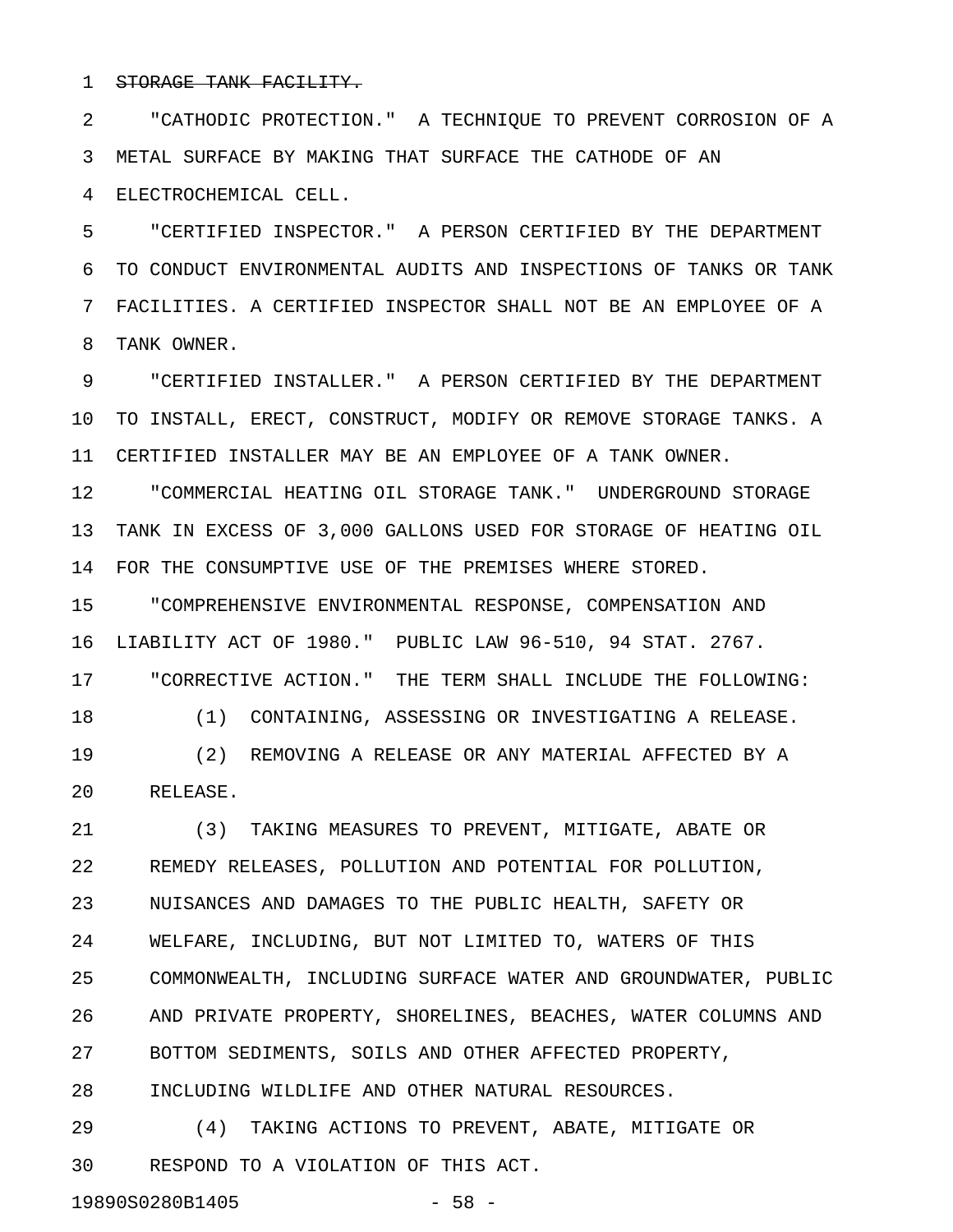~~STORAGE TANK FACILITY.~~

"CATHODIC PROTECTION." A TECHNIQUE TO PREVENT CORROSION OF A METAL SURFACE BY MAKING THAT SURFACE THE CATHODE OF AN ELECTROCHEMICAL CELL.

"CERTIFIED INSPECTOR." A PERSON CERTIFIED BY THE DEPARTMENT TO CONDUCT ENVIRONMENTAL AUDITS AND INSPECTIONS OF TANKS OR TANK FACILITIES. A CERTIFIED INSPECTOR SHALL NOT BE AN EMPLOYEE OF A TANK OWNER.

"CERTIFIED INSTALLER." A PERSON CERTIFIED BY THE DEPARTMENT TO INSTALL, ERECT, CONSTRUCT, MODIFY OR REMOVE STORAGE TANKS. A CERTIFIED INSTALLER MAY BE AN EMPLOYEE OF A TANK OWNER.

"COMMERCIAL HEATING OIL STORAGE TANK." UNDERGROUND STORAGE TANK IN EXCESS OF 3,000 GALLONS USED FOR STORAGE OF HEATING OIL FOR THE CONSUMPTIVE USE OF THE PREMISES WHERE STORED.

"COMPREHENSIVE ENVIRONMENTAL RESPONSE, COMPENSATION AND LIABILITY ACT OF 1980." PUBLIC LAW 96-510, 94 STAT. 2767.

"CORRECTIVE ACTION." THE TERM SHALL INCLUDE THE FOLLOWING:

(1) CONTAINING, ASSESSING OR INVESTIGATING A RELEASE.

(2) REMOVING A RELEASE OR ANY MATERIAL AFFECTED BY A RELEASE.

(3) TAKING MEASURES TO PREVENT, MITIGATE, ABATE OR REMEDY RELEASES, POLLUTION AND POTENTIAL FOR POLLUTION, NUISANCES AND DAMAGES TO THE PUBLIC HEALTH, SAFETY OR WELFARE, INCLUDING, BUT NOT LIMITED TO, WATERS OF THIS COMMONWEALTH, INCLUDING SURFACE WATER AND GROUNDWATER, PUBLIC AND PRIVATE PROPERTY, SHORELINES, BEACHES, WATER COLUMNS AND BOTTOM SEDIMENTS, SOILS AND OTHER AFFECTED PROPERTY, INCLUDING WILDLIFE AND OTHER NATURAL RESOURCES.

(4) TAKING ACTIONS TO PREVENT, ABATE, MITIGATE OR RESPOND TO A VIOLATION OF THIS ACT.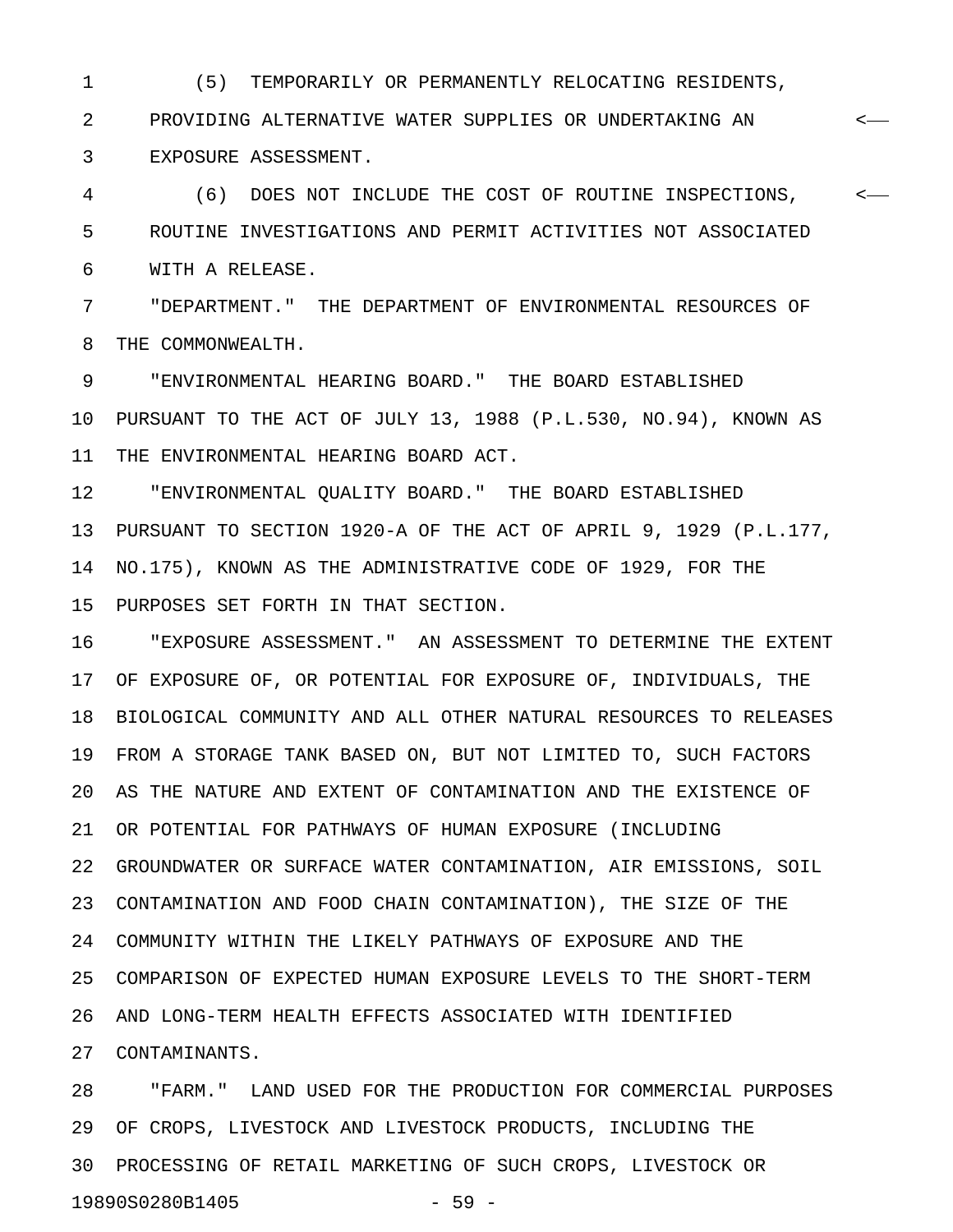(5) TEMPORARILY OR PERMANENTLY RELOCATING RESIDENTS, PROVIDING ALTERNATIVE WATER SUPPLIES OR UNDERTAKING AN EXPOSURE ASSESSMENT.

(6) DOES NOT INCLUDE THE COST OF ROUTINE INSPECTIONS, ROUTINE INVESTIGATIONS AND PERMIT ACTIVITIES NOT ASSOCIATED WITH A RELEASE.

"DEPARTMENT." THE DEPARTMENT OF ENVIRONMENTAL RESOURCES OF THE COMMONWEALTH.

"ENVIRONMENTAL HEARING BOARD." THE BOARD ESTABLISHED PURSUANT TO THE ACT OF JULY 13, 1988 (P.L.530, NO.94), KNOWN AS THE ENVIRONMENTAL HEARING BOARD ACT.

"ENVIRONMENTAL QUALITY BOARD." THE BOARD ESTABLISHED PURSUANT TO SECTION 1920-A OF THE ACT OF APRIL 9, 1929 (P.L.177, NO.175), KNOWN AS THE ADMINISTRATIVE CODE OF 1929, FOR THE PURPOSES SET FORTH IN THAT SECTION.

"EXPOSURE ASSESSMENT." AN ASSESSMENT TO DETERMINE THE EXTENT OF EXPOSURE OF, OR POTENTIAL FOR EXPOSURE OF, INDIVIDUALS, THE BIOLOGICAL COMMUNITY AND ALL OTHER NATURAL RESOURCES TO RELEASES FROM A STORAGE TANK BASED ON, BUT NOT LIMITED TO, SUCH FACTORS AS THE NATURE AND EXTENT OF CONTAMINATION AND THE EXISTENCE OF OR POTENTIAL FOR PATHWAYS OF HUMAN EXPOSURE (INCLUDING GROUNDWATER OR SURFACE WATER CONTAMINATION, AIR EMISSIONS, SOIL CONTAMINATION AND FOOD CHAIN CONTAMINATION), THE SIZE OF THE COMMUNITY WITHIN THE LIKELY PATHWAYS OF EXPOSURE AND THE COMPARISON OF EXPECTED HUMAN EXPOSURE LEVELS TO THE SHORT-TERM AND LONG-TERM HEALTH EFFECTS ASSOCIATED WITH IDENTIFIED CONTAMINANTS.

"FARM." LAND USED FOR THE PRODUCTION FOR COMMERCIAL PURPOSES OF CROPS, LIVESTOCK AND LIVESTOCK PRODUCTS, INCLUDING THE PROCESSING OF RETAIL MARKETING OF SUCH CROPS, LIVESTOCK OR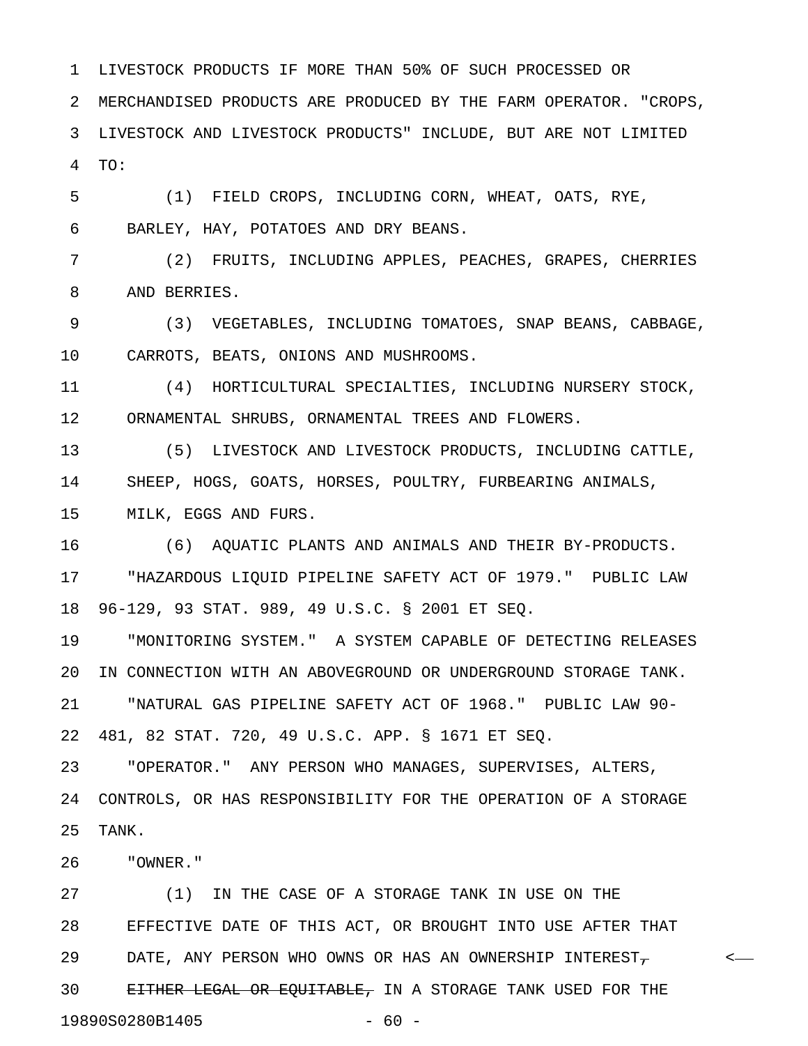LIVESTOCK PRODUCTS IF MORE THAN 50% OF SUCH PROCESSED OR MERCHANDISED PRODUCTS ARE PRODUCED BY THE FARM OPERATOR. "CROPS, LIVESTOCK AND LIVESTOCK PRODUCTS" INCLUDE, BUT ARE NOT LIMITED TO:

(1) FIELD CROPS, INCLUDING CORN, WHEAT, OATS, RYE, BARLEY, HAY, POTATOES AND DRY BEANS.

(2) FRUITS, INCLUDING APPLES, PEACHES, GRAPES, CHERRIES AND BERRIES.

(3) VEGETABLES, INCLUDING TOMATOES, SNAP BEANS, CABBAGE, CARROTS, BEATS, ONIONS AND MUSHROOMS.

(4) HORTICULTURAL SPECIALTIES, INCLUDING NURSERY STOCK, ORNAMENTAL SHRUBS, ORNAMENTAL TREES AND FLOWERS.

(5) LIVESTOCK AND LIVESTOCK PRODUCTS, INCLUDING CATTLE, SHEEP, HOGS, GOATS, HORSES, POULTRY, FURBEARING ANIMALS, MILK, EGGS AND FURS.

(6) AQUATIC PLANTS AND ANIMALS AND THEIR BY-PRODUCTS.

"HAZARDOUS LIQUID PIPELINE SAFETY ACT OF 1979." PUBLIC LAW 96-129, 93 STAT. 989, 49 U.S.C. § 2001 ET SEQ.

"MONITORING SYSTEM." A SYSTEM CAPABLE OF DETECTING RELEASES IN CONNECTION WITH AN ABOVEGROUND OR UNDERGROUND STORAGE TANK.

"NATURAL GAS PIPELINE SAFETY ACT OF 1968." PUBLIC LAW 90-481, 82 STAT. 720, 49 U.S.C. APP. § 1671 ET SEQ.

"OPERATOR." ANY PERSON WHO MANAGES, SUPERVISES, ALTERS, CONTROLS, OR HAS RESPONSIBILITY FOR THE OPERATION OF A STORAGE TANK.

"OWNER."

(1) IN THE CASE OF A STORAGE TANK IN USE ON THE EFFECTIVE DATE OF THIS ACT, OR BROUGHT INTO USE AFTER THAT DATE, ANY PERSON WHO OWNS OR HAS AN OWNERSHIP INTEREST~~, EITHER LEGAL OR EQUITABLE,~~ IN A STORAGE TANK USED FOR THE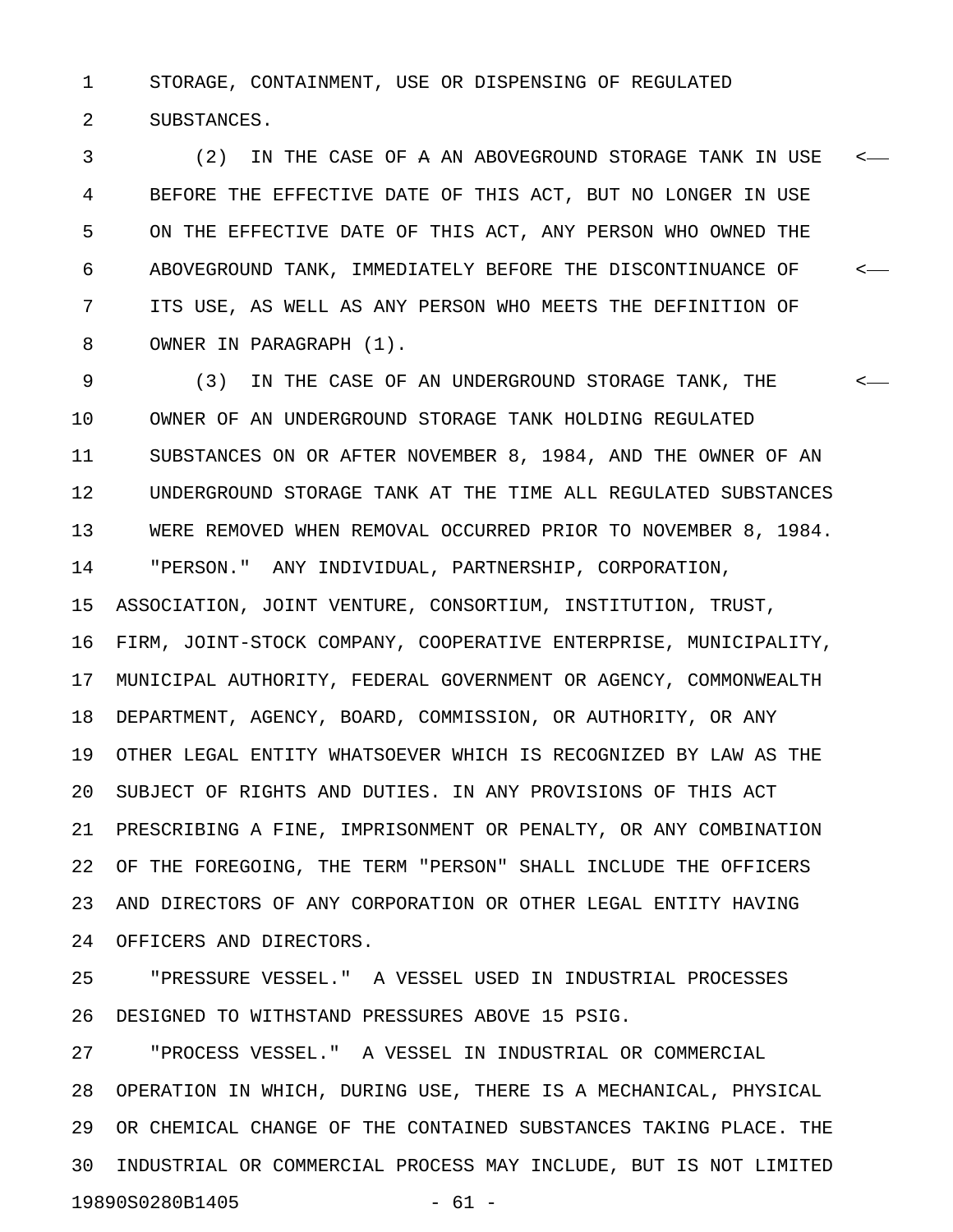STORAGE, CONTAINMENT, USE OR DISPENSING OF REGULATED SUBSTANCES.

(2) IN THE CASE OF ~~A~~ AN ABOVEGROUND STORAGE TANK IN USE BEFORE THE EFFECTIVE DATE OF THIS ACT, BUT NO LONGER IN USE ON THE EFFECTIVE DATE OF THIS ACT, ANY PERSON WHO OWNED THE ABOVEGROUND TANK, IMMEDIATELY BEFORE THE DISCONTINUANCE OF ITS USE, AS WELL AS ANY PERSON WHO MEETS THE DEFINITION OF OWNER IN PARAGRAPH (1).

(3) IN THE CASE OF AN UNDERGROUND STORAGE TANK, THE OWNER OF AN UNDERGROUND STORAGE TANK HOLDING REGULATED SUBSTANCES ON OR AFTER NOVEMBER 8, 1984, AND THE OWNER OF AN UNDERGROUND STORAGE TANK AT THE TIME ALL REGULATED SUBSTANCES WERE REMOVED WHEN REMOVAL OCCURRED PRIOR TO NOVEMBER 8, 1984.

"PERSON." ANY INDIVIDUAL, PARTNERSHIP, CORPORATION, ASSOCIATION, JOINT VENTURE, CONSORTIUM, INSTITUTION, TRUST, FIRM, JOINT-STOCK COMPANY, COOPERATIVE ENTERPRISE, MUNICIPALITY, MUNICIPAL AUTHORITY, FEDERAL GOVERNMENT OR AGENCY, COMMONWEALTH DEPARTMENT, AGENCY, BOARD, COMMISSION, OR AUTHORITY, OR ANY OTHER LEGAL ENTITY WHATSOEVER WHICH IS RECOGNIZED BY LAW AS THE SUBJECT OF RIGHTS AND DUTIES. IN ANY PROVISIONS OF THIS ACT PRESCRIBING A FINE, IMPRISONMENT OR PENALTY, OR ANY COMBINATION OF THE FOREGOING, THE TERM "PERSON" SHALL INCLUDE THE OFFICERS AND DIRECTORS OF ANY CORPORATION OR OTHER LEGAL ENTITY HAVING OFFICERS AND DIRECTORS.

"PRESSURE VESSEL." A VESSEL USED IN INDUSTRIAL PROCESSES DESIGNED TO WITHSTAND PRESSURES ABOVE 15 PSIG.

"PROCESS VESSEL." A VESSEL IN INDUSTRIAL OR COMMERCIAL OPERATION IN WHICH, DURING USE, THERE IS A MECHANICAL, PHYSICAL OR CHEMICAL CHANGE OF THE CONTAINED SUBSTANCES TAKING PLACE. THE INDUSTRIAL OR COMMERCIAL PROCESS MAY INCLUDE, BUT IS NOT LIMITED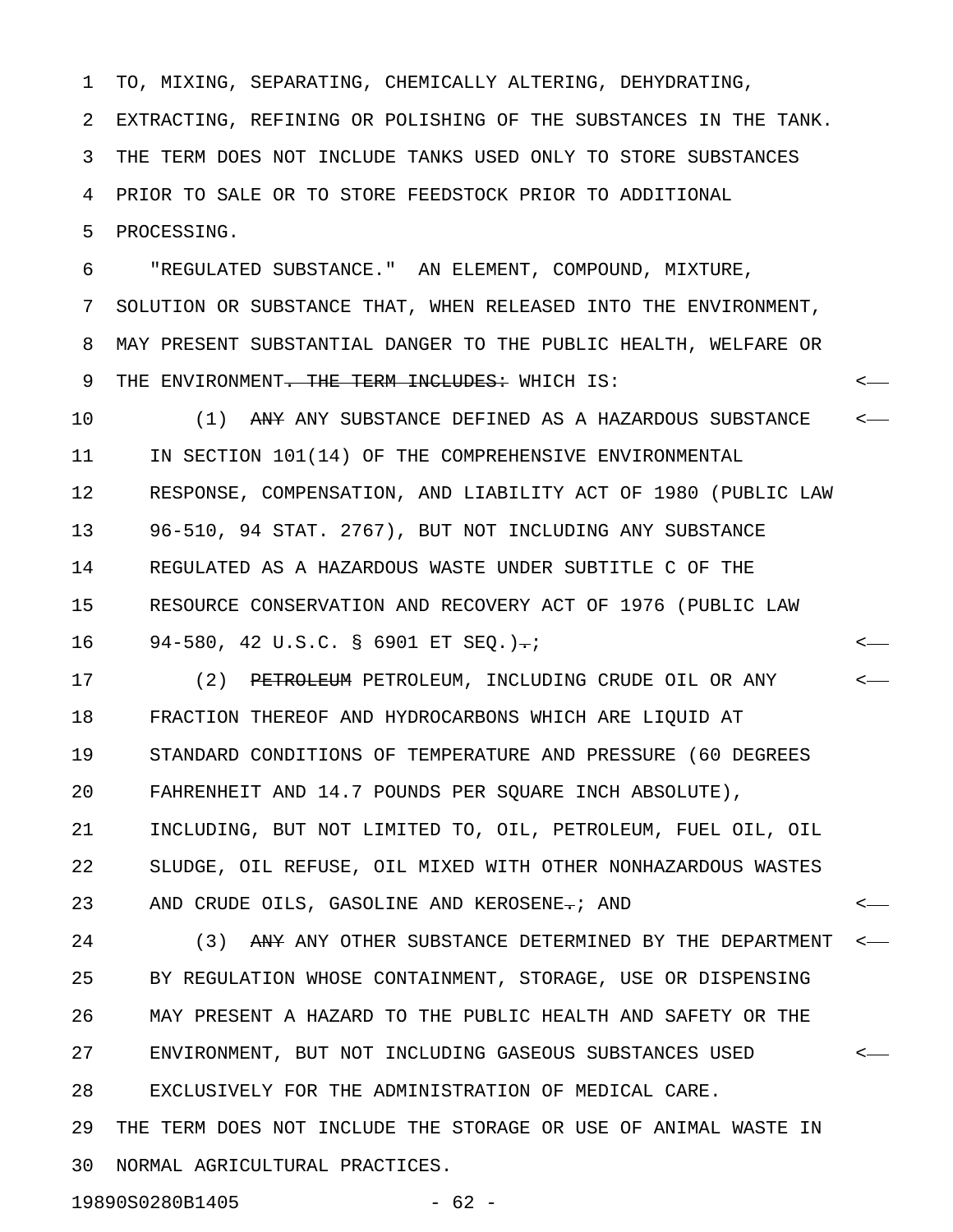TO, MIXING, SEPARATING, CHEMICALLY ALTERING, DEHYDRATING, EXTRACTING, REFINING OR POLISHING OF THE SUBSTANCES IN THE TANK. THE TERM DOES NOT INCLUDE TANKS USED ONLY TO STORE SUBSTANCES PRIOR TO SALE OR TO STORE FEEDSTOCK PRIOR TO ADDITIONAL PROCESSING.

"REGULATED SUBSTANCE." AN ELEMENT, COMPOUND, MIXTURE, SOLUTION OR SUBSTANCE THAT, WHEN RELEASED INTO THE ENVIRONMENT, MAY PRESENT SUBSTANTIAL DANGER TO THE PUBLIC HEALTH, WELFARE OR THE ENVIRONMENT~~. THE TERM INCLUDES:~~ WHICH IS:

(1) ~~ANY~~ ANY SUBSTANCE DEFINED AS A HAZARDOUS SUBSTANCE IN SECTION 101(14) OF THE COMPREHENSIVE ENVIRONMENTAL RESPONSE, COMPENSATION, AND LIABILITY ACT OF 1980 (PUBLIC LAW 96-510, 94 STAT. 2767), BUT NOT INCLUDING ANY SUBSTANCE REGULATED AS A HAZARDOUS WASTE UNDER SUBTITLE C OF THE RESOURCE CONSERVATION AND RECOVERY ACT OF 1976 (PUBLIC LAW 94-580, 42 U.S.C. § 6901 ET SEQ.)~~.~~;

(2) ~~PETROLEUM~~ PETROLEUM, INCLUDING CRUDE OIL OR ANY FRACTION THEREOF AND HYDROCARBONS WHICH ARE LIQUID AT STANDARD CONDITIONS OF TEMPERATURE AND PRESSURE (60 DEGREES FAHRENHEIT AND 14.7 POUNDS PER SQUARE INCH ABSOLUTE), INCLUDING, BUT NOT LIMITED TO, OIL, PETROLEUM, FUEL OIL, OIL SLUDGE, OIL REFUSE, OIL MIXED WITH OTHER NONHAZARDOUS WASTES AND CRUDE OILS, GASOLINE AND KEROSENE~~.~~; AND

(3) ~~ANY~~ ANY OTHER SUBSTANCE DETERMINED BY THE DEPARTMENT BY REGULATION WHOSE CONTAINMENT, STORAGE, USE OR DISPENSING MAY PRESENT A HAZARD TO THE PUBLIC HEALTH AND SAFETY OR THE ENVIRONMENT, BUT NOT INCLUDING GASEOUS SUBSTANCES USED EXCLUSIVELY FOR THE ADMINISTRATION OF MEDICAL CARE.

THE TERM DOES NOT INCLUDE THE STORAGE OR USE OF ANIMAL WASTE IN NORMAL AGRICULTURAL PRACTICES.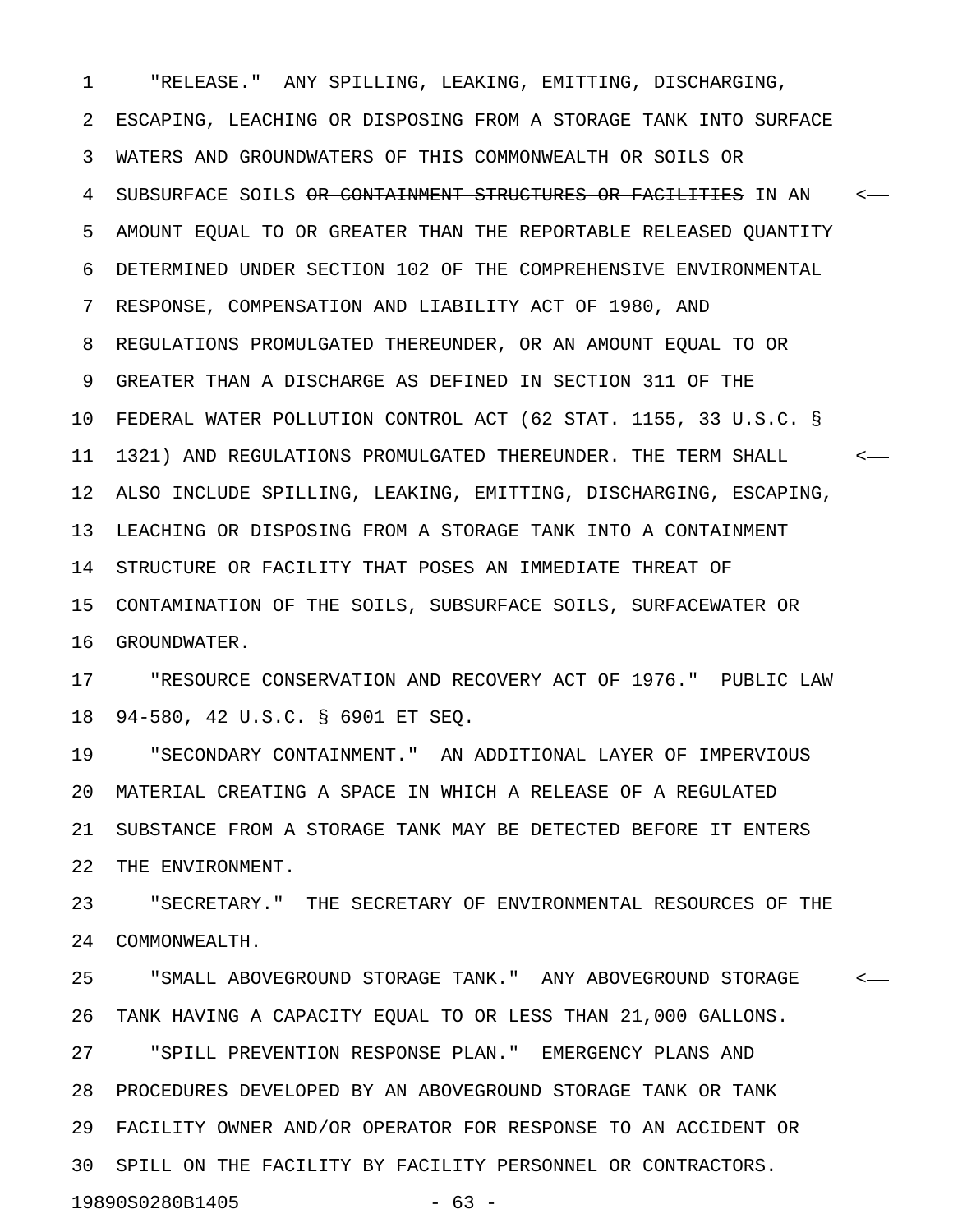"RELEASE." ANY SPILLING, LEAKING, EMITTING, DISCHARGING, ESCAPING, LEACHING OR DISPOSING FROM A STORAGE TANK INTO SURFACE WATERS AND GROUNDWATERS OF THIS COMMONWEALTH OR SOILS OR SUBSURFACE SOILS ~~OR CONTAINMENT STRUCTURES OR FACILITIES~~ IN AN AMOUNT EQUAL TO OR GREATER THAN THE REPORTABLE RELEASED QUANTITY DETERMINED UNDER SECTION 102 OF THE COMPREHENSIVE ENVIRONMENTAL RESPONSE, COMPENSATION AND LIABILITY ACT OF 1980, AND REGULATIONS PROMULGATED THEREUNDER, OR AN AMOUNT EQUAL TO OR GREATER THAN A DISCHARGE AS DEFINED IN SECTION 311 OF THE FEDERAL WATER POLLUTION CONTROL ACT (62 STAT. 1155, 33 U.S.C. § 1321) AND REGULATIONS PROMULGATED THEREUNDER. THE TERM SHALL ALSO INCLUDE SPILLING, LEAKING, EMITTING, DISCHARGING, ESCAPING, LEACHING OR DISPOSING FROM A STORAGE TANK INTO A CONTAINMENT STRUCTURE OR FACILITY THAT POSES AN IMMEDIATE THREAT OF CONTAMINATION OF THE SOILS, SUBSURFACE SOILS, SURFACEWATER OR GROUNDWATER.

"RESOURCE CONSERVATION AND RECOVERY ACT OF 1976." PUBLIC LAW 94-580, 42 U.S.C. § 6901 ET SEQ.

"SECONDARY CONTAINMENT." AN ADDITIONAL LAYER OF IMPERVIOUS MATERIAL CREATING A SPACE IN WHICH A RELEASE OF A REGULATED SUBSTANCE FROM A STORAGE TANK MAY BE DETECTED BEFORE IT ENTERS THE ENVIRONMENT.

"SECRETARY." THE SECRETARY OF ENVIRONMENTAL RESOURCES OF THE COMMONWEALTH.

"SMALL ABOVEGROUND STORAGE TANK." ANY ABOVEGROUND STORAGE TANK HAVING A CAPACITY EQUAL TO OR LESS THAN 21,000 GALLONS.

"SPILL PREVENTION RESPONSE PLAN." EMERGENCY PLANS AND PROCEDURES DEVELOPED BY AN ABOVEGROUND STORAGE TANK OR TANK FACILITY OWNER AND/OR OPERATOR FOR RESPONSE TO AN ACCIDENT OR SPILL ON THE FACILITY BY FACILITY PERSONNEL OR CONTRACTORS.

19890S0280B1405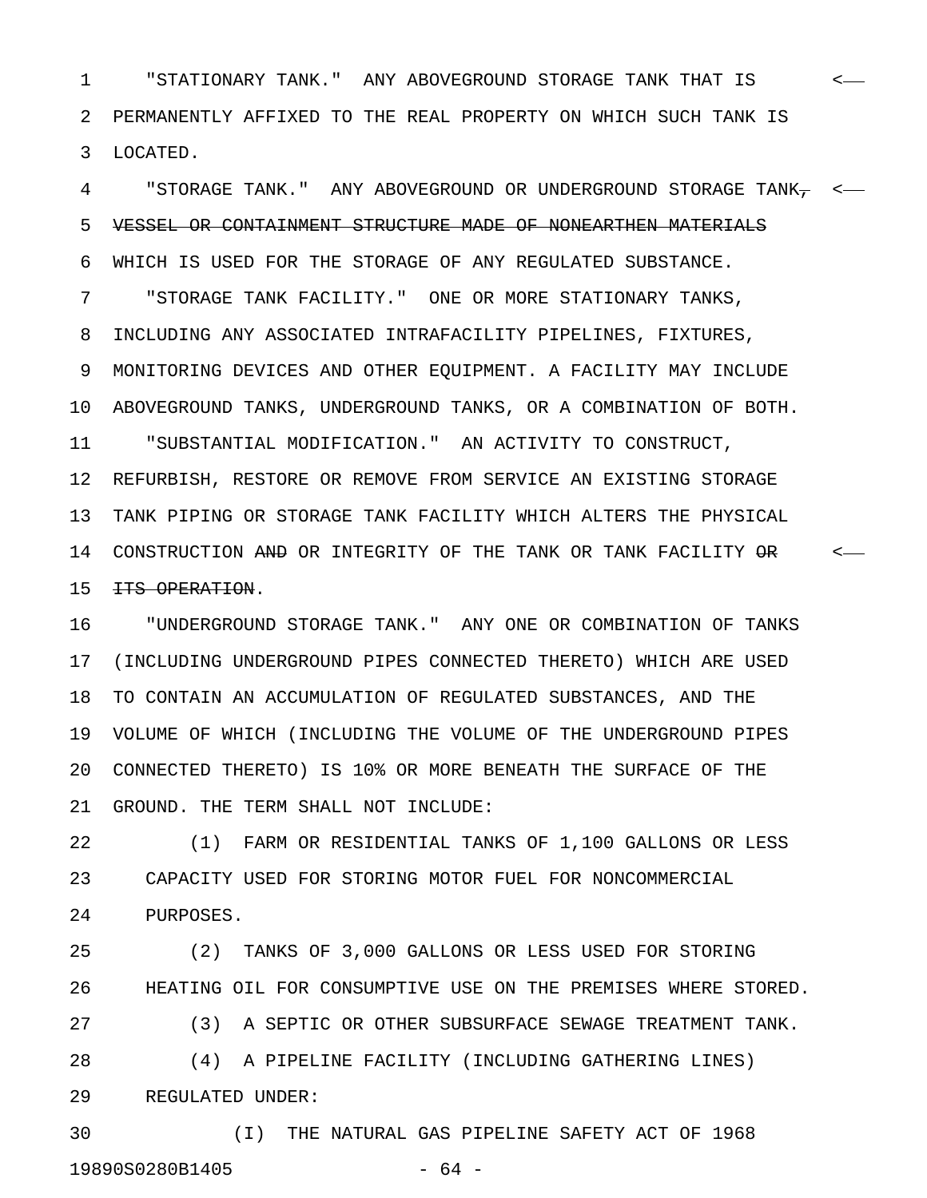"STATIONARY TANK." ANY ABOVEGROUND STORAGE TANK THAT IS PERMANENTLY AFFIXED TO THE REAL PROPERTY ON WHICH SUCH TANK IS LOCATED.

"STORAGE TANK." ANY ABOVEGROUND OR UNDERGROUND STORAGE TANK~~, VESSEL OR CONTAINMENT STRUCTURE MADE OF NONEARTHEN MATERIALS~~ WHICH IS USED FOR THE STORAGE OF ANY REGULATED SUBSTANCE.

"STORAGE TANK FACILITY." ONE OR MORE STATIONARY TANKS, INCLUDING ANY ASSOCIATED INTRAFACILITY PIPELINES, FIXTURES, MONITORING DEVICES AND OTHER EQUIPMENT. A FACILITY MAY INCLUDE ABOVEGROUND TANKS, UNDERGROUND TANKS, OR A COMBINATION OF BOTH.

"SUBSTANTIAL MODIFICATION." AN ACTIVITY TO CONSTRUCT, REFURBISH, RESTORE OR REMOVE FROM SERVICE AN EXISTING STORAGE TANK PIPING OR STORAGE TANK FACILITY WHICH ALTERS THE PHYSICAL CONSTRUCTION ~~AND~~ OR INTEGRITY OF THE TANK OR TANK FACILITY ~~OR ITS OPERATION~~.

"UNDERGROUND STORAGE TANK." ANY ONE OR COMBINATION OF TANKS (INCLUDING UNDERGROUND PIPES CONNECTED THERETO) WHICH ARE USED TO CONTAIN AN ACCUMULATION OF REGULATED SUBSTANCES, AND THE VOLUME OF WHICH (INCLUDING THE VOLUME OF THE UNDERGROUND PIPES CONNECTED THERETO) IS 10% OR MORE BENEATH THE SURFACE OF THE GROUND. THE TERM SHALL NOT INCLUDE:

(1) FARM OR RESIDENTIAL TANKS OF 1,100 GALLONS OR LESS CAPACITY USED FOR STORING MOTOR FUEL FOR NONCOMMERCIAL PURPOSES.

(2) TANKS OF 3,000 GALLONS OR LESS USED FOR STORING HEATING OIL FOR CONSUMPTIVE USE ON THE PREMISES WHERE STORED.

(3) A SEPTIC OR OTHER SUBSURFACE SEWAGE TREATMENT TANK.

(4) A PIPELINE FACILITY (INCLUDING GATHERING LINES) REGULATED UNDER:

(I) THE NATURAL GAS PIPELINE SAFETY ACT OF 1968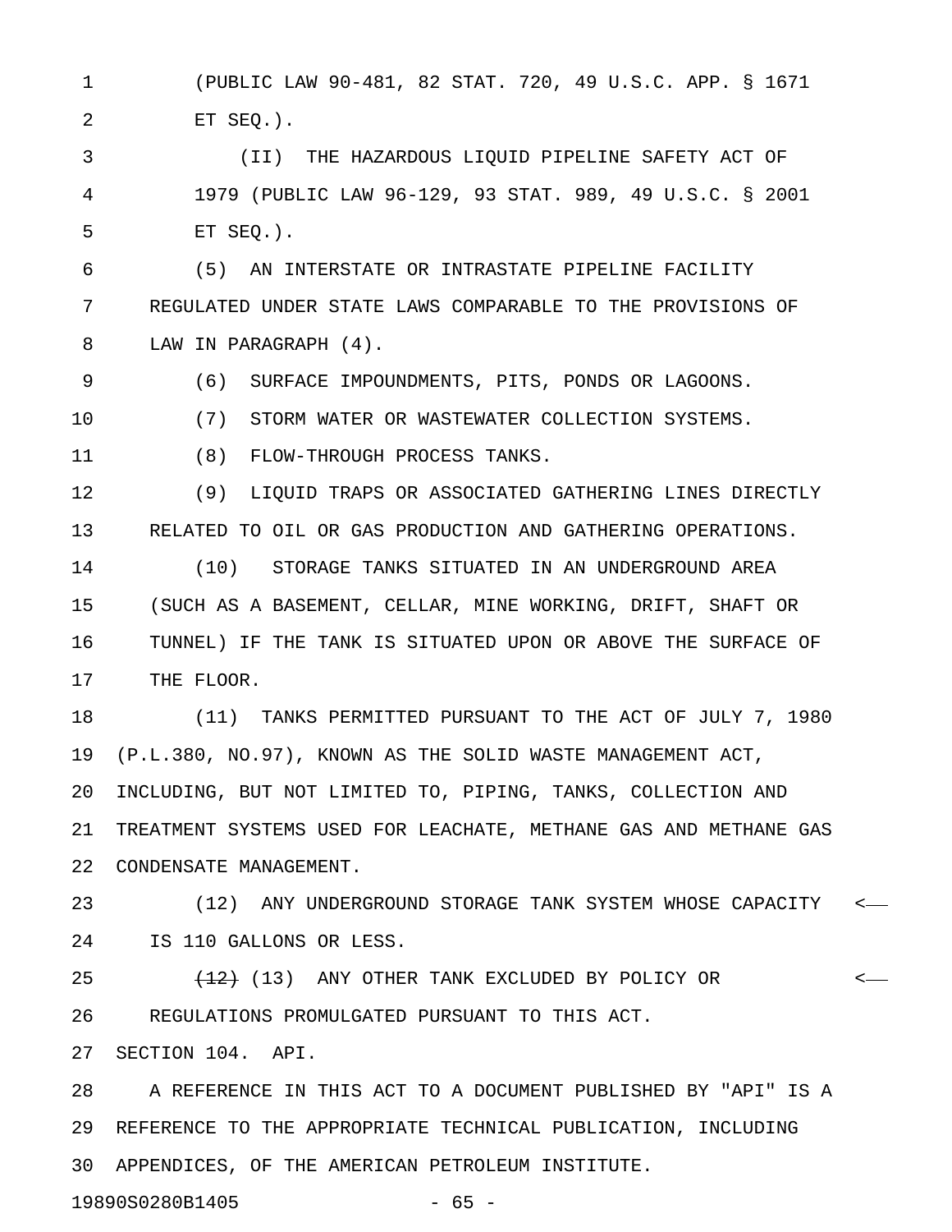(PUBLIC LAW 90-481, 82 STAT. 720, 49 U.S.C. APP. § 1671 ET SEQ.).

(II) THE HAZARDOUS LIQUID PIPELINE SAFETY ACT OF 1979 (PUBLIC LAW 96-129, 93 STAT. 989, 49 U.S.C. § 2001 ET SEQ.).

(5) AN INTERSTATE OR INTRASTATE PIPELINE FACILITY REGULATED UNDER STATE LAWS COMPARABLE TO THE PROVISIONS OF LAW IN PARAGRAPH (4).

(6) SURFACE IMPOUNDMENTS, PITS, PONDS OR LAGOONS.

(7) STORM WATER OR WASTEWATER COLLECTION SYSTEMS.

(8) FLOW-THROUGH PROCESS TANKS.

(9) LIQUID TRAPS OR ASSOCIATED GATHERING LINES DIRECTLY RELATED TO OIL OR GAS PRODUCTION AND GATHERING OPERATIONS.

(10) STORAGE TANKS SITUATED IN AN UNDERGROUND AREA (SUCH AS A BASEMENT, CELLAR, MINE WORKING, DRIFT, SHAFT OR TUNNEL) IF THE TANK IS SITUATED UPON OR ABOVE THE SURFACE OF THE FLOOR.

(11) TANKS PERMITTED PURSUANT TO THE ACT OF JULY 7, 1980 (P.L.380, NO.97), KNOWN AS THE SOLID WASTE MANAGEMENT ACT, INCLUDING, BUT NOT LIMITED TO, PIPING, TANKS, COLLECTION AND TREATMENT SYSTEMS USED FOR LEACHATE, METHANE GAS AND METHANE GAS CONDENSATE MANAGEMENT.

(12) ANY UNDERGROUND STORAGE TANK SYSTEM WHOSE CAPACITY IS 110 GALLONS OR LESS.

~~(12)~~ (13) ANY OTHER TANK EXCLUDED BY POLICY OR REGULATIONS PROMULGATED PURSUANT TO THIS ACT.

SECTION 104. API.

A REFERENCE IN THIS ACT TO A DOCUMENT PUBLISHED BY "API" IS A REFERENCE TO THE APPROPRIATE TECHNICAL PUBLICATION, INCLUDING APPENDICES, OF THE AMERICAN PETROLEUM INSTITUTE.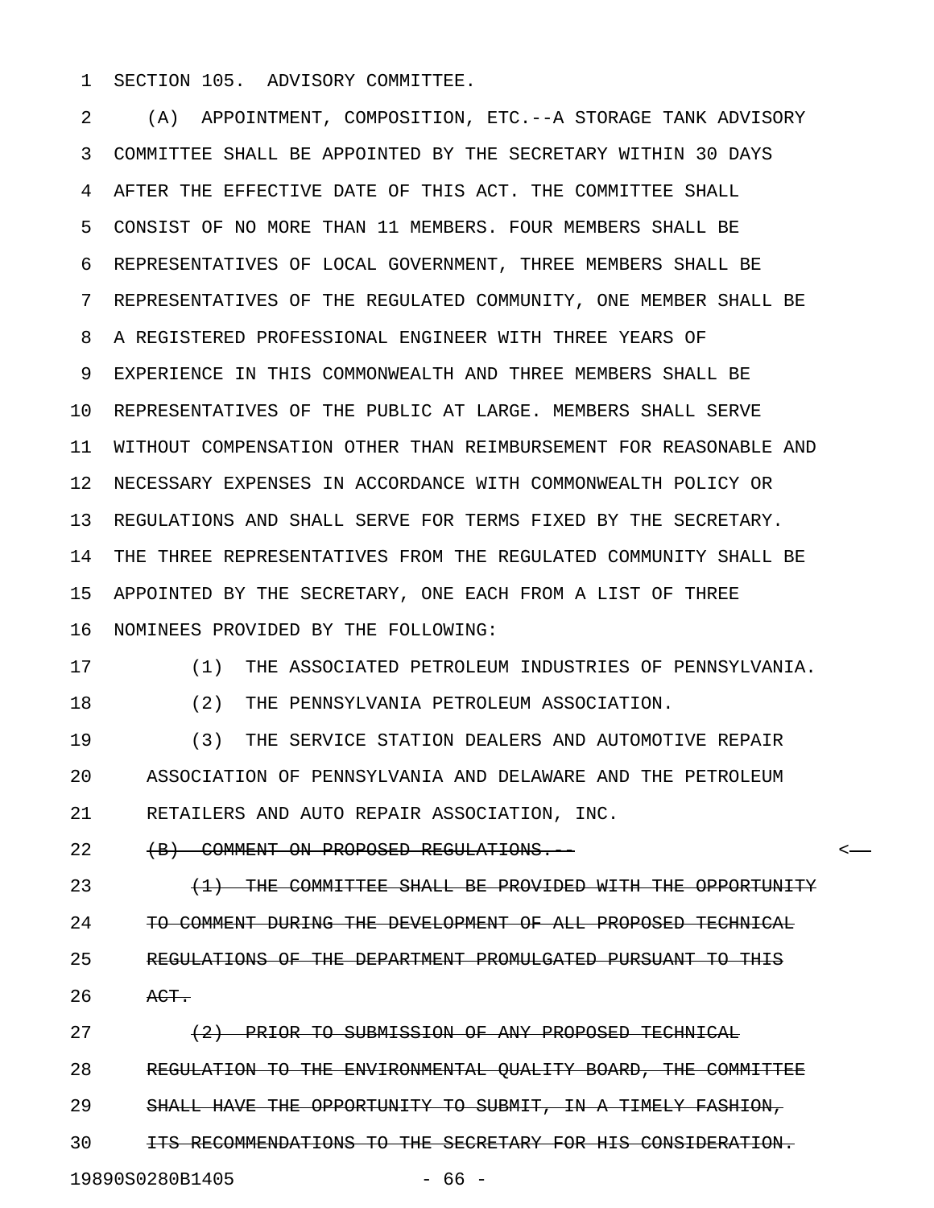SECTION 105. ADVISORY COMMITTEE.

(A) APPOINTMENT, COMPOSITION, ETC.--A STORAGE TANK ADVISORY COMMITTEE SHALL BE APPOINTED BY THE SECRETARY WITHIN 30 DAYS AFTER THE EFFECTIVE DATE OF THIS ACT. THE COMMITTEE SHALL CONSIST OF NO MORE THAN 11 MEMBERS. FOUR MEMBERS SHALL BE REPRESENTATIVES OF LOCAL GOVERNMENT, THREE MEMBERS SHALL BE REPRESENTATIVES OF THE REGULATED COMMUNITY, ONE MEMBER SHALL BE A REGISTERED PROFESSIONAL ENGINEER WITH THREE YEARS OF EXPERIENCE IN THIS COMMONWEALTH AND THREE MEMBERS SHALL BE REPRESENTATIVES OF THE PUBLIC AT LARGE. MEMBERS SHALL SERVE WITHOUT COMPENSATION OTHER THAN REIMBURSEMENT FOR REASONABLE AND NECESSARY EXPENSES IN ACCORDANCE WITH COMMONWEALTH POLICY OR REGULATIONS AND SHALL SERVE FOR TERMS FIXED BY THE SECRETARY. THE THREE REPRESENTATIVES FROM THE REGULATED COMMUNITY SHALL BE APPOINTED BY THE SECRETARY, ONE EACH FROM A LIST OF THREE NOMINEES PROVIDED BY THE FOLLOWING:

(1) THE ASSOCIATED PETROLEUM INDUSTRIES OF PENNSYLVANIA.

(2) THE PENNSYLVANIA PETROLEUM ASSOCIATION.

(3) THE SERVICE STATION DEALERS AND AUTOMOTIVE REPAIR ASSOCIATION OF PENNSYLVANIA AND DELAWARE AND THE PETROLEUM RETAILERS AND AUTO REPAIR ASSOCIATION, INC.

~~(B) COMMENT ON PROPOSED REGULATIONS.--~~ <

~~(1) THE COMMITTEE SHALL BE PROVIDED WITH THE OPPORTUNITY TO COMMENT DURING THE DEVELOPMENT OF ALL PROPOSED TECHNICAL REGULATIONS OF THE DEPARTMENT PROMULGATED PURSUANT TO THIS ACT.~~

~~(2) PRIOR TO SUBMISSION OF ANY PROPOSED TECHNICAL REGULATION TO THE ENVIRONMENTAL QUALITY BOARD, THE COMMITTEE SHALL HAVE THE OPPORTUNITY TO SUBMIT, IN A TIMELY FASHION, ITS RECOMMENDATIONS TO THE SECRETARY FOR HIS CONSIDERATION.~~

19890S0280B1405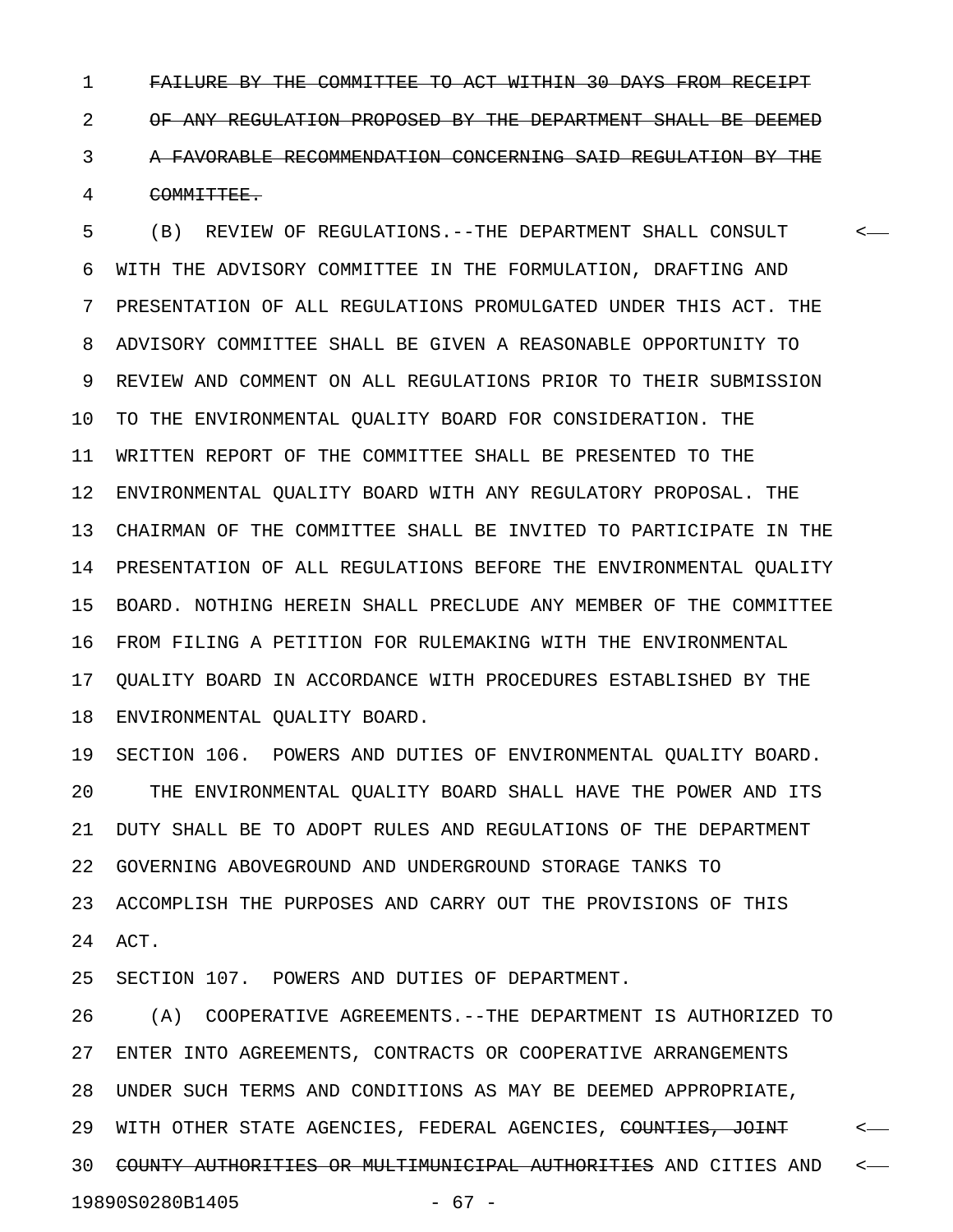~~FAILURE BY THE COMMITTEE TO ACT WITHIN 30 DAYS FROM RECEIPT OF ANY REGULATION PROPOSED BY THE DEPARTMENT SHALL BE DEEMED A FAVORABLE RECOMMENDATION CONCERNING SAID REGULATION BY THE COMMITTEE.~~

(B) REVIEW OF REGULATIONS.--THE DEPARTMENT SHALL CONSULT WITH THE ADVISORY COMMITTEE IN THE FORMULATION, DRAFTING AND PRESENTATION OF ALL REGULATIONS PROMULGATED UNDER THIS ACT. THE ADVISORY COMMITTEE SHALL BE GIVEN A REASONABLE OPPORTUNITY TO REVIEW AND COMMENT ON ALL REGULATIONS PRIOR TO THEIR SUBMISSION TO THE ENVIRONMENTAL QUALITY BOARD FOR CONSIDERATION. THE WRITTEN REPORT OF THE COMMITTEE SHALL BE PRESENTED TO THE ENVIRONMENTAL QUALITY BOARD WITH ANY REGULATORY PROPOSAL. THE CHAIRMAN OF THE COMMITTEE SHALL BE INVITED TO PARTICIPATE IN THE PRESENTATION OF ALL REGULATIONS BEFORE THE ENVIRONMENTAL QUALITY BOARD. NOTHING HEREIN SHALL PRECLUDE ANY MEMBER OF THE COMMITTEE FROM FILING A PETITION FOR RULEMAKING WITH THE ENVIRONMENTAL QUALITY BOARD IN ACCORDANCE WITH PROCEDURES ESTABLISHED BY THE ENVIRONMENTAL QUALITY BOARD.

SECTION 106. POWERS AND DUTIES OF ENVIRONMENTAL QUALITY BOARD.

THE ENVIRONMENTAL QUALITY BOARD SHALL HAVE THE POWER AND ITS DUTY SHALL BE TO ADOPT RULES AND REGULATIONS OF THE DEPARTMENT GOVERNING ABOVEGROUND AND UNDERGROUND STORAGE TANKS TO ACCOMPLISH THE PURPOSES AND CARRY OUT THE PROVISIONS OF THIS ACT.

SECTION 107. POWERS AND DUTIES OF DEPARTMENT.

(A) COOPERATIVE AGREEMENTS.--THE DEPARTMENT IS AUTHORIZED TO ENTER INTO AGREEMENTS, CONTRACTS OR COOPERATIVE ARRANGEMENTS UNDER SUCH TERMS AND CONDITIONS AS MAY BE DEEMED APPROPRIATE, WITH OTHER STATE AGENCIES, FEDERAL AGENCIES, ~~COUNTIES, JOINT COUNTY AUTHORITIES OR MULTIMUNICIPAL AUTHORITIES~~ AND CITIES AND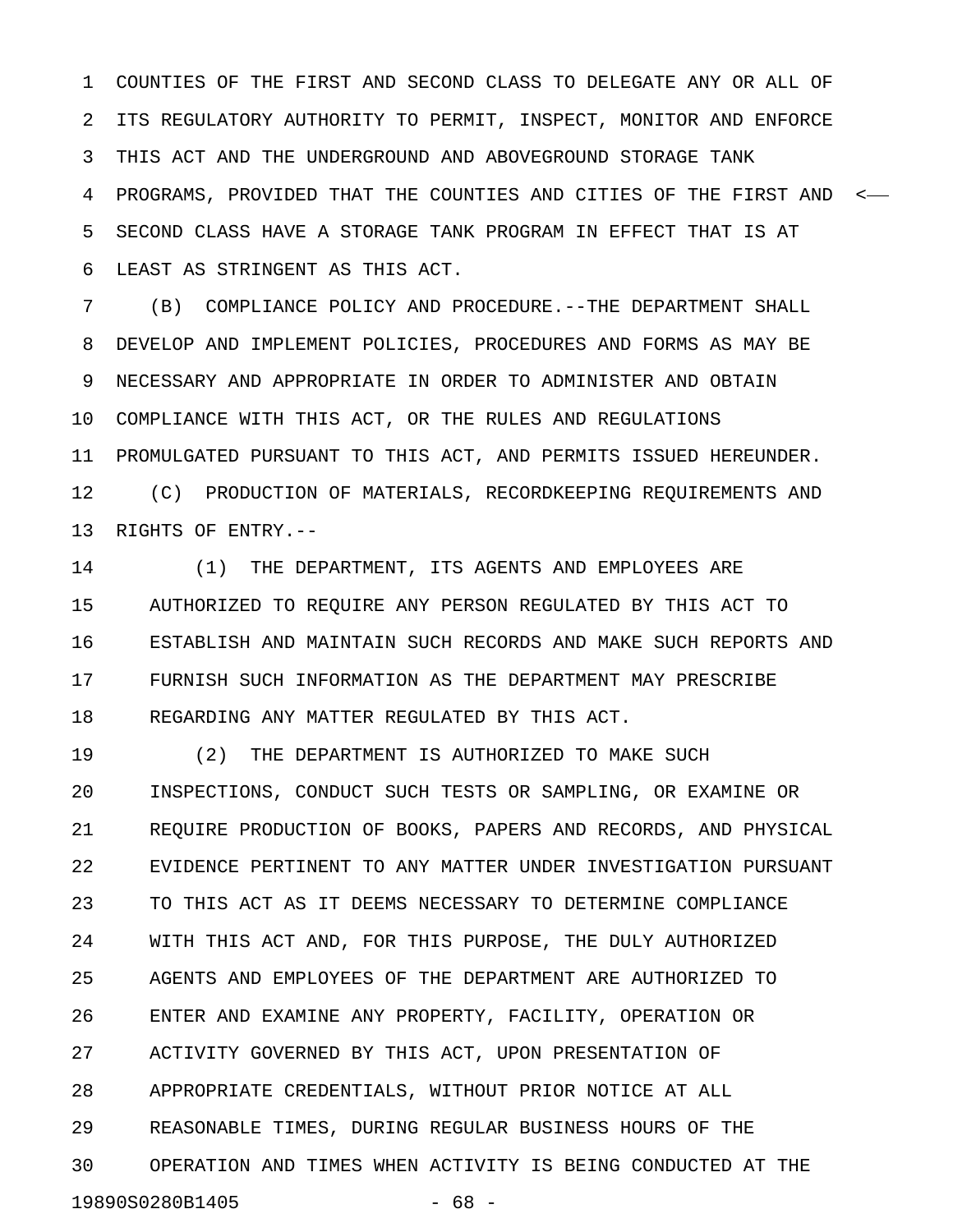COUNTIES OF THE FIRST AND SECOND CLASS TO DELEGATE ANY OR ALL OF ITS REGULATORY AUTHORITY TO PERMIT, INSPECT, MONITOR AND ENFORCE THIS ACT AND THE UNDERGROUND AND ABOVEGROUND STORAGE TANK PROGRAMS, PROVIDED THAT THE COUNTIES AND CITIES OF THE FIRST AND SECOND CLASS HAVE A STORAGE TANK PROGRAM IN EFFECT THAT IS AT LEAST AS STRINGENT AS THIS ACT.

(B) COMPLIANCE POLICY AND PROCEDURE.--THE DEPARTMENT SHALL DEVELOP AND IMPLEMENT POLICIES, PROCEDURES AND FORMS AS MAY BE NECESSARY AND APPROPRIATE IN ORDER TO ADMINISTER AND OBTAIN COMPLIANCE WITH THIS ACT, OR THE RULES AND REGULATIONS PROMULGATED PURSUANT TO THIS ACT, AND PERMITS ISSUED HEREUNDER.

(C) PRODUCTION OF MATERIALS, RECORDKEEPING REQUIREMENTS AND RIGHTS OF ENTRY.--

(1) THE DEPARTMENT, ITS AGENTS AND EMPLOYEES ARE AUTHORIZED TO REQUIRE ANY PERSON REGULATED BY THIS ACT TO ESTABLISH AND MAINTAIN SUCH RECORDS AND MAKE SUCH REPORTS AND FURNISH SUCH INFORMATION AS THE DEPARTMENT MAY PRESCRIBE REGARDING ANY MATTER REGULATED BY THIS ACT.

(2) THE DEPARTMENT IS AUTHORIZED TO MAKE SUCH INSPECTIONS, CONDUCT SUCH TESTS OR SAMPLING, OR EXAMINE OR REQUIRE PRODUCTION OF BOOKS, PAPERS AND RECORDS, AND PHYSICAL EVIDENCE PERTINENT TO ANY MATTER UNDER INVESTIGATION PURSUANT TO THIS ACT AS IT DEEMS NECESSARY TO DETERMINE COMPLIANCE WITH THIS ACT AND, FOR THIS PURPOSE, THE DULY AUTHORIZED AGENTS AND EMPLOYEES OF THE DEPARTMENT ARE AUTHORIZED TO ENTER AND EXAMINE ANY PROPERTY, FACILITY, OPERATION OR ACTIVITY GOVERNED BY THIS ACT, UPON PRESENTATION OF APPROPRIATE CREDENTIALS, WITHOUT PRIOR NOTICE AT ALL REASONABLE TIMES, DURING REGULAR BUSINESS HOURS OF THE OPERATION AND TIMES WHEN ACTIVITY IS BEING CONDUCTED AT THE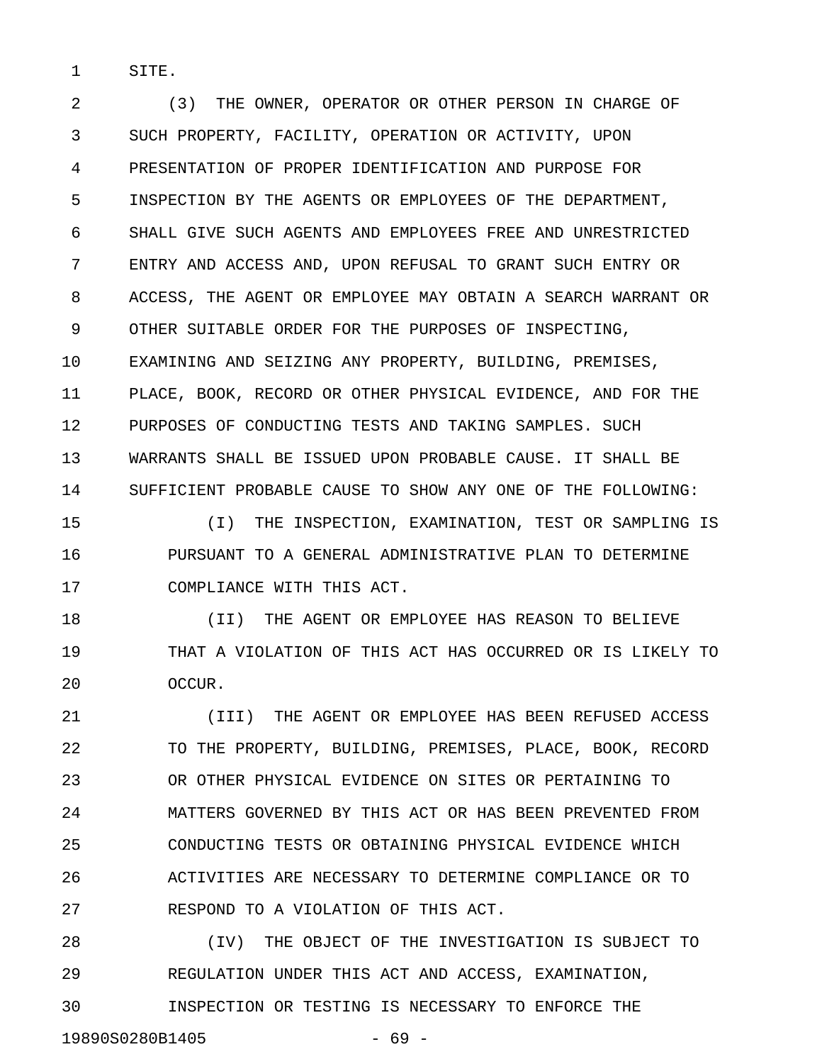SITE.

(3) THE OWNER, OPERATOR OR OTHER PERSON IN CHARGE OF SUCH PROPERTY, FACILITY, OPERATION OR ACTIVITY, UPON PRESENTATION OF PROPER IDENTIFICATION AND PURPOSE FOR INSPECTION BY THE AGENTS OR EMPLOYEES OF THE DEPARTMENT, SHALL GIVE SUCH AGENTS AND EMPLOYEES FREE AND UNRESTRICTED ENTRY AND ACCESS AND, UPON REFUSAL TO GRANT SUCH ENTRY OR ACCESS, THE AGENT OR EMPLOYEE MAY OBTAIN A SEARCH WARRANT OR OTHER SUITABLE ORDER FOR THE PURPOSES OF INSPECTING, EXAMINING AND SEIZING ANY PROPERTY, BUILDING, PREMISES, PLACE, BOOK, RECORD OR OTHER PHYSICAL EVIDENCE, AND FOR THE PURPOSES OF CONDUCTING TESTS AND TAKING SAMPLES. SUCH WARRANTS SHALL BE ISSUED UPON PROBABLE CAUSE. IT SHALL BE SUFFICIENT PROBABLE CAUSE TO SHOW ANY ONE OF THE FOLLOWING:

(I) THE INSPECTION, EXAMINATION, TEST OR SAMPLING IS PURSUANT TO A GENERAL ADMINISTRATIVE PLAN TO DETERMINE COMPLIANCE WITH THIS ACT.

(II) THE AGENT OR EMPLOYEE HAS REASON TO BELIEVE THAT A VIOLATION OF THIS ACT HAS OCCURRED OR IS LIKELY TO OCCUR.

(III) THE AGENT OR EMPLOYEE HAS BEEN REFUSED ACCESS TO THE PROPERTY, BUILDING, PREMISES, PLACE, BOOK, RECORD OR OTHER PHYSICAL EVIDENCE ON SITES OR PERTAINING TO MATTERS GOVERNED BY THIS ACT OR HAS BEEN PREVENTED FROM CONDUCTING TESTS OR OBTAINING PHYSICAL EVIDENCE WHICH ACTIVITIES ARE NECESSARY TO DETERMINE COMPLIANCE OR TO RESPOND TO A VIOLATION OF THIS ACT.

(IV) THE OBJECT OF THE INVESTIGATION IS SUBJECT TO REGULATION UNDER THIS ACT AND ACCESS, EXAMINATION, INSPECTION OR TESTING IS NECESSARY TO ENFORCE THE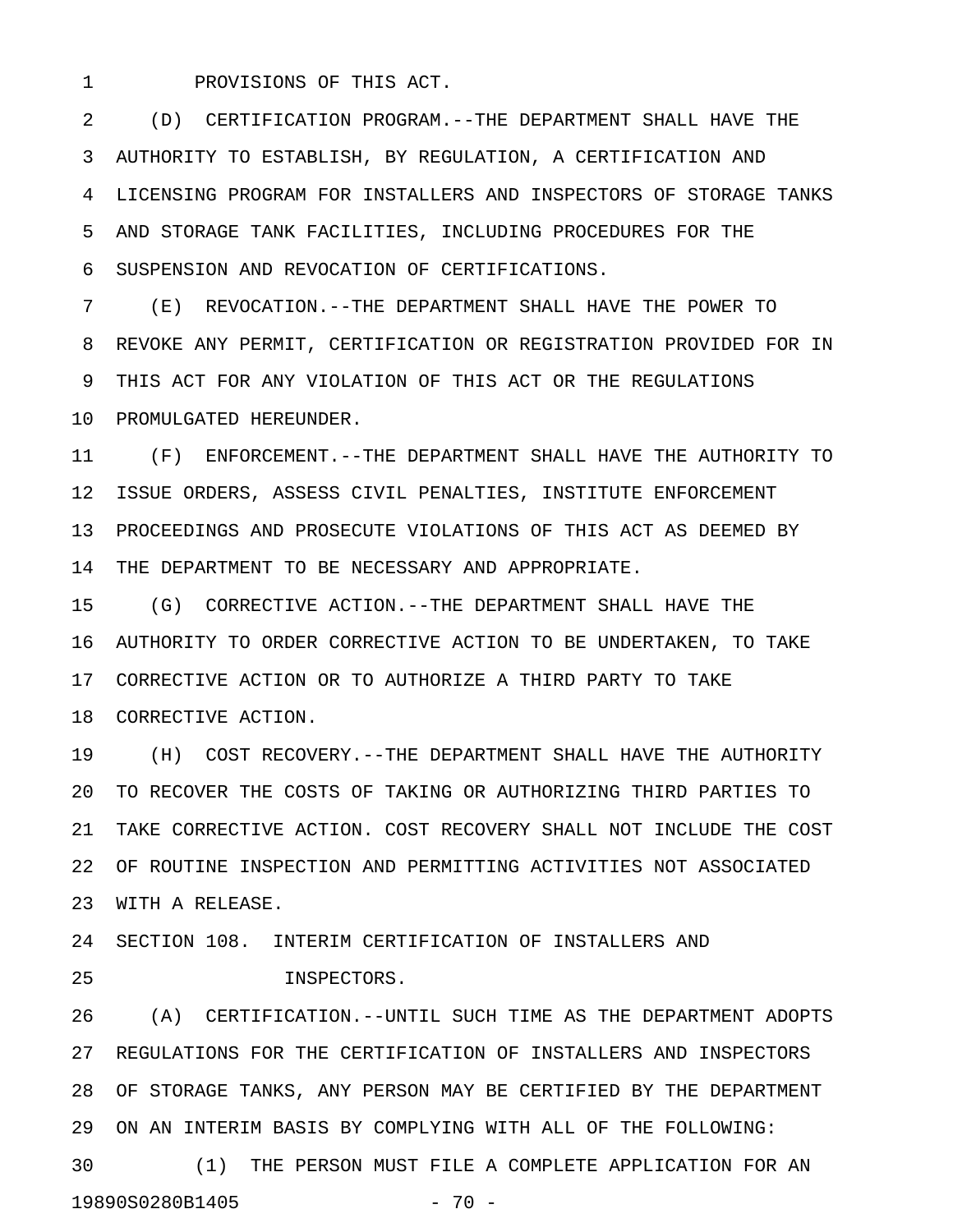PROVISIONS OF THIS ACT.

(D) CERTIFICATION PROGRAM.--THE DEPARTMENT SHALL HAVE THE AUTHORITY TO ESTABLISH, BY REGULATION, A CERTIFICATION AND LICENSING PROGRAM FOR INSTALLERS AND INSPECTORS OF STORAGE TANKS AND STORAGE TANK FACILITIES, INCLUDING PROCEDURES FOR THE SUSPENSION AND REVOCATION OF CERTIFICATIONS.

(E) REVOCATION.--THE DEPARTMENT SHALL HAVE THE POWER TO REVOKE ANY PERMIT, CERTIFICATION OR REGISTRATION PROVIDED FOR IN THIS ACT FOR ANY VIOLATION OF THIS ACT OR THE REGULATIONS PROMULGATED HEREUNDER.

(F) ENFORCEMENT.--THE DEPARTMENT SHALL HAVE THE AUTHORITY TO ISSUE ORDERS, ASSESS CIVIL PENALTIES, INSTITUTE ENFORCEMENT PROCEEDINGS AND PROSECUTE VIOLATIONS OF THIS ACT AS DEEMED BY THE DEPARTMENT TO BE NECESSARY AND APPROPRIATE.

(G) CORRECTIVE ACTION.--THE DEPARTMENT SHALL HAVE THE AUTHORITY TO ORDER CORRECTIVE ACTION TO BE UNDERTAKEN, TO TAKE CORRECTIVE ACTION OR TO AUTHORIZE A THIRD PARTY TO TAKE CORRECTIVE ACTION.

(H) COST RECOVERY.--THE DEPARTMENT SHALL HAVE THE AUTHORITY TO RECOVER THE COSTS OF TAKING OR AUTHORIZING THIRD PARTIES TO TAKE CORRECTIVE ACTION. COST RECOVERY SHALL NOT INCLUDE THE COST OF ROUTINE INSPECTION AND PERMITTING ACTIVITIES NOT ASSOCIATED WITH A RELEASE.

SECTION 108. INTERIM CERTIFICATION OF INSTALLERS AND INSPECTORS.

(A) CERTIFICATION.--UNTIL SUCH TIME AS THE DEPARTMENT ADOPTS REGULATIONS FOR THE CERTIFICATION OF INSTALLERS AND INSPECTORS OF STORAGE TANKS, ANY PERSON MAY BE CERTIFIED BY THE DEPARTMENT ON AN INTERIM BASIS BY COMPLYING WITH ALL OF THE FOLLOWING:

(1) THE PERSON MUST FILE A COMPLETE APPLICATION FOR AN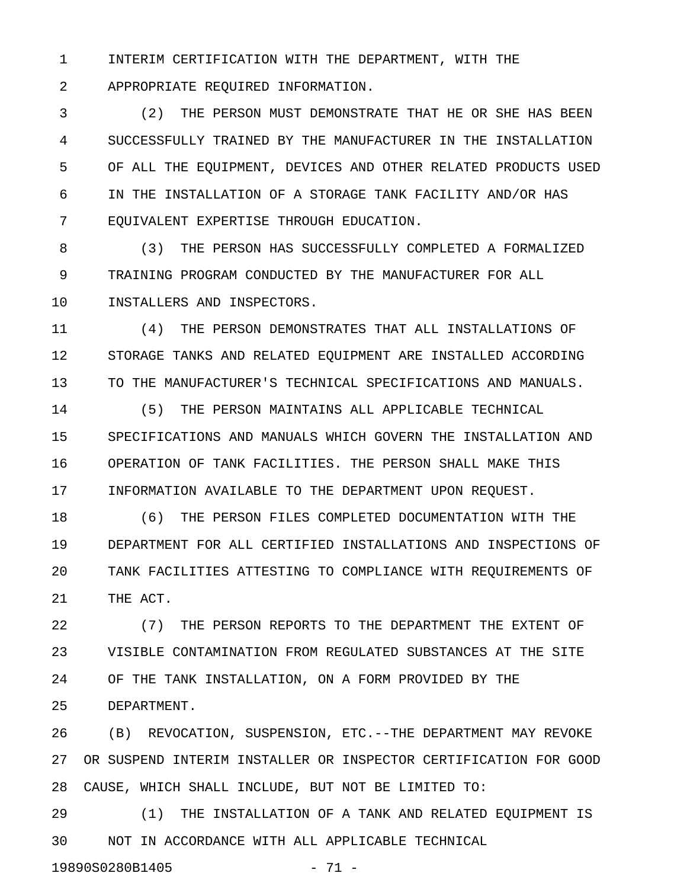INTERIM CERTIFICATION WITH THE DEPARTMENT, WITH THE APPROPRIATE REQUIRED INFORMATION.

(2) THE PERSON MUST DEMONSTRATE THAT HE OR SHE HAS BEEN SUCCESSFULLY TRAINED BY THE MANUFACTURER IN THE INSTALLATION OF ALL THE EQUIPMENT, DEVICES AND OTHER RELATED PRODUCTS USED IN THE INSTALLATION OF A STORAGE TANK FACILITY AND/OR HAS EQUIVALENT EXPERTISE THROUGH EDUCATION.

(3) THE PERSON HAS SUCCESSFULLY COMPLETED A FORMALIZED TRAINING PROGRAM CONDUCTED BY THE MANUFACTURER FOR ALL INSTALLERS AND INSPECTORS.

(4) THE PERSON DEMONSTRATES THAT ALL INSTALLATIONS OF STORAGE TANKS AND RELATED EQUIPMENT ARE INSTALLED ACCORDING TO THE MANUFACTURER'S TECHNICAL SPECIFICATIONS AND MANUALS.

(5) THE PERSON MAINTAINS ALL APPLICABLE TECHNICAL SPECIFICATIONS AND MANUALS WHICH GOVERN THE INSTALLATION AND OPERATION OF TANK FACILITIES. THE PERSON SHALL MAKE THIS INFORMATION AVAILABLE TO THE DEPARTMENT UPON REQUEST.

(6) THE PERSON FILES COMPLETED DOCUMENTATION WITH THE DEPARTMENT FOR ALL CERTIFIED INSTALLATIONS AND INSPECTIONS OF TANK FACILITIES ATTESTING TO COMPLIANCE WITH REQUIREMENTS OF THE ACT.

(7) THE PERSON REPORTS TO THE DEPARTMENT THE EXTENT OF VISIBLE CONTAMINATION FROM REGULATED SUBSTANCES AT THE SITE OF THE TANK INSTALLATION, ON A FORM PROVIDED BY THE DEPARTMENT.

(B) REVOCATION, SUSPENSION, ETC.--THE DEPARTMENT MAY REVOKE OR SUSPEND INTERIM INSTALLER OR INSPECTOR CERTIFICATION FOR GOOD CAUSE, WHICH SHALL INCLUDE, BUT NOT BE LIMITED TO:

(1) THE INSTALLATION OF A TANK AND RELATED EQUIPMENT IS NOT IN ACCORDANCE WITH ALL APPLICABLE TECHNICAL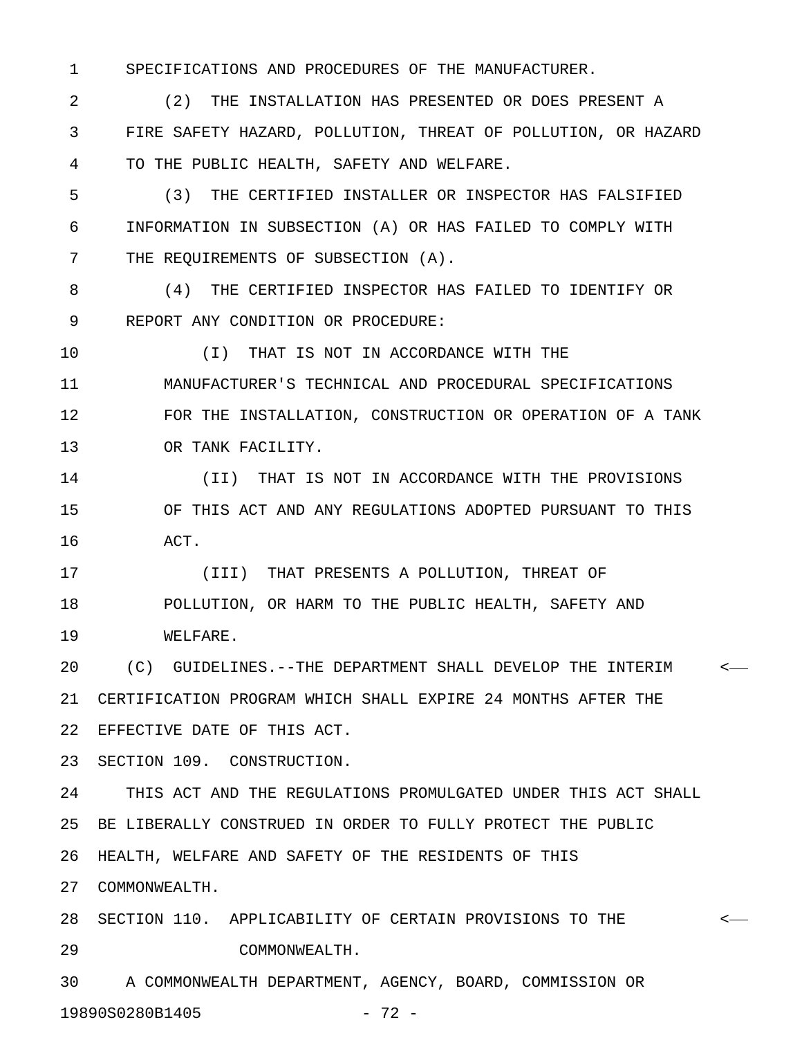SPECIFICATIONS AND PROCEDURES OF THE MANUFACTURER.

(2) THE INSTALLATION HAS PRESENTED OR DOES PRESENT A FIRE SAFETY HAZARD, POLLUTION, THREAT OF POLLUTION, OR HAZARD TO THE PUBLIC HEALTH, SAFETY AND WELFARE.

(3) THE CERTIFIED INSTALLER OR INSPECTOR HAS FALSIFIED INFORMATION IN SUBSECTION (A) OR HAS FAILED TO COMPLY WITH THE REQUIREMENTS OF SUBSECTION (A).

(4) THE CERTIFIED INSPECTOR HAS FAILED TO IDENTIFY OR REPORT ANY CONDITION OR PROCEDURE:

(I) THAT IS NOT IN ACCORDANCE WITH THE MANUFACTURER'S TECHNICAL AND PROCEDURAL SPECIFICATIONS FOR THE INSTALLATION, CONSTRUCTION OR OPERATION OF A TANK OR TANK FACILITY.

(II) THAT IS NOT IN ACCORDANCE WITH THE PROVISIONS OF THIS ACT AND ANY REGULATIONS ADOPTED PURSUANT TO THIS ACT.

(III) THAT PRESENTS A POLLUTION, THREAT OF POLLUTION, OR HARM TO THE PUBLIC HEALTH, SAFETY AND WELFARE.

(C) GUIDELINES.--THE DEPARTMENT SHALL DEVELOP THE INTERIM CERTIFICATION PROGRAM WHICH SHALL EXPIRE 24 MONTHS AFTER THE EFFECTIVE DATE OF THIS ACT.

SECTION 109. CONSTRUCTION.

THIS ACT AND THE REGULATIONS PROMULGATED UNDER THIS ACT SHALL BE LIBERALLY CONSTRUED IN ORDER TO FULLY PROTECT THE PUBLIC HEALTH, WELFARE AND SAFETY OF THE RESIDENTS OF THIS COMMONWEALTH.

SECTION 110. APPLICABILITY OF CERTAIN PROVISIONS TO THE COMMONWEALTH.

A COMMONWEALTH DEPARTMENT, AGENCY, BOARD, COMMISSION OR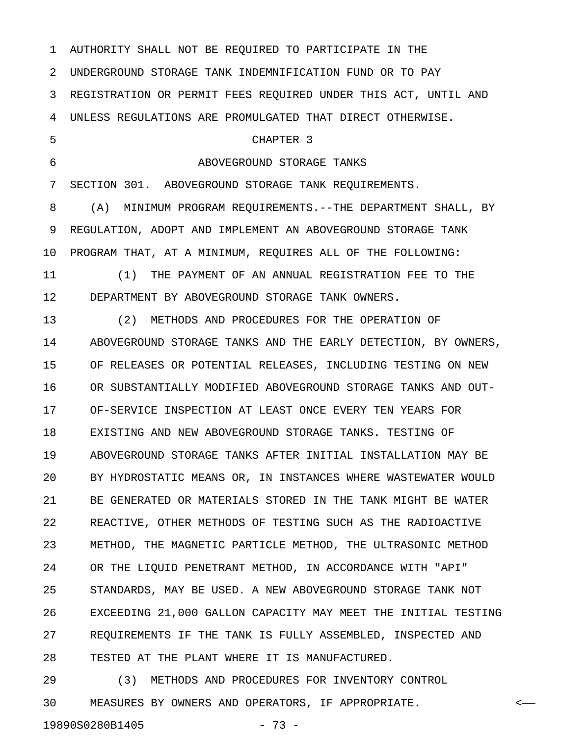AUTHORITY SHALL NOT BE REQUIRED TO PARTICIPATE IN THE UNDERGROUND STORAGE TANK INDEMNIFICATION FUND OR TO PAY REGISTRATION OR PERMIT FEES REQUIRED UNDER THIS ACT, UNTIL AND UNLESS REGULATIONS ARE PROMULGATED THAT DIRECT OTHERWISE.

CHAPTER 3

ABOVEGROUND STORAGE TANKS

SECTION 301. ABOVEGROUND STORAGE TANK REQUIREMENTS.

(A) MINIMUM PROGRAM REQUIREMENTS.--THE DEPARTMENT SHALL, BY REGULATION, ADOPT AND IMPLEMENT AN ABOVEGROUND STORAGE TANK PROGRAM THAT, AT A MINIMUM, REQUIRES ALL OF THE FOLLOWING:

(1) THE PAYMENT OF AN ANNUAL REGISTRATION FEE TO THE DEPARTMENT BY ABOVEGROUND STORAGE TANK OWNERS.

(2) METHODS AND PROCEDURES FOR THE OPERATION OF ABOVEGROUND STORAGE TANKS AND THE EARLY DETECTION, BY OWNERS, OF RELEASES OR POTENTIAL RELEASES, INCLUDING TESTING ON NEW OR SUBSTANTIALLY MODIFIED ABOVEGROUND STORAGE TANKS AND OUT-OF-SERVICE INSPECTION AT LEAST ONCE EVERY TEN YEARS FOR EXISTING AND NEW ABOVEGROUND STORAGE TANKS. TESTING OF ABOVEGROUND STORAGE TANKS AFTER INITIAL INSTALLATION MAY BE BY HYDROSTATIC MEANS OR, IN INSTANCES WHERE WASTEWATER WOULD BE GENERATED OR MATERIALS STORED IN THE TANK MIGHT BE WATER REACTIVE, OTHER METHODS OF TESTING SUCH AS THE RADIOACTIVE METHOD, THE MAGNETIC PARTICLE METHOD, THE ULTRASONIC METHOD OR THE LIQUID PENETRANT METHOD, IN ACCORDANCE WITH "API" STANDARDS, MAY BE USED. A NEW ABOVEGROUND STORAGE TANK NOT EXCEEDING 21,000 GALLON CAPACITY MAY MEET THE INITIAL TESTING REQUIREMENTS IF THE TANK IS FULLY ASSEMBLED, INSPECTED AND TESTED AT THE PLANT WHERE IT IS MANUFACTURED.

(3) METHODS AND PROCEDURES FOR INVENTORY CONTROL MEASURES BY OWNERS AND OPERATORS, IF APPROPRIATE.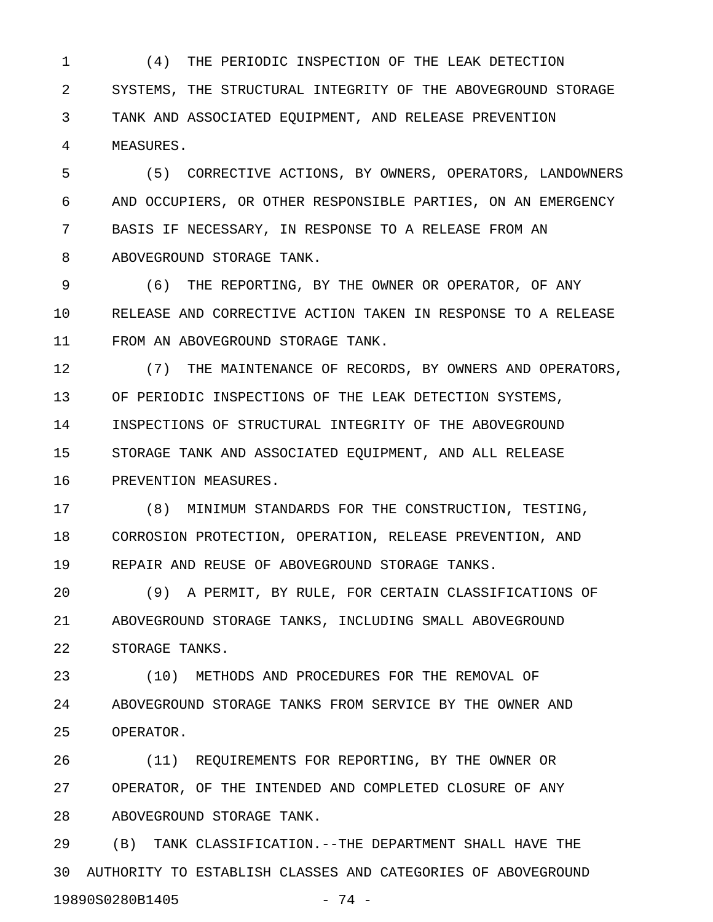(4) THE PERIODIC INSPECTION OF THE LEAK DETECTION SYSTEMS, THE STRUCTURAL INTEGRITY OF THE ABOVEGROUND STORAGE TANK AND ASSOCIATED EQUIPMENT, AND RELEASE PREVENTION MEASURES.

(5) CORRECTIVE ACTIONS, BY OWNERS, OPERATORS, LANDOWNERS AND OCCUPIERS, OR OTHER RESPONSIBLE PARTIES, ON AN EMERGENCY BASIS IF NECESSARY, IN RESPONSE TO A RELEASE FROM AN ABOVEGROUND STORAGE TANK.

(6) THE REPORTING, BY THE OWNER OR OPERATOR, OF ANY RELEASE AND CORRECTIVE ACTION TAKEN IN RESPONSE TO A RELEASE FROM AN ABOVEGROUND STORAGE TANK.

(7) THE MAINTENANCE OF RECORDS, BY OWNERS AND OPERATORS, OF PERIODIC INSPECTIONS OF THE LEAK DETECTION SYSTEMS, INSPECTIONS OF STRUCTURAL INTEGRITY OF THE ABOVEGROUND STORAGE TANK AND ASSOCIATED EQUIPMENT, AND ALL RELEASE PREVENTION MEASURES.

(8) MINIMUM STANDARDS FOR THE CONSTRUCTION, TESTING, CORROSION PROTECTION, OPERATION, RELEASE PREVENTION, AND REPAIR AND REUSE OF ABOVEGROUND STORAGE TANKS.

(9) A PERMIT, BY RULE, FOR CERTAIN CLASSIFICATIONS OF ABOVEGROUND STORAGE TANKS, INCLUDING SMALL ABOVEGROUND STORAGE TANKS.

(10) METHODS AND PROCEDURES FOR THE REMOVAL OF ABOVEGROUND STORAGE TANKS FROM SERVICE BY THE OWNER AND OPERATOR.

(11) REQUIREMENTS FOR REPORTING, BY THE OWNER OR OPERATOR, OF THE INTENDED AND COMPLETED CLOSURE OF ANY ABOVEGROUND STORAGE TANK.

(B) TANK CLASSIFICATION.--THE DEPARTMENT SHALL HAVE THE AUTHORITY TO ESTABLISH CLASSES AND CATEGORIES OF ABOVEGROUND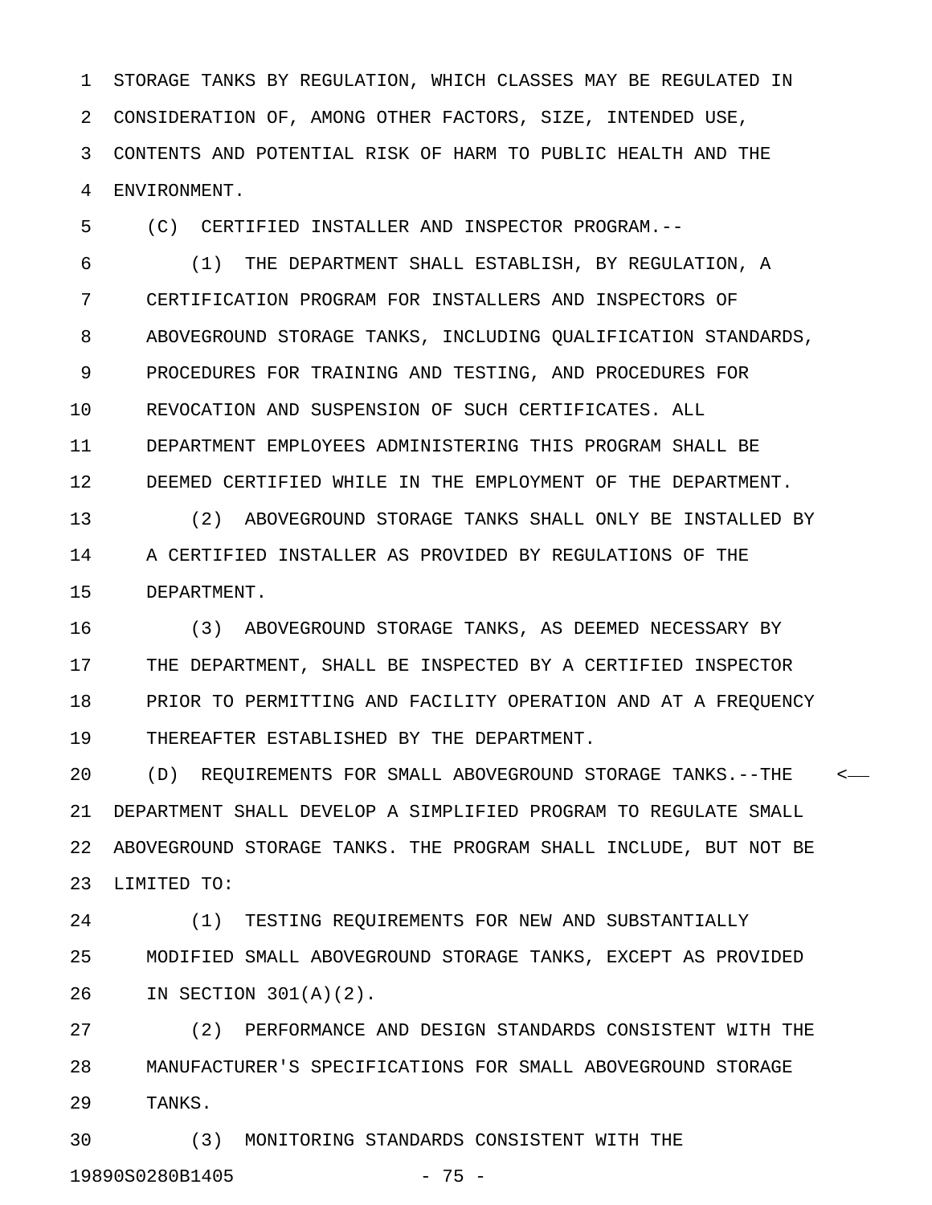STORAGE TANKS BY REGULATION, WHICH CLASSES MAY BE REGULATED IN CONSIDERATION OF, AMONG OTHER FACTORS, SIZE, INTENDED USE, CONTENTS AND POTENTIAL RISK OF HARM TO PUBLIC HEALTH AND THE ENVIRONMENT.

(C) CERTIFIED INSTALLER AND INSPECTOR PROGRAM.--

(1) THE DEPARTMENT SHALL ESTABLISH, BY REGULATION, A CERTIFICATION PROGRAM FOR INSTALLERS AND INSPECTORS OF ABOVEGROUND STORAGE TANKS, INCLUDING QUALIFICATION STANDARDS, PROCEDURES FOR TRAINING AND TESTING, AND PROCEDURES FOR REVOCATION AND SUSPENSION OF SUCH CERTIFICATES. ALL DEPARTMENT EMPLOYEES ADMINISTERING THIS PROGRAM SHALL BE DEEMED CERTIFIED WHILE IN THE EMPLOYMENT OF THE DEPARTMENT.

(2) ABOVEGROUND STORAGE TANKS SHALL ONLY BE INSTALLED BY A CERTIFIED INSTALLER AS PROVIDED BY REGULATIONS OF THE DEPARTMENT.

(3) ABOVEGROUND STORAGE TANKS, AS DEEMED NECESSARY BY THE DEPARTMENT, SHALL BE INSPECTED BY A CERTIFIED INSPECTOR PRIOR TO PERMITTING AND FACILITY OPERATION AND AT A FREQUENCY THEREAFTER ESTABLISHED BY THE DEPARTMENT.

(D) REQUIREMENTS FOR SMALL ABOVEGROUND STORAGE TANKS.--THE DEPARTMENT SHALL DEVELOP A SIMPLIFIED PROGRAM TO REGULATE SMALL ABOVEGROUND STORAGE TANKS. THE PROGRAM SHALL INCLUDE, BUT NOT BE LIMITED TO:

(1) TESTING REQUIREMENTS FOR NEW AND SUBSTANTIALLY MODIFIED SMALL ABOVEGROUND STORAGE TANKS, EXCEPT AS PROVIDED IN SECTION 301(A)(2).

(2) PERFORMANCE AND DESIGN STANDARDS CONSISTENT WITH THE MANUFACTURER'S SPECIFICATIONS FOR SMALL ABOVEGROUND STORAGE TANKS.

(3) MONITORING STANDARDS CONSISTENT WITH THE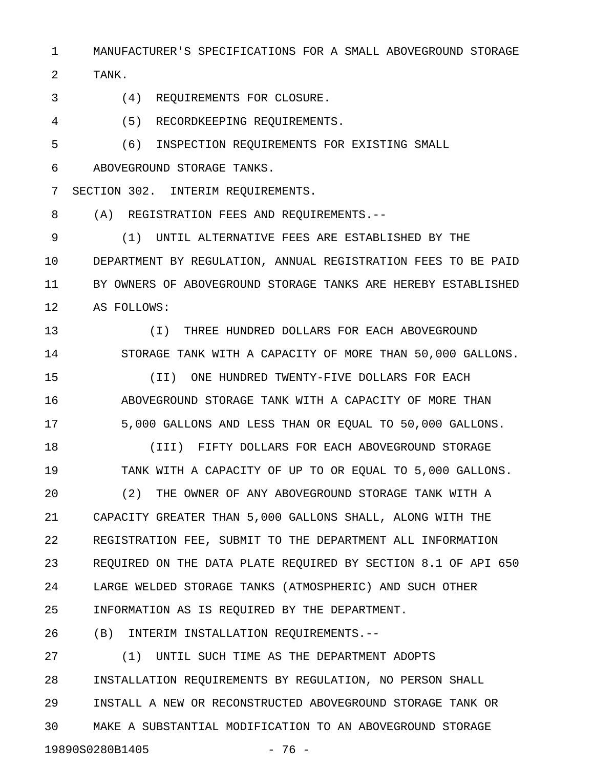MANUFACTURER'S SPECIFICATIONS FOR A SMALL ABOVEGROUND STORAGE TANK.

(4) REQUIREMENTS FOR CLOSURE.

(5) RECORDKEEPING REQUIREMENTS.

(6) INSPECTION REQUIREMENTS FOR EXISTING SMALL ABOVEGROUND STORAGE TANKS.

SECTION 302. INTERIM REQUIREMENTS.

(A) REGISTRATION FEES AND REQUIREMENTS.--

(1) UNTIL ALTERNATIVE FEES ARE ESTABLISHED BY THE DEPARTMENT BY REGULATION, ANNUAL REGISTRATION FEES TO BE PAID BY OWNERS OF ABOVEGROUND STORAGE TANKS ARE HEREBY ESTABLISHED AS FOLLOWS:

(I) THREE HUNDRED DOLLARS FOR EACH ABOVEGROUND STORAGE TANK WITH A CAPACITY OF MORE THAN 50,000 GALLONS.

(II) ONE HUNDRED TWENTY-FIVE DOLLARS FOR EACH ABOVEGROUND STORAGE TANK WITH A CAPACITY OF MORE THAN 5,000 GALLONS AND LESS THAN OR EQUAL TO 50,000 GALLONS.

(III) FIFTY DOLLARS FOR EACH ABOVEGROUND STORAGE TANK WITH A CAPACITY OF UP TO OR EQUAL TO 5,000 GALLONS.

(2) THE OWNER OF ANY ABOVEGROUND STORAGE TANK WITH A CAPACITY GREATER THAN 5,000 GALLONS SHALL, ALONG WITH THE REGISTRATION FEE, SUBMIT TO THE DEPARTMENT ALL INFORMATION REQUIRED ON THE DATA PLATE REQUIRED BY SECTION 8.1 OF API 650 LARGE WELDED STORAGE TANKS (ATMOSPHERIC) AND SUCH OTHER INFORMATION AS IS REQUIRED BY THE DEPARTMENT.

(B) INTERIM INSTALLATION REQUIREMENTS.--

(1) UNTIL SUCH TIME AS THE DEPARTMENT ADOPTS INSTALLATION REQUIREMENTS BY REGULATION, NO PERSON SHALL INSTALL A NEW OR RECONSTRUCTED ABOVEGROUND STORAGE TANK OR MAKE A SUBSTANTIAL MODIFICATION TO AN ABOVEGROUND STORAGE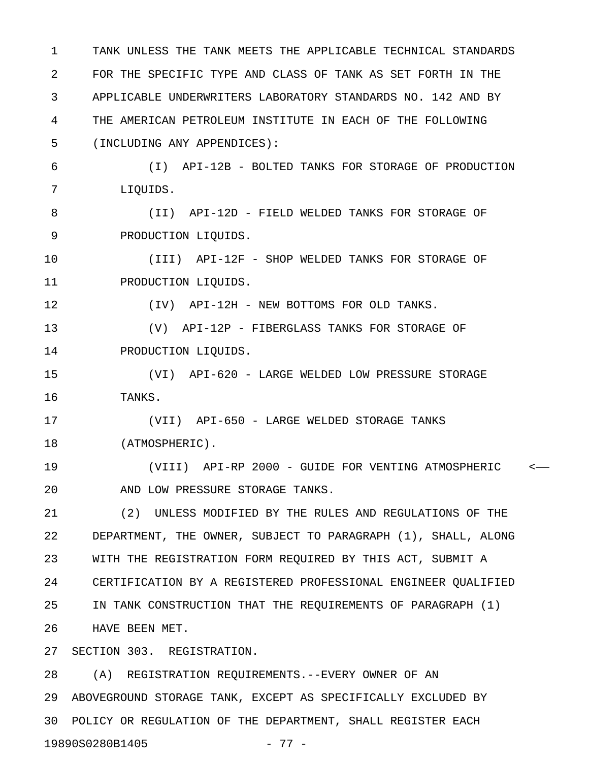TANK UNLESS THE TANK MEETS THE APPLICABLE TECHNICAL STANDARDS FOR THE SPECIFIC TYPE AND CLASS OF TANK AS SET FORTH IN THE APPLICABLE UNDERWRITERS LABORATORY STANDARDS NO. 142 AND BY THE AMERICAN PETROLEUM INSTITUTE IN EACH OF THE FOLLOWING (INCLUDING ANY APPENDICES):

(I) API-12B - BOLTED TANKS FOR STORAGE OF PRODUCTION LIQUIDS.

(II) API-12D - FIELD WELDED TANKS FOR STORAGE OF PRODUCTION LIQUIDS.

(III) API-12F - SHOP WELDED TANKS FOR STORAGE OF PRODUCTION LIQUIDS.

(IV) API-12H - NEW BOTTOMS FOR OLD TANKS.

(V) API-12P - FIBERGLASS TANKS FOR STORAGE OF PRODUCTION LIQUIDS.

(VI) API-620 - LARGE WELDED LOW PRESSURE STORAGE TANKS.

(VII) API-650 - LARGE WELDED STORAGE TANKS (ATMOSPHERIC).

(VIII) API-RP 2000 - GUIDE FOR VENTING ATMOSPHERIC AND LOW PRESSURE STORAGE TANKS.

(2) UNLESS MODIFIED BY THE RULES AND REGULATIONS OF THE DEPARTMENT, THE OWNER, SUBJECT TO PARAGRAPH (1), SHALL, ALONG WITH THE REGISTRATION FORM REQUIRED BY THIS ACT, SUBMIT A CERTIFICATION BY A REGISTERED PROFESSIONAL ENGINEER QUALIFIED IN TANK CONSTRUCTION THAT THE REQUIREMENTS OF PARAGRAPH (1) HAVE BEEN MET.

SECTION 303. REGISTRATION.

(A) REGISTRATION REQUIREMENTS.--EVERY OWNER OF AN ABOVEGROUND STORAGE TANK, EXCEPT AS SPECIFICALLY EXCLUDED BY POLICY OR REGULATION OF THE DEPARTMENT, SHALL REGISTER EACH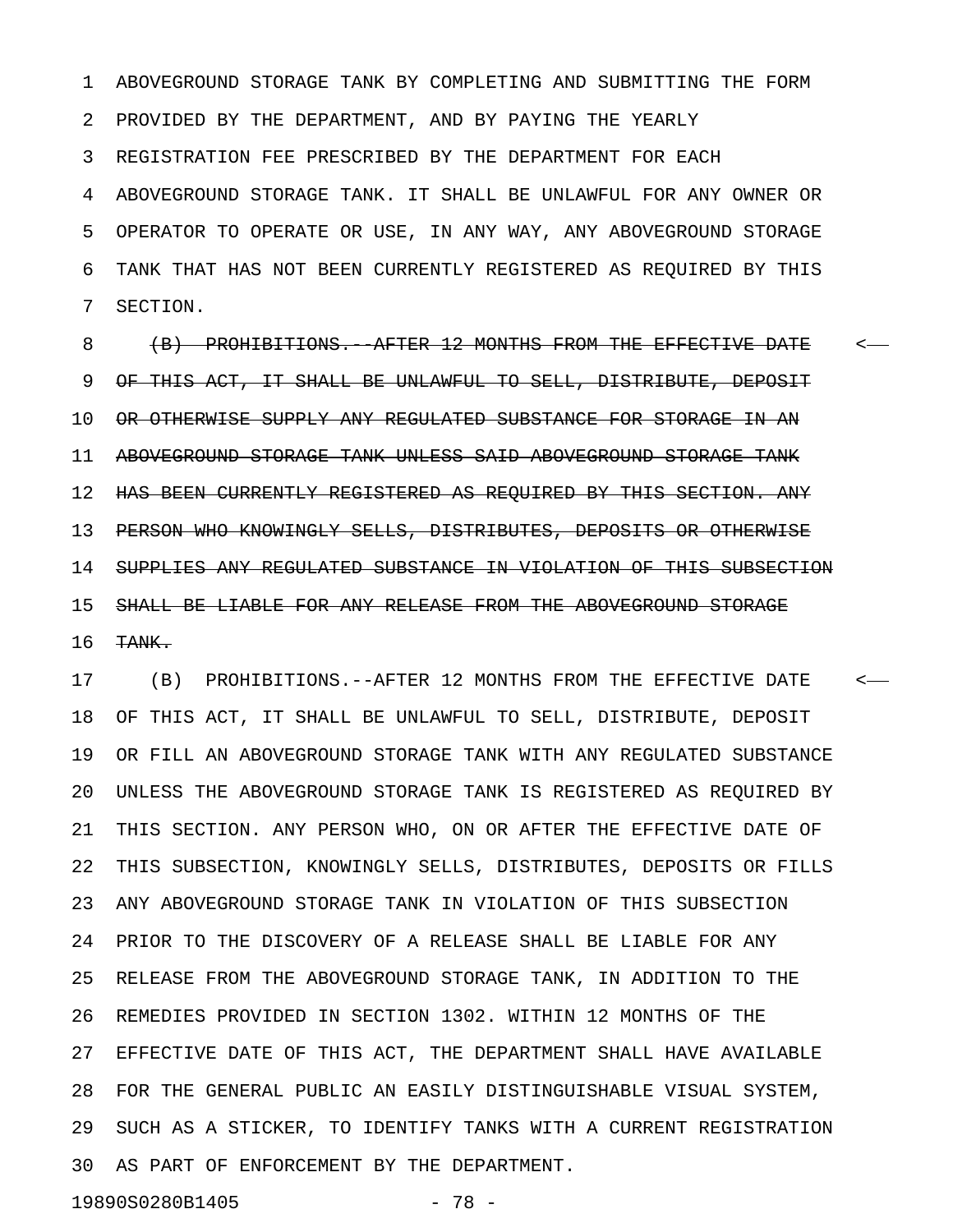ABOVEGROUND STORAGE TANK BY COMPLETING AND SUBMITTING THE FORM PROVIDED BY THE DEPARTMENT, AND BY PAYING THE YEARLY REGISTRATION FEE PRESCRIBED BY THE DEPARTMENT FOR EACH ABOVEGROUND STORAGE TANK. IT SHALL BE UNLAWFUL FOR ANY OWNER OR OPERATOR TO OPERATE OR USE, IN ANY WAY, ANY ABOVEGROUND STORAGE TANK THAT HAS NOT BEEN CURRENTLY REGISTERED AS REQUIRED BY THIS SECTION.

~~(B) PROHIBITIONS.--AFTER 12 MONTHS FROM THE EFFECTIVE DATE OF THIS ACT, IT SHALL BE UNLAWFUL TO SELL, DISTRIBUTE, DEPOSIT OR OTHERWISE SUPPLY ANY REGULATED SUBSTANCE FOR STORAGE IN AN ABOVEGROUND STORAGE TANK UNLESS SAID ABOVEGROUND STORAGE TANK HAS BEEN CURRENTLY REGISTERED AS REQUIRED BY THIS SECTION. ANY PERSON WHO KNOWINGLY SELLS, DISTRIBUTES, DEPOSITS OR OTHERWISE SUPPLIES ANY REGULATED SUBSTANCE IN VIOLATION OF THIS SUBSECTION SHALL BE LIABLE FOR ANY RELEASE FROM THE ABOVEGROUND STORAGE TANK.~~

(B) PROHIBITIONS.--AFTER 12 MONTHS FROM THE EFFECTIVE DATE OF THIS ACT, IT SHALL BE UNLAWFUL TO SELL, DISTRIBUTE, DEPOSIT OR FILL AN ABOVEGROUND STORAGE TANK WITH ANY REGULATED SUBSTANCE UNLESS THE ABOVEGROUND STORAGE TANK IS REGISTERED AS REQUIRED BY THIS SECTION. ANY PERSON WHO, ON OR AFTER THE EFFECTIVE DATE OF THIS SUBSECTION, KNOWINGLY SELLS, DISTRIBUTES, DEPOSITS OR FILLS ANY ABOVEGROUND STORAGE TANK IN VIOLATION OF THIS SUBSECTION PRIOR TO THE DISCOVERY OF A RELEASE SHALL BE LIABLE FOR ANY RELEASE FROM THE ABOVEGROUND STORAGE TANK, IN ADDITION TO THE REMEDIES PROVIDED IN SECTION 1302. WITHIN 12 MONTHS OF THE EFFECTIVE DATE OF THIS ACT, THE DEPARTMENT SHALL HAVE AVAILABLE FOR THE GENERAL PUBLIC AN EASILY DISTINGUISHABLE VISUAL SYSTEM, SUCH AS A STICKER, TO IDENTIFY TANKS WITH A CURRENT REGISTRATION AS PART OF ENFORCEMENT BY THE DEPARTMENT.

19890S0280B1405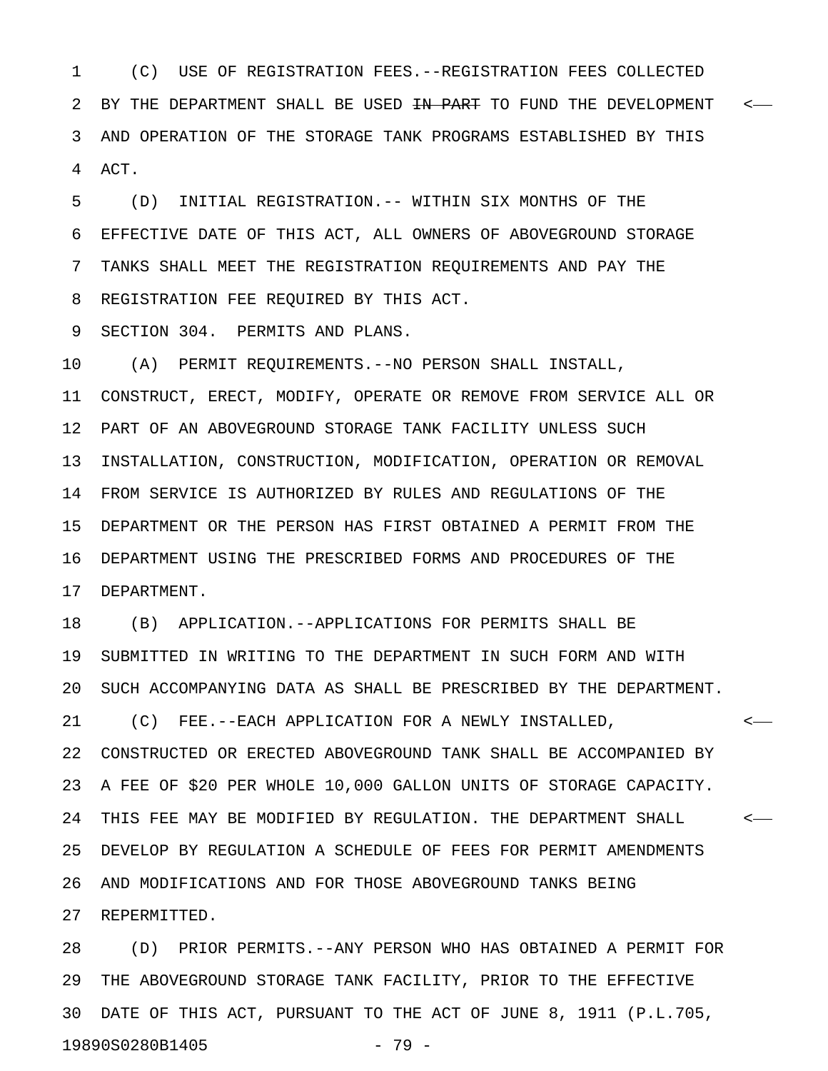(C) USE OF REGISTRATION FEES.--REGISTRATION FEES COLLECTED BY THE DEPARTMENT SHALL BE USED ~~IN PART~~ TO FUND THE DEVELOPMENT AND OPERATION OF THE STORAGE TANK PROGRAMS ESTABLISHED BY THIS ACT.

(D) INITIAL REGISTRATION.-- WITHIN SIX MONTHS OF THE EFFECTIVE DATE OF THIS ACT, ALL OWNERS OF ABOVEGROUND STORAGE TANKS SHALL MEET THE REGISTRATION REQUIREMENTS AND PAY THE REGISTRATION FEE REQUIRED BY THIS ACT.

SECTION 304. PERMITS AND PLANS.

(A) PERMIT REQUIREMENTS.--NO PERSON SHALL INSTALL, CONSTRUCT, ERECT, MODIFY, OPERATE OR REMOVE FROM SERVICE ALL OR PART OF AN ABOVEGROUND STORAGE TANK FACILITY UNLESS SUCH INSTALLATION, CONSTRUCTION, MODIFICATION, OPERATION OR REMOVAL FROM SERVICE IS AUTHORIZED BY RULES AND REGULATIONS OF THE DEPARTMENT OR THE PERSON HAS FIRST OBTAINED A PERMIT FROM THE DEPARTMENT USING THE PRESCRIBED FORMS AND PROCEDURES OF THE DEPARTMENT.

(B) APPLICATION.--APPLICATIONS FOR PERMITS SHALL BE SUBMITTED IN WRITING TO THE DEPARTMENT IN SUCH FORM AND WITH SUCH ACCOMPANYING DATA AS SHALL BE PRESCRIBED BY THE DEPARTMENT.

(C) FEE.--EACH APPLICATION FOR A NEWLY INSTALLED, CONSTRUCTED OR ERECTED ABOVEGROUND TANK SHALL BE ACCOMPANIED BY A FEE OF $20 PER WHOLE 10,000 GALLON UNITS OF STORAGE CAPACITY. THIS FEE MAY BE MODIFIED BY REGULATION. THE DEPARTMENT SHALL DEVELOP BY REGULATION A SCHEDULE OF FEES FOR PERMIT AMENDMENTS AND MODIFICATIONS AND FOR THOSE ABOVEGROUND TANKS BEING REPERMITTED.

(D) PRIOR PERMITS.--ANY PERSON WHO HAS OBTAINED A PERMIT FOR THE ABOVEGROUND STORAGE TANK FACILITY, PRIOR TO THE EFFECTIVE DATE OF THIS ACT, PURSUANT TO THE ACT OF JUNE 8, 1911 (P.L.705,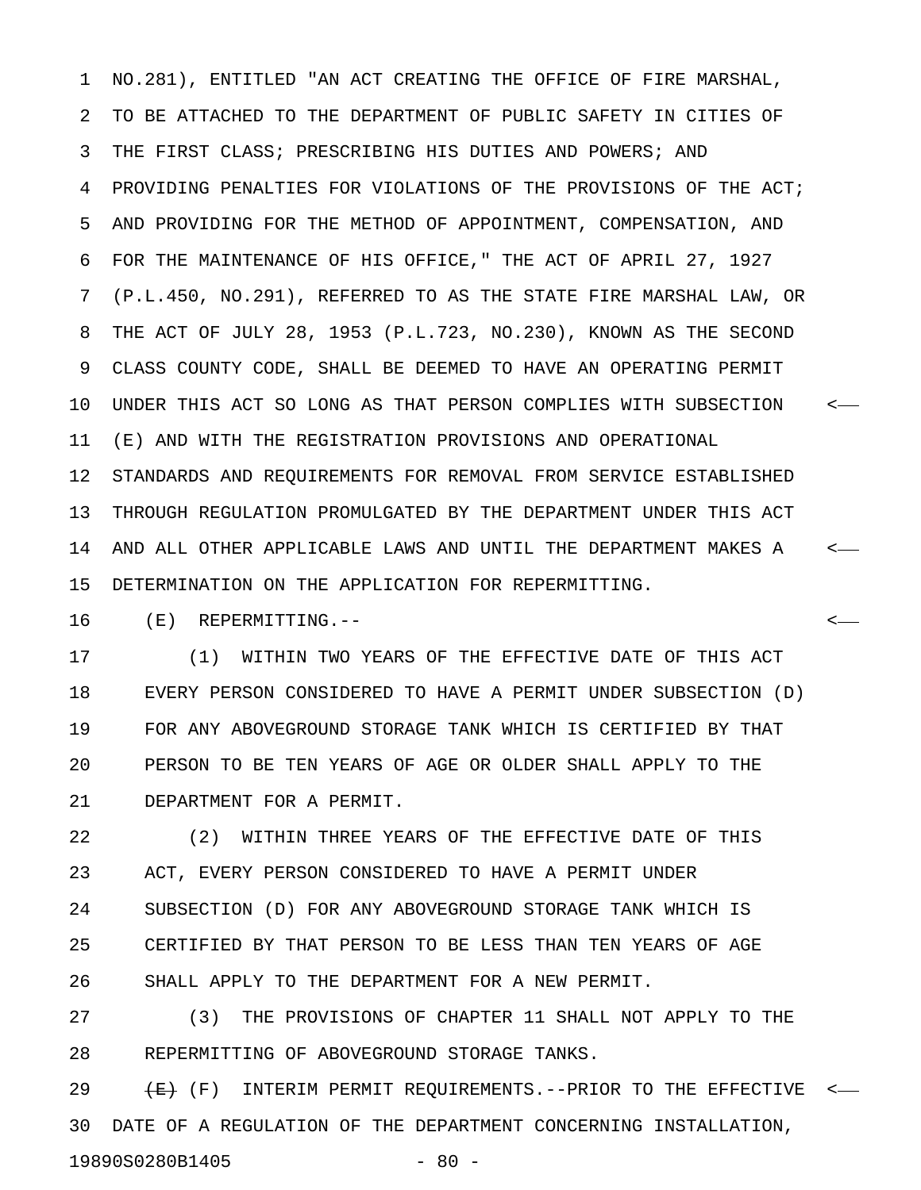NO.281), ENTITLED "AN ACT CREATING THE OFFICE OF FIRE MARSHAL, TO BE ATTACHED TO THE DEPARTMENT OF PUBLIC SAFETY IN CITIES OF THE FIRST CLASS; PRESCRIBING HIS DUTIES AND POWERS; AND PROVIDING PENALTIES FOR VIOLATIONS OF THE PROVISIONS OF THE ACT; AND PROVIDING FOR THE METHOD OF APPOINTMENT, COMPENSATION, AND FOR THE MAINTENANCE OF HIS OFFICE," THE ACT OF APRIL 27, 1927 (P.L.450, NO.291), REFERRED TO AS THE STATE FIRE MARSHAL LAW, OR THE ACT OF JULY 28, 1953 (P.L.723, NO.230), KNOWN AS THE SECOND CLASS COUNTY CODE, SHALL BE DEEMED TO HAVE AN OPERATING PERMIT UNDER THIS ACT SO LONG AS THAT PERSON COMPLIES WITH SUBSECTION (E) AND WITH THE REGISTRATION PROVISIONS AND OPERATIONAL STANDARDS AND REQUIREMENTS FOR REMOVAL FROM SERVICE ESTABLISHED THROUGH REGULATION PROMULGATED BY THE DEPARTMENT UNDER THIS ACT AND ALL OTHER APPLICABLE LAWS AND UNTIL THE DEPARTMENT MAKES A DETERMINATION ON THE APPLICATION FOR REPERMITTING.

(E) REPERMITTING.--

(1) WITHIN TWO YEARS OF THE EFFECTIVE DATE OF THIS ACT EVERY PERSON CONSIDERED TO HAVE A PERMIT UNDER SUBSECTION (D) FOR ANY ABOVEGROUND STORAGE TANK WHICH IS CERTIFIED BY THAT PERSON TO BE TEN YEARS OF AGE OR OLDER SHALL APPLY TO THE DEPARTMENT FOR A PERMIT.

(2) WITHIN THREE YEARS OF THE EFFECTIVE DATE OF THIS ACT, EVERY PERSON CONSIDERED TO HAVE A PERMIT UNDER SUBSECTION (D) FOR ANY ABOVEGROUND STORAGE TANK WHICH IS CERTIFIED BY THAT PERSON TO BE LESS THAN TEN YEARS OF AGE SHALL APPLY TO THE DEPARTMENT FOR A NEW PERMIT.

(3) THE PROVISIONS OF CHAPTER 11 SHALL NOT APPLY TO THE REPERMITTING OF ABOVEGROUND STORAGE TANKS.

~~(E)~~ (F) INTERIM PERMIT REQUIREMENTS.--PRIOR TO THE EFFECTIVE DATE OF A REGULATION OF THE DEPARTMENT CONCERNING INSTALLATION,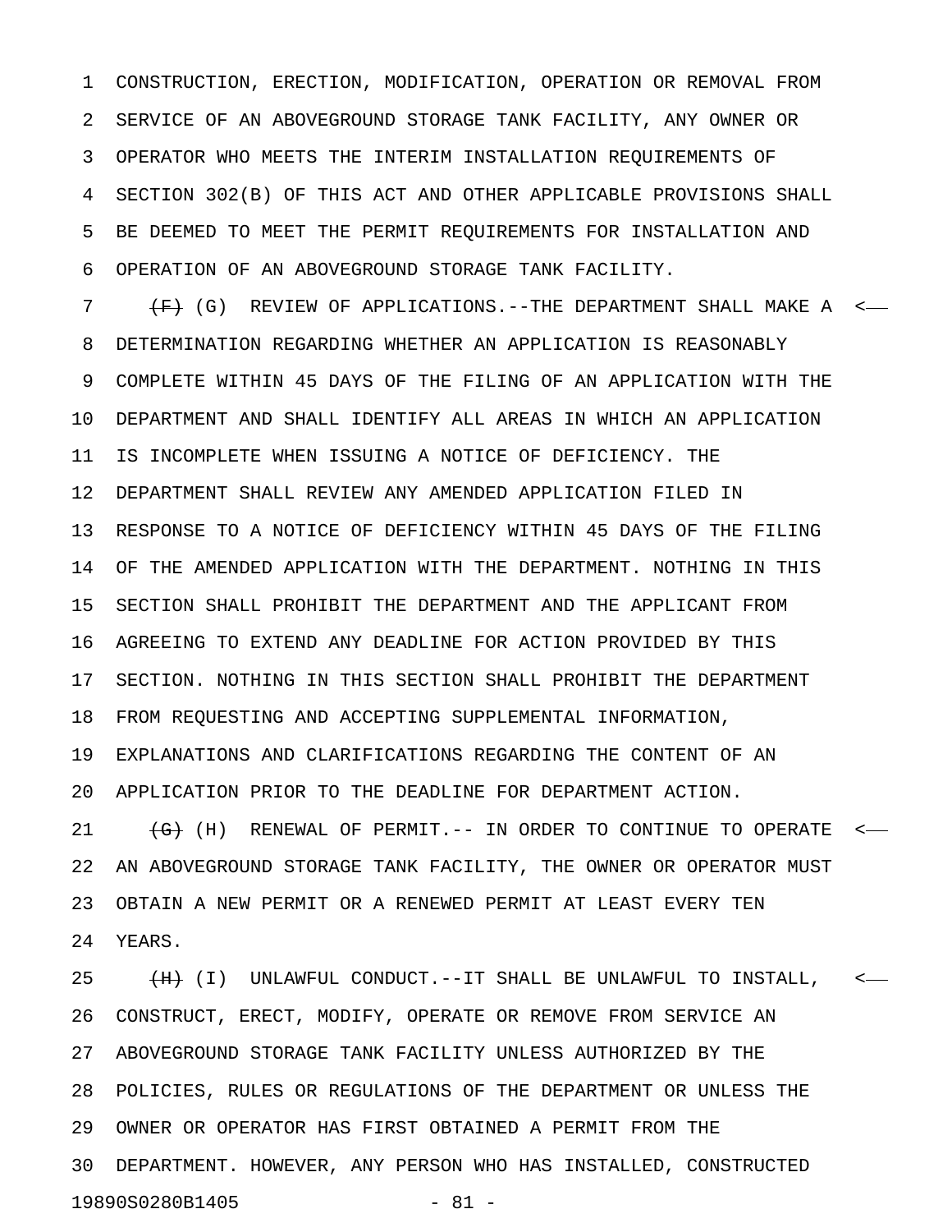CONSTRUCTION, ERECTION, MODIFICATION, OPERATION OR REMOVAL FROM SERVICE OF AN ABOVEGROUND STORAGE TANK FACILITY, ANY OWNER OR OPERATOR WHO MEETS THE INTERIM INSTALLATION REQUIREMENTS OF SECTION 302(B) OF THIS ACT AND OTHER APPLICABLE PROVISIONS SHALL BE DEEMED TO MEET THE PERMIT REQUIREMENTS FOR INSTALLATION AND OPERATION OF AN ABOVEGROUND STORAGE TANK FACILITY.

~~(F)~~ (G) REVIEW OF APPLICATIONS.--THE DEPARTMENT SHALL MAKE A DETERMINATION REGARDING WHETHER AN APPLICATION IS REASONABLY COMPLETE WITHIN 45 DAYS OF THE FILING OF AN APPLICATION WITH THE DEPARTMENT AND SHALL IDENTIFY ALL AREAS IN WHICH AN APPLICATION IS INCOMPLETE WHEN ISSUING A NOTICE OF DEFICIENCY. THE DEPARTMENT SHALL REVIEW ANY AMENDED APPLICATION FILED IN RESPONSE TO A NOTICE OF DEFICIENCY WITHIN 45 DAYS OF THE FILING OF THE AMENDED APPLICATION WITH THE DEPARTMENT. NOTHING IN THIS SECTION SHALL PROHIBIT THE DEPARTMENT AND THE APPLICANT FROM AGREEING TO EXTEND ANY DEADLINE FOR ACTION PROVIDED BY THIS SECTION. NOTHING IN THIS SECTION SHALL PROHIBIT THE DEPARTMENT FROM REQUESTING AND ACCEPTING SUPPLEMENTAL INFORMATION, EXPLANATIONS AND CLARIFICATIONS REGARDING THE CONTENT OF AN APPLICATION PRIOR TO THE DEADLINE FOR DEPARTMENT ACTION.

~~(G)~~ (H) RENEWAL OF PERMIT.-- IN ORDER TO CONTINUE TO OPERATE AN ABOVEGROUND STORAGE TANK FACILITY, THE OWNER OR OPERATOR MUST OBTAIN A NEW PERMIT OR A RENEWED PERMIT AT LEAST EVERY TEN YEARS.

~~(H)~~ (I) UNLAWFUL CONDUCT.--IT SHALL BE UNLAWFUL TO INSTALL, CONSTRUCT, ERECT, MODIFY, OPERATE OR REMOVE FROM SERVICE AN ABOVEGROUND STORAGE TANK FACILITY UNLESS AUTHORIZED BY THE POLICIES, RULES OR REGULATIONS OF THE DEPARTMENT OR UNLESS THE OWNER OR OPERATOR HAS FIRST OBTAINED A PERMIT FROM THE DEPARTMENT. HOWEVER, ANY PERSON WHO HAS INSTALLED, CONSTRUCTED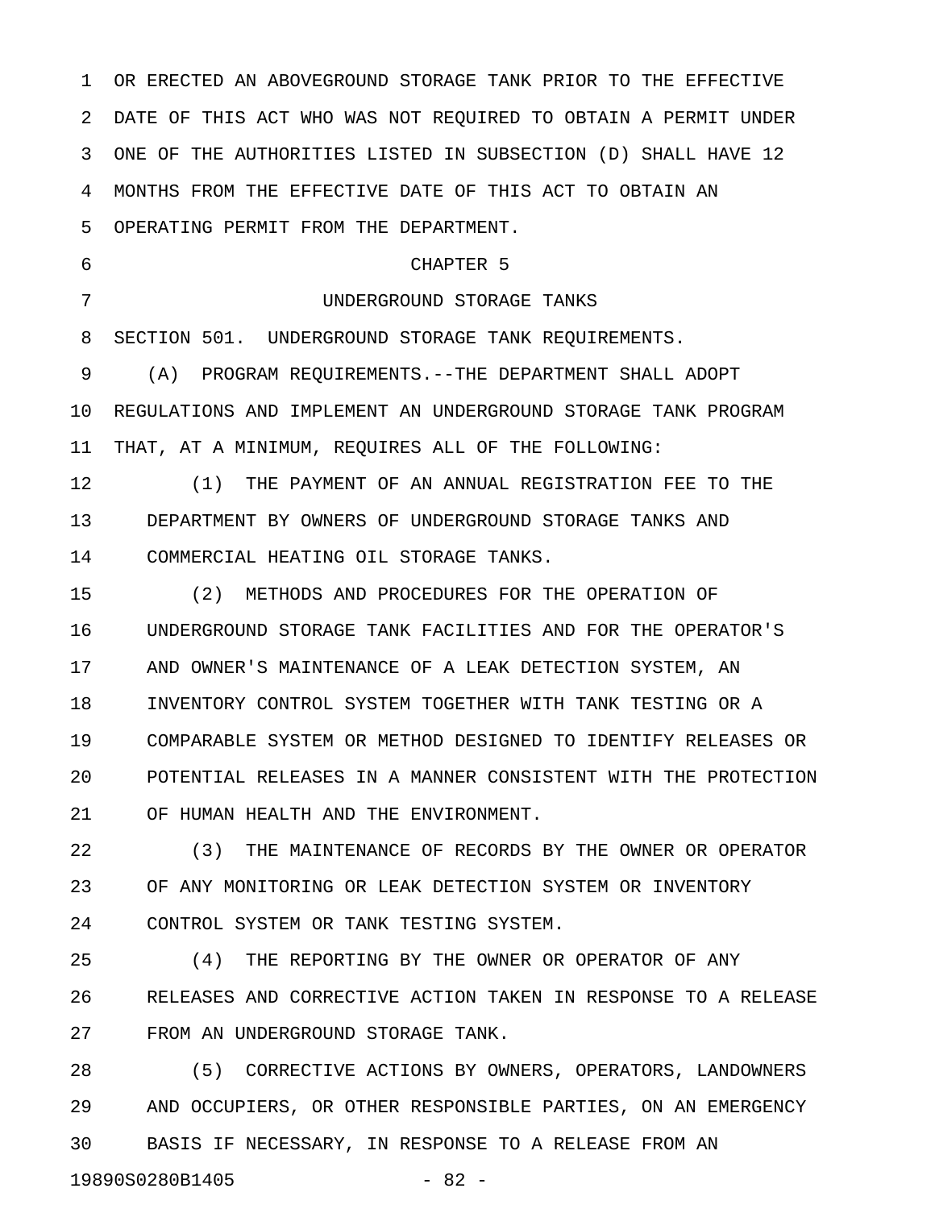OR ERECTED AN ABOVEGROUND STORAGE TANK PRIOR TO THE EFFECTIVE DATE OF THIS ACT WHO WAS NOT REQUIRED TO OBTAIN A PERMIT UNDER ONE OF THE AUTHORITIES LISTED IN SUBSECTION (D) SHALL HAVE 12 MONTHS FROM THE EFFECTIVE DATE OF THIS ACT TO OBTAIN AN OPERATING PERMIT FROM THE DEPARTMENT.

CHAPTER 5

UNDERGROUND STORAGE TANKS

SECTION 501. UNDERGROUND STORAGE TANK REQUIREMENTS.

(A) PROGRAM REQUIREMENTS.--THE DEPARTMENT SHALL ADOPT REGULATIONS AND IMPLEMENT AN UNDERGROUND STORAGE TANK PROGRAM THAT, AT A MINIMUM, REQUIRES ALL OF THE FOLLOWING:

(1) THE PAYMENT OF AN ANNUAL REGISTRATION FEE TO THE DEPARTMENT BY OWNERS OF UNDERGROUND STORAGE TANKS AND COMMERCIAL HEATING OIL STORAGE TANKS.

(2) METHODS AND PROCEDURES FOR THE OPERATION OF UNDERGROUND STORAGE TANK FACILITIES AND FOR THE OPERATOR'S AND OWNER'S MAINTENANCE OF A LEAK DETECTION SYSTEM, AN INVENTORY CONTROL SYSTEM TOGETHER WITH TANK TESTING OR A COMPARABLE SYSTEM OR METHOD DESIGNED TO IDENTIFY RELEASES OR POTENTIAL RELEASES IN A MANNER CONSISTENT WITH THE PROTECTION OF HUMAN HEALTH AND THE ENVIRONMENT.

(3) THE MAINTENANCE OF RECORDS BY THE OWNER OR OPERATOR OF ANY MONITORING OR LEAK DETECTION SYSTEM OR INVENTORY CONTROL SYSTEM OR TANK TESTING SYSTEM.

(4) THE REPORTING BY THE OWNER OR OPERATOR OF ANY RELEASES AND CORRECTIVE ACTION TAKEN IN RESPONSE TO A RELEASE FROM AN UNDERGROUND STORAGE TANK.

(5) CORRECTIVE ACTIONS BY OWNERS, OPERATORS, LANDOWNERS AND OCCUPIERS, OR OTHER RESPONSIBLE PARTIES, ON AN EMERGENCY BASIS IF NECESSARY, IN RESPONSE TO A RELEASE FROM AN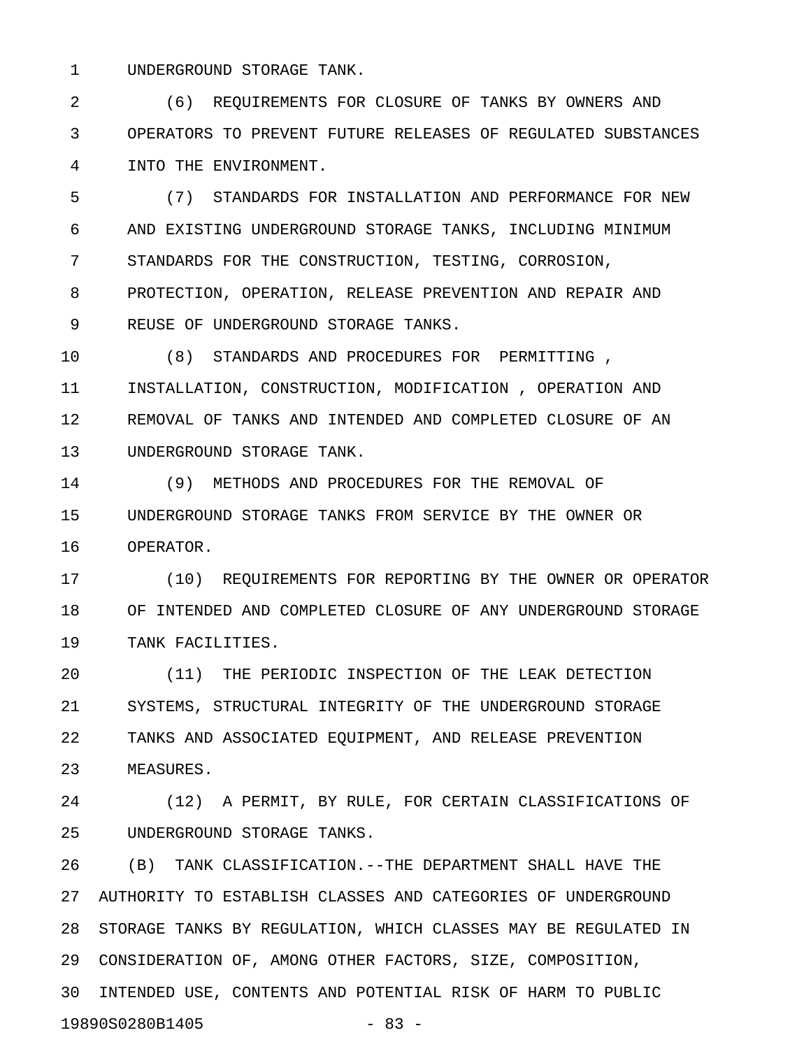UNDERGROUND STORAGE TANK.

(6) REQUIREMENTS FOR CLOSURE OF TANKS BY OWNERS AND OPERATORS TO PREVENT FUTURE RELEASES OF REGULATED SUBSTANCES INTO THE ENVIRONMENT.

(7) STANDARDS FOR INSTALLATION AND PERFORMANCE FOR NEW AND EXISTING UNDERGROUND STORAGE TANKS, INCLUDING MINIMUM STANDARDS FOR THE CONSTRUCTION, TESTING, CORROSION, PROTECTION, OPERATION, RELEASE PREVENTION AND REPAIR AND REUSE OF UNDERGROUND STORAGE TANKS.

(8) STANDARDS AND PROCEDURES FOR PERMITTING , INSTALLATION, CONSTRUCTION, MODIFICATION , OPERATION AND REMOVAL OF TANKS AND INTENDED AND COMPLETED CLOSURE OF AN UNDERGROUND STORAGE TANK.

(9) METHODS AND PROCEDURES FOR THE REMOVAL OF UNDERGROUND STORAGE TANKS FROM SERVICE BY THE OWNER OR OPERATOR.

(10) REQUIREMENTS FOR REPORTING BY THE OWNER OR OPERATOR OF INTENDED AND COMPLETED CLOSURE OF ANY UNDERGROUND STORAGE TANK FACILITIES.

(11) THE PERIODIC INSPECTION OF THE LEAK DETECTION SYSTEMS, STRUCTURAL INTEGRITY OF THE UNDERGROUND STORAGE TANKS AND ASSOCIATED EQUIPMENT, AND RELEASE PREVENTION MEASURES.

(12) A PERMIT, BY RULE, FOR CERTAIN CLASSIFICATIONS OF UNDERGROUND STORAGE TANKS.

(B) TANK CLASSIFICATION.--THE DEPARTMENT SHALL HAVE THE AUTHORITY TO ESTABLISH CLASSES AND CATEGORIES OF UNDERGROUND STORAGE TANKS BY REGULATION, WHICH CLASSES MAY BE REGULATED IN CONSIDERATION OF, AMONG OTHER FACTORS, SIZE, COMPOSITION, INTENDED USE, CONTENTS AND POTENTIAL RISK OF HARM TO PUBLIC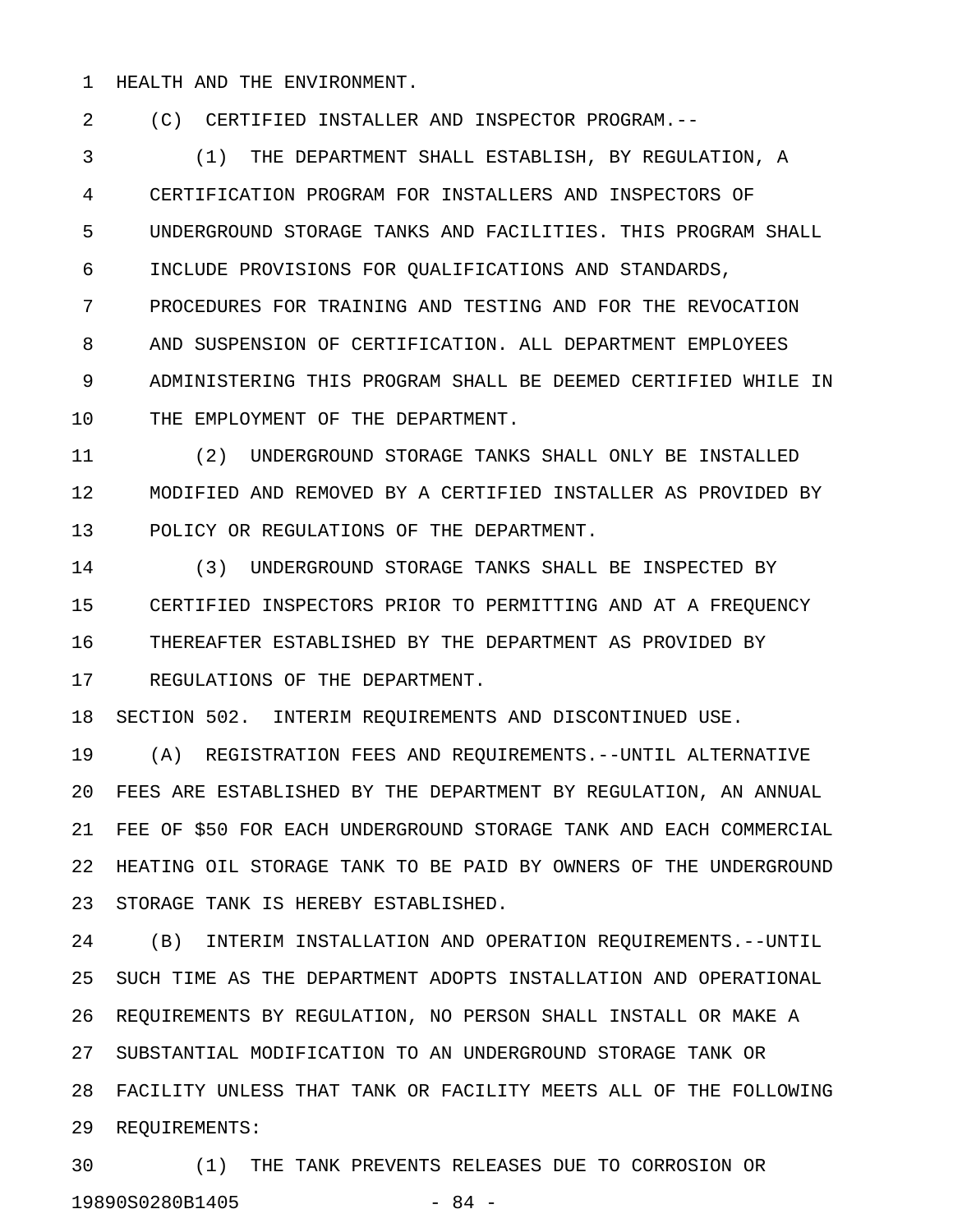HEALTH AND THE ENVIRONMENT.

(C) CERTIFIED INSTALLER AND INSPECTOR PROGRAM.--

(1) THE DEPARTMENT SHALL ESTABLISH, BY REGULATION, A CERTIFICATION PROGRAM FOR INSTALLERS AND INSPECTORS OF UNDERGROUND STORAGE TANKS AND FACILITIES. THIS PROGRAM SHALL INCLUDE PROVISIONS FOR QUALIFICATIONS AND STANDARDS, PROCEDURES FOR TRAINING AND TESTING AND FOR THE REVOCATION AND SUSPENSION OF CERTIFICATION. ALL DEPARTMENT EMPLOYEES ADMINISTERING THIS PROGRAM SHALL BE DEEMED CERTIFIED WHILE IN THE EMPLOYMENT OF THE DEPARTMENT.

(2) UNDERGROUND STORAGE TANKS SHALL ONLY BE INSTALLED MODIFIED AND REMOVED BY A CERTIFIED INSTALLER AS PROVIDED BY POLICY OR REGULATIONS OF THE DEPARTMENT.

(3) UNDERGROUND STORAGE TANKS SHALL BE INSPECTED BY CERTIFIED INSPECTORS PRIOR TO PERMITTING AND AT A FREQUENCY THEREAFTER ESTABLISHED BY THE DEPARTMENT AS PROVIDED BY REGULATIONS OF THE DEPARTMENT.

SECTION 502. INTERIM REQUIREMENTS AND DISCONTINUED USE.

(A) REGISTRATION FEES AND REQUIREMENTS.--UNTIL ALTERNATIVE FEES ARE ESTABLISHED BY THE DEPARTMENT BY REGULATION, AN ANNUAL FEE OF $50 FOR EACH UNDERGROUND STORAGE TANK AND EACH COMMERCIAL HEATING OIL STORAGE TANK TO BE PAID BY OWNERS OF THE UNDERGROUND STORAGE TANK IS HEREBY ESTABLISHED.

(B) INTERIM INSTALLATION AND OPERATION REQUIREMENTS.--UNTIL SUCH TIME AS THE DEPARTMENT ADOPTS INSTALLATION AND OPERATIONAL REQUIREMENTS BY REGULATION, NO PERSON SHALL INSTALL OR MAKE A SUBSTANTIAL MODIFICATION TO AN UNDERGROUND STORAGE TANK OR FACILITY UNLESS THAT TANK OR FACILITY MEETS ALL OF THE FOLLOWING REQUIREMENTS:

(1) THE TANK PREVENTS RELEASES DUE TO CORROSION OR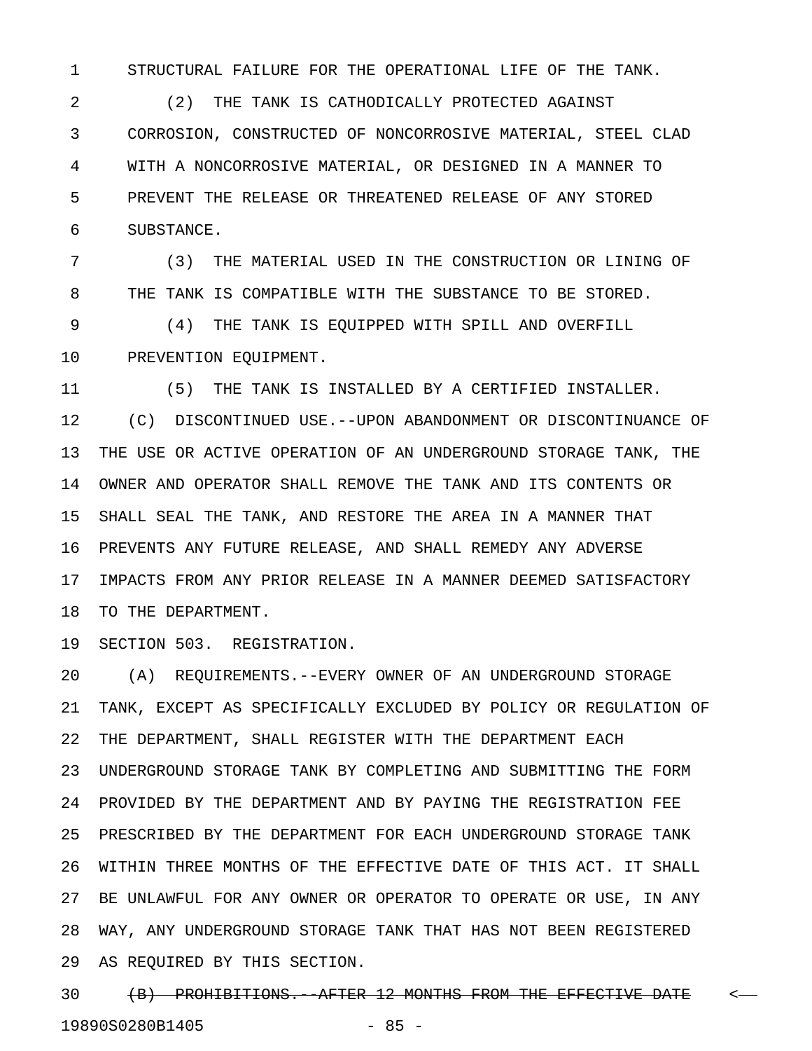STRUCTURAL FAILURE FOR THE OPERATIONAL LIFE OF THE TANK.

(2) THE TANK IS CATHODICALLY PROTECTED AGAINST CORROSION, CONSTRUCTED OF NONCORROSIVE MATERIAL, STEEL CLAD WITH A NONCORROSIVE MATERIAL, OR DESIGNED IN A MANNER TO PREVENT THE RELEASE OR THREATENED RELEASE OF ANY STORED SUBSTANCE.

(3) THE MATERIAL USED IN THE CONSTRUCTION OR LINING OF THE TANK IS COMPATIBLE WITH THE SUBSTANCE TO BE STORED.

(4) THE TANK IS EQUIPPED WITH SPILL AND OVERFILL PREVENTION EQUIPMENT.

(5) THE TANK IS INSTALLED BY A CERTIFIED INSTALLER.

(C) DISCONTINUED USE.--UPON ABANDONMENT OR DISCONTINUANCE OF THE USE OR ACTIVE OPERATION OF AN UNDERGROUND STORAGE TANK, THE OWNER AND OPERATOR SHALL REMOVE THE TANK AND ITS CONTENTS OR SHALL SEAL THE TANK, AND RESTORE THE AREA IN A MANNER THAT PREVENTS ANY FUTURE RELEASE, AND SHALL REMEDY ANY ADVERSE IMPACTS FROM ANY PRIOR RELEASE IN A MANNER DEEMED SATISFACTORY TO THE DEPARTMENT.

SECTION 503. REGISTRATION.

(A) REQUIREMENTS.--EVERY OWNER OF AN UNDERGROUND STORAGE TANK, EXCEPT AS SPECIFICALLY EXCLUDED BY POLICY OR REGULATION OF THE DEPARTMENT, SHALL REGISTER WITH THE DEPARTMENT EACH UNDERGROUND STORAGE TANK BY COMPLETING AND SUBMITTING THE FORM PROVIDED BY THE DEPARTMENT AND BY PAYING THE REGISTRATION FEE PRESCRIBED BY THE DEPARTMENT FOR EACH UNDERGROUND STORAGE TANK WITHIN THREE MONTHS OF THE EFFECTIVE DATE OF THIS ACT. IT SHALL BE UNLAWFUL FOR ANY OWNER OR OPERATOR TO OPERATE OR USE, IN ANY WAY, ANY UNDERGROUND STORAGE TANK THAT HAS NOT BEEN REGISTERED AS REQUIRED BY THIS SECTION.

~~(B) PROHIBITIONS.--AFTER 12 MONTHS FROM THE EFFECTIVE DATE~~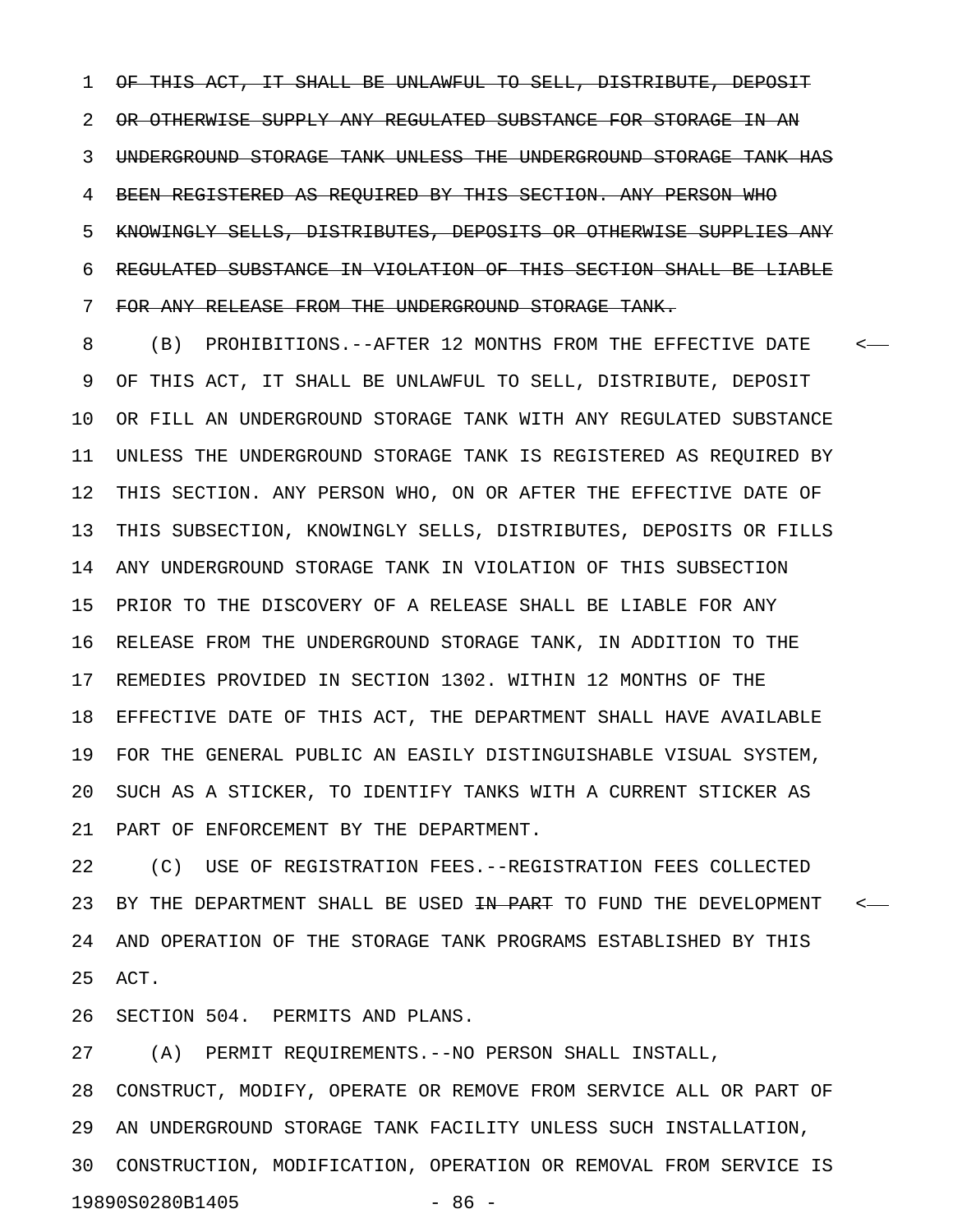~~OF THIS ACT, IT SHALL BE UNLAWFUL TO SELL, DISTRIBUTE, DEPOSIT OR OTHERWISE SUPPLY ANY REGULATED SUBSTANCE FOR STORAGE IN AN UNDERGROUND STORAGE TANK UNLESS THE UNDERGROUND STORAGE TANK HAS BEEN REGISTERED AS REQUIRED BY THIS SECTION. ANY PERSON WHO KNOWINGLY SELLS, DISTRIBUTES, DEPOSITS OR OTHERWISE SUPPLIES ANY REGULATED SUBSTANCE IN VIOLATION OF THIS SECTION SHALL BE LIABLE FOR ANY RELEASE FROM THE UNDERGROUND STORAGE TANK.~~

(B) PROHIBITIONS.--AFTER 12 MONTHS FROM THE EFFECTIVE DATE OF THIS ACT, IT SHALL BE UNLAWFUL TO SELL, DISTRIBUTE, DEPOSIT OR FILL AN UNDERGROUND STORAGE TANK WITH ANY REGULATED SUBSTANCE UNLESS THE UNDERGROUND STORAGE TANK IS REGISTERED AS REQUIRED BY THIS SECTION. ANY PERSON WHO, ON OR AFTER THE EFFECTIVE DATE OF THIS SUBSECTION, KNOWINGLY SELLS, DISTRIBUTES, DEPOSITS OR FILLS ANY UNDERGROUND STORAGE TANK IN VIOLATION OF THIS SUBSECTION PRIOR TO THE DISCOVERY OF A RELEASE SHALL BE LIABLE FOR ANY RELEASE FROM THE UNDERGROUND STORAGE TANK, IN ADDITION TO THE REMEDIES PROVIDED IN SECTION 1302. WITHIN 12 MONTHS OF THE EFFECTIVE DATE OF THIS ACT, THE DEPARTMENT SHALL HAVE AVAILABLE FOR THE GENERAL PUBLIC AN EASILY DISTINGUISHABLE VISUAL SYSTEM, SUCH AS A STICKER, TO IDENTIFY TANKS WITH A CURRENT STICKER AS PART OF ENFORCEMENT BY THE DEPARTMENT.

(C) USE OF REGISTRATION FEES.--REGISTRATION FEES COLLECTED BY THE DEPARTMENT SHALL BE USED ~~IN PART~~ TO FUND THE DEVELOPMENT AND OPERATION OF THE STORAGE TANK PROGRAMS ESTABLISHED BY THIS ACT.

SECTION 504. PERMITS AND PLANS.

(A) PERMIT REQUIREMENTS.--NO PERSON SHALL INSTALL, CONSTRUCT, MODIFY, OPERATE OR REMOVE FROM SERVICE ALL OR PART OF AN UNDERGROUND STORAGE TANK FACILITY UNLESS SUCH INSTALLATION, CONSTRUCTION, MODIFICATION, OPERATION OR REMOVAL FROM SERVICE IS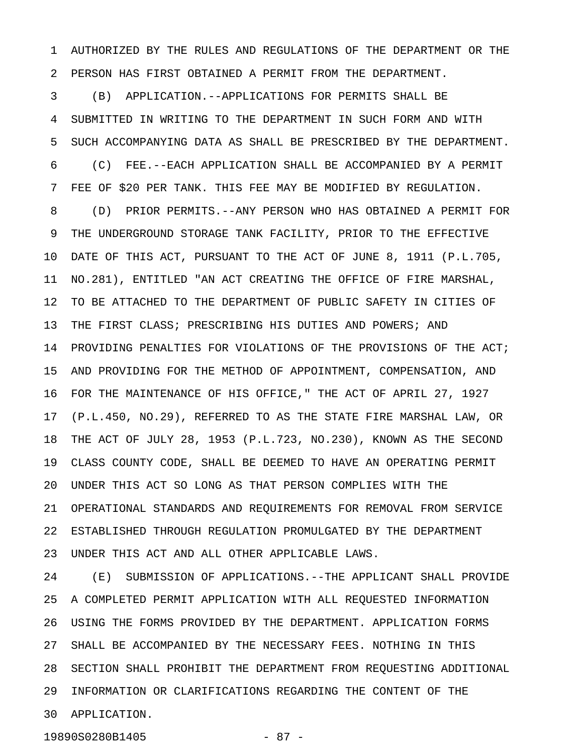AUTHORIZED BY THE RULES AND REGULATIONS OF THE DEPARTMENT OR THE PERSON HAS FIRST OBTAINED A PERMIT FROM THE DEPARTMENT.

(B) APPLICATION.--APPLICATIONS FOR PERMITS SHALL BE SUBMITTED IN WRITING TO THE DEPARTMENT IN SUCH FORM AND WITH SUCH ACCOMPANYING DATA AS SHALL BE PRESCRIBED BY THE DEPARTMENT.

(C) FEE.--EACH APPLICATION SHALL BE ACCOMPANIED BY A PERMIT FEE OF $20 PER TANK. THIS FEE MAY BE MODIFIED BY REGULATION.

(D) PRIOR PERMITS.--ANY PERSON WHO HAS OBTAINED A PERMIT FOR THE UNDERGROUND STORAGE TANK FACILITY, PRIOR TO THE EFFECTIVE DATE OF THIS ACT, PURSUANT TO THE ACT OF JUNE 8, 1911 (P.L.705, NO.281), ENTITLED "AN ACT CREATING THE OFFICE OF FIRE MARSHAL, TO BE ATTACHED TO THE DEPARTMENT OF PUBLIC SAFETY IN CITIES OF THE FIRST CLASS; PRESCRIBING HIS DUTIES AND POWERS; AND PROVIDING PENALTIES FOR VIOLATIONS OF THE PROVISIONS OF THE ACT; AND PROVIDING FOR THE METHOD OF APPOINTMENT, COMPENSATION, AND FOR THE MAINTENANCE OF HIS OFFICE," THE ACT OF APRIL 27, 1927 (P.L.450, NO.29), REFERRED TO AS THE STATE FIRE MARSHAL LAW, OR THE ACT OF JULY 28, 1953 (P.L.723, NO.230), KNOWN AS THE SECOND CLASS COUNTY CODE, SHALL BE DEEMED TO HAVE AN OPERATING PERMIT UNDER THIS ACT SO LONG AS THAT PERSON COMPLIES WITH THE OPERATIONAL STANDARDS AND REQUIREMENTS FOR REMOVAL FROM SERVICE ESTABLISHED THROUGH REGULATION PROMULGATED BY THE DEPARTMENT UNDER THIS ACT AND ALL OTHER APPLICABLE LAWS.

(E) SUBMISSION OF APPLICATIONS.--THE APPLICANT SHALL PROVIDE A COMPLETED PERMIT APPLICATION WITH ALL REQUESTED INFORMATION USING THE FORMS PROVIDED BY THE DEPARTMENT. APPLICATION FORMS SHALL BE ACCOMPANIED BY THE NECESSARY FEES. NOTHING IN THIS SECTION SHALL PROHIBIT THE DEPARTMENT FROM REQUESTING ADDITIONAL INFORMATION OR CLARIFICATIONS REGARDING THE CONTENT OF THE APPLICATION.

19890S0280B1405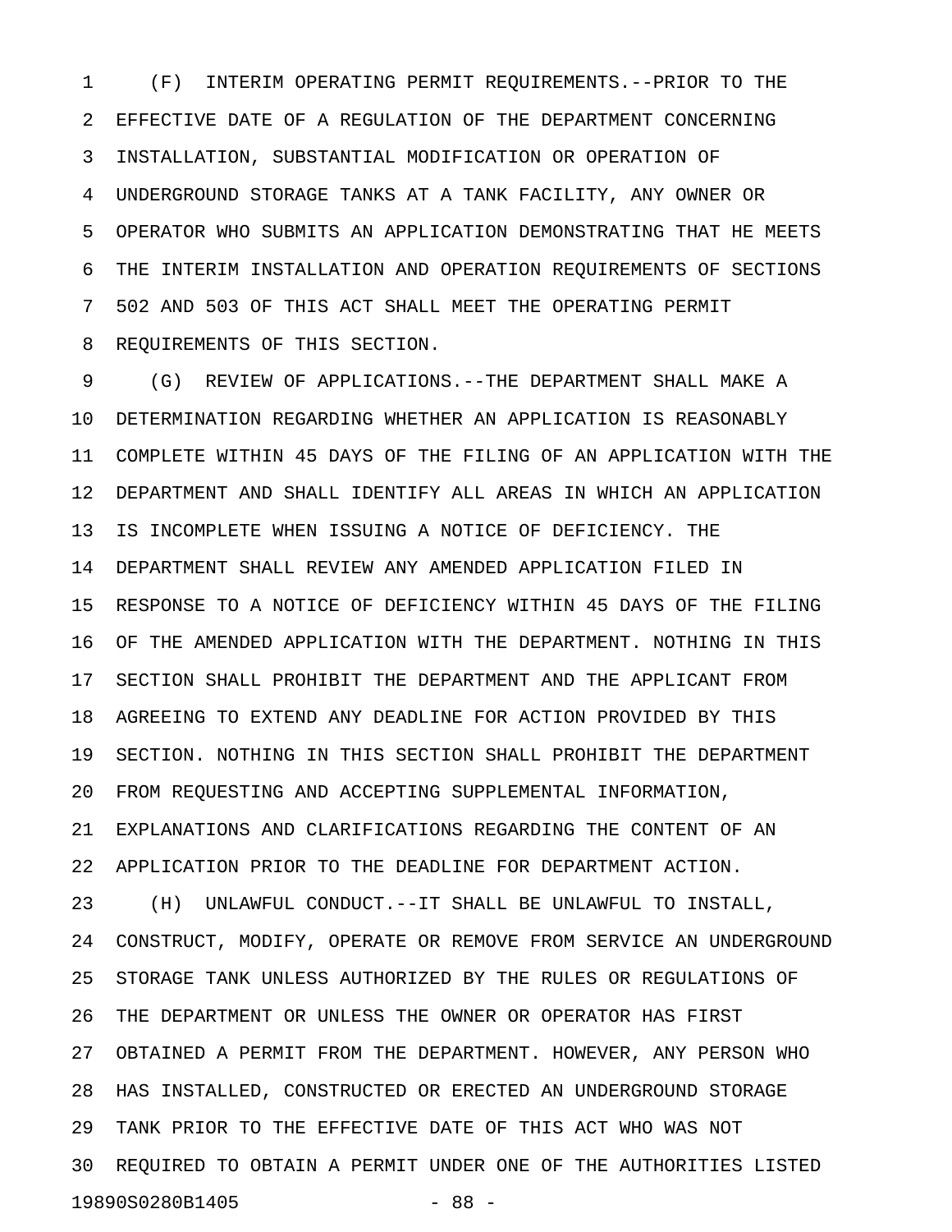(F) INTERIM OPERATING PERMIT REQUIREMENTS.--PRIOR TO THE EFFECTIVE DATE OF A REGULATION OF THE DEPARTMENT CONCERNING INSTALLATION, SUBSTANTIAL MODIFICATION OR OPERATION OF UNDERGROUND STORAGE TANKS AT A TANK FACILITY, ANY OWNER OR OPERATOR WHO SUBMITS AN APPLICATION DEMONSTRATING THAT HE MEETS THE INTERIM INSTALLATION AND OPERATION REQUIREMENTS OF SECTIONS 502 AND 503 OF THIS ACT SHALL MEET THE OPERATING PERMIT REQUIREMENTS OF THIS SECTION.

(G) REVIEW OF APPLICATIONS.--THE DEPARTMENT SHALL MAKE A DETERMINATION REGARDING WHETHER AN APPLICATION IS REASONABLY COMPLETE WITHIN 45 DAYS OF THE FILING OF AN APPLICATION WITH THE DEPARTMENT AND SHALL IDENTIFY ALL AREAS IN WHICH AN APPLICATION IS INCOMPLETE WHEN ISSUING A NOTICE OF DEFICIENCY. THE DEPARTMENT SHALL REVIEW ANY AMENDED APPLICATION FILED IN RESPONSE TO A NOTICE OF DEFICIENCY WITHIN 45 DAYS OF THE FILING OF THE AMENDED APPLICATION WITH THE DEPARTMENT. NOTHING IN THIS SECTION SHALL PROHIBIT THE DEPARTMENT AND THE APPLICANT FROM AGREEING TO EXTEND ANY DEADLINE FOR ACTION PROVIDED BY THIS SECTION. NOTHING IN THIS SECTION SHALL PROHIBIT THE DEPARTMENT FROM REQUESTING AND ACCEPTING SUPPLEMENTAL INFORMATION, EXPLANATIONS AND CLARIFICATIONS REGARDING THE CONTENT OF AN APPLICATION PRIOR TO THE DEADLINE FOR DEPARTMENT ACTION.

(H) UNLAWFUL CONDUCT.--IT SHALL BE UNLAWFUL TO INSTALL, CONSTRUCT, MODIFY, OPERATE OR REMOVE FROM SERVICE AN UNDERGROUND STORAGE TANK UNLESS AUTHORIZED BY THE RULES OR REGULATIONS OF THE DEPARTMENT OR UNLESS THE OWNER OR OPERATOR HAS FIRST OBTAINED A PERMIT FROM THE DEPARTMENT. HOWEVER, ANY PERSON WHO HAS INSTALLED, CONSTRUCTED OR ERECTED AN UNDERGROUND STORAGE TANK PRIOR TO THE EFFECTIVE DATE OF THIS ACT WHO WAS NOT REQUIRED TO OBTAIN A PERMIT UNDER ONE OF THE AUTHORITIES LISTED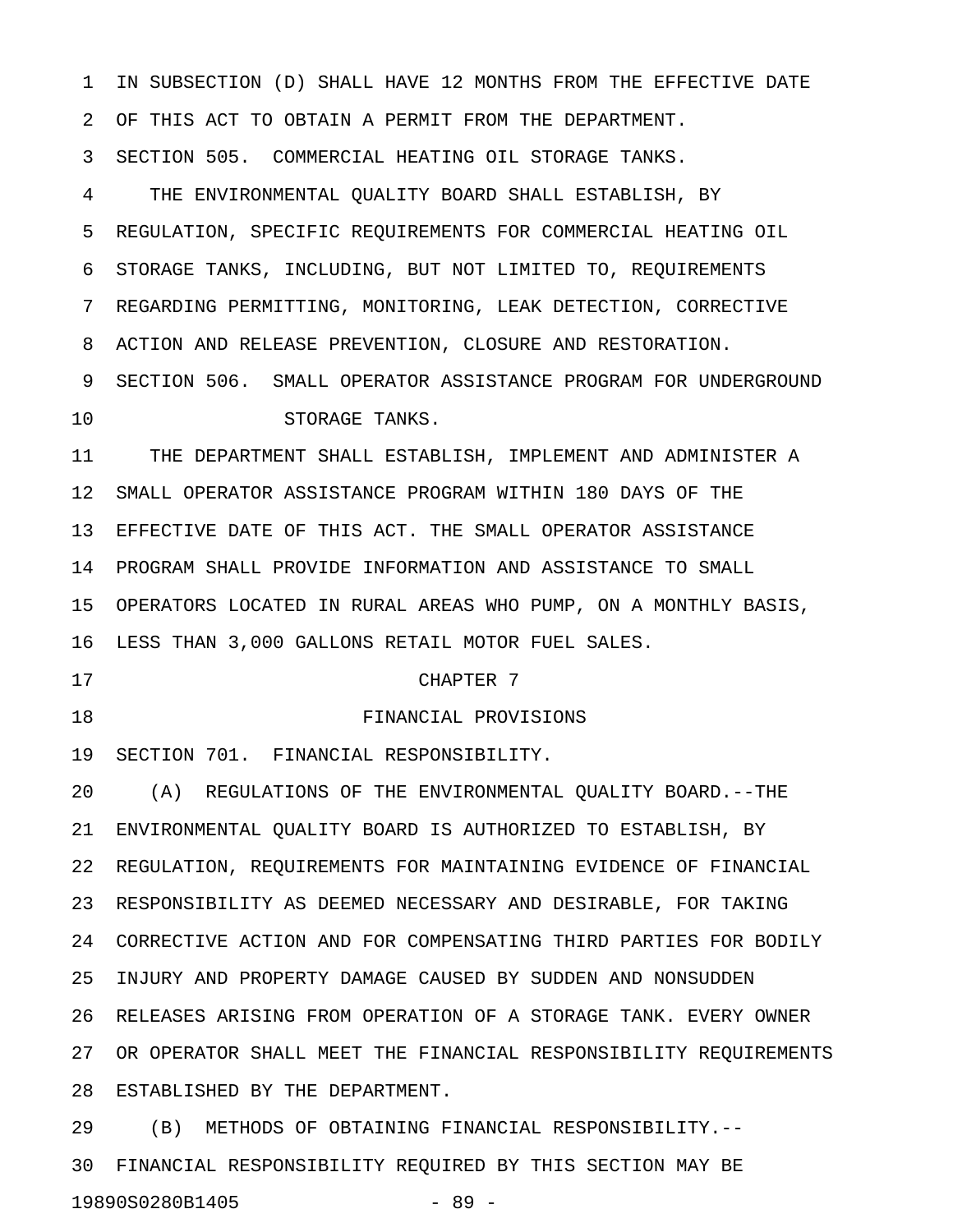IN SUBSECTION (D) SHALL HAVE 12 MONTHS FROM THE EFFECTIVE DATE OF THIS ACT TO OBTAIN A PERMIT FROM THE DEPARTMENT.

SECTION 505. COMMERCIAL HEATING OIL STORAGE TANKS.

THE ENVIRONMENTAL QUALITY BOARD SHALL ESTABLISH, BY REGULATION, SPECIFIC REQUIREMENTS FOR COMMERCIAL HEATING OIL STORAGE TANKS, INCLUDING, BUT NOT LIMITED TO, REQUIREMENTS REGARDING PERMITTING, MONITORING, LEAK DETECTION, CORRECTIVE ACTION AND RELEASE PREVENTION, CLOSURE AND RESTORATION.

SECTION 506. SMALL OPERATOR ASSISTANCE PROGRAM FOR UNDERGROUND STORAGE TANKS.

THE DEPARTMENT SHALL ESTABLISH, IMPLEMENT AND ADMINISTER A SMALL OPERATOR ASSISTANCE PROGRAM WITHIN 180 DAYS OF THE EFFECTIVE DATE OF THIS ACT. THE SMALL OPERATOR ASSISTANCE PROGRAM SHALL PROVIDE INFORMATION AND ASSISTANCE TO SMALL OPERATORS LOCATED IN RURAL AREAS WHO PUMP, ON A MONTHLY BASIS, LESS THAN 3,000 GALLONS RETAIL MOTOR FUEL SALES.

## CHAPTER 7

## FINANCIAL PROVISIONS

SECTION 701. FINANCIAL RESPONSIBILITY.

(A) REGULATIONS OF THE ENVIRONMENTAL QUALITY BOARD.--THE ENVIRONMENTAL QUALITY BOARD IS AUTHORIZED TO ESTABLISH, BY REGULATION, REQUIREMENTS FOR MAINTAINING EVIDENCE OF FINANCIAL RESPONSIBILITY AS DEEMED NECESSARY AND DESIRABLE, FOR TAKING CORRECTIVE ACTION AND FOR COMPENSATING THIRD PARTIES FOR BODILY INJURY AND PROPERTY DAMAGE CAUSED BY SUDDEN AND NONSUDDEN RELEASES ARISING FROM OPERATION OF A STORAGE TANK. EVERY OWNER OR OPERATOR SHALL MEET THE FINANCIAL RESPONSIBILITY REQUIREMENTS ESTABLISHED BY THE DEPARTMENT.

(B) METHODS OF OBTAINING FINANCIAL RESPONSIBILITY.--FINANCIAL RESPONSIBILITY REQUIRED BY THIS SECTION MAY BE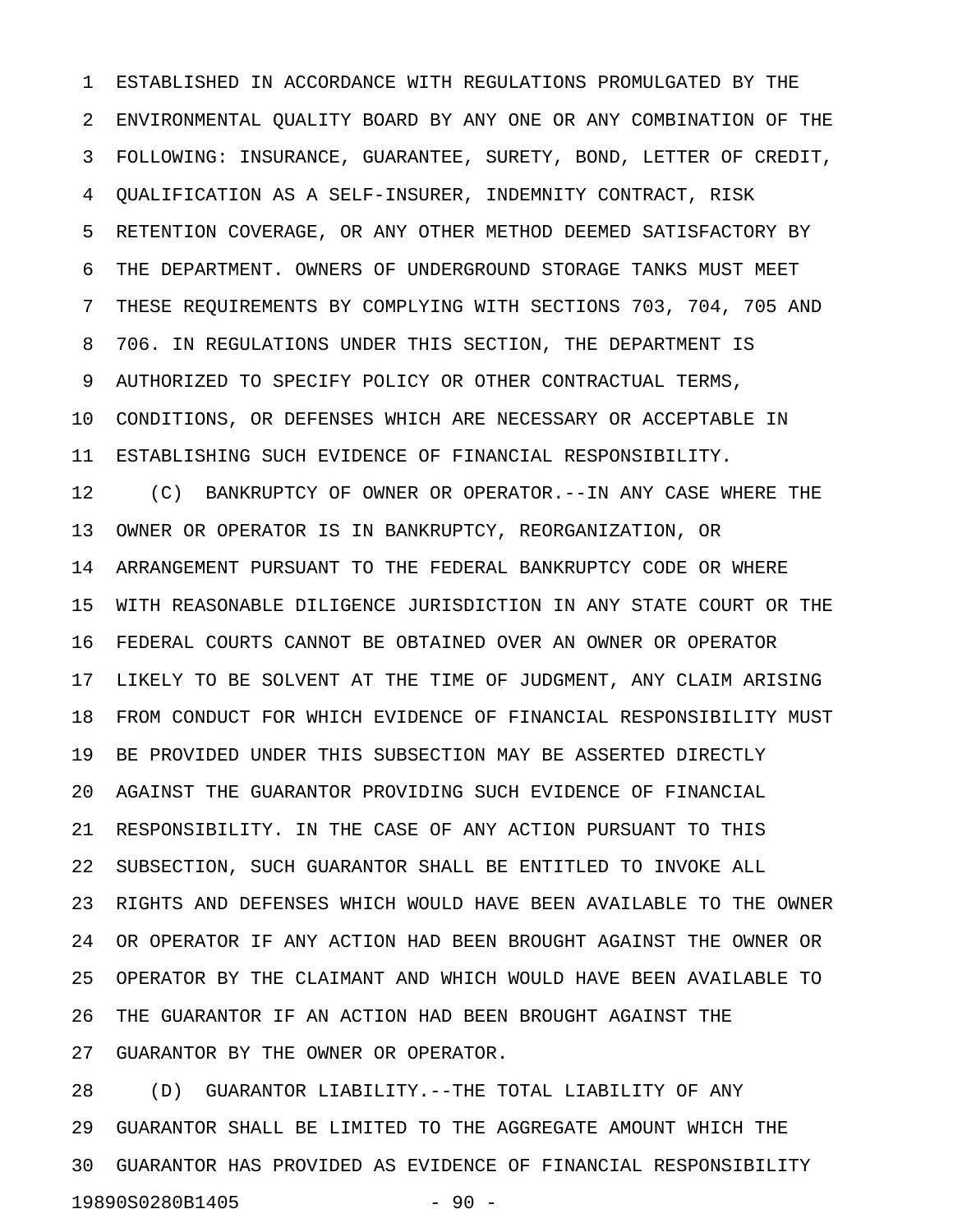ESTABLISHED IN ACCORDANCE WITH REGULATIONS PROMULGATED BY THE ENVIRONMENTAL QUALITY BOARD BY ANY ONE OR ANY COMBINATION OF THE FOLLOWING: INSURANCE, GUARANTEE, SURETY, BOND, LETTER OF CREDIT, QUALIFICATION AS A SELF-INSURER, INDEMNITY CONTRACT, RISK RETENTION COVERAGE, OR ANY OTHER METHOD DEEMED SATISFACTORY BY THE DEPARTMENT. OWNERS OF UNDERGROUND STORAGE TANKS MUST MEET THESE REQUIREMENTS BY COMPLYING WITH SECTIONS 703, 704, 705 AND 706. IN REGULATIONS UNDER THIS SECTION, THE DEPARTMENT IS AUTHORIZED TO SPECIFY POLICY OR OTHER CONTRACTUAL TERMS, CONDITIONS, OR DEFENSES WHICH ARE NECESSARY OR ACCEPTABLE IN ESTABLISHING SUCH EVIDENCE OF FINANCIAL RESPONSIBILITY.

(C) BANKRUPTCY OF OWNER OR OPERATOR.--IN ANY CASE WHERE THE OWNER OR OPERATOR IS IN BANKRUPTCY, REORGANIZATION, OR ARRANGEMENT PURSUANT TO THE FEDERAL BANKRUPTCY CODE OR WHERE WITH REASONABLE DILIGENCE JURISDICTION IN ANY STATE COURT OR THE FEDERAL COURTS CANNOT BE OBTAINED OVER AN OWNER OR OPERATOR LIKELY TO BE SOLVENT AT THE TIME OF JUDGMENT, ANY CLAIM ARISING FROM CONDUCT FOR WHICH EVIDENCE OF FINANCIAL RESPONSIBILITY MUST BE PROVIDED UNDER THIS SUBSECTION MAY BE ASSERTED DIRECTLY AGAINST THE GUARANTOR PROVIDING SUCH EVIDENCE OF FINANCIAL RESPONSIBILITY. IN THE CASE OF ANY ACTION PURSUANT TO THIS SUBSECTION, SUCH GUARANTOR SHALL BE ENTITLED TO INVOKE ALL RIGHTS AND DEFENSES WHICH WOULD HAVE BEEN AVAILABLE TO THE OWNER OR OPERATOR IF ANY ACTION HAD BEEN BROUGHT AGAINST THE OWNER OR OPERATOR BY THE CLAIMANT AND WHICH WOULD HAVE BEEN AVAILABLE TO THE GUARANTOR IF AN ACTION HAD BEEN BROUGHT AGAINST THE GUARANTOR BY THE OWNER OR OPERATOR.

(D) GUARANTOR LIABILITY.--THE TOTAL LIABILITY OF ANY GUARANTOR SHALL BE LIMITED TO THE AGGREGATE AMOUNT WHICH THE GUARANTOR HAS PROVIDED AS EVIDENCE OF FINANCIAL RESPONSIBILITY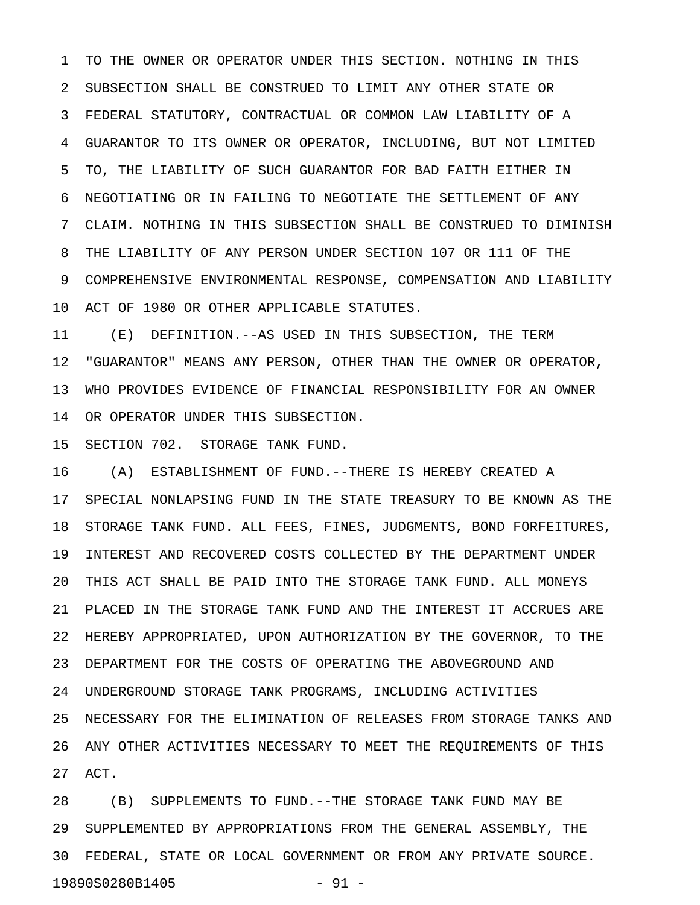TO THE OWNER OR OPERATOR UNDER THIS SECTION. NOTHING IN THIS SUBSECTION SHALL BE CONSTRUED TO LIMIT ANY OTHER STATE OR FEDERAL STATUTORY, CONTRACTUAL OR COMMON LAW LIABILITY OF A GUARANTOR TO ITS OWNER OR OPERATOR, INCLUDING, BUT NOT LIMITED TO, THE LIABILITY OF SUCH GUARANTOR FOR BAD FAITH EITHER IN NEGOTIATING OR IN FAILING TO NEGOTIATE THE SETTLEMENT OF ANY CLAIM. NOTHING IN THIS SUBSECTION SHALL BE CONSTRUED TO DIMINISH THE LIABILITY OF ANY PERSON UNDER SECTION 107 OR 111 OF THE COMPREHENSIVE ENVIRONMENTAL RESPONSE, COMPENSATION AND LIABILITY ACT OF 1980 OR OTHER APPLICABLE STATUTES.

(E) DEFINITION.--AS USED IN THIS SUBSECTION, THE TERM "GUARANTOR" MEANS ANY PERSON, OTHER THAN THE OWNER OR OPERATOR, WHO PROVIDES EVIDENCE OF FINANCIAL RESPONSIBILITY FOR AN OWNER OR OPERATOR UNDER THIS SUBSECTION.

SECTION 702. STORAGE TANK FUND.

(A) ESTABLISHMENT OF FUND.--THERE IS HEREBY CREATED A SPECIAL NONLAPSING FUND IN THE STATE TREASURY TO BE KNOWN AS THE STORAGE TANK FUND. ALL FEES, FINES, JUDGMENTS, BOND FORFEITURES, INTEREST AND RECOVERED COSTS COLLECTED BY THE DEPARTMENT UNDER THIS ACT SHALL BE PAID INTO THE STORAGE TANK FUND. ALL MONEYS PLACED IN THE STORAGE TANK FUND AND THE INTEREST IT ACCRUES ARE HEREBY APPROPRIATED, UPON AUTHORIZATION BY THE GOVERNOR, TO THE DEPARTMENT FOR THE COSTS OF OPERATING THE ABOVEGROUND AND UNDERGROUND STORAGE TANK PROGRAMS, INCLUDING ACTIVITIES NECESSARY FOR THE ELIMINATION OF RELEASES FROM STORAGE TANKS AND ANY OTHER ACTIVITIES NECESSARY TO MEET THE REQUIREMENTS OF THIS ACT.

(B) SUPPLEMENTS TO FUND.--THE STORAGE TANK FUND MAY BE SUPPLEMENTED BY APPROPRIATIONS FROM THE GENERAL ASSEMBLY, THE FEDERAL, STATE OR LOCAL GOVERNMENT OR FROM ANY PRIVATE SOURCE.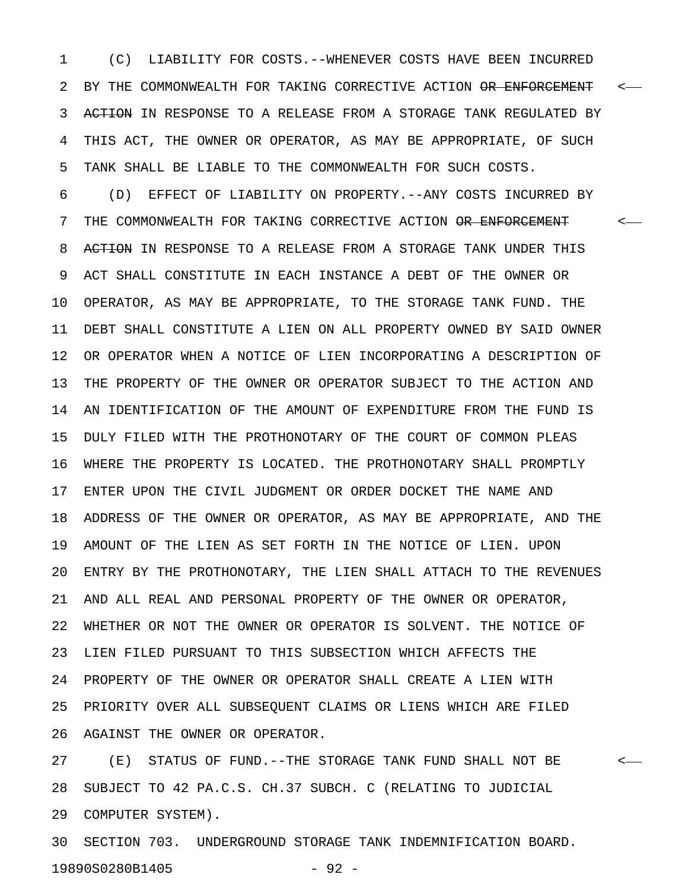(C) LIABILITY FOR COSTS.--WHENEVER COSTS HAVE BEEN INCURRED BY THE COMMONWEALTH FOR TAKING CORRECTIVE ACTION ~~OR ENFORCEMENT ACTION~~ IN RESPONSE TO A RELEASE FROM A STORAGE TANK REGULATED BY THIS ACT, THE OWNER OR OPERATOR, AS MAY BE APPROPRIATE, OF SUCH TANK SHALL BE LIABLE TO THE COMMONWEALTH FOR SUCH COSTS.

(D) EFFECT OF LIABILITY ON PROPERTY.--ANY COSTS INCURRED BY THE COMMONWEALTH FOR TAKING CORRECTIVE ACTION ~~OR ENFORCEMENT ACTION~~ IN RESPONSE TO A RELEASE FROM A STORAGE TANK UNDER THIS ACT SHALL CONSTITUTE IN EACH INSTANCE A DEBT OF THE OWNER OR OPERATOR, AS MAY BE APPROPRIATE, TO THE STORAGE TANK FUND. THE DEBT SHALL CONSTITUTE A LIEN ON ALL PROPERTY OWNED BY SAID OWNER OR OPERATOR WHEN A NOTICE OF LIEN INCORPORATING A DESCRIPTION OF THE PROPERTY OF THE OWNER OR OPERATOR SUBJECT TO THE ACTION AND AN IDENTIFICATION OF THE AMOUNT OF EXPENDITURE FROM THE FUND IS DULY FILED WITH THE PROTHONOTARY OF THE COURT OF COMMON PLEAS WHERE THE PROPERTY IS LOCATED. THE PROTHONOTARY SHALL PROMPTLY ENTER UPON THE CIVIL JUDGMENT OR ORDER DOCKET THE NAME AND ADDRESS OF THE OWNER OR OPERATOR, AS MAY BE APPROPRIATE, AND THE AMOUNT OF THE LIEN AS SET FORTH IN THE NOTICE OF LIEN. UPON ENTRY BY THE PROTHONOTARY, THE LIEN SHALL ATTACH TO THE REVENUES AND ALL REAL AND PERSONAL PROPERTY OF THE OWNER OR OPERATOR, WHETHER OR NOT THE OWNER OR OPERATOR IS SOLVENT. THE NOTICE OF LIEN FILED PURSUANT TO THIS SUBSECTION WHICH AFFECTS THE PROPERTY OF THE OWNER OR OPERATOR SHALL CREATE A LIEN WITH PRIORITY OVER ALL SUBSEQUENT CLAIMS OR LIENS WHICH ARE FILED AGAINST THE OWNER OR OPERATOR.

(E) STATUS OF FUND.--THE STORAGE TANK FUND SHALL NOT BE SUBJECT TO 42 PA.C.S. CH.37 SUBCH. C (RELATING TO JUDICIAL COMPUTER SYSTEM).

SECTION 703. UNDERGROUND STORAGE TANK INDEMNIFICATION BOARD.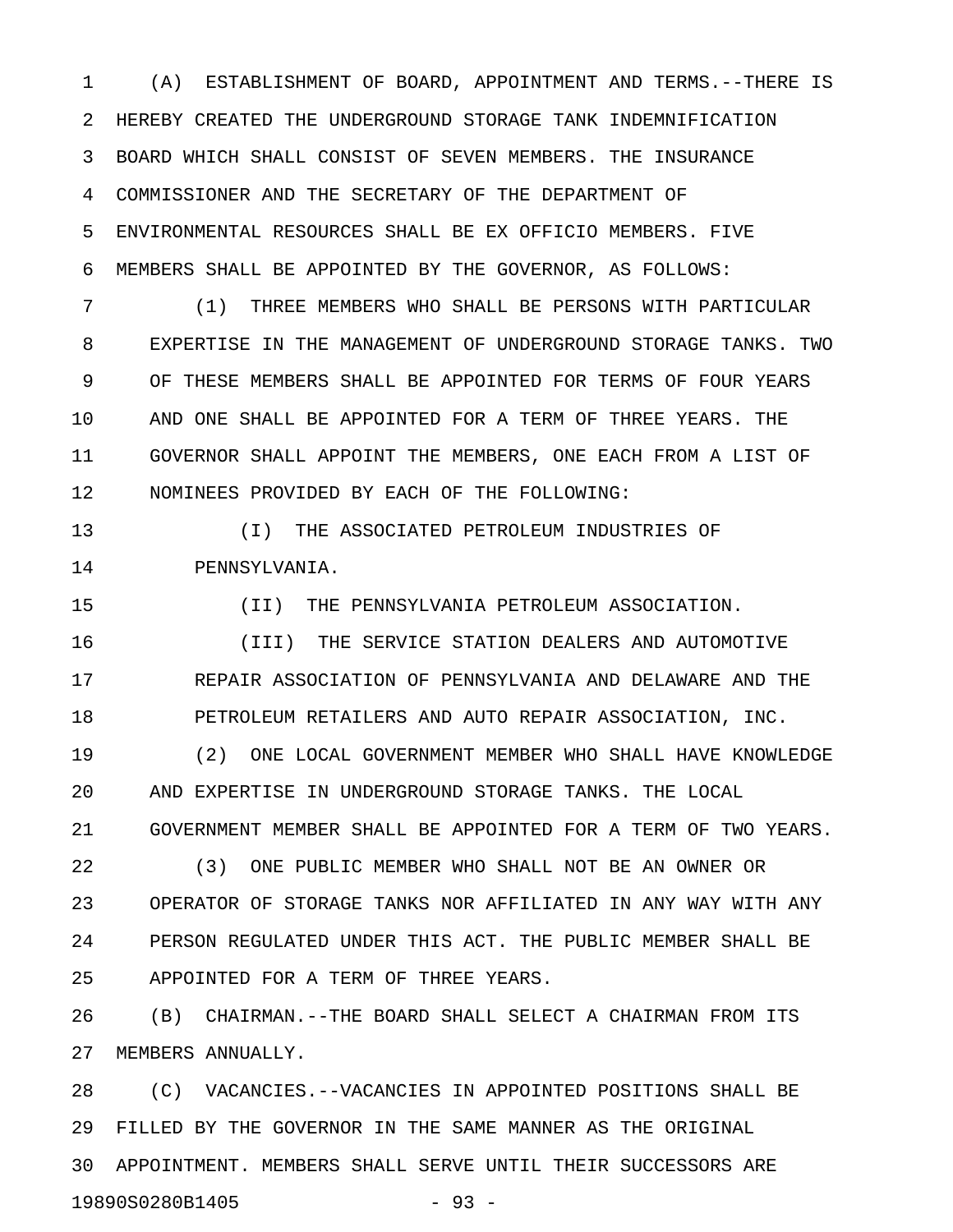(A) ESTABLISHMENT OF BOARD, APPOINTMENT AND TERMS.--THERE IS HEREBY CREATED THE UNDERGROUND STORAGE TANK INDEMNIFICATION BOARD WHICH SHALL CONSIST OF SEVEN MEMBERS. THE INSURANCE COMMISSIONER AND THE SECRETARY OF THE DEPARTMENT OF ENVIRONMENTAL RESOURCES SHALL BE EX OFFICIO MEMBERS. FIVE MEMBERS SHALL BE APPOINTED BY THE GOVERNOR, AS FOLLOWS:

(1) THREE MEMBERS WHO SHALL BE PERSONS WITH PARTICULAR EXPERTISE IN THE MANAGEMENT OF UNDERGROUND STORAGE TANKS. TWO OF THESE MEMBERS SHALL BE APPOINTED FOR TERMS OF FOUR YEARS AND ONE SHALL BE APPOINTED FOR A TERM OF THREE YEARS. THE GOVERNOR SHALL APPOINT THE MEMBERS, ONE EACH FROM A LIST OF NOMINEES PROVIDED BY EACH OF THE FOLLOWING:

(I) THE ASSOCIATED PETROLEUM INDUSTRIES OF PENNSYLVANIA.

(II) THE PENNSYLVANIA PETROLEUM ASSOCIATION.

(III) THE SERVICE STATION DEALERS AND AUTOMOTIVE REPAIR ASSOCIATION OF PENNSYLVANIA AND DELAWARE AND THE PETROLEUM RETAILERS AND AUTO REPAIR ASSOCIATION, INC.

(2) ONE LOCAL GOVERNMENT MEMBER WHO SHALL HAVE KNOWLEDGE AND EXPERTISE IN UNDERGROUND STORAGE TANKS. THE LOCAL GOVERNMENT MEMBER SHALL BE APPOINTED FOR A TERM OF TWO YEARS.

(3) ONE PUBLIC MEMBER WHO SHALL NOT BE AN OWNER OR OPERATOR OF STORAGE TANKS NOR AFFILIATED IN ANY WAY WITH ANY PERSON REGULATED UNDER THIS ACT. THE PUBLIC MEMBER SHALL BE APPOINTED FOR A TERM OF THREE YEARS.

(B) CHAIRMAN.--THE BOARD SHALL SELECT A CHAIRMAN FROM ITS MEMBERS ANNUALLY.

(C) VACANCIES.--VACANCIES IN APPOINTED POSITIONS SHALL BE FILLED BY THE GOVERNOR IN THE SAME MANNER AS THE ORIGINAL APPOINTMENT. MEMBERS SHALL SERVE UNTIL THEIR SUCCESSORS ARE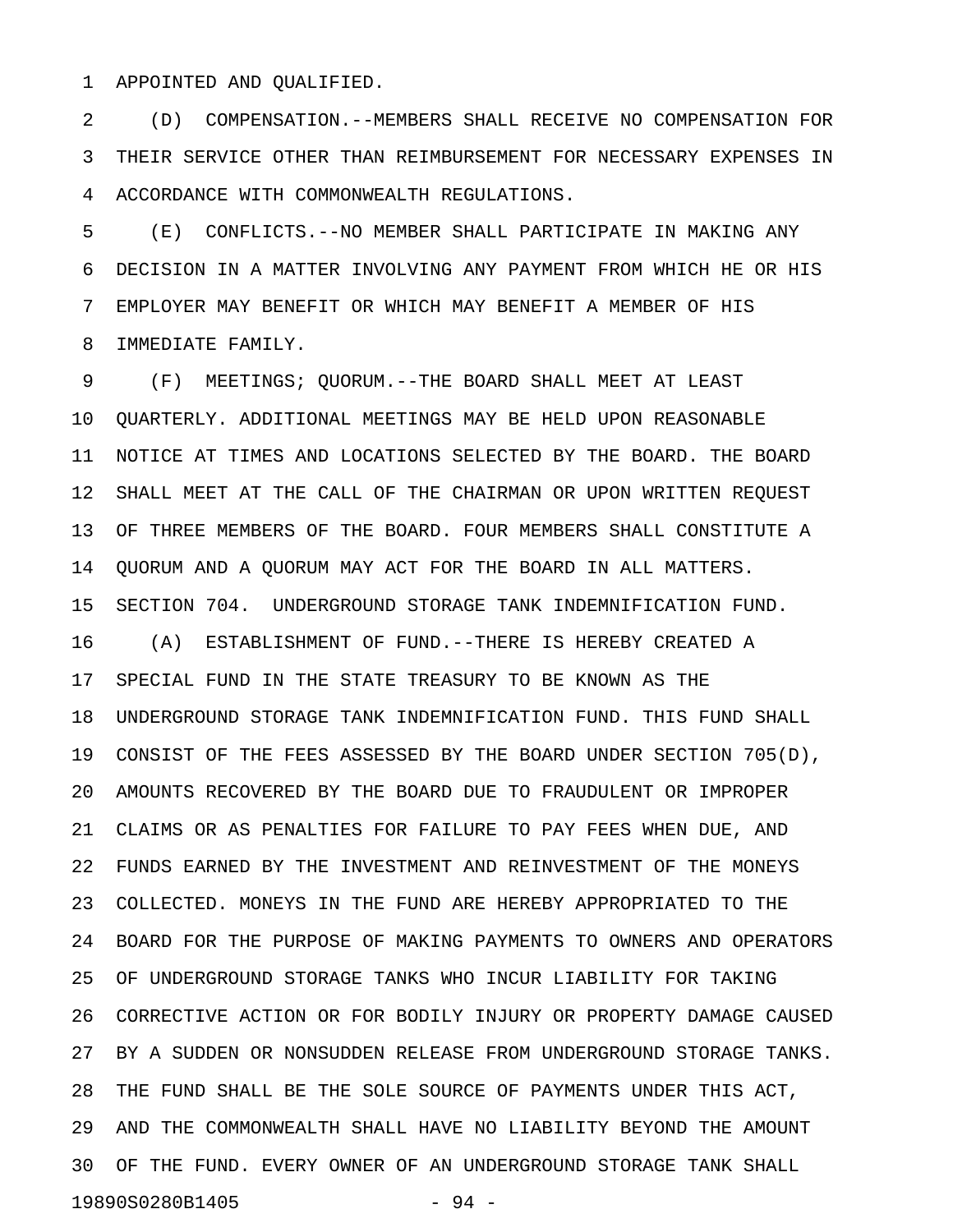APPOINTED AND QUALIFIED.

(D) COMPENSATION.--MEMBERS SHALL RECEIVE NO COMPENSATION FOR THEIR SERVICE OTHER THAN REIMBURSEMENT FOR NECESSARY EXPENSES IN ACCORDANCE WITH COMMONWEALTH REGULATIONS.

(E) CONFLICTS.--NO MEMBER SHALL PARTICIPATE IN MAKING ANY DECISION IN A MATTER INVOLVING ANY PAYMENT FROM WHICH HE OR HIS EMPLOYER MAY BENEFIT OR WHICH MAY BENEFIT A MEMBER OF HIS IMMEDIATE FAMILY.

(F) MEETINGS; QUORUM.--THE BOARD SHALL MEET AT LEAST QUARTERLY. ADDITIONAL MEETINGS MAY BE HELD UPON REASONABLE NOTICE AT TIMES AND LOCATIONS SELECTED BY THE BOARD. THE BOARD SHALL MEET AT THE CALL OF THE CHAIRMAN OR UPON WRITTEN REQUEST OF THREE MEMBERS OF THE BOARD. FOUR MEMBERS SHALL CONSTITUTE A QUORUM AND A QUORUM MAY ACT FOR THE BOARD IN ALL MATTERS.

SECTION 704. UNDERGROUND STORAGE TANK INDEMNIFICATION FUND.

(A) ESTABLISHMENT OF FUND.--THERE IS HEREBY CREATED A SPECIAL FUND IN THE STATE TREASURY TO BE KNOWN AS THE UNDERGROUND STORAGE TANK INDEMNIFICATION FUND. THIS FUND SHALL CONSIST OF THE FEES ASSESSED BY THE BOARD UNDER SECTION 705(D), AMOUNTS RECOVERED BY THE BOARD DUE TO FRAUDULENT OR IMPROPER CLAIMS OR AS PENALTIES FOR FAILURE TO PAY FEES WHEN DUE, AND FUNDS EARNED BY THE INVESTMENT AND REINVESTMENT OF THE MONEYS COLLECTED. MONEYS IN THE FUND ARE HEREBY APPROPRIATED TO THE BOARD FOR THE PURPOSE OF MAKING PAYMENTS TO OWNERS AND OPERATORS OF UNDERGROUND STORAGE TANKS WHO INCUR LIABILITY FOR TAKING CORRECTIVE ACTION OR FOR BODILY INJURY OR PROPERTY DAMAGE CAUSED BY A SUDDEN OR NONSUDDEN RELEASE FROM UNDERGROUND STORAGE TANKS. THE FUND SHALL BE THE SOLE SOURCE OF PAYMENTS UNDER THIS ACT, AND THE COMMONWEALTH SHALL HAVE NO LIABILITY BEYOND THE AMOUNT OF THE FUND. EVERY OWNER OF AN UNDERGROUND STORAGE TANK SHALL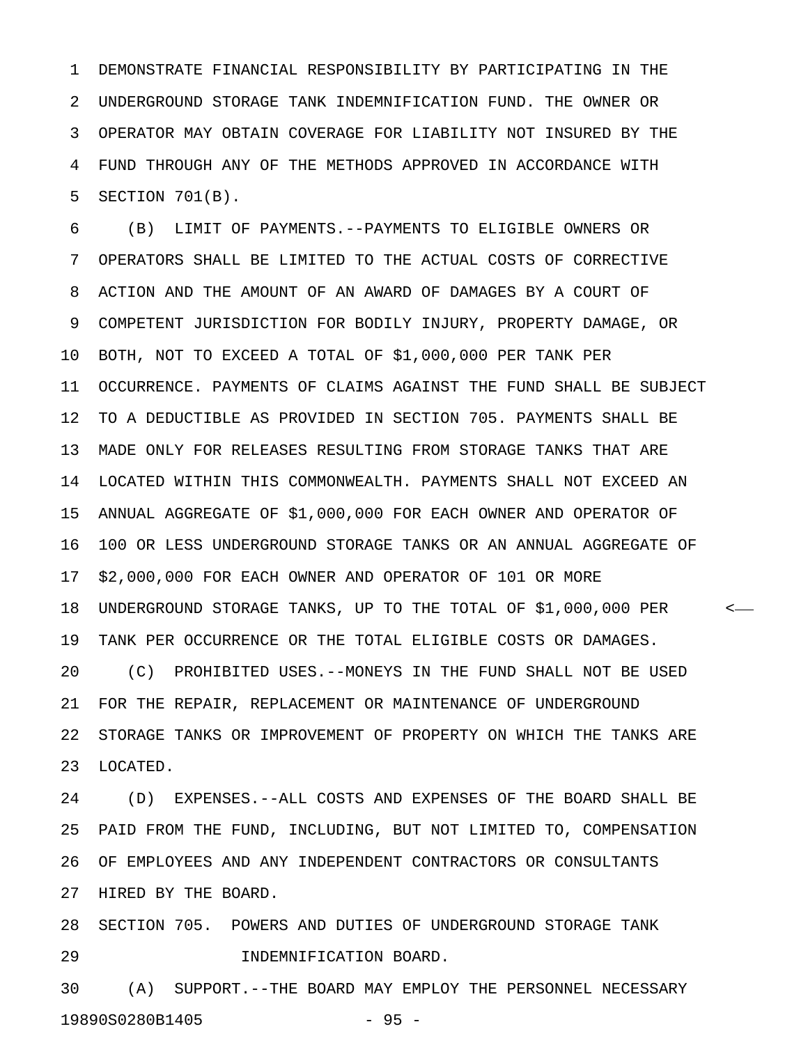DEMONSTRATE FINANCIAL RESPONSIBILITY BY PARTICIPATING IN THE UNDERGROUND STORAGE TANK INDEMNIFICATION FUND. THE OWNER OR OPERATOR MAY OBTAIN COVERAGE FOR LIABILITY NOT INSURED BY THE FUND THROUGH ANY OF THE METHODS APPROVED IN ACCORDANCE WITH SECTION 701(B).

(B) LIMIT OF PAYMENTS.--PAYMENTS TO ELIGIBLE OWNERS OR OPERATORS SHALL BE LIMITED TO THE ACTUAL COSTS OF CORRECTIVE ACTION AND THE AMOUNT OF AN AWARD OF DAMAGES BY A COURT OF COMPETENT JURISDICTION FOR BODILY INJURY, PROPERTY DAMAGE, OR BOTH, NOT TO EXCEED A TOTAL OF $1,000,000 PER TANK PER OCCURRENCE. PAYMENTS OF CLAIMS AGAINST THE FUND SHALL BE SUBJECT TO A DEDUCTIBLE AS PROVIDED IN SECTION 705. PAYMENTS SHALL BE MADE ONLY FOR RELEASES RESULTING FROM STORAGE TANKS THAT ARE LOCATED WITHIN THIS COMMONWEALTH. PAYMENTS SHALL NOT EXCEED AN ANNUAL AGGREGATE OF $1,000,000 FOR EACH OWNER AND OPERATOR OF 100 OR LESS UNDERGROUND STORAGE TANKS OR AN ANNUAL AGGREGATE OF $2,000,000 FOR EACH OWNER AND OPERATOR OF 101 OR MORE UNDERGROUND STORAGE TANKS, UP TO THE TOTAL OF $1,000,000 PER TANK PER OCCURRENCE OR THE TOTAL ELIGIBLE COSTS OR DAMAGES.

(C) PROHIBITED USES.--MONEYS IN THE FUND SHALL NOT BE USED FOR THE REPAIR, REPLACEMENT OR MAINTENANCE OF UNDERGROUND STORAGE TANKS OR IMPROVEMENT OF PROPERTY ON WHICH THE TANKS ARE LOCATED.

(D) EXPENSES.--ALL COSTS AND EXPENSES OF THE BOARD SHALL BE PAID FROM THE FUND, INCLUDING, BUT NOT LIMITED TO, COMPENSATION OF EMPLOYEES AND ANY INDEPENDENT CONTRACTORS OR CONSULTANTS HIRED BY THE BOARD.

SECTION 705. POWERS AND DUTIES OF UNDERGROUND STORAGE TANK INDEMNIFICATION BOARD.

(A) SUPPORT.--THE BOARD MAY EMPLOY THE PERSONNEL NECESSARY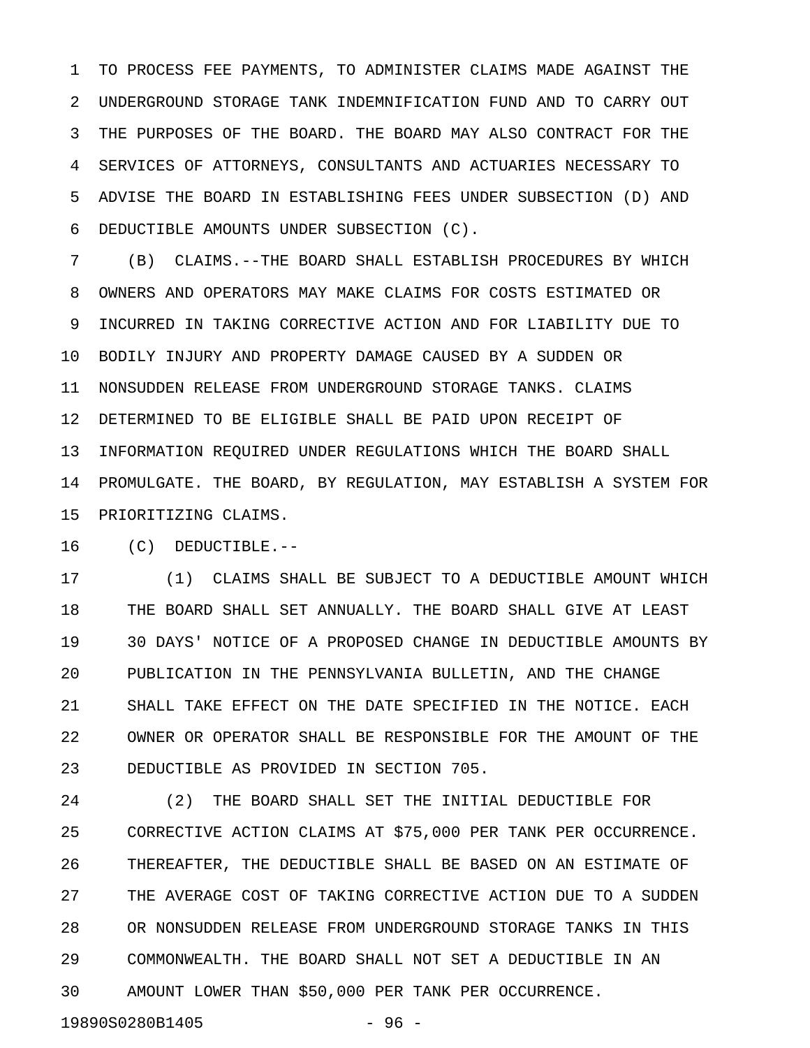TO PROCESS FEE PAYMENTS, TO ADMINISTER CLAIMS MADE AGAINST THE UNDERGROUND STORAGE TANK INDEMNIFICATION FUND AND TO CARRY OUT THE PURPOSES OF THE BOARD. THE BOARD MAY ALSO CONTRACT FOR THE SERVICES OF ATTORNEYS, CONSULTANTS AND ACTUARIES NECESSARY TO ADVISE THE BOARD IN ESTABLISHING FEES UNDER SUBSECTION (D) AND DEDUCTIBLE AMOUNTS UNDER SUBSECTION (C).

(B) CLAIMS.--THE BOARD SHALL ESTABLISH PROCEDURES BY WHICH OWNERS AND OPERATORS MAY MAKE CLAIMS FOR COSTS ESTIMATED OR INCURRED IN TAKING CORRECTIVE ACTION AND FOR LIABILITY DUE TO BODILY INJURY AND PROPERTY DAMAGE CAUSED BY A SUDDEN OR NONSUDDEN RELEASE FROM UNDERGROUND STORAGE TANKS. CLAIMS DETERMINED TO BE ELIGIBLE SHALL BE PAID UPON RECEIPT OF INFORMATION REQUIRED UNDER REGULATIONS WHICH THE BOARD SHALL PROMULGATE. THE BOARD, BY REGULATION, MAY ESTABLISH A SYSTEM FOR PRIORITIZING CLAIMS.

(C) DEDUCTIBLE.--

(1) CLAIMS SHALL BE SUBJECT TO A DEDUCTIBLE AMOUNT WHICH THE BOARD SHALL SET ANNUALLY. THE BOARD SHALL GIVE AT LEAST 30 DAYS' NOTICE OF A PROPOSED CHANGE IN DEDUCTIBLE AMOUNTS BY PUBLICATION IN THE PENNSYLVANIA BULLETIN, AND THE CHANGE SHALL TAKE EFFECT ON THE DATE SPECIFIED IN THE NOTICE. EACH OWNER OR OPERATOR SHALL BE RESPONSIBLE FOR THE AMOUNT OF THE DEDUCTIBLE AS PROVIDED IN SECTION 705.

(2) THE BOARD SHALL SET THE INITIAL DEDUCTIBLE FOR CORRECTIVE ACTION CLAIMS AT $75,000 PER TANK PER OCCURRENCE. THEREAFTER, THE DEDUCTIBLE SHALL BE BASED ON AN ESTIMATE OF THE AVERAGE COST OF TAKING CORRECTIVE ACTION DUE TO A SUDDEN OR NONSUDDEN RELEASE FROM UNDERGROUND STORAGE TANKS IN THIS COMMONWEALTH. THE BOARD SHALL NOT SET A DEDUCTIBLE IN AN AMOUNT LOWER THAN $50,000 PER TANK PER OCCURRENCE.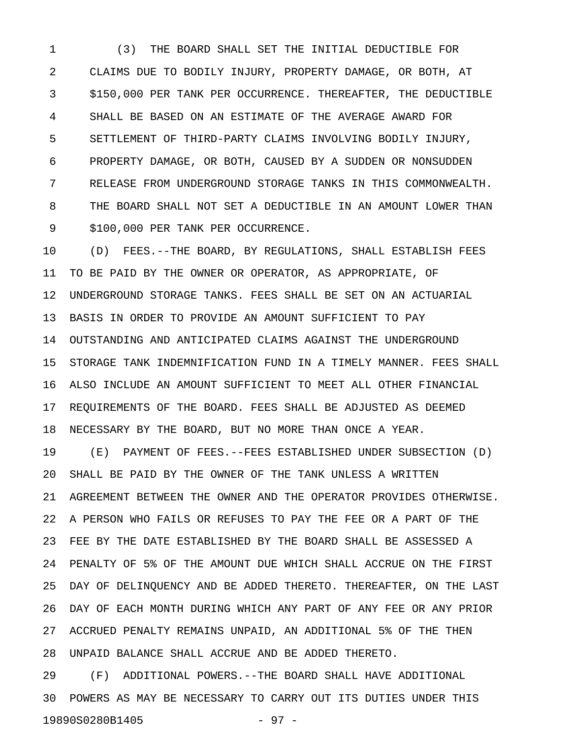(3) THE BOARD SHALL SET THE INITIAL DEDUCTIBLE FOR CLAIMS DUE TO BODILY INJURY, PROPERTY DAMAGE, OR BOTH, AT $150,000 PER TANK PER OCCURRENCE. THEREAFTER, THE DEDUCTIBLE SHALL BE BASED ON AN ESTIMATE OF THE AVERAGE AWARD FOR SETTLEMENT OF THIRD-PARTY CLAIMS INVOLVING BODILY INJURY, PROPERTY DAMAGE, OR BOTH, CAUSED BY A SUDDEN OR NONSUDDEN RELEASE FROM UNDERGROUND STORAGE TANKS IN THIS COMMONWEALTH. THE BOARD SHALL NOT SET A DEDUCTIBLE IN AN AMOUNT LOWER THAN $100,000 PER TANK PER OCCURRENCE.

(D) FEES.--THE BOARD, BY REGULATIONS, SHALL ESTABLISH FEES TO BE PAID BY THE OWNER OR OPERATOR, AS APPROPRIATE, OF UNDERGROUND STORAGE TANKS. FEES SHALL BE SET ON AN ACTUARIAL BASIS IN ORDER TO PROVIDE AN AMOUNT SUFFICIENT TO PAY OUTSTANDING AND ANTICIPATED CLAIMS AGAINST THE UNDERGROUND STORAGE TANK INDEMNIFICATION FUND IN A TIMELY MANNER. FEES SHALL ALSO INCLUDE AN AMOUNT SUFFICIENT TO MEET ALL OTHER FINANCIAL REQUIREMENTS OF THE BOARD. FEES SHALL BE ADJUSTED AS DEEMED NECESSARY BY THE BOARD, BUT NO MORE THAN ONCE A YEAR.

(E) PAYMENT OF FEES.--FEES ESTABLISHED UNDER SUBSECTION (D) SHALL BE PAID BY THE OWNER OF THE TANK UNLESS A WRITTEN AGREEMENT BETWEEN THE OWNER AND THE OPERATOR PROVIDES OTHERWISE. A PERSON WHO FAILS OR REFUSES TO PAY THE FEE OR A PART OF THE FEE BY THE DATE ESTABLISHED BY THE BOARD SHALL BE ASSESSED A PENALTY OF 5% OF THE AMOUNT DUE WHICH SHALL ACCRUE ON THE FIRST DAY OF DELINQUENCY AND BE ADDED THERETO. THEREAFTER, ON THE LAST DAY OF EACH MONTH DURING WHICH ANY PART OF ANY FEE OR ANY PRIOR ACCRUED PENALTY REMAINS UNPAID, AN ADDITIONAL 5% OF THE THEN UNPAID BALANCE SHALL ACCRUE AND BE ADDED THERETO.

(F) ADDITIONAL POWERS.--THE BOARD SHALL HAVE ADDITIONAL POWERS AS MAY BE NECESSARY TO CARRY OUT ITS DUTIES UNDER THIS

19890S0280B1405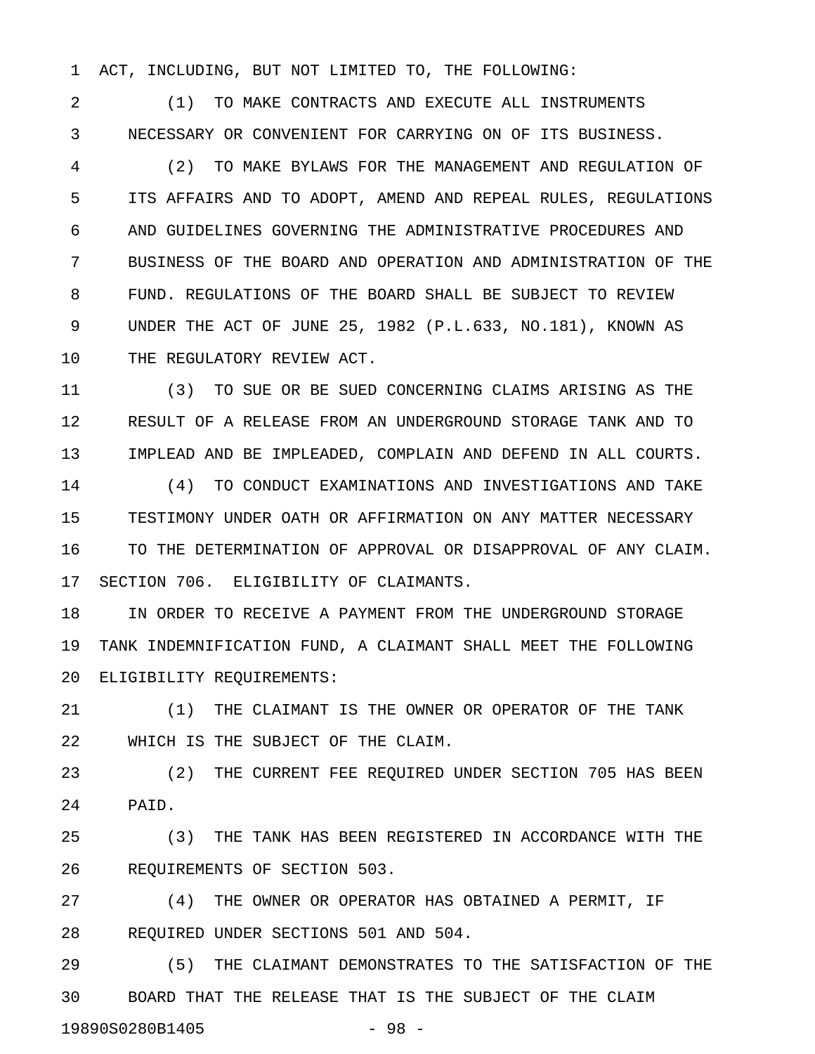ACT, INCLUDING, BUT NOT LIMITED TO, THE FOLLOWING:

(1) TO MAKE CONTRACTS AND EXECUTE ALL INSTRUMENTS NECESSARY OR CONVENIENT FOR CARRYING ON OF ITS BUSINESS.

(2) TO MAKE BYLAWS FOR THE MANAGEMENT AND REGULATION OF ITS AFFAIRS AND TO ADOPT, AMEND AND REPEAL RULES, REGULATIONS AND GUIDELINES GOVERNING THE ADMINISTRATIVE PROCEDURES AND BUSINESS OF THE BOARD AND OPERATION AND ADMINISTRATION OF THE FUND. REGULATIONS OF THE BOARD SHALL BE SUBJECT TO REVIEW UNDER THE ACT OF JUNE 25, 1982 (P.L.633, NO.181), KNOWN AS THE REGULATORY REVIEW ACT.

(3) TO SUE OR BE SUED CONCERNING CLAIMS ARISING AS THE RESULT OF A RELEASE FROM AN UNDERGROUND STORAGE TANK AND TO IMPLEAD AND BE IMPLEADED, COMPLAIN AND DEFEND IN ALL COURTS.

(4) TO CONDUCT EXAMINATIONS AND INVESTIGATIONS AND TAKE TESTIMONY UNDER OATH OR AFFIRMATION ON ANY MATTER NECESSARY TO THE DETERMINATION OF APPROVAL OR DISAPPROVAL OF ANY CLAIM.

SECTION 706. ELIGIBILITY OF CLAIMANTS.

IN ORDER TO RECEIVE A PAYMENT FROM THE UNDERGROUND STORAGE TANK INDEMNIFICATION FUND, A CLAIMANT SHALL MEET THE FOLLOWING ELIGIBILITY REQUIREMENTS:

(1) THE CLAIMANT IS THE OWNER OR OPERATOR OF THE TANK WHICH IS THE SUBJECT OF THE CLAIM.

(2) THE CURRENT FEE REQUIRED UNDER SECTION 705 HAS BEEN PAID.

(3) THE TANK HAS BEEN REGISTERED IN ACCORDANCE WITH THE REQUIREMENTS OF SECTION 503.

(4) THE OWNER OR OPERATOR HAS OBTAINED A PERMIT, IF REQUIRED UNDER SECTIONS 501 AND 504.

(5) THE CLAIMANT DEMONSTRATES TO THE SATISFACTION OF THE BOARD THAT THE RELEASE THAT IS THE SUBJECT OF THE CLAIM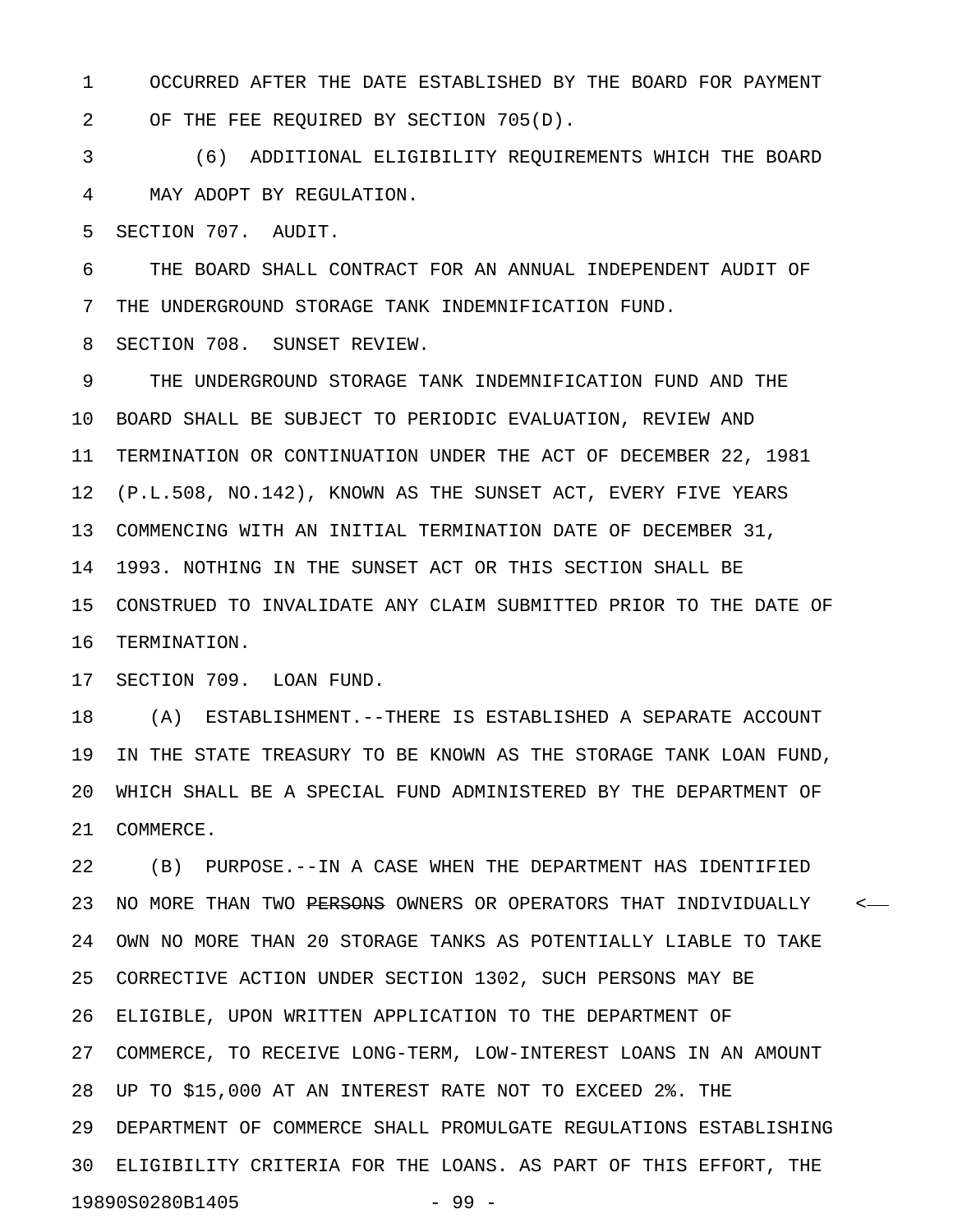OCCURRED AFTER THE DATE ESTABLISHED BY THE BOARD FOR PAYMENT OF THE FEE REQUIRED BY SECTION 705(D).

(6) ADDITIONAL ELIGIBILITY REQUIREMENTS WHICH THE BOARD MAY ADOPT BY REGULATION.

SECTION 707. AUDIT.

THE BOARD SHALL CONTRACT FOR AN ANNUAL INDEPENDENT AUDIT OF THE UNDERGROUND STORAGE TANK INDEMNIFICATION FUND.

SECTION 708. SUNSET REVIEW.

THE UNDERGROUND STORAGE TANK INDEMNIFICATION FUND AND THE BOARD SHALL BE SUBJECT TO PERIODIC EVALUATION, REVIEW AND TERMINATION OR CONTINUATION UNDER THE ACT OF DECEMBER 22, 1981 (P.L.508, NO.142), KNOWN AS THE SUNSET ACT, EVERY FIVE YEARS COMMENCING WITH AN INITIAL TERMINATION DATE OF DECEMBER 31, 1993. NOTHING IN THE SUNSET ACT OR THIS SECTION SHALL BE CONSTRUED TO INVALIDATE ANY CLAIM SUBMITTED PRIOR TO THE DATE OF TERMINATION.

SECTION 709. LOAN FUND.

(A) ESTABLISHMENT.--THERE IS ESTABLISHED A SEPARATE ACCOUNT IN THE STATE TREASURY TO BE KNOWN AS THE STORAGE TANK LOAN FUND, WHICH SHALL BE A SPECIAL FUND ADMINISTERED BY THE DEPARTMENT OF COMMERCE.

(B) PURPOSE.--IN A CASE WHEN THE DEPARTMENT HAS IDENTIFIED NO MORE THAN TWO ~~PERSONS~~ OWNERS OR OPERATORS THAT INDIVIDUALLY OWN NO MORE THAN 20 STORAGE TANKS AS POTENTIALLY LIABLE TO TAKE CORRECTIVE ACTION UNDER SECTION 1302, SUCH PERSONS MAY BE ELIGIBLE, UPON WRITTEN APPLICATION TO THE DEPARTMENT OF COMMERCE, TO RECEIVE LONG-TERM, LOW-INTEREST LOANS IN AN AMOUNT UP TO $15,000 AT AN INTEREST RATE NOT TO EXCEED 2%. THE DEPARTMENT OF COMMERCE SHALL PROMULGATE REGULATIONS ESTABLISHING ELIGIBILITY CRITERIA FOR THE LOANS. AS PART OF THIS EFFORT, THE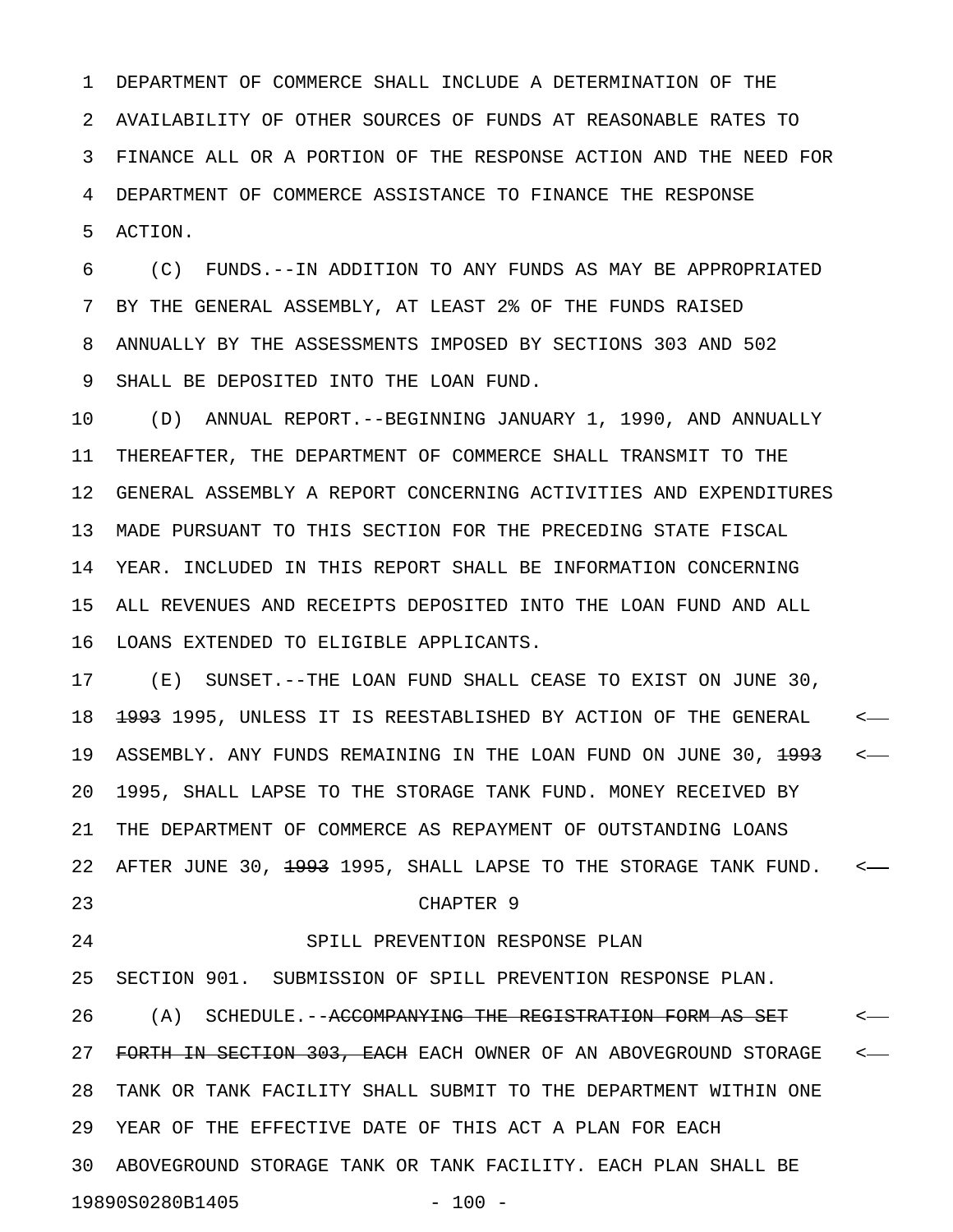DEPARTMENT OF COMMERCE SHALL INCLUDE A DETERMINATION OF THE AVAILABILITY OF OTHER SOURCES OF FUNDS AT REASONABLE RATES TO FINANCE ALL OR A PORTION OF THE RESPONSE ACTION AND THE NEED FOR DEPARTMENT OF COMMERCE ASSISTANCE TO FINANCE THE RESPONSE ACTION.

(C) FUNDS.--IN ADDITION TO ANY FUNDS AS MAY BE APPROPRIATED BY THE GENERAL ASSEMBLY, AT LEAST 2% OF THE FUNDS RAISED ANNUALLY BY THE ASSESSMENTS IMPOSED BY SECTIONS 303 AND 502 SHALL BE DEPOSITED INTO THE LOAN FUND.

(D) ANNUAL REPORT.--BEGINNING JANUARY 1, 1990, AND ANNUALLY THEREAFTER, THE DEPARTMENT OF COMMERCE SHALL TRANSMIT TO THE GENERAL ASSEMBLY A REPORT CONCERNING ACTIVITIES AND EXPENDITURES MADE PURSUANT TO THIS SECTION FOR THE PRECEDING STATE FISCAL YEAR. INCLUDED IN THIS REPORT SHALL BE INFORMATION CONCERNING ALL REVENUES AND RECEIPTS DEPOSITED INTO THE LOAN FUND AND ALL LOANS EXTENDED TO ELIGIBLE APPLICANTS.

(E) SUNSET.--THE LOAN FUND SHALL CEASE TO EXIST ON JUNE 30, ~~1993~~ 1995, UNLESS IT IS REESTABLISHED BY ACTION OF THE GENERAL ASSEMBLY. ANY FUNDS REMAINING IN THE LOAN FUND ON JUNE 30, ~~1993~~ 1995, SHALL LAPSE TO THE STORAGE TANK FUND. MONEY RECEIVED BY THE DEPARTMENT OF COMMERCE AS REPAYMENT OF OUTSTANDING LOANS AFTER JUNE 30, ~~1993~~ 1995, SHALL LAPSE TO THE STORAGE TANK FUND.

## CHAPTER 9

## SPILL PREVENTION RESPONSE PLAN

SECTION 901. SUBMISSION OF SPILL PREVENTION RESPONSE PLAN.

(A) SCHEDULE.--~~ACCOMPANYING THE REGISTRATION FORM AS SET FORTH IN SECTION 303, EACH~~ EACH OWNER OF AN ABOVEGROUND STORAGE TANK OR TANK FACILITY SHALL SUBMIT TO THE DEPARTMENT WITHIN ONE YEAR OF THE EFFECTIVE DATE OF THIS ACT A PLAN FOR EACH ABOVEGROUND STORAGE TANK OR TANK FACILITY. EACH PLAN SHALL BE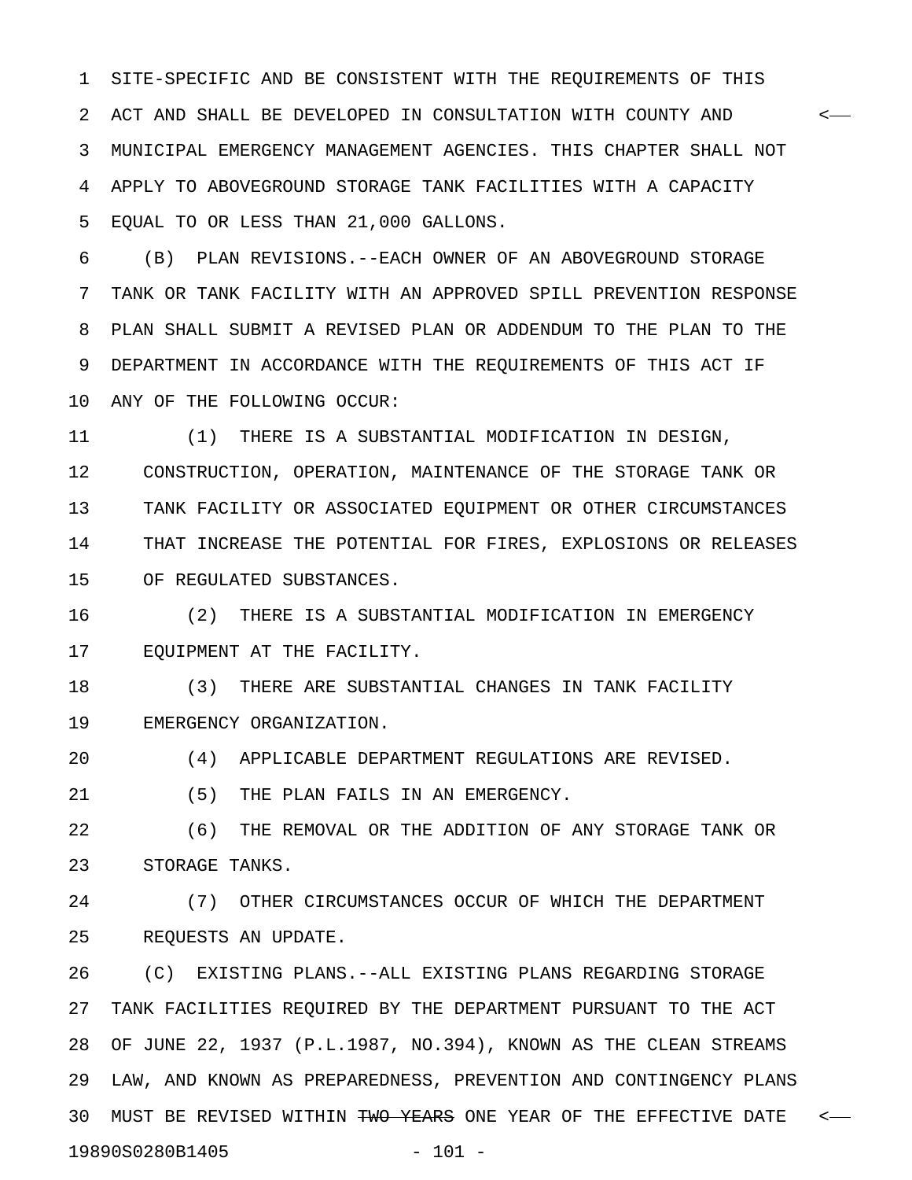SITE-SPECIFIC AND BE CONSISTENT WITH THE REQUIREMENTS OF THIS ACT AND SHALL BE DEVELOPED IN CONSULTATION WITH COUNTY AND MUNICIPAL EMERGENCY MANAGEMENT AGENCIES. THIS CHAPTER SHALL NOT APPLY TO ABOVEGROUND STORAGE TANK FACILITIES WITH A CAPACITY EQUAL TO OR LESS THAN 21,000 GALLONS.

(B) PLAN REVISIONS.--EACH OWNER OF AN ABOVEGROUND STORAGE TANK OR TANK FACILITY WITH AN APPROVED SPILL PREVENTION RESPONSE PLAN SHALL SUBMIT A REVISED PLAN OR ADDENDUM TO THE PLAN TO THE DEPARTMENT IN ACCORDANCE WITH THE REQUIREMENTS OF THIS ACT IF ANY OF THE FOLLOWING OCCUR:

(1) THERE IS A SUBSTANTIAL MODIFICATION IN DESIGN, CONSTRUCTION, OPERATION, MAINTENANCE OF THE STORAGE TANK OR TANK FACILITY OR ASSOCIATED EQUIPMENT OR OTHER CIRCUMSTANCES THAT INCREASE THE POTENTIAL FOR FIRES, EXPLOSIONS OR RELEASES OF REGULATED SUBSTANCES.

(2) THERE IS A SUBSTANTIAL MODIFICATION IN EMERGENCY EQUIPMENT AT THE FACILITY.

(3) THERE ARE SUBSTANTIAL CHANGES IN TANK FACILITY EMERGENCY ORGANIZATION.

(4) APPLICABLE DEPARTMENT REGULATIONS ARE REVISED.

(5) THE PLAN FAILS IN AN EMERGENCY.

(6) THE REMOVAL OR THE ADDITION OF ANY STORAGE TANK OR STORAGE TANKS.

(7) OTHER CIRCUMSTANCES OCCUR OF WHICH THE DEPARTMENT REQUESTS AN UPDATE.

(C) EXISTING PLANS.--ALL EXISTING PLANS REGARDING STORAGE TANK FACILITIES REQUIRED BY THE DEPARTMENT PURSUANT TO THE ACT OF JUNE 22, 1937 (P.L.1987, NO.394), KNOWN AS THE CLEAN STREAMS LAW, AND KNOWN AS PREPAREDNESS, PREVENTION AND CONTINGENCY PLANS MUST BE REVISED WITHIN ~~TWO YEARS~~ ONE YEAR OF THE EFFECTIVE DATE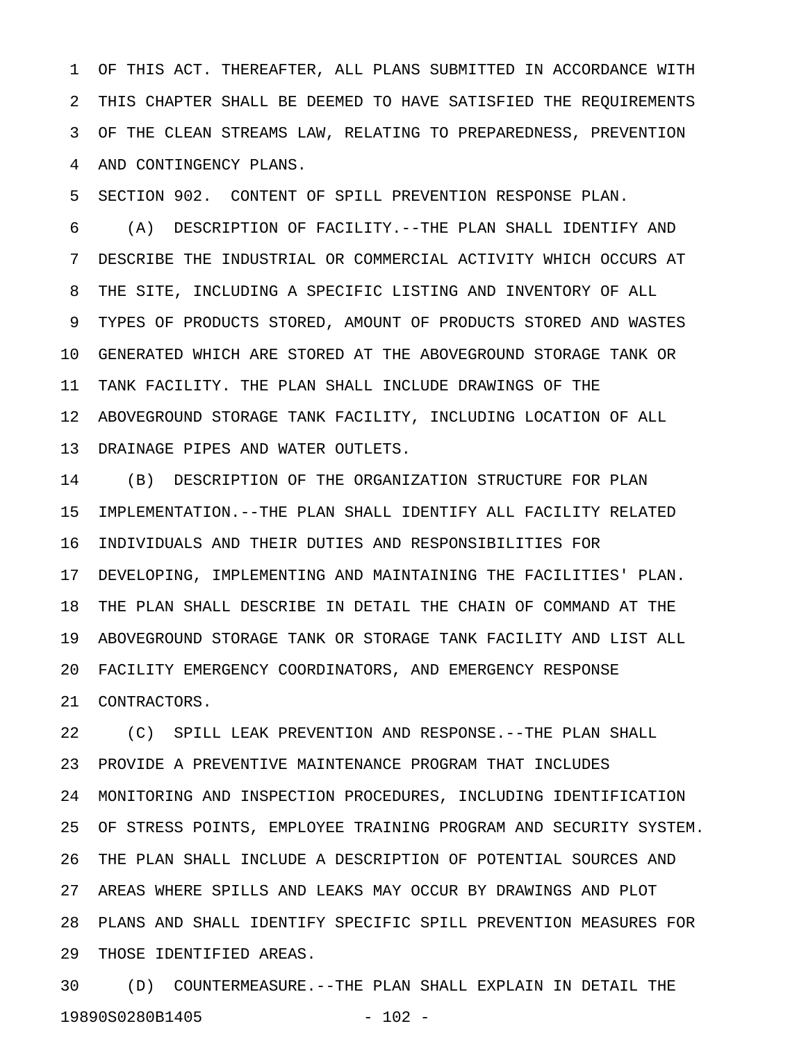OF THIS ACT. THEREAFTER, ALL PLANS SUBMITTED IN ACCORDANCE WITH THIS CHAPTER SHALL BE DEEMED TO HAVE SATISFIED THE REQUIREMENTS OF THE CLEAN STREAMS LAW, RELATING TO PREPAREDNESS, PREVENTION AND CONTINGENCY PLANS.

SECTION 902. CONTENT OF SPILL PREVENTION RESPONSE PLAN.

(A) DESCRIPTION OF FACILITY.--THE PLAN SHALL IDENTIFY AND DESCRIBE THE INDUSTRIAL OR COMMERCIAL ACTIVITY WHICH OCCURS AT THE SITE, INCLUDING A SPECIFIC LISTING AND INVENTORY OF ALL TYPES OF PRODUCTS STORED, AMOUNT OF PRODUCTS STORED AND WASTES GENERATED WHICH ARE STORED AT THE ABOVEGROUND STORAGE TANK OR TANK FACILITY. THE PLAN SHALL INCLUDE DRAWINGS OF THE ABOVEGROUND STORAGE TANK FACILITY, INCLUDING LOCATION OF ALL DRAINAGE PIPES AND WATER OUTLETS.

(B) DESCRIPTION OF THE ORGANIZATION STRUCTURE FOR PLAN IMPLEMENTATION.--THE PLAN SHALL IDENTIFY ALL FACILITY RELATED INDIVIDUALS AND THEIR DUTIES AND RESPONSIBILITIES FOR DEVELOPING, IMPLEMENTING AND MAINTAINING THE FACILITIES' PLAN. THE PLAN SHALL DESCRIBE IN DETAIL THE CHAIN OF COMMAND AT THE ABOVEGROUND STORAGE TANK OR STORAGE TANK FACILITY AND LIST ALL FACILITY EMERGENCY COORDINATORS, AND EMERGENCY RESPONSE CONTRACTORS.

(C) SPILL LEAK PREVENTION AND RESPONSE.--THE PLAN SHALL PROVIDE A PREVENTIVE MAINTENANCE PROGRAM THAT INCLUDES MONITORING AND INSPECTION PROCEDURES, INCLUDING IDENTIFICATION OF STRESS POINTS, EMPLOYEE TRAINING PROGRAM AND SECURITY SYSTEM. THE PLAN SHALL INCLUDE A DESCRIPTION OF POTENTIAL SOURCES AND AREAS WHERE SPILLS AND LEAKS MAY OCCUR BY DRAWINGS AND PLOT PLANS AND SHALL IDENTIFY SPECIFIC SPILL PREVENTION MEASURES FOR THOSE IDENTIFIED AREAS.

(D) COUNTERMEASURE.--THE PLAN SHALL EXPLAIN IN DETAIL THE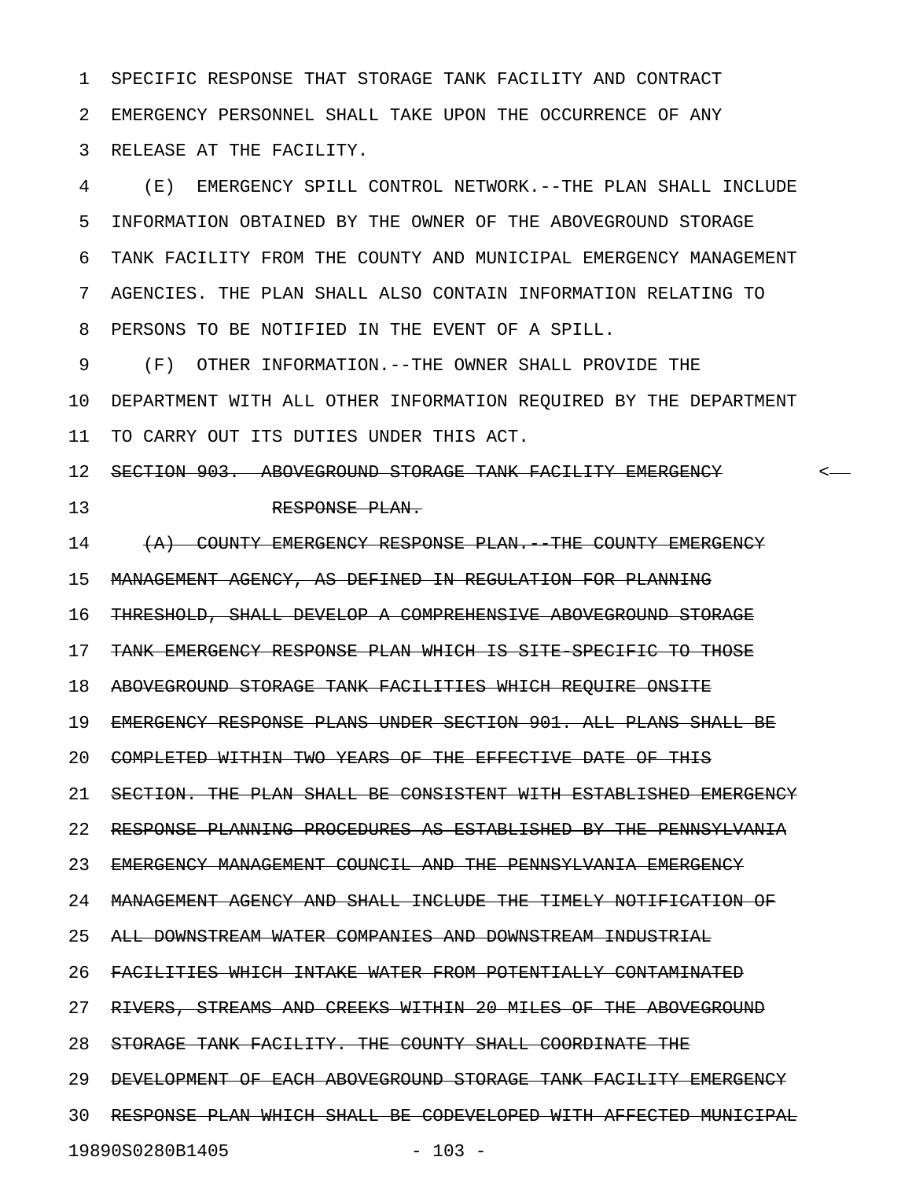SPECIFIC RESPONSE THAT STORAGE TANK FACILITY AND CONTRACT EMERGENCY PERSONNEL SHALL TAKE UPON THE OCCURRENCE OF ANY RELEASE AT THE FACILITY.

(E) EMERGENCY SPILL CONTROL NETWORK.--THE PLAN SHALL INCLUDE INFORMATION OBTAINED BY THE OWNER OF THE ABOVEGROUND STORAGE TANK FACILITY FROM THE COUNTY AND MUNICIPAL EMERGENCY MANAGEMENT AGENCIES. THE PLAN SHALL ALSO CONTAIN INFORMATION RELATING TO PERSONS TO BE NOTIFIED IN THE EVENT OF A SPILL.

(F) OTHER INFORMATION.--THE OWNER SHALL PROVIDE THE DEPARTMENT WITH ALL OTHER INFORMATION REQUIRED BY THE DEPARTMENT TO CARRY OUT ITS DUTIES UNDER THIS ACT.

~~SECTION 903. ABOVEGROUND STORAGE TANK FACILITY EMERGENCY RESPONSE PLAN.~~ <

~~(A) COUNTY EMERGENCY RESPONSE PLAN.--THE COUNTY EMERGENCY MANAGEMENT AGENCY, AS DEFINED IN REGULATION FOR PLANNING THRESHOLD, SHALL DEVELOP A COMPREHENSIVE ABOVEGROUND STORAGE TANK EMERGENCY RESPONSE PLAN WHICH IS SITE-SPECIFIC TO THOSE ABOVEGROUND STORAGE TANK FACILITIES WHICH REQUIRE ONSITE EMERGENCY RESPONSE PLANS UNDER SECTION 901. ALL PLANS SHALL BE COMPLETED WITHIN TWO YEARS OF THE EFFECTIVE DATE OF THIS SECTION. THE PLAN SHALL BE CONSISTENT WITH ESTABLISHED EMERGENCY RESPONSE PLANNING PROCEDURES AS ESTABLISHED BY THE PENNSYLVANIA EMERGENCY MANAGEMENT COUNCIL AND THE PENNSYLVANIA EMERGENCY MANAGEMENT AGENCY AND SHALL INCLUDE THE TIMELY NOTIFICATION OF ALL DOWNSTREAM WATER COMPANIES AND DOWNSTREAM INDUSTRIAL FACILITIES WHICH INTAKE WATER FROM POTENTIALLY CONTAMINATED RIVERS, STREAMS AND CREEKS WITHIN 20 MILES OF THE ABOVEGROUND STORAGE TANK FACILITY. THE COUNTY SHALL COORDINATE THE DEVELOPMENT OF EACH ABOVEGROUND STORAGE TANK FACILITY EMERGENCY RESPONSE PLAN WHICH SHALL BE CODEVELOPED WITH AFFECTED MUNICIPAL~~

19890S0280B1405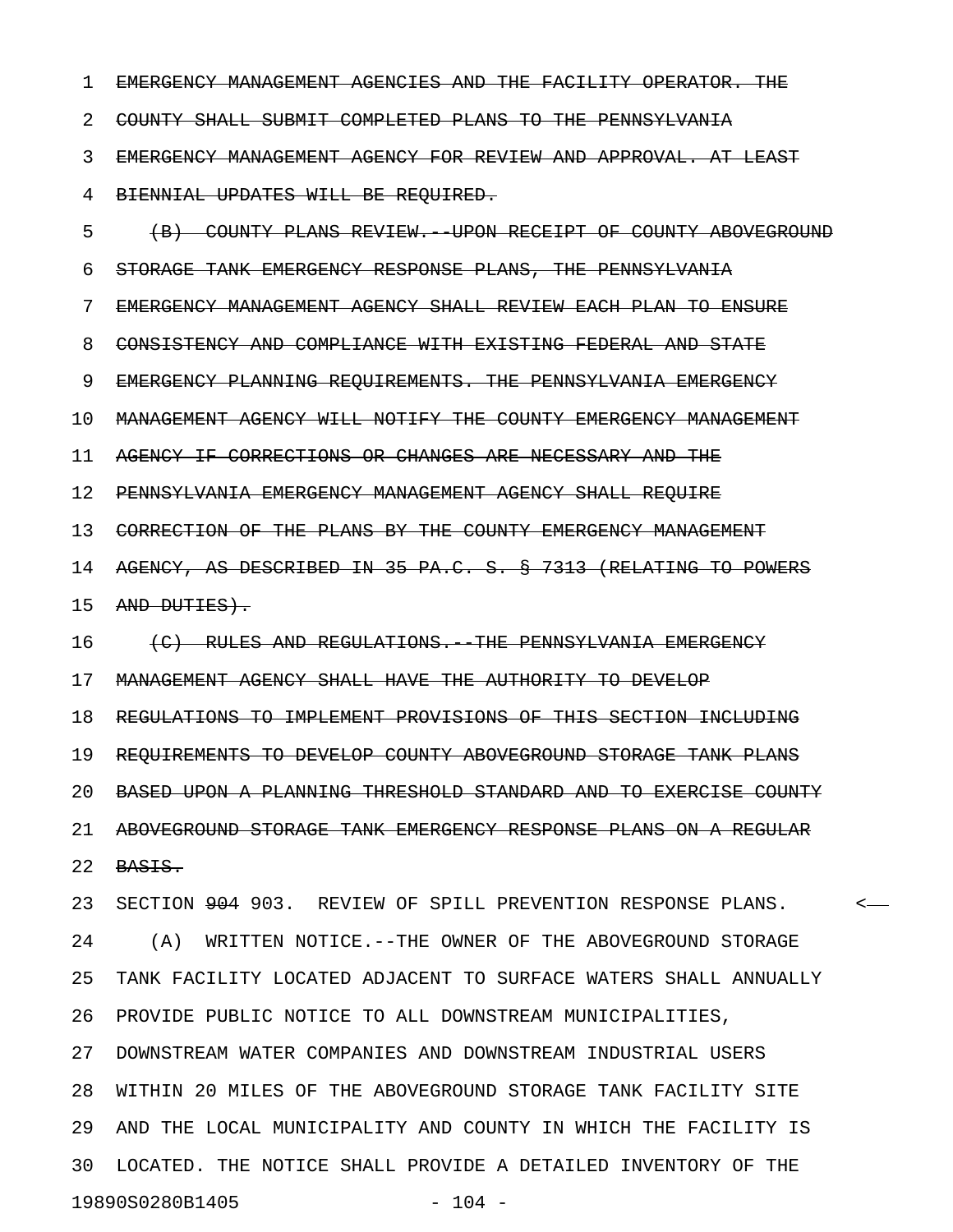~~EMERGENCY MANAGEMENT AGENCIES AND THE FACILITY OPERATOR. THE COUNTY SHALL SUBMIT COMPLETED PLANS TO THE PENNSYLVANIA EMERGENCY MANAGEMENT AGENCY FOR REVIEW AND APPROVAL. AT LEAST BIENNIAL UPDATES WILL BE REQUIRED.~~

~~(B) COUNTY PLANS REVIEW.--UPON RECEIPT OF COUNTY ABOVEGROUND STORAGE TANK EMERGENCY RESPONSE PLANS, THE PENNSYLVANIA EMERGENCY MANAGEMENT AGENCY SHALL REVIEW EACH PLAN TO ENSURE CONSISTENCY AND COMPLIANCE WITH EXISTING FEDERAL AND STATE EMERGENCY PLANNING REQUIREMENTS. THE PENNSYLVANIA EMERGENCY MANAGEMENT AGENCY WILL NOTIFY THE COUNTY EMERGENCY MANAGEMENT AGENCY IF CORRECTIONS OR CHANGES ARE NECESSARY AND THE PENNSYLVANIA EMERGENCY MANAGEMENT AGENCY SHALL REQUIRE CORRECTION OF THE PLANS BY THE COUNTY EMERGENCY MANAGEMENT AGENCY, AS DESCRIBED IN 35 PA.C. S. § 7313 (RELATING TO POWERS AND DUTIES).~~

~~(C) RULES AND REGULATIONS.--THE PENNSYLVANIA EMERGENCY MANAGEMENT AGENCY SHALL HAVE THE AUTHORITY TO DEVELOP REGULATIONS TO IMPLEMENT PROVISIONS OF THIS SECTION INCLUDING REQUIREMENTS TO DEVELOP COUNTY ABOVEGROUND STORAGE TANK PLANS BASED UPON A PLANNING THRESHOLD STANDARD AND TO EXERCISE COUNTY ABOVEGROUND STORAGE TANK EMERGENCY RESPONSE PLANS ON A REGULAR BASIS.~~

SECTION ~~904~~ 903. REVIEW OF SPILL PREVENTION RESPONSE PLANS.

(A) WRITTEN NOTICE.--THE OWNER OF THE ABOVEGROUND STORAGE TANK FACILITY LOCATED ADJACENT TO SURFACE WATERS SHALL ANNUALLY PROVIDE PUBLIC NOTICE TO ALL DOWNSTREAM MUNICIPALITIES, DOWNSTREAM WATER COMPANIES AND DOWNSTREAM INDUSTRIAL USERS WITHIN 20 MILES OF THE ABOVEGROUND STORAGE TANK FACILITY SITE AND THE LOCAL MUNICIPALITY AND COUNTY IN WHICH THE FACILITY IS LOCATED. THE NOTICE SHALL PROVIDE A DETAILED INVENTORY OF THE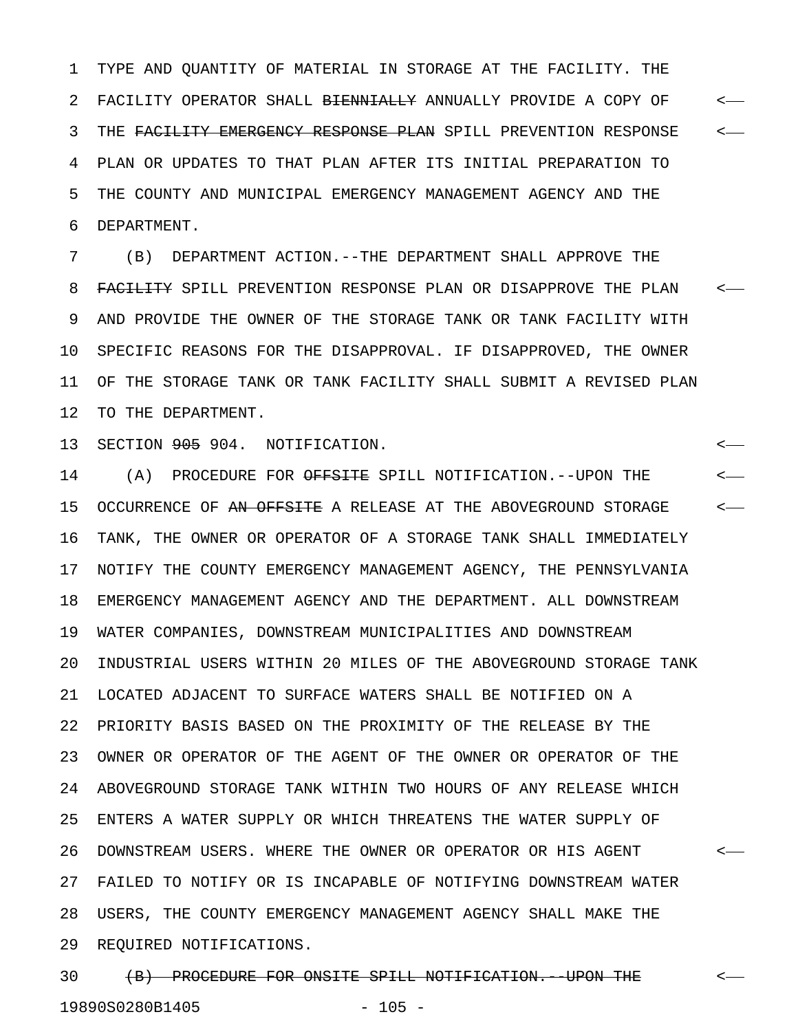TYPE AND QUANTITY OF MATERIAL IN STORAGE AT THE FACILITY. THE FACILITY OPERATOR SHALL ~~BIENNIALLY~~ ANNUALLY PROVIDE A COPY OF THE ~~FACILITY EMERGENCY RESPONSE PLAN~~ SPILL PREVENTION RESPONSE PLAN OR UPDATES TO THAT PLAN AFTER ITS INITIAL PREPARATION TO THE COUNTY AND MUNICIPAL EMERGENCY MANAGEMENT AGENCY AND THE DEPARTMENT.

(B) DEPARTMENT ACTION.--THE DEPARTMENT SHALL APPROVE THE ~~FACILITY~~ SPILL PREVENTION RESPONSE PLAN OR DISAPPROVE THE PLAN AND PROVIDE THE OWNER OF THE STORAGE TANK OR TANK FACILITY WITH SPECIFIC REASONS FOR THE DISAPPROVAL. IF DISAPPROVED, THE OWNER OF THE STORAGE TANK OR TANK FACILITY SHALL SUBMIT A REVISED PLAN TO THE DEPARTMENT.

SECTION ~~905~~ 904. NOTIFICATION.

(A) PROCEDURE FOR ~~OFFSITE~~ SPILL NOTIFICATION.--UPON THE OCCURRENCE OF ~~AN OFFSITE~~ A RELEASE AT THE ABOVEGROUND STORAGE TANK, THE OWNER OR OPERATOR OF A STORAGE TANK SHALL IMMEDIATELY NOTIFY THE COUNTY EMERGENCY MANAGEMENT AGENCY, THE PENNSYLVANIA EMERGENCY MANAGEMENT AGENCY AND THE DEPARTMENT. ALL DOWNSTREAM WATER COMPANIES, DOWNSTREAM MUNICIPALITIES AND DOWNSTREAM INDUSTRIAL USERS WITHIN 20 MILES OF THE ABOVEGROUND STORAGE TANK LOCATED ADJACENT TO SURFACE WATERS SHALL BE NOTIFIED ON A PRIORITY BASIS BASED ON THE PROXIMITY OF THE RELEASE BY THE OWNER OR OPERATOR OF THE AGENT OF THE OWNER OR OPERATOR OF THE ABOVEGROUND STORAGE TANK WITHIN TWO HOURS OF ANY RELEASE WHICH ENTERS A WATER SUPPLY OR WHICH THREATENS THE WATER SUPPLY OF DOWNSTREAM USERS. WHERE THE OWNER OR OPERATOR OR HIS AGENT FAILED TO NOTIFY OR IS INCAPABLE OF NOTIFYING DOWNSTREAM WATER USERS, THE COUNTY EMERGENCY MANAGEMENT AGENCY SHALL MAKE THE REQUIRED NOTIFICATIONS.

~~(B) PROCEDURE FOR ONSITE SPILL NOTIFICATION.--UPON THE~~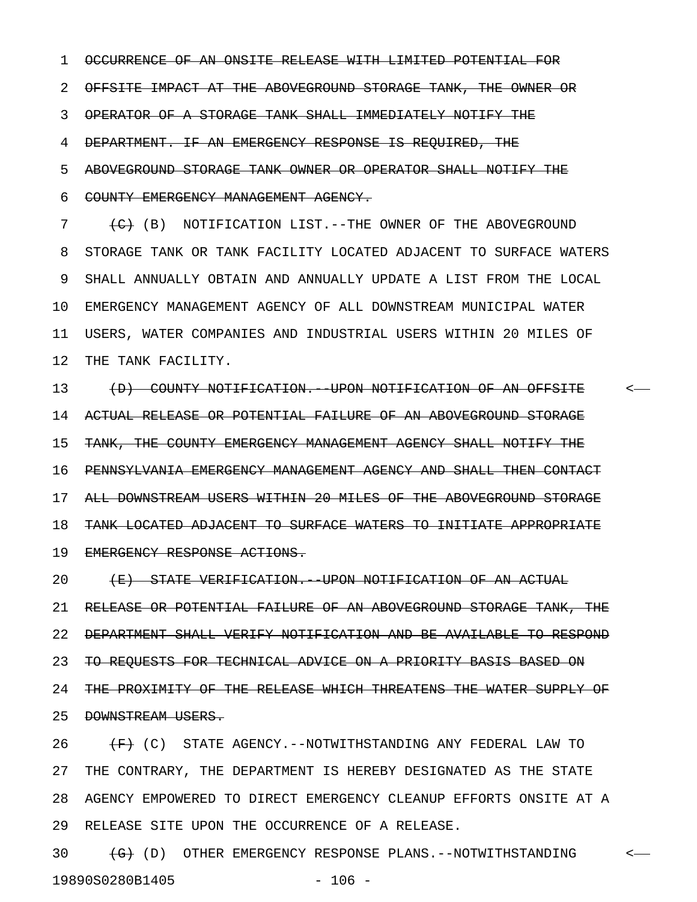~~OCCURRENCE OF AN ONSITE RELEASE WITH LIMITED POTENTIAL FOR OFFSITE IMPACT AT THE ABOVEGROUND STORAGE TANK, THE OWNER OR OPERATOR OF A STORAGE TANK SHALL IMMEDIATELY NOTIFY THE DEPARTMENT. IF AN EMERGENCY RESPONSE IS REQUIRED, THE ABOVEGROUND STORAGE TANK OWNER OR OPERATOR SHALL NOTIFY THE COUNTY EMERGENCY MANAGEMENT AGENCY.~~

~~(C)~~ (B) NOTIFICATION LIST.--THE OWNER OF THE ABOVEGROUND STORAGE TANK OR TANK FACILITY LOCATED ADJACENT TO SURFACE WATERS SHALL ANNUALLY OBTAIN AND ANNUALLY UPDATE A LIST FROM THE LOCAL EMERGENCY MANAGEMENT AGENCY OF ALL DOWNSTREAM MUNICIPAL WATER USERS, WATER COMPANIES AND INDUSTRIAL USERS WITHIN 20 MILES OF THE TANK FACILITY.

~~(D) COUNTY NOTIFICATION.--UPON NOTIFICATION OF AN OFFSITE ACTUAL RELEASE OR POTENTIAL FAILURE OF AN ABOVEGROUND STORAGE TANK, THE COUNTY EMERGENCY MANAGEMENT AGENCY SHALL NOTIFY THE PENNSYLVANIA EMERGENCY MANAGEMENT AGENCY AND SHALL THEN CONTACT ALL DOWNSTREAM USERS WITHIN 20 MILES OF THE ABOVEGROUND STORAGE TANK LOCATED ADJACENT TO SURFACE WATERS TO INITIATE APPROPRIATE EMERGENCY RESPONSE ACTIONS.~~

~~(E) STATE VERIFICATION.--UPON NOTIFICATION OF AN ACTUAL RELEASE OR POTENTIAL FAILURE OF AN ABOVEGROUND STORAGE TANK, THE DEPARTMENT SHALL VERIFY NOTIFICATION AND BE AVAILABLE TO RESPOND TO REQUESTS FOR TECHNICAL ADVICE ON A PRIORITY BASIS BASED ON THE PROXIMITY OF THE RELEASE WHICH THREATENS THE WATER SUPPLY OF DOWNSTREAM USERS.~~

~~(F)~~ (C) STATE AGENCY.--NOTWITHSTANDING ANY FEDERAL LAW TO THE CONTRARY, THE DEPARTMENT IS HEREBY DESIGNATED AS THE STATE AGENCY EMPOWERED TO DIRECT EMERGENCY CLEANUP EFFORTS ONSITE AT A RELEASE SITE UPON THE OCCURRENCE OF A RELEASE.

~~(G)~~ (D) OTHER EMERGENCY RESPONSE PLANS.--NOTWITHSTANDING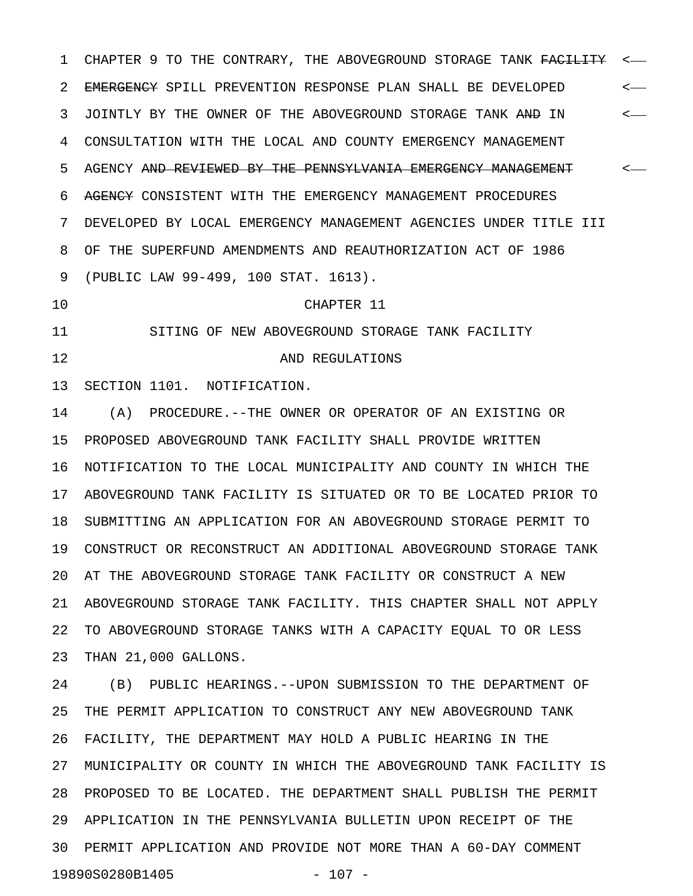CHAPTER 9 TO THE CONTRARY, THE ABOVEGROUND STORAGE TANK ~~FACILITY~~ ~~EMERGENCY~~ SPILL PREVENTION RESPONSE PLAN SHALL BE DEVELOPED JOINTLY BY THE OWNER OF THE ABOVEGROUND STORAGE TANK ~~AND~~ IN CONSULTATION WITH THE LOCAL AND COUNTY EMERGENCY MANAGEMENT AGENCY ~~AND REVIEWED BY THE PENNSYLVANIA EMERGENCY MANAGEMENT AGENCY~~ CONSISTENT WITH THE EMERGENCY MANAGEMENT PROCEDURES DEVELOPED BY LOCAL EMERGENCY MANAGEMENT AGENCIES UNDER TITLE III OF THE SUPERFUND AMENDMENTS AND REAUTHORIZATION ACT OF 1986 (PUBLIC LAW 99-499, 100 STAT. 1613).

## CHAPTER 11

## SITING OF NEW ABOVEGROUND STORAGE TANK FACILITY AND REGULATIONS

SECTION 1101. NOTIFICATION.

(A) PROCEDURE.--THE OWNER OR OPERATOR OF AN EXISTING OR PROPOSED ABOVEGROUND TANK FACILITY SHALL PROVIDE WRITTEN NOTIFICATION TO THE LOCAL MUNICIPALITY AND COUNTY IN WHICH THE ABOVEGROUND TANK FACILITY IS SITUATED OR TO BE LOCATED PRIOR TO SUBMITTING AN APPLICATION FOR AN ABOVEGROUND STORAGE PERMIT TO CONSTRUCT OR RECONSTRUCT AN ADDITIONAL ABOVEGROUND STORAGE TANK AT THE ABOVEGROUND STORAGE TANK FACILITY OR CONSTRUCT A NEW ABOVEGROUND STORAGE TANK FACILITY. THIS CHAPTER SHALL NOT APPLY TO ABOVEGROUND STORAGE TANKS WITH A CAPACITY EQUAL TO OR LESS THAN 21,000 GALLONS.

(B) PUBLIC HEARINGS.--UPON SUBMISSION TO THE DEPARTMENT OF THE PERMIT APPLICATION TO CONSTRUCT ANY NEW ABOVEGROUND TANK FACILITY, THE DEPARTMENT MAY HOLD A PUBLIC HEARING IN THE MUNICIPALITY OR COUNTY IN WHICH THE ABOVEGROUND TANK FACILITY IS PROPOSED TO BE LOCATED. THE DEPARTMENT SHALL PUBLISH THE PERMIT APPLICATION IN THE PENNSYLVANIA BULLETIN UPON RECEIPT OF THE PERMIT APPLICATION AND PROVIDE NOT MORE THAN A 60-DAY COMMENT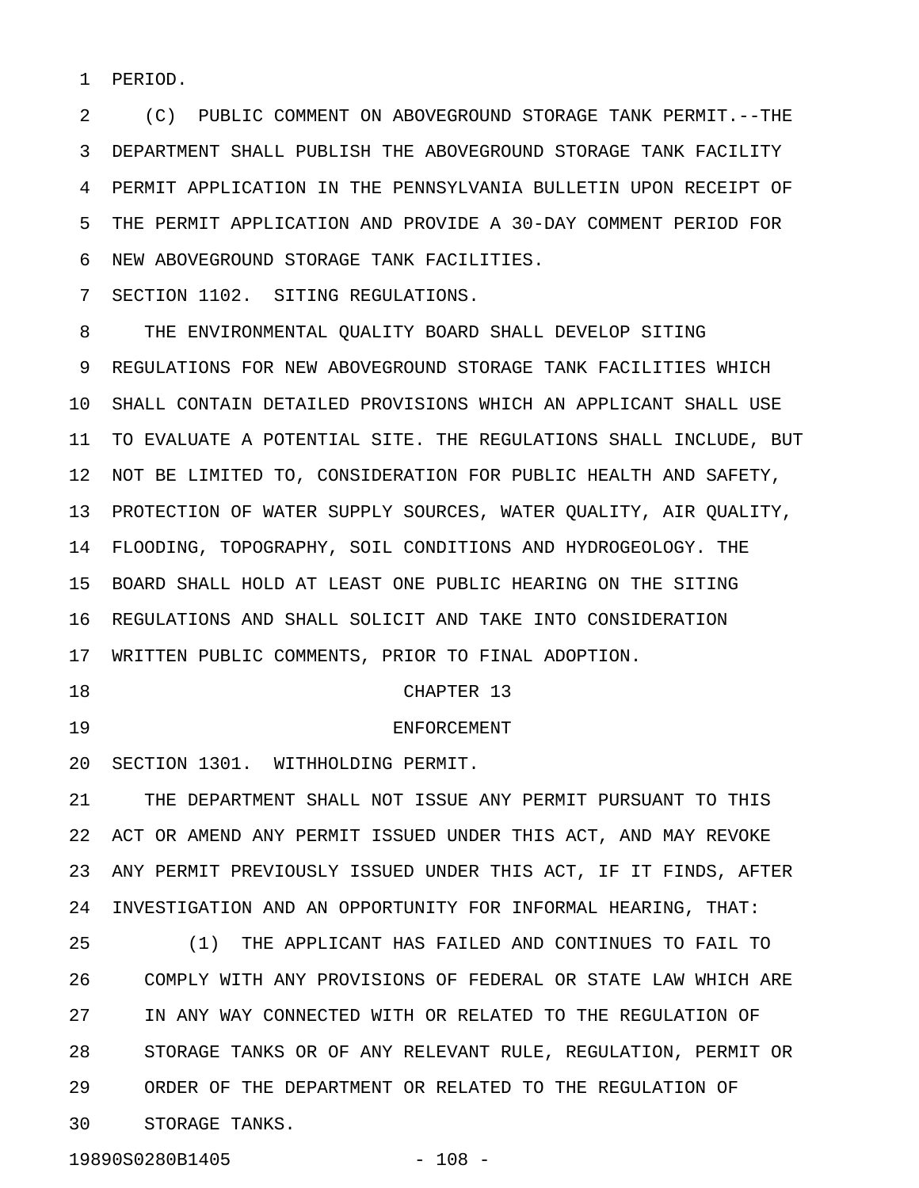PERIOD.

(C) PUBLIC COMMENT ON ABOVEGROUND STORAGE TANK PERMIT.--THE DEPARTMENT SHALL PUBLISH THE ABOVEGROUND STORAGE TANK FACILITY PERMIT APPLICATION IN THE PENNSYLVANIA BULLETIN UPON RECEIPT OF THE PERMIT APPLICATION AND PROVIDE A 30-DAY COMMENT PERIOD FOR NEW ABOVEGROUND STORAGE TANK FACILITIES.

SECTION 1102. SITING REGULATIONS.

THE ENVIRONMENTAL QUALITY BOARD SHALL DEVELOP SITING REGULATIONS FOR NEW ABOVEGROUND STORAGE TANK FACILITIES WHICH SHALL CONTAIN DETAILED PROVISIONS WHICH AN APPLICANT SHALL USE TO EVALUATE A POTENTIAL SITE. THE REGULATIONS SHALL INCLUDE, BUT NOT BE LIMITED TO, CONSIDERATION FOR PUBLIC HEALTH AND SAFETY, PROTECTION OF WATER SUPPLY SOURCES, WATER QUALITY, AIR QUALITY, FLOODING, TOPOGRAPHY, SOIL CONDITIONS AND HYDROGEOLOGY. THE BOARD SHALL HOLD AT LEAST ONE PUBLIC HEARING ON THE SITING REGULATIONS AND SHALL SOLICIT AND TAKE INTO CONSIDERATION WRITTEN PUBLIC COMMENTS, PRIOR TO FINAL ADOPTION.

## CHAPTER 13

## ENFORCEMENT

SECTION 1301. WITHHOLDING PERMIT.

THE DEPARTMENT SHALL NOT ISSUE ANY PERMIT PURSUANT TO THIS ACT OR AMEND ANY PERMIT ISSUED UNDER THIS ACT, AND MAY REVOKE ANY PERMIT PREVIOUSLY ISSUED UNDER THIS ACT, IF IT FINDS, AFTER INVESTIGATION AND AN OPPORTUNITY FOR INFORMAL HEARING, THAT:

(1) THE APPLICANT HAS FAILED AND CONTINUES TO FAIL TO COMPLY WITH ANY PROVISIONS OF FEDERAL OR STATE LAW WHICH ARE IN ANY WAY CONNECTED WITH OR RELATED TO THE REGULATION OF STORAGE TANKS OR OF ANY RELEVANT RULE, REGULATION, PERMIT OR ORDER OF THE DEPARTMENT OR RELATED TO THE REGULATION OF STORAGE TANKS.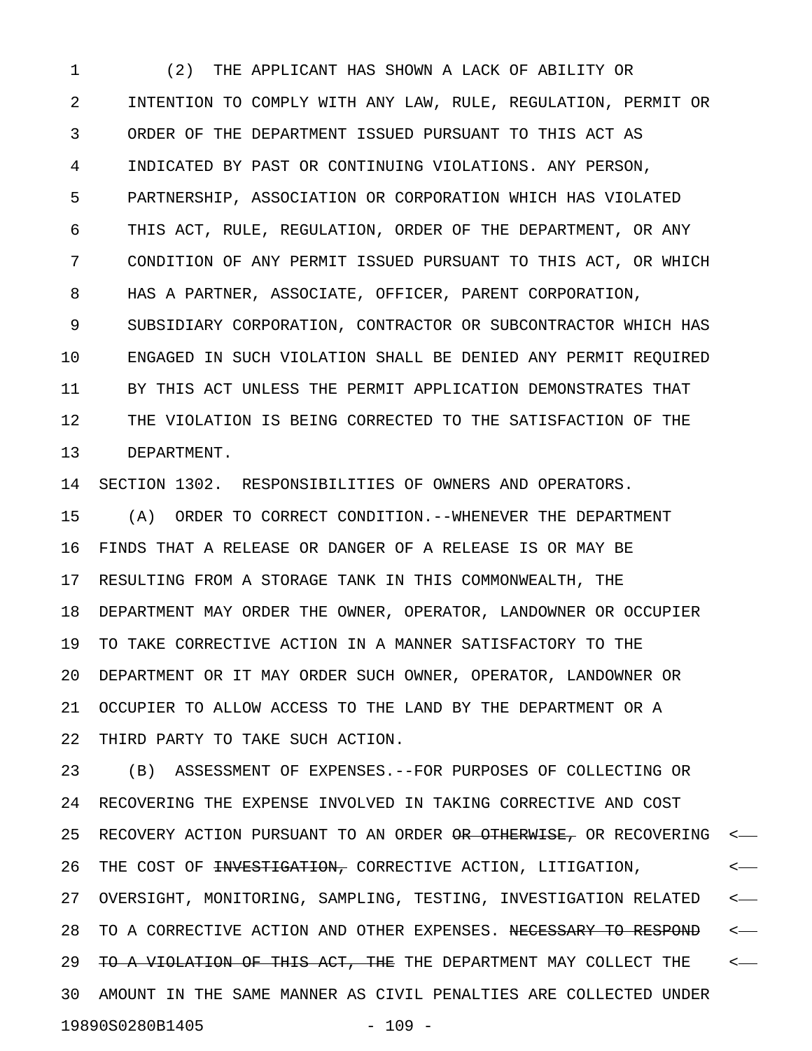(2) THE APPLICANT HAS SHOWN A LACK OF ABILITY OR INTENTION TO COMPLY WITH ANY LAW, RULE, REGULATION, PERMIT OR ORDER OF THE DEPARTMENT ISSUED PURSUANT TO THIS ACT AS INDICATED BY PAST OR CONTINUING VIOLATIONS. ANY PERSON, PARTNERSHIP, ASSOCIATION OR CORPORATION WHICH HAS VIOLATED THIS ACT, RULE, REGULATION, ORDER OF THE DEPARTMENT, OR ANY CONDITION OF ANY PERMIT ISSUED PURSUANT TO THIS ACT, OR WHICH HAS A PARTNER, ASSOCIATE, OFFICER, PARENT CORPORATION, SUBSIDIARY CORPORATION, CONTRACTOR OR SUBCONTRACTOR WHICH HAS ENGAGED IN SUCH VIOLATION SHALL BE DENIED ANY PERMIT REQUIRED BY THIS ACT UNLESS THE PERMIT APPLICATION DEMONSTRATES THAT THE VIOLATION IS BEING CORRECTED TO THE SATISFACTION OF THE DEPARTMENT.

SECTION 1302. RESPONSIBILITIES OF OWNERS AND OPERATORS.

(A) ORDER TO CORRECT CONDITION.--WHENEVER THE DEPARTMENT FINDS THAT A RELEASE OR DANGER OF A RELEASE IS OR MAY BE RESULTING FROM A STORAGE TANK IN THIS COMMONWEALTH, THE DEPARTMENT MAY ORDER THE OWNER, OPERATOR, LANDOWNER OR OCCUPIER TO TAKE CORRECTIVE ACTION IN A MANNER SATISFACTORY TO THE DEPARTMENT OR IT MAY ORDER SUCH OWNER, OPERATOR, LANDOWNER OR OCCUPIER TO ALLOW ACCESS TO THE LAND BY THE DEPARTMENT OR A THIRD PARTY TO TAKE SUCH ACTION.

(B) ASSESSMENT OF EXPENSES.--FOR PURPOSES OF COLLECTING OR RECOVERING THE EXPENSE INVOLVED IN TAKING CORRECTIVE AND COST RECOVERY ACTION PURSUANT TO AN ORDER ~~OR OTHERWISE,~~ OR RECOVERING THE COST OF ~~INVESTIGATION,~~ CORRECTIVE ACTION, LITIGATION, OVERSIGHT, MONITORING, SAMPLING, TESTING, INVESTIGATION RELATED TO A CORRECTIVE ACTION AND OTHER EXPENSES. ~~NECESSARY TO RESPOND TO A VIOLATION OF THIS ACT, THE~~ THE DEPARTMENT MAY COLLECT THE AMOUNT IN THE SAME MANNER AS CIVIL PENALTIES ARE COLLECTED UNDER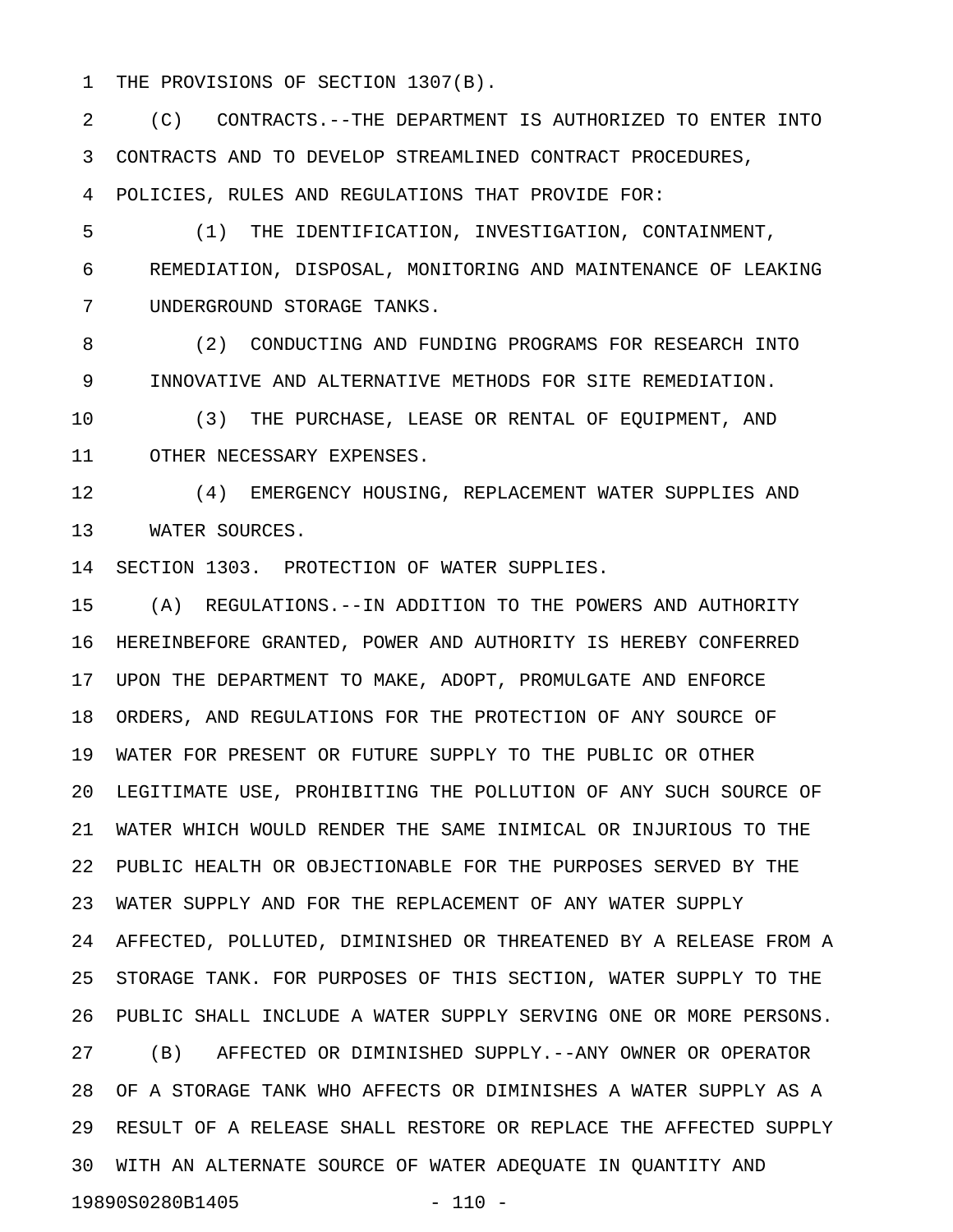THE PROVISIONS OF SECTION 1307(B).

(C) CONTRACTS.--THE DEPARTMENT IS AUTHORIZED TO ENTER INTO CONTRACTS AND TO DEVELOP STREAMLINED CONTRACT PROCEDURES, POLICIES, RULES AND REGULATIONS THAT PROVIDE FOR:

(1) THE IDENTIFICATION, INVESTIGATION, CONTAINMENT, REMEDIATION, DISPOSAL, MONITORING AND MAINTENANCE OF LEAKING UNDERGROUND STORAGE TANKS.

(2) CONDUCTING AND FUNDING PROGRAMS FOR RESEARCH INTO INNOVATIVE AND ALTERNATIVE METHODS FOR SITE REMEDIATION.

(3) THE PURCHASE, LEASE OR RENTAL OF EQUIPMENT, AND OTHER NECESSARY EXPENSES.

(4) EMERGENCY HOUSING, REPLACEMENT WATER SUPPLIES AND WATER SOURCES.

SECTION 1303. PROTECTION OF WATER SUPPLIES.

(A) REGULATIONS.--IN ADDITION TO THE POWERS AND AUTHORITY HEREINBEFORE GRANTED, POWER AND AUTHORITY IS HEREBY CONFERRED UPON THE DEPARTMENT TO MAKE, ADOPT, PROMULGATE AND ENFORCE ORDERS, AND REGULATIONS FOR THE PROTECTION OF ANY SOURCE OF WATER FOR PRESENT OR FUTURE SUPPLY TO THE PUBLIC OR OTHER LEGITIMATE USE, PROHIBITING THE POLLUTION OF ANY SUCH SOURCE OF WATER WHICH WOULD RENDER THE SAME INIMICAL OR INJURIOUS TO THE PUBLIC HEALTH OR OBJECTIONABLE FOR THE PURPOSES SERVED BY THE WATER SUPPLY AND FOR THE REPLACEMENT OF ANY WATER SUPPLY AFFECTED, POLLUTED, DIMINISHED OR THREATENED BY A RELEASE FROM A STORAGE TANK. FOR PURPOSES OF THIS SECTION, WATER SUPPLY TO THE PUBLIC SHALL INCLUDE A WATER SUPPLY SERVING ONE OR MORE PERSONS.

(B) AFFECTED OR DIMINISHED SUPPLY.--ANY OWNER OR OPERATOR OF A STORAGE TANK WHO AFFECTS OR DIMINISHES A WATER SUPPLY AS A RESULT OF A RELEASE SHALL RESTORE OR REPLACE THE AFFECTED SUPPLY WITH AN ALTERNATE SOURCE OF WATER ADEQUATE IN QUANTITY AND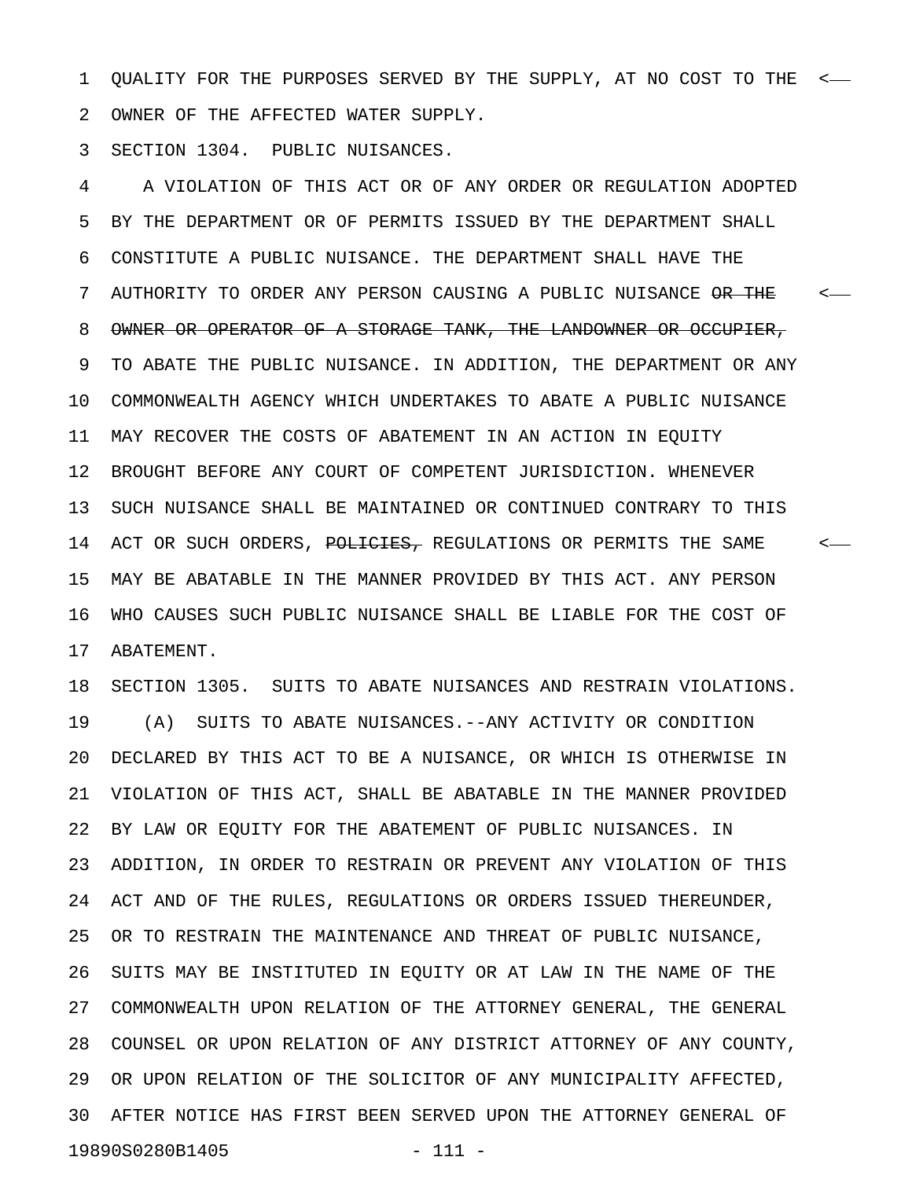QUALITY FOR THE PURPOSES SERVED BY THE SUPPLY, AT NO COST TO THE OWNER OF THE AFFECTED WATER SUPPLY.

SECTION 1304. PUBLIC NUISANCES.

A VIOLATION OF THIS ACT OR OF ANY ORDER OR REGULATION ADOPTED BY THE DEPARTMENT OR OF PERMITS ISSUED BY THE DEPARTMENT SHALL CONSTITUTE A PUBLIC NUISANCE. THE DEPARTMENT SHALL HAVE THE AUTHORITY TO ORDER ANY PERSON CAUSING A PUBLIC NUISANCE ~~OR THE OWNER OR OPERATOR OF A STORAGE TANK, THE LANDOWNER OR OCCUPIER,~~ TO ABATE THE PUBLIC NUISANCE. IN ADDITION, THE DEPARTMENT OR ANY COMMONWEALTH AGENCY WHICH UNDERTAKES TO ABATE A PUBLIC NUISANCE MAY RECOVER THE COSTS OF ABATEMENT IN AN ACTION IN EQUITY BROUGHT BEFORE ANY COURT OF COMPETENT JURISDICTION. WHENEVER SUCH NUISANCE SHALL BE MAINTAINED OR CONTINUED CONTRARY TO THIS ACT OR SUCH ORDERS, ~~POLICIES,~~ REGULATIONS OR PERMITS THE SAME MAY BE ABATABLE IN THE MANNER PROVIDED BY THIS ACT. ANY PERSON WHO CAUSES SUCH PUBLIC NUISANCE SHALL BE LIABLE FOR THE COST OF ABATEMENT.

SECTION 1305. SUITS TO ABATE NUISANCES AND RESTRAIN VIOLATIONS.

(A) SUITS TO ABATE NUISANCES.--ANY ACTIVITY OR CONDITION DECLARED BY THIS ACT TO BE A NUISANCE, OR WHICH IS OTHERWISE IN VIOLATION OF THIS ACT, SHALL BE ABATABLE IN THE MANNER PROVIDED BY LAW OR EQUITY FOR THE ABATEMENT OF PUBLIC NUISANCES. IN ADDITION, IN ORDER TO RESTRAIN OR PREVENT ANY VIOLATION OF THIS ACT AND OF THE RULES, REGULATIONS OR ORDERS ISSUED THEREUNDER, OR TO RESTRAIN THE MAINTENANCE AND THREAT OF PUBLIC NUISANCE, SUITS MAY BE INSTITUTED IN EQUITY OR AT LAW IN THE NAME OF THE COMMONWEALTH UPON RELATION OF THE ATTORNEY GENERAL, THE GENERAL COUNSEL OR UPON RELATION OF ANY DISTRICT ATTORNEY OF ANY COUNTY, OR UPON RELATION OF THE SOLICITOR OF ANY MUNICIPALITY AFFECTED, AFTER NOTICE HAS FIRST BEEN SERVED UPON THE ATTORNEY GENERAL OF

19890S0280B1405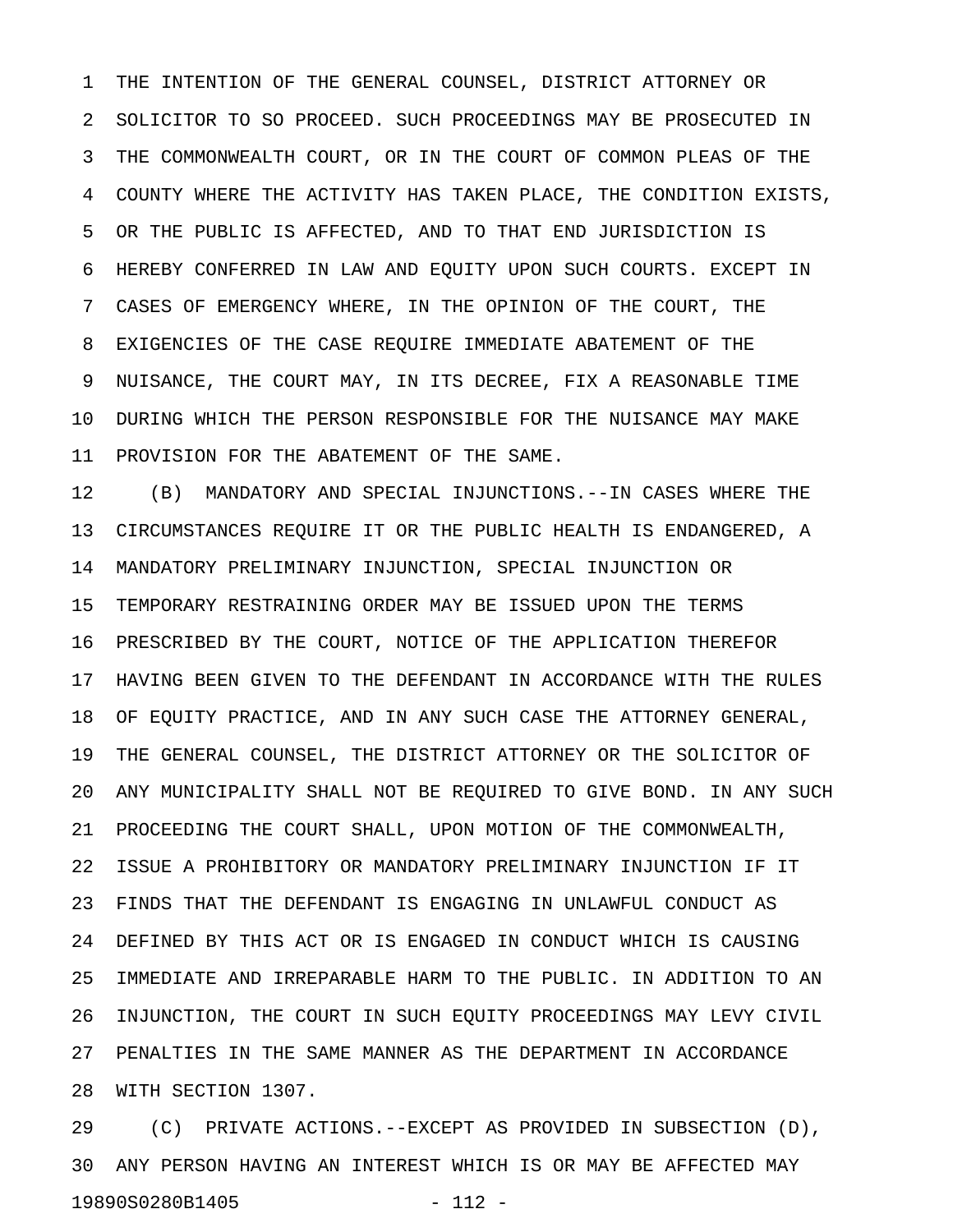THE INTENTION OF THE GENERAL COUNSEL, DISTRICT ATTORNEY OR SOLICITOR TO SO PROCEED. SUCH PROCEEDINGS MAY BE PROSECUTED IN THE COMMONWEALTH COURT, OR IN THE COURT OF COMMON PLEAS OF THE COUNTY WHERE THE ACTIVITY HAS TAKEN PLACE, THE CONDITION EXISTS, OR THE PUBLIC IS AFFECTED, AND TO THAT END JURISDICTION IS HEREBY CONFERRED IN LAW AND EQUITY UPON SUCH COURTS. EXCEPT IN CASES OF EMERGENCY WHERE, IN THE OPINION OF THE COURT, THE EXIGENCIES OF THE CASE REQUIRE IMMEDIATE ABATEMENT OF THE NUISANCE, THE COURT MAY, IN ITS DECREE, FIX A REASONABLE TIME DURING WHICH THE PERSON RESPONSIBLE FOR THE NUISANCE MAY MAKE PROVISION FOR THE ABATEMENT OF THE SAME.

(B) MANDATORY AND SPECIAL INJUNCTIONS.--IN CASES WHERE THE CIRCUMSTANCES REQUIRE IT OR THE PUBLIC HEALTH IS ENDANGERED, A MANDATORY PRELIMINARY INJUNCTION, SPECIAL INJUNCTION OR TEMPORARY RESTRAINING ORDER MAY BE ISSUED UPON THE TERMS PRESCRIBED BY THE COURT, NOTICE OF THE APPLICATION THEREFOR HAVING BEEN GIVEN TO THE DEFENDANT IN ACCORDANCE WITH THE RULES OF EQUITY PRACTICE, AND IN ANY SUCH CASE THE ATTORNEY GENERAL, THE GENERAL COUNSEL, THE DISTRICT ATTORNEY OR THE SOLICITOR OF ANY MUNICIPALITY SHALL NOT BE REQUIRED TO GIVE BOND. IN ANY SUCH PROCEEDING THE COURT SHALL, UPON MOTION OF THE COMMONWEALTH, ISSUE A PROHIBITORY OR MANDATORY PRELIMINARY INJUNCTION IF IT FINDS THAT THE DEFENDANT IS ENGAGING IN UNLAWFUL CONDUCT AS DEFINED BY THIS ACT OR IS ENGAGED IN CONDUCT WHICH IS CAUSING IMMEDIATE AND IRREPARABLE HARM TO THE PUBLIC. IN ADDITION TO AN INJUNCTION, THE COURT IN SUCH EQUITY PROCEEDINGS MAY LEVY CIVIL PENALTIES IN THE SAME MANNER AS THE DEPARTMENT IN ACCORDANCE WITH SECTION 1307.

(C) PRIVATE ACTIONS.--EXCEPT AS PROVIDED IN SUBSECTION (D), ANY PERSON HAVING AN INTEREST WHICH IS OR MAY BE AFFECTED MAY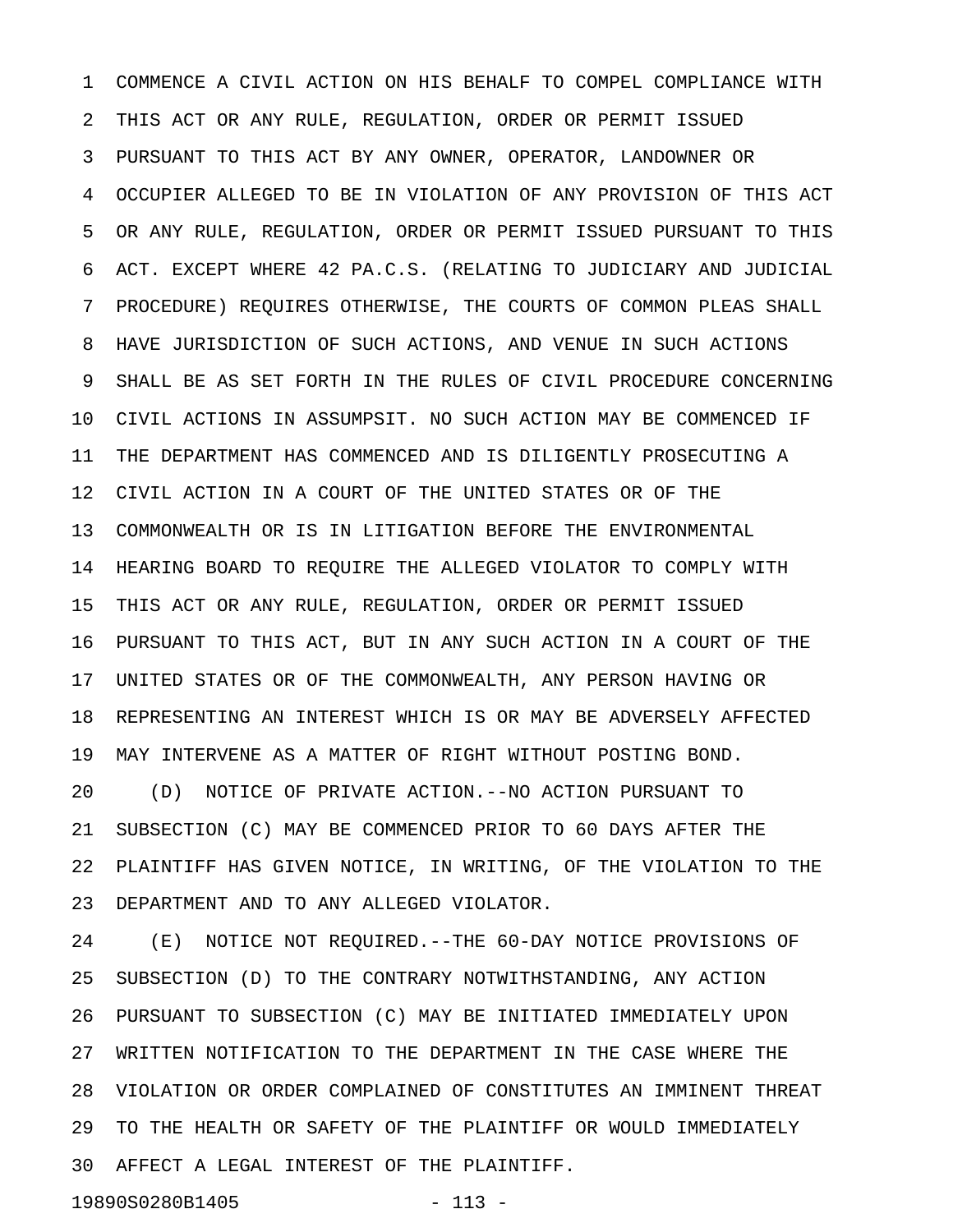COMMENCE A CIVIL ACTION ON HIS BEHALF TO COMPEL COMPLIANCE WITH THIS ACT OR ANY RULE, REGULATION, ORDER OR PERMIT ISSUED PURSUANT TO THIS ACT BY ANY OWNER, OPERATOR, LANDOWNER OR OCCUPIER ALLEGED TO BE IN VIOLATION OF ANY PROVISION OF THIS ACT OR ANY RULE, REGULATION, ORDER OR PERMIT ISSUED PURSUANT TO THIS ACT. EXCEPT WHERE 42 PA.C.S. (RELATING TO JUDICIARY AND JUDICIAL PROCEDURE) REQUIRES OTHERWISE, THE COURTS OF COMMON PLEAS SHALL HAVE JURISDICTION OF SUCH ACTIONS, AND VENUE IN SUCH ACTIONS SHALL BE AS SET FORTH IN THE RULES OF CIVIL PROCEDURE CONCERNING CIVIL ACTIONS IN ASSUMPSIT. NO SUCH ACTION MAY BE COMMENCED IF THE DEPARTMENT HAS COMMENCED AND IS DILIGENTLY PROSECUTING A CIVIL ACTION IN A COURT OF THE UNITED STATES OR OF THE COMMONWEALTH OR IS IN LITIGATION BEFORE THE ENVIRONMENTAL HEARING BOARD TO REQUIRE THE ALLEGED VIOLATOR TO COMPLY WITH THIS ACT OR ANY RULE, REGULATION, ORDER OR PERMIT ISSUED PURSUANT TO THIS ACT, BUT IN ANY SUCH ACTION IN A COURT OF THE UNITED STATES OR OF THE COMMONWEALTH, ANY PERSON HAVING OR REPRESENTING AN INTEREST WHICH IS OR MAY BE ADVERSELY AFFECTED MAY INTERVENE AS A MATTER OF RIGHT WITHOUT POSTING BOND.

(D) NOTICE OF PRIVATE ACTION.--NO ACTION PURSUANT TO SUBSECTION (C) MAY BE COMMENCED PRIOR TO 60 DAYS AFTER THE PLAINTIFF HAS GIVEN NOTICE, IN WRITING, OF THE VIOLATION TO THE DEPARTMENT AND TO ANY ALLEGED VIOLATOR.

(E) NOTICE NOT REQUIRED.--THE 60-DAY NOTICE PROVISIONS OF SUBSECTION (D) TO THE CONTRARY NOTWITHSTANDING, ANY ACTION PURSUANT TO SUBSECTION (C) MAY BE INITIATED IMMEDIATELY UPON WRITTEN NOTIFICATION TO THE DEPARTMENT IN THE CASE WHERE THE VIOLATION OR ORDER COMPLAINED OF CONSTITUTES AN IMMINENT THREAT TO THE HEALTH OR SAFETY OF THE PLAINTIFF OR WOULD IMMEDIATELY AFFECT A LEGAL INTEREST OF THE PLAINTIFF.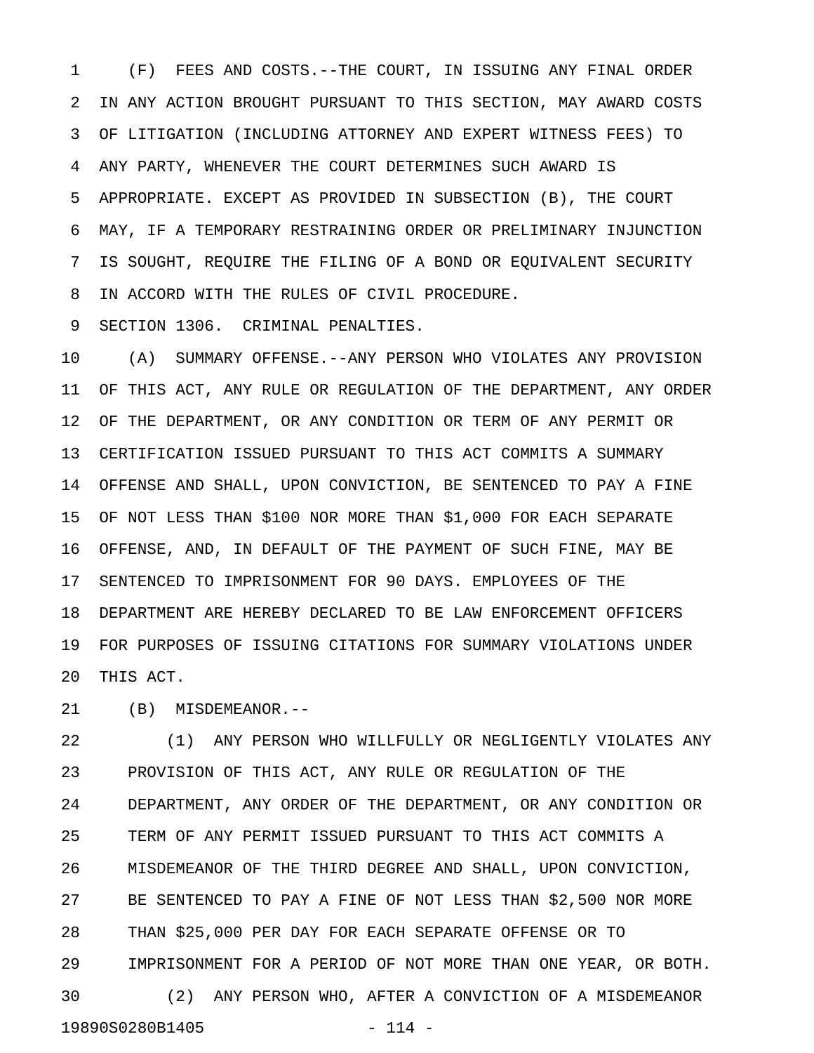(F) FEES AND COSTS.--THE COURT, IN ISSUING ANY FINAL ORDER IN ANY ACTION BROUGHT PURSUANT TO THIS SECTION, MAY AWARD COSTS OF LITIGATION (INCLUDING ATTORNEY AND EXPERT WITNESS FEES) TO ANY PARTY, WHENEVER THE COURT DETERMINES SUCH AWARD IS APPROPRIATE. EXCEPT AS PROVIDED IN SUBSECTION (B), THE COURT MAY, IF A TEMPORARY RESTRAINING ORDER OR PRELIMINARY INJUNCTION IS SOUGHT, REQUIRE THE FILING OF A BOND OR EQUIVALENT SECURITY IN ACCORD WITH THE RULES OF CIVIL PROCEDURE.

SECTION 1306. CRIMINAL PENALTIES.

(A) SUMMARY OFFENSE.--ANY PERSON WHO VIOLATES ANY PROVISION OF THIS ACT, ANY RULE OR REGULATION OF THE DEPARTMENT, ANY ORDER OF THE DEPARTMENT, OR ANY CONDITION OR TERM OF ANY PERMIT OR CERTIFICATION ISSUED PURSUANT TO THIS ACT COMMITS A SUMMARY OFFENSE AND SHALL, UPON CONVICTION, BE SENTENCED TO PAY A FINE OF NOT LESS THAN $100 NOR MORE THAN $1,000 FOR EACH SEPARATE OFFENSE, AND, IN DEFAULT OF THE PAYMENT OF SUCH FINE, MAY BE SENTENCED TO IMPRISONMENT FOR 90 DAYS. EMPLOYEES OF THE DEPARTMENT ARE HEREBY DECLARED TO BE LAW ENFORCEMENT OFFICERS FOR PURPOSES OF ISSUING CITATIONS FOR SUMMARY VIOLATIONS UNDER THIS ACT.

(B) MISDEMEANOR.--

(1) ANY PERSON WHO WILLFULLY OR NEGLIGENTLY VIOLATES ANY PROVISION OF THIS ACT, ANY RULE OR REGULATION OF THE DEPARTMENT, ANY ORDER OF THE DEPARTMENT, OR ANY CONDITION OR TERM OF ANY PERMIT ISSUED PURSUANT TO THIS ACT COMMITS A MISDEMEANOR OF THE THIRD DEGREE AND SHALL, UPON CONVICTION, BE SENTENCED TO PAY A FINE OF NOT LESS THAN $2,500 NOR MORE THAN $25,000 PER DAY FOR EACH SEPARATE OFFENSE OR TO IMPRISONMENT FOR A PERIOD OF NOT MORE THAN ONE YEAR, OR BOTH.

(2) ANY PERSON WHO, AFTER A CONVICTION OF A MISDEMEANOR

19890S0280B1405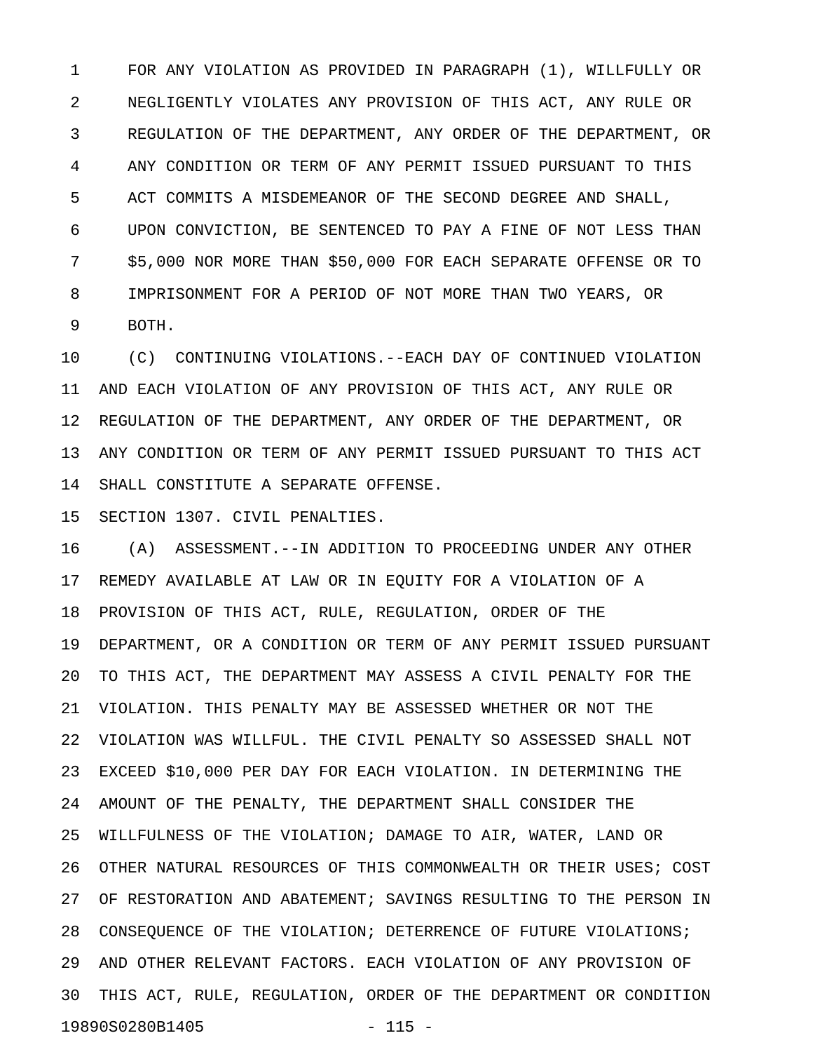FOR ANY VIOLATION AS PROVIDED IN PARAGRAPH (1), WILLFULLY OR NEGLIGENTLY VIOLATES ANY PROVISION OF THIS ACT, ANY RULE OR REGULATION OF THE DEPARTMENT, ANY ORDER OF THE DEPARTMENT, OR ANY CONDITION OR TERM OF ANY PERMIT ISSUED PURSUANT TO THIS ACT COMMITS A MISDEMEANOR OF THE SECOND DEGREE AND SHALL, UPON CONVICTION, BE SENTENCED TO PAY A FINE OF NOT LESS THAN $5,000 NOR MORE THAN $50,000 FOR EACH SEPARATE OFFENSE OR TO IMPRISONMENT FOR A PERIOD OF NOT MORE THAN TWO YEARS, OR BOTH.

(C) CONTINUING VIOLATIONS.--EACH DAY OF CONTINUED VIOLATION AND EACH VIOLATION OF ANY PROVISION OF THIS ACT, ANY RULE OR REGULATION OF THE DEPARTMENT, ANY ORDER OF THE DEPARTMENT, OR ANY CONDITION OR TERM OF ANY PERMIT ISSUED PURSUANT TO THIS ACT SHALL CONSTITUTE A SEPARATE OFFENSE.

SECTION 1307. CIVIL PENALTIES.

(A) ASSESSMENT.--IN ADDITION TO PROCEEDING UNDER ANY OTHER REMEDY AVAILABLE AT LAW OR IN EQUITY FOR A VIOLATION OF A PROVISION OF THIS ACT, RULE, REGULATION, ORDER OF THE DEPARTMENT, OR A CONDITION OR TERM OF ANY PERMIT ISSUED PURSUANT TO THIS ACT, THE DEPARTMENT MAY ASSESS A CIVIL PENALTY FOR THE VIOLATION. THIS PENALTY MAY BE ASSESSED WHETHER OR NOT THE VIOLATION WAS WILLFUL. THE CIVIL PENALTY SO ASSESSED SHALL NOT EXCEED $10,000 PER DAY FOR EACH VIOLATION. IN DETERMINING THE AMOUNT OF THE PENALTY, THE DEPARTMENT SHALL CONSIDER THE WILLFULNESS OF THE VIOLATION; DAMAGE TO AIR, WATER, LAND OR OTHER NATURAL RESOURCES OF THIS COMMONWEALTH OR THEIR USES; COST OF RESTORATION AND ABATEMENT; SAVINGS RESULTING TO THE PERSON IN CONSEQUENCE OF THE VIOLATION; DETERRENCE OF FUTURE VIOLATIONS; AND OTHER RELEVANT FACTORS. EACH VIOLATION OF ANY PROVISION OF THIS ACT, RULE, REGULATION, ORDER OF THE DEPARTMENT OR CONDITION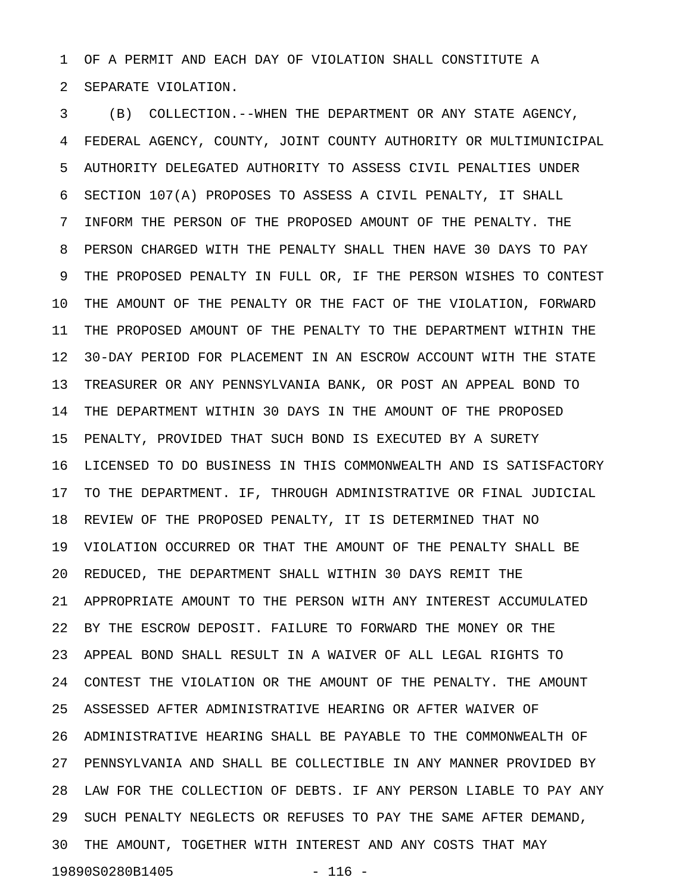OF A PERMIT AND EACH DAY OF VIOLATION SHALL CONSTITUTE A SEPARATE VIOLATION.

(B) COLLECTION.--WHEN THE DEPARTMENT OR ANY STATE AGENCY, FEDERAL AGENCY, COUNTY, JOINT COUNTY AUTHORITY OR MULTIMUNICIPAL AUTHORITY DELEGATED AUTHORITY TO ASSESS CIVIL PENALTIES UNDER SECTION 107(A) PROPOSES TO ASSESS A CIVIL PENALTY, IT SHALL INFORM THE PERSON OF THE PROPOSED AMOUNT OF THE PENALTY. THE PERSON CHARGED WITH THE PENALTY SHALL THEN HAVE 30 DAYS TO PAY THE PROPOSED PENALTY IN FULL OR, IF THE PERSON WISHES TO CONTEST THE AMOUNT OF THE PENALTY OR THE FACT OF THE VIOLATION, FORWARD THE PROPOSED AMOUNT OF THE PENALTY TO THE DEPARTMENT WITHIN THE 30-DAY PERIOD FOR PLACEMENT IN AN ESCROW ACCOUNT WITH THE STATE TREASURER OR ANY PENNSYLVANIA BANK, OR POST AN APPEAL BOND TO THE DEPARTMENT WITHIN 30 DAYS IN THE AMOUNT OF THE PROPOSED PENALTY, PROVIDED THAT SUCH BOND IS EXECUTED BY A SURETY LICENSED TO DO BUSINESS IN THIS COMMONWEALTH AND IS SATISFACTORY TO THE DEPARTMENT. IF, THROUGH ADMINISTRATIVE OR FINAL JUDICIAL REVIEW OF THE PROPOSED PENALTY, IT IS DETERMINED THAT NO VIOLATION OCCURRED OR THAT THE AMOUNT OF THE PENALTY SHALL BE REDUCED, THE DEPARTMENT SHALL WITHIN 30 DAYS REMIT THE APPROPRIATE AMOUNT TO THE PERSON WITH ANY INTEREST ACCUMULATED BY THE ESCROW DEPOSIT. FAILURE TO FORWARD THE MONEY OR THE APPEAL BOND SHALL RESULT IN A WAIVER OF ALL LEGAL RIGHTS TO CONTEST THE VIOLATION OR THE AMOUNT OF THE PENALTY. THE AMOUNT ASSESSED AFTER ADMINISTRATIVE HEARING OR AFTER WAIVER OF ADMINISTRATIVE HEARING SHALL BE PAYABLE TO THE COMMONWEALTH OF PENNSYLVANIA AND SHALL BE COLLECTIBLE IN ANY MANNER PROVIDED BY LAW FOR THE COLLECTION OF DEBTS. IF ANY PERSON LIABLE TO PAY ANY SUCH PENALTY NEGLECTS OR REFUSES TO PAY THE SAME AFTER DEMAND, THE AMOUNT, TOGETHER WITH INTEREST AND ANY COSTS THAT MAY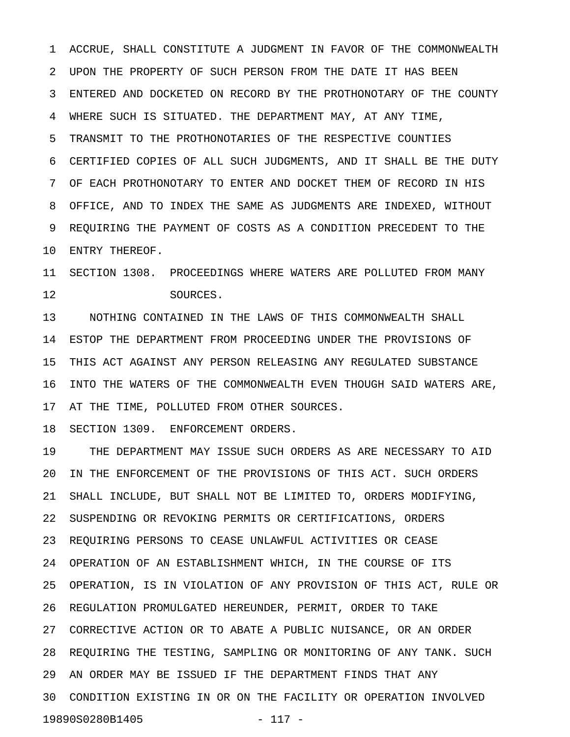ACCRUE, SHALL CONSTITUTE A JUDGMENT IN FAVOR OF THE COMMONWEALTH UPON THE PROPERTY OF SUCH PERSON FROM THE DATE IT HAS BEEN ENTERED AND DOCKETED ON RECORD BY THE PROTHONOTARY OF THE COUNTY WHERE SUCH IS SITUATED. THE DEPARTMENT MAY, AT ANY TIME, TRANSMIT TO THE PROTHONOTARIES OF THE RESPECTIVE COUNTIES CERTIFIED COPIES OF ALL SUCH JUDGMENTS, AND IT SHALL BE THE DUTY OF EACH PROTHONOTARY TO ENTER AND DOCKET THEM OF RECORD IN HIS OFFICE, AND TO INDEX THE SAME AS JUDGMENTS ARE INDEXED, WITHOUT REQUIRING THE PAYMENT OF COSTS AS A CONDITION PRECEDENT TO THE ENTRY THEREOF.

SECTION 1308. PROCEEDINGS WHERE WATERS ARE POLLUTED FROM MANY SOURCES.

NOTHING CONTAINED IN THE LAWS OF THIS COMMONWEALTH SHALL ESTOP THE DEPARTMENT FROM PROCEEDING UNDER THE PROVISIONS OF THIS ACT AGAINST ANY PERSON RELEASING ANY REGULATED SUBSTANCE INTO THE WATERS OF THE COMMONWEALTH EVEN THOUGH SAID WATERS ARE, AT THE TIME, POLLUTED FROM OTHER SOURCES.

SECTION 1309. ENFORCEMENT ORDERS.

THE DEPARTMENT MAY ISSUE SUCH ORDERS AS ARE NECESSARY TO AID IN THE ENFORCEMENT OF THE PROVISIONS OF THIS ACT. SUCH ORDERS SHALL INCLUDE, BUT SHALL NOT BE LIMITED TO, ORDERS MODIFYING, SUSPENDING OR REVOKING PERMITS OR CERTIFICATIONS, ORDERS REQUIRING PERSONS TO CEASE UNLAWFUL ACTIVITIES OR CEASE OPERATION OF AN ESTABLISHMENT WHICH, IN THE COURSE OF ITS OPERATION, IS IN VIOLATION OF ANY PROVISION OF THIS ACT, RULE OR REGULATION PROMULGATED HEREUNDER, PERMIT, ORDER TO TAKE CORRECTIVE ACTION OR TO ABATE A PUBLIC NUISANCE, OR AN ORDER REQUIRING THE TESTING, SAMPLING OR MONITORING OF ANY TANK. SUCH AN ORDER MAY BE ISSUED IF THE DEPARTMENT FINDS THAT ANY CONDITION EXISTING IN OR ON THE FACILITY OR OPERATION INVOLVED

19890S0280B1405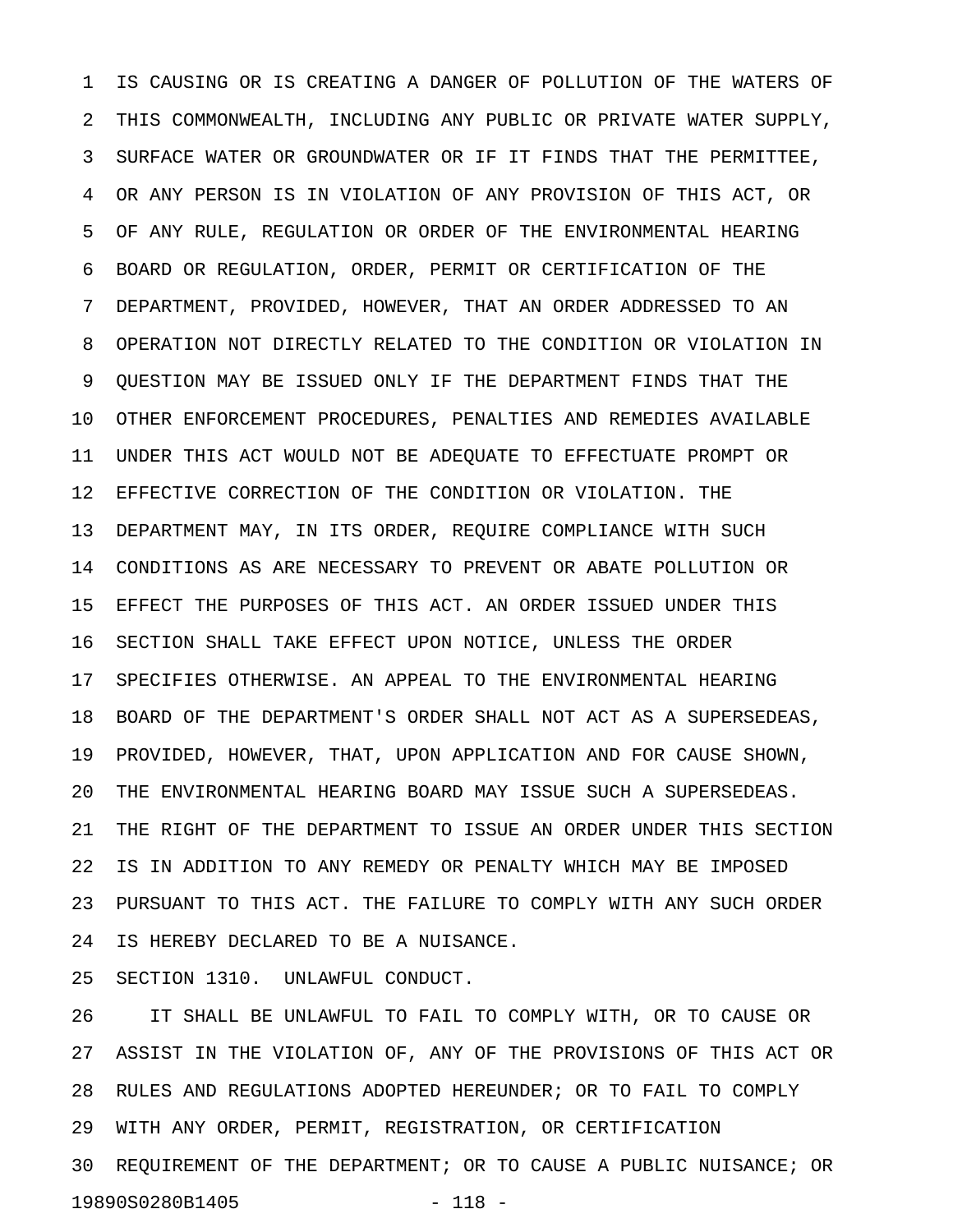IS CAUSING OR IS CREATING A DANGER OF POLLUTION OF THE WATERS OF THIS COMMONWEALTH, INCLUDING ANY PUBLIC OR PRIVATE WATER SUPPLY, SURFACE WATER OR GROUNDWATER OR IF IT FINDS THAT THE PERMITTEE, OR ANY PERSON IS IN VIOLATION OF ANY PROVISION OF THIS ACT, OR OF ANY RULE, REGULATION OR ORDER OF THE ENVIRONMENTAL HEARING BOARD OR REGULATION, ORDER, PERMIT OR CERTIFICATION OF THE DEPARTMENT, PROVIDED, HOWEVER, THAT AN ORDER ADDRESSED TO AN OPERATION NOT DIRECTLY RELATED TO THE CONDITION OR VIOLATION IN QUESTION MAY BE ISSUED ONLY IF THE DEPARTMENT FINDS THAT THE OTHER ENFORCEMENT PROCEDURES, PENALTIES AND REMEDIES AVAILABLE UNDER THIS ACT WOULD NOT BE ADEQUATE TO EFFECTUATE PROMPT OR EFFECTIVE CORRECTION OF THE CONDITION OR VIOLATION. THE DEPARTMENT MAY, IN ITS ORDER, REQUIRE COMPLIANCE WITH SUCH CONDITIONS AS ARE NECESSARY TO PREVENT OR ABATE POLLUTION OR EFFECT THE PURPOSES OF THIS ACT. AN ORDER ISSUED UNDER THIS SECTION SHALL TAKE EFFECT UPON NOTICE, UNLESS THE ORDER SPECIFIES OTHERWISE. AN APPEAL TO THE ENVIRONMENTAL HEARING BOARD OF THE DEPARTMENT'S ORDER SHALL NOT ACT AS A SUPERSEDEAS, PROVIDED, HOWEVER, THAT, UPON APPLICATION AND FOR CAUSE SHOWN, THE ENVIRONMENTAL HEARING BOARD MAY ISSUE SUCH A SUPERSEDEAS. THE RIGHT OF THE DEPARTMENT TO ISSUE AN ORDER UNDER THIS SECTION IS IN ADDITION TO ANY REMEDY OR PENALTY WHICH MAY BE IMPOSED PURSUANT TO THIS ACT. THE FAILURE TO COMPLY WITH ANY SUCH ORDER IS HEREBY DECLARED TO BE A NUISANCE.

SECTION 1310. UNLAWFUL CONDUCT.

IT SHALL BE UNLAWFUL TO FAIL TO COMPLY WITH, OR TO CAUSE OR ASSIST IN THE VIOLATION OF, ANY OF THE PROVISIONS OF THIS ACT OR RULES AND REGULATIONS ADOPTED HEREUNDER; OR TO FAIL TO COMPLY WITH ANY ORDER, PERMIT, REGISTRATION, OR CERTIFICATION REQUIREMENT OF THE DEPARTMENT; OR TO CAUSE A PUBLIC NUISANCE; OR

19890S0280B1405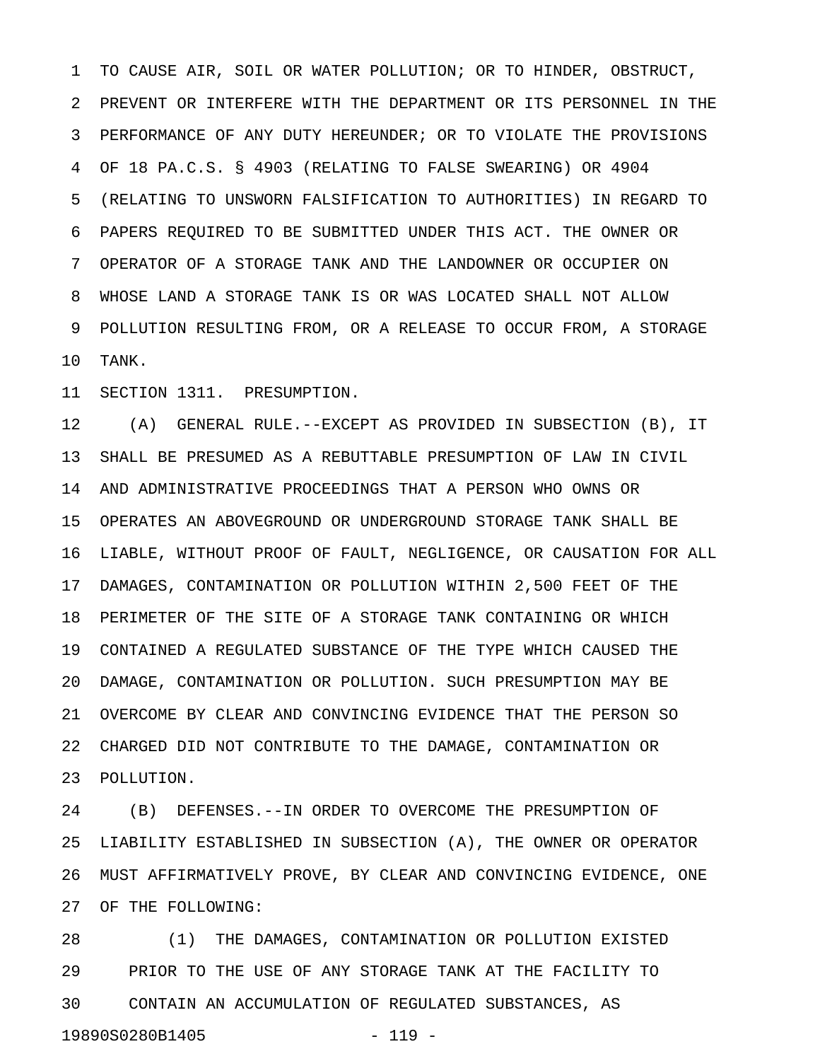TO CAUSE AIR, SOIL OR WATER POLLUTION; OR TO HINDER, OBSTRUCT, PREVENT OR INTERFERE WITH THE DEPARTMENT OR ITS PERSONNEL IN THE PERFORMANCE OF ANY DUTY HEREUNDER; OR TO VIOLATE THE PROVISIONS OF 18 PA.C.S. § 4903 (RELATING TO FALSE SWEARING) OR 4904 (RELATING TO UNSWORN FALSIFICATION TO AUTHORITIES) IN REGARD TO PAPERS REQUIRED TO BE SUBMITTED UNDER THIS ACT. THE OWNER OR OPERATOR OF A STORAGE TANK AND THE LANDOWNER OR OCCUPIER ON WHOSE LAND A STORAGE TANK IS OR WAS LOCATED SHALL NOT ALLOW POLLUTION RESULTING FROM, OR A RELEASE TO OCCUR FROM, A STORAGE TANK.

SECTION 1311. PRESUMPTION.

(A) GENERAL RULE.--EXCEPT AS PROVIDED IN SUBSECTION (B), IT SHALL BE PRESUMED AS A REBUTTABLE PRESUMPTION OF LAW IN CIVIL AND ADMINISTRATIVE PROCEEDINGS THAT A PERSON WHO OWNS OR OPERATES AN ABOVEGROUND OR UNDERGROUND STORAGE TANK SHALL BE LIABLE, WITHOUT PROOF OF FAULT, NEGLIGENCE, OR CAUSATION FOR ALL DAMAGES, CONTAMINATION OR POLLUTION WITHIN 2,500 FEET OF THE PERIMETER OF THE SITE OF A STORAGE TANK CONTAINING OR WHICH CONTAINED A REGULATED SUBSTANCE OF THE TYPE WHICH CAUSED THE DAMAGE, CONTAMINATION OR POLLUTION. SUCH PRESUMPTION MAY BE OVERCOME BY CLEAR AND CONVINCING EVIDENCE THAT THE PERSON SO CHARGED DID NOT CONTRIBUTE TO THE DAMAGE, CONTAMINATION OR POLLUTION.

(B) DEFENSES.--IN ORDER TO OVERCOME THE PRESUMPTION OF LIABILITY ESTABLISHED IN SUBSECTION (A), THE OWNER OR OPERATOR MUST AFFIRMATIVELY PROVE, BY CLEAR AND CONVINCING EVIDENCE, ONE OF THE FOLLOWING:

(1) THE DAMAGES, CONTAMINATION OR POLLUTION EXISTED PRIOR TO THE USE OF ANY STORAGE TANK AT THE FACILITY TO CONTAIN AN ACCUMULATION OF REGULATED SUBSTANCES, AS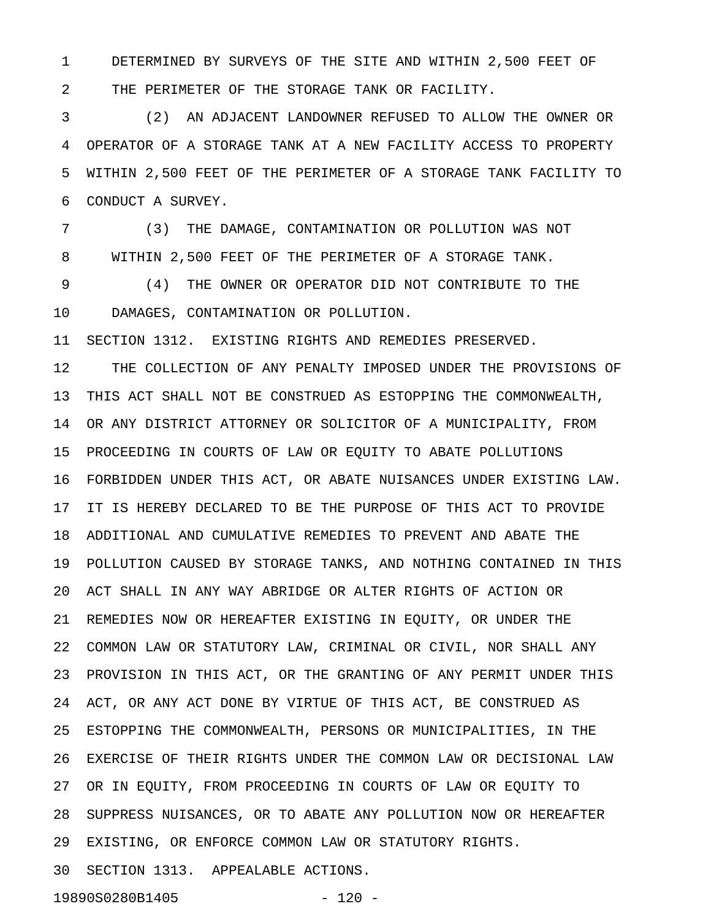DETERMINED BY SURVEYS OF THE SITE AND WITHIN 2,500 FEET OF THE PERIMETER OF THE STORAGE TANK OR FACILITY.

(2) AN ADJACENT LANDOWNER REFUSED TO ALLOW THE OWNER OR OPERATOR OF A STORAGE TANK AT A NEW FACILITY ACCESS TO PROPERTY WITHIN 2,500 FEET OF THE PERIMETER OF A STORAGE TANK FACILITY TO CONDUCT A SURVEY.

(3) THE DAMAGE, CONTAMINATION OR POLLUTION WAS NOT WITHIN 2,500 FEET OF THE PERIMETER OF A STORAGE TANK.

(4) THE OWNER OR OPERATOR DID NOT CONTRIBUTE TO THE DAMAGES, CONTAMINATION OR POLLUTION.

SECTION 1312. EXISTING RIGHTS AND REMEDIES PRESERVED.

THE COLLECTION OF ANY PENALTY IMPOSED UNDER THE PROVISIONS OF THIS ACT SHALL NOT BE CONSTRUED AS ESTOPPING THE COMMONWEALTH, OR ANY DISTRICT ATTORNEY OR SOLICITOR OF A MUNICIPALITY, FROM PROCEEDING IN COURTS OF LAW OR EQUITY TO ABATE POLLUTIONS FORBIDDEN UNDER THIS ACT, OR ABATE NUISANCES UNDER EXISTING LAW. IT IS HEREBY DECLARED TO BE THE PURPOSE OF THIS ACT TO PROVIDE ADDITIONAL AND CUMULATIVE REMEDIES TO PREVENT AND ABATE THE POLLUTION CAUSED BY STORAGE TANKS, AND NOTHING CONTAINED IN THIS ACT SHALL IN ANY WAY ABRIDGE OR ALTER RIGHTS OF ACTION OR REMEDIES NOW OR HEREAFTER EXISTING IN EQUITY, OR UNDER THE COMMON LAW OR STATUTORY LAW, CRIMINAL OR CIVIL, NOR SHALL ANY PROVISION IN THIS ACT, OR THE GRANTING OF ANY PERMIT UNDER THIS ACT, OR ANY ACT DONE BY VIRTUE OF THIS ACT, BE CONSTRUED AS ESTOPPING THE COMMONWEALTH, PERSONS OR MUNICIPALITIES, IN THE EXERCISE OF THEIR RIGHTS UNDER THE COMMON LAW OR DECISIONAL LAW OR IN EQUITY, FROM PROCEEDING IN COURTS OF LAW OR EQUITY TO SUPPRESS NUISANCES, OR TO ABATE ANY POLLUTION NOW OR HEREAFTER EXISTING, OR ENFORCE COMMON LAW OR STATUTORY RIGHTS.

SECTION 1313. APPEALABLE ACTIONS.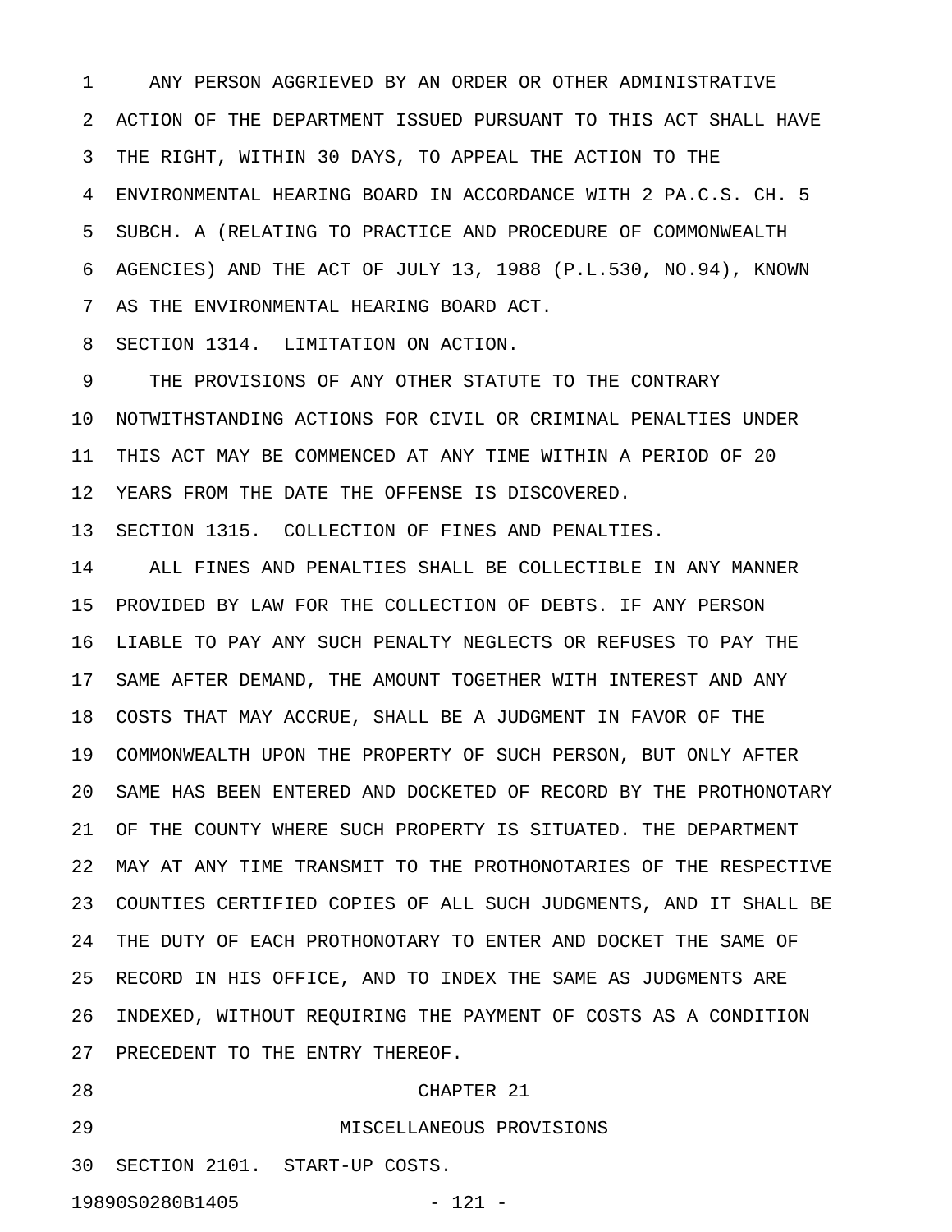ANY PERSON AGGRIEVED BY AN ORDER OR OTHER ADMINISTRATIVE ACTION OF THE DEPARTMENT ISSUED PURSUANT TO THIS ACT SHALL HAVE THE RIGHT, WITHIN 30 DAYS, TO APPEAL THE ACTION TO THE ENVIRONMENTAL HEARING BOARD IN ACCORDANCE WITH 2 PA.C.S. CH. 5 SUBCH. A (RELATING TO PRACTICE AND PROCEDURE OF COMMONWEALTH AGENCIES) AND THE ACT OF JULY 13, 1988 (P.L.530, NO.94), KNOWN AS THE ENVIRONMENTAL HEARING BOARD ACT.

SECTION 1314. LIMITATION ON ACTION.

THE PROVISIONS OF ANY OTHER STATUTE TO THE CONTRARY NOTWITHSTANDING ACTIONS FOR CIVIL OR CRIMINAL PENALTIES UNDER THIS ACT MAY BE COMMENCED AT ANY TIME WITHIN A PERIOD OF 20 YEARS FROM THE DATE THE OFFENSE IS DISCOVERED.

SECTION 1315. COLLECTION OF FINES AND PENALTIES.

ALL FINES AND PENALTIES SHALL BE COLLECTIBLE IN ANY MANNER PROVIDED BY LAW FOR THE COLLECTION OF DEBTS. IF ANY PERSON LIABLE TO PAY ANY SUCH PENALTY NEGLECTS OR REFUSES TO PAY THE SAME AFTER DEMAND, THE AMOUNT TOGETHER WITH INTEREST AND ANY COSTS THAT MAY ACCRUE, SHALL BE A JUDGMENT IN FAVOR OF THE COMMONWEALTH UPON THE PROPERTY OF SUCH PERSON, BUT ONLY AFTER SAME HAS BEEN ENTERED AND DOCKETED OF RECORD BY THE PROTHONOTARY OF THE COUNTY WHERE SUCH PROPERTY IS SITUATED. THE DEPARTMENT MAY AT ANY TIME TRANSMIT TO THE PROTHONOTARIES OF THE RESPECTIVE COUNTIES CERTIFIED COPIES OF ALL SUCH JUDGMENTS, AND IT SHALL BE THE DUTY OF EACH PROTHONOTARY TO ENTER AND DOCKET THE SAME OF RECORD IN HIS OFFICE, AND TO INDEX THE SAME AS JUDGMENTS ARE INDEXED, WITHOUT REQUIRING THE PAYMENT OF COSTS AS A CONDITION PRECEDENT TO THE ENTRY THEREOF.

## CHAPTER 21

## MISCELLANEOUS PROVISIONS

SECTION 2101. START-UP COSTS.

19890S0280B1405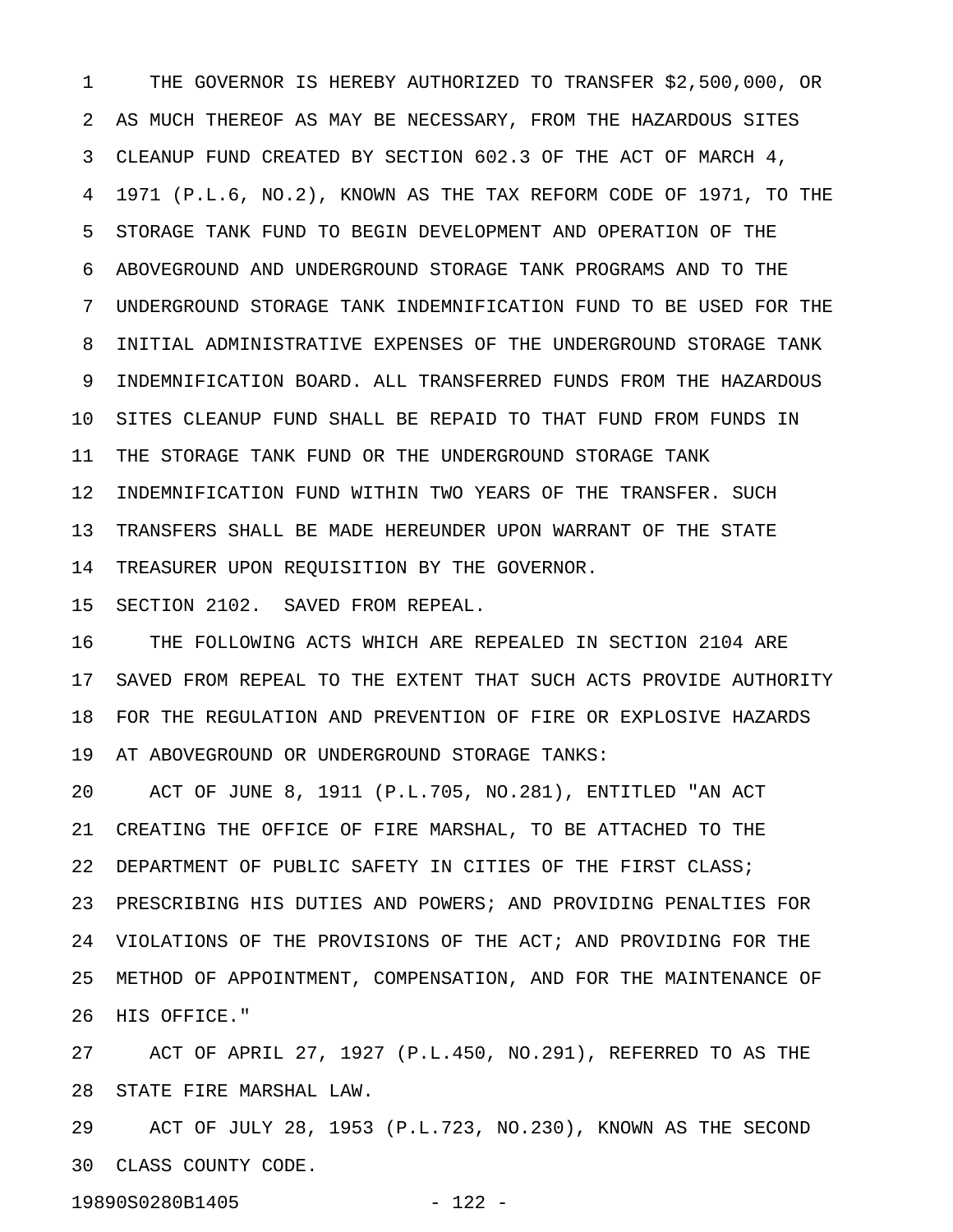THE GOVERNOR IS HEREBY AUTHORIZED TO TRANSFER $2,500,000, OR AS MUCH THEREOF AS MAY BE NECESSARY, FROM THE HAZARDOUS SITES CLEANUP FUND CREATED BY SECTION 602.3 OF THE ACT OF MARCH 4, 1971 (P.L.6, NO.2), KNOWN AS THE TAX REFORM CODE OF 1971, TO THE STORAGE TANK FUND TO BEGIN DEVELOPMENT AND OPERATION OF THE ABOVEGROUND AND UNDERGROUND STORAGE TANK PROGRAMS AND TO THE UNDERGROUND STORAGE TANK INDEMNIFICATION FUND TO BE USED FOR THE INITIAL ADMINISTRATIVE EXPENSES OF THE UNDERGROUND STORAGE TANK INDEMNIFICATION BOARD. ALL TRANSFERRED FUNDS FROM THE HAZARDOUS SITES CLEANUP FUND SHALL BE REPAID TO THAT FUND FROM FUNDS IN THE STORAGE TANK FUND OR THE UNDERGROUND STORAGE TANK INDEMNIFICATION FUND WITHIN TWO YEARS OF THE TRANSFER. SUCH TRANSFERS SHALL BE MADE HEREUNDER UPON WARRANT OF THE STATE TREASURER UPON REQUISITION BY THE GOVERNOR.

SECTION 2102. SAVED FROM REPEAL.

THE FOLLOWING ACTS WHICH ARE REPEALED IN SECTION 2104 ARE SAVED FROM REPEAL TO THE EXTENT THAT SUCH ACTS PROVIDE AUTHORITY FOR THE REGULATION AND PREVENTION OF FIRE OR EXPLOSIVE HAZARDS AT ABOVEGROUND OR UNDERGROUND STORAGE TANKS:

ACT OF JUNE 8, 1911 (P.L.705, NO.281), ENTITLED "AN ACT CREATING THE OFFICE OF FIRE MARSHAL, TO BE ATTACHED TO THE DEPARTMENT OF PUBLIC SAFETY IN CITIES OF THE FIRST CLASS; PRESCRIBING HIS DUTIES AND POWERS; AND PROVIDING PENALTIES FOR VIOLATIONS OF THE PROVISIONS OF THE ACT; AND PROVIDING FOR THE METHOD OF APPOINTMENT, COMPENSATION, AND FOR THE MAINTENANCE OF HIS OFFICE."

ACT OF APRIL 27, 1927 (P.L.450, NO.291), REFERRED TO AS THE STATE FIRE MARSHAL LAW.

ACT OF JULY 28, 1953 (P.L.723, NO.230), KNOWN AS THE SECOND CLASS COUNTY CODE.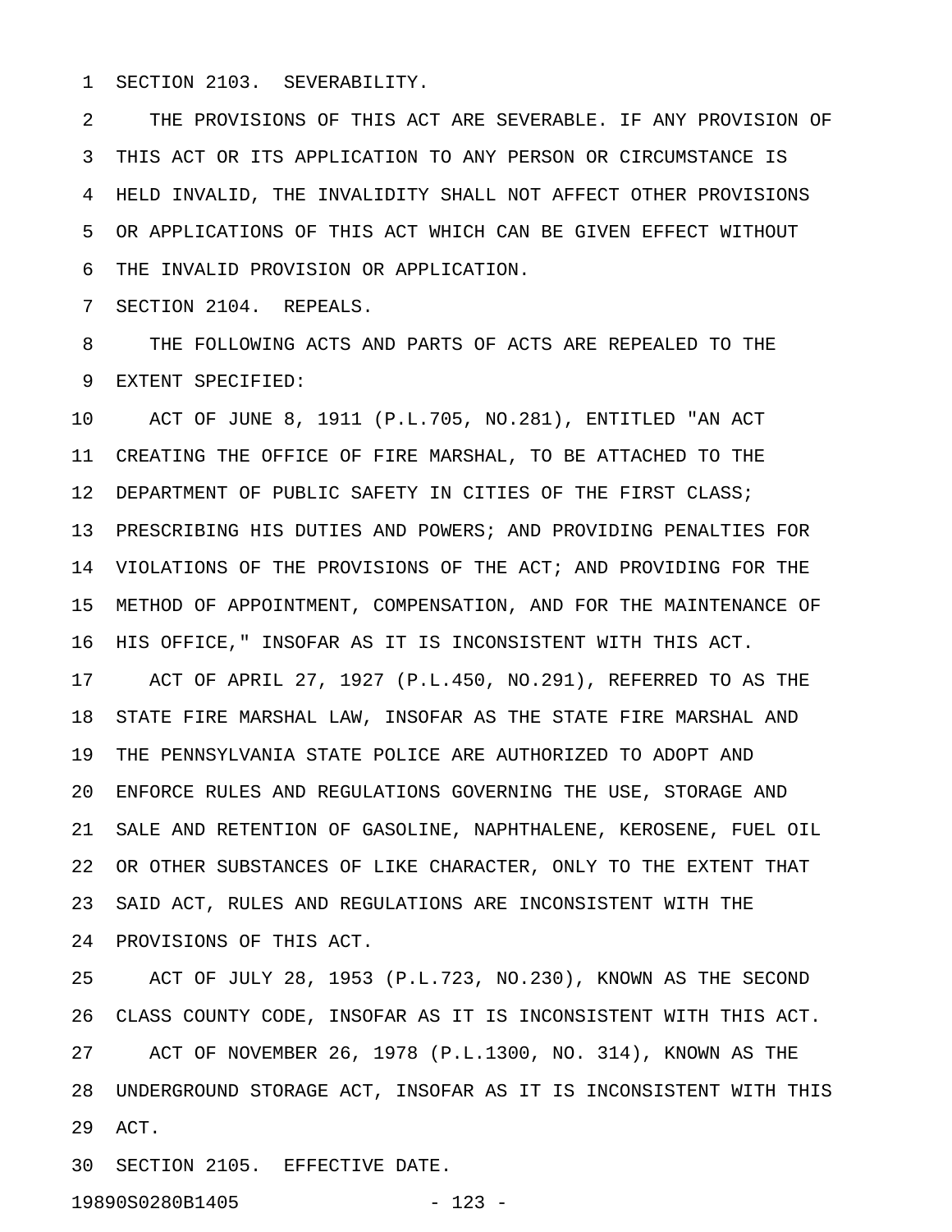SECTION 2103. SEVERABILITY.

THE PROVISIONS OF THIS ACT ARE SEVERABLE. IF ANY PROVISION OF THIS ACT OR ITS APPLICATION TO ANY PERSON OR CIRCUMSTANCE IS HELD INVALID, THE INVALIDITY SHALL NOT AFFECT OTHER PROVISIONS OR APPLICATIONS OF THIS ACT WHICH CAN BE GIVEN EFFECT WITHOUT THE INVALID PROVISION OR APPLICATION.

SECTION 2104. REPEALS.

THE FOLLOWING ACTS AND PARTS OF ACTS ARE REPEALED TO THE EXTENT SPECIFIED:

ACT OF JUNE 8, 1911 (P.L.705, NO.281), ENTITLED "AN ACT CREATING THE OFFICE OF FIRE MARSHAL, TO BE ATTACHED TO THE DEPARTMENT OF PUBLIC SAFETY IN CITIES OF THE FIRST CLASS; PRESCRIBING HIS DUTIES AND POWERS; AND PROVIDING PENALTIES FOR VIOLATIONS OF THE PROVISIONS OF THE ACT; AND PROVIDING FOR THE METHOD OF APPOINTMENT, COMPENSATION, AND FOR THE MAINTENANCE OF HIS OFFICE," INSOFAR AS IT IS INCONSISTENT WITH THIS ACT.

ACT OF APRIL 27, 1927 (P.L.450, NO.291), REFERRED TO AS THE STATE FIRE MARSHAL LAW, INSOFAR AS THE STATE FIRE MARSHAL AND THE PENNSYLVANIA STATE POLICE ARE AUTHORIZED TO ADOPT AND ENFORCE RULES AND REGULATIONS GOVERNING THE USE, STORAGE AND SALE AND RETENTION OF GASOLINE, NAPHTHALENE, KEROSENE, FUEL OIL OR OTHER SUBSTANCES OF LIKE CHARACTER, ONLY TO THE EXTENT THAT SAID ACT, RULES AND REGULATIONS ARE INCONSISTENT WITH THE PROVISIONS OF THIS ACT.

ACT OF JULY 28, 1953 (P.L.723, NO.230), KNOWN AS THE SECOND CLASS COUNTY CODE, INSOFAR AS IT IS INCONSISTENT WITH THIS ACT.

ACT OF NOVEMBER 26, 1978 (P.L.1300, NO. 314), KNOWN AS THE UNDERGROUND STORAGE ACT, INSOFAR AS IT IS INCONSISTENT WITH THIS ACT.

SECTION 2105. EFFECTIVE DATE.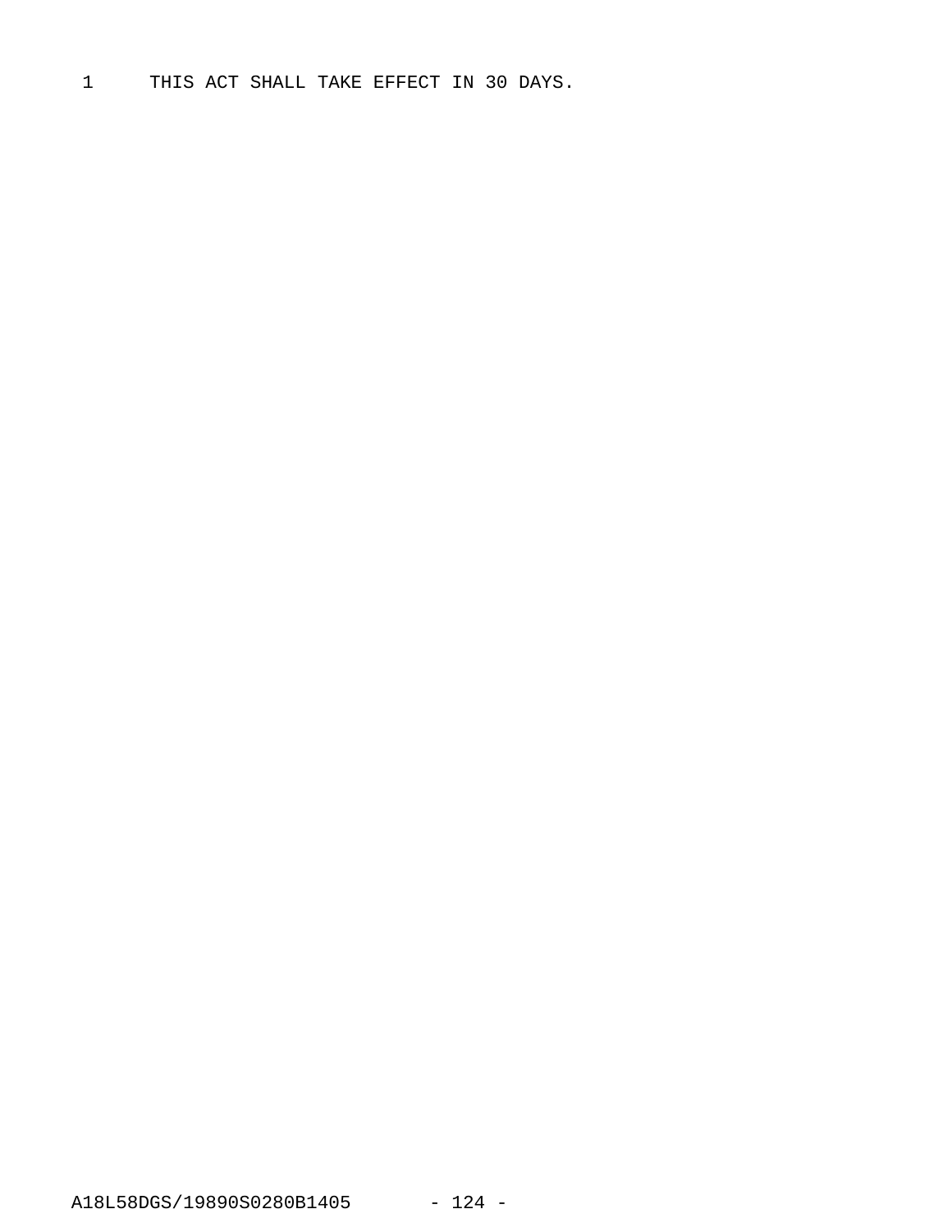THIS ACT SHALL TAKE EFFECT IN 30 DAYS.